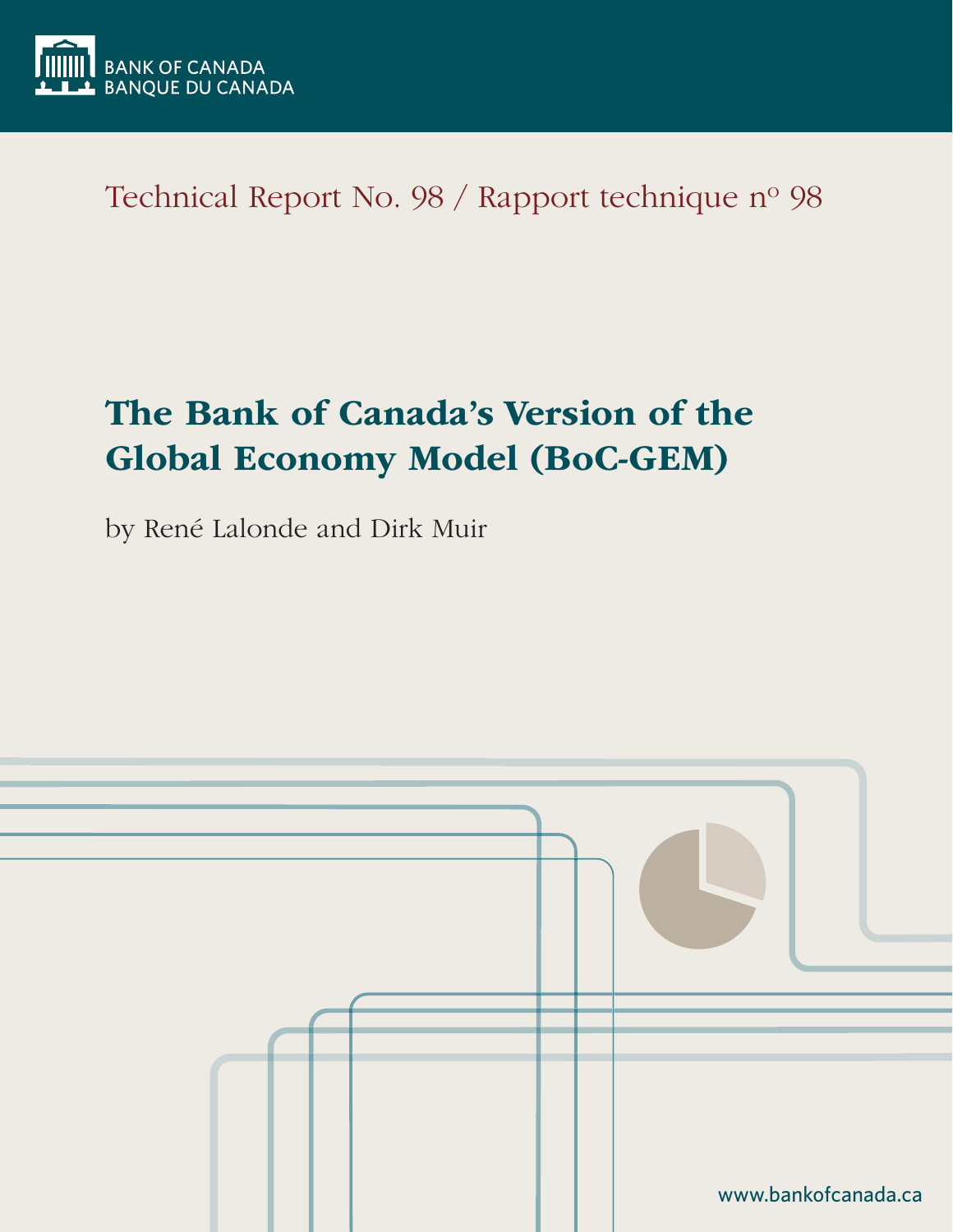BANK OF CANADA
BANQUE DU CANADA

Technical Report No. 98 / Rapport technique nº 98

# The Bank of Canada's Version of the Global Economy Model (BoC-GEM)

by René Lalonde and Dirk Muir

www.bankofcanada.ca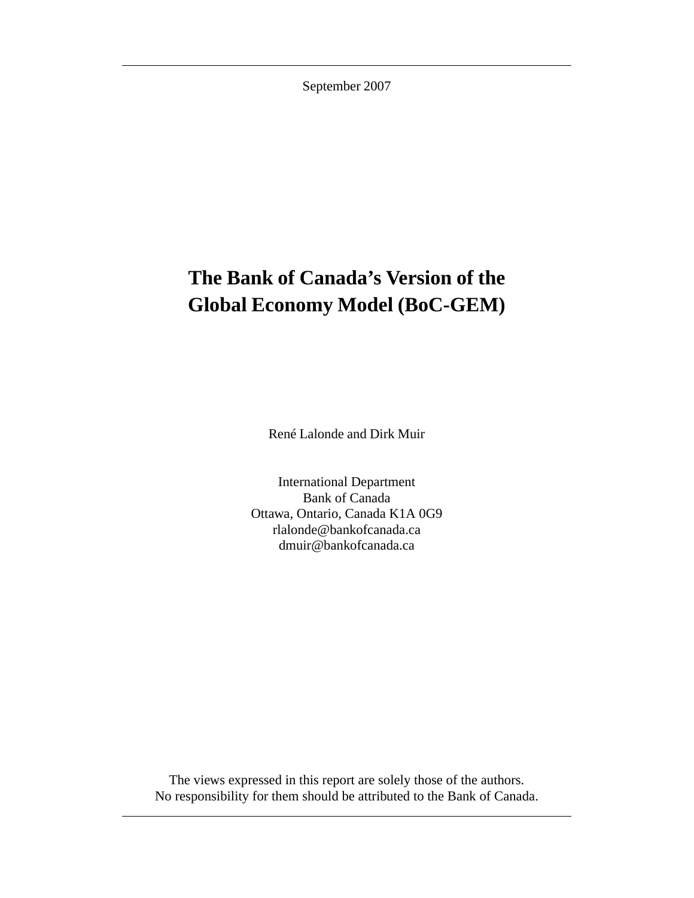September 2007

# The Bank of Canada's Version of the Global Economy Model (BoC-GEM)

René Lalonde and Dirk Muir

International Department
Bank of Canada
Ottawa, Ontario, Canada K1A 0G9
rlalonde@bankofcanada.ca
dmuir@bankofcanada.ca

The views expressed in this report are solely those of the authors.
No responsibility for them should be attributed to the Bank of Canada.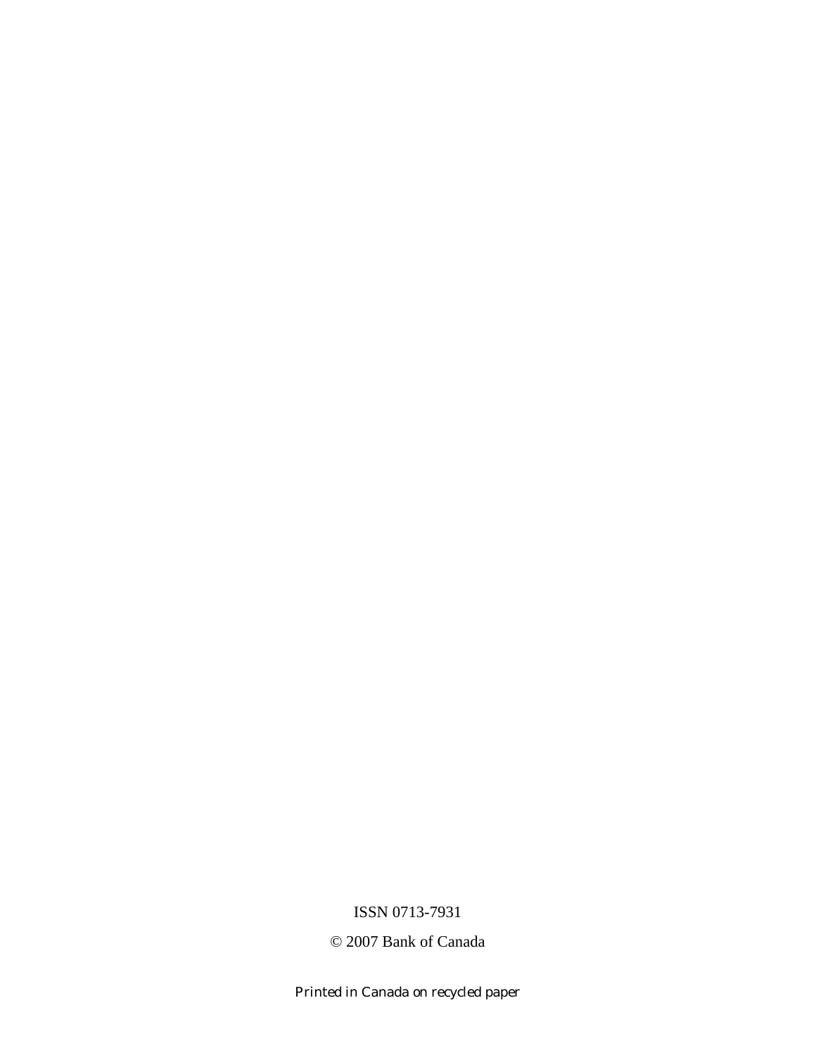ISSN 0713-7931

© 2007 Bank of Canada

*Printed in Canada on recycled paper*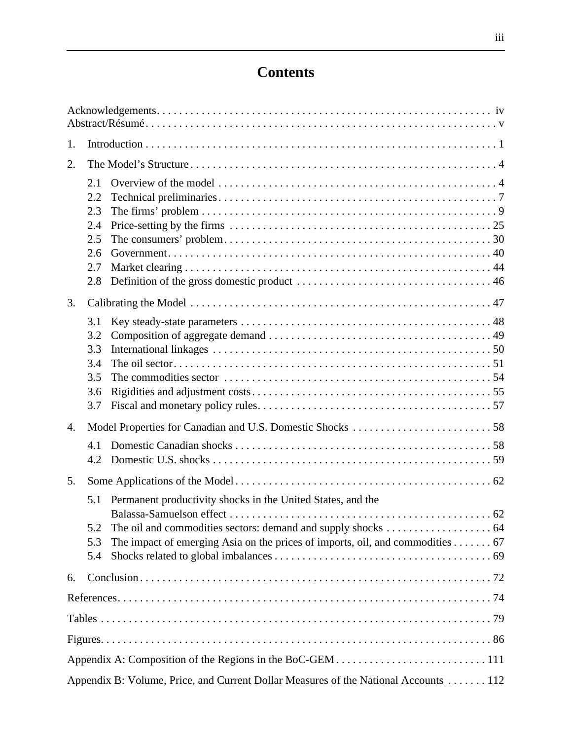# Contents

Acknowledgements . . . . . . . . . . . . . . . . . . . . . . . . . . . . . . . . . . . . . . . . . . . . . . . . . . . . . . . . . . . . . iv
Abstract/Résumé . . . . . . . . . . . . . . . . . . . . . . . . . . . . . . . . . . . . . . . . . . . . . . . . . . . . . . . . . . . . . . . v

1. Introduction . . . . . . . . . . . . . . . . . . . . . . . . . . . . . . . . . . . . . . . . . . . . . . . . . . . . . . . . . . . . . . 1

2. The Model's Structure . . . . . . . . . . . . . . . . . . . . . . . . . . . . . . . . . . . . . . . . . . . . . . . . . . . . . . . . 4
   - 2.1 Overview of the model . . . . . . . . . . . . . . . . . . . . . . . . . . . . . . . . . . . . . . . . . . . . . . . . . . 4
   - 2.2 Technical preliminaries . . . . . . . . . . . . . . . . . . . . . . . . . . . . . . . . . . . . . . . . . . . . . . . . . . 7
   - 2.3 The firms' problem . . . . . . . . . . . . . . . . . . . . . . . . . . . . . . . . . . . . . . . . . . . . . . . . . . . . . 9
   - 2.4 Price-setting by the firms . . . . . . . . . . . . . . . . . . . . . . . . . . . . . . . . . . . . . . . . . . . . . . . 25
   - 2.5 The consumers' problem . . . . . . . . . . . . . . . . . . . . . . . . . . . . . . . . . . . . . . . . . . . . . . . . 30
   - 2.6 Government . . . . . . . . . . . . . . . . . . . . . . . . . . . . . . . . . . . . . . . . . . . . . . . . . . . . . . . . . . 40
   - 2.7 Market clearing . . . . . . . . . . . . . . . . . . . . . . . . . . . . . . . . . . . . . . . . . . . . . . . . . . . . . . 44
   - 2.8 Definition of the gross domestic product . . . . . . . . . . . . . . . . . . . . . . . . . . . . . . . . . . . 46

3. Calibrating the Model . . . . . . . . . . . . . . . . . . . . . . . . . . . . . . . . . . . . . . . . . . . . . . . . . . . . . . 47
   - 3.1 Key steady-state parameters . . . . . . . . . . . . . . . . . . . . . . . . . . . . . . . . . . . . . . . . . . . . . 48
   - 3.2 Composition of aggregate demand . . . . . . . . . . . . . . . . . . . . . . . . . . . . . . . . . . . . . . . . 49
   - 3.3 International linkages . . . . . . . . . . . . . . . . . . . . . . . . . . . . . . . . . . . . . . . . . . . . . . . . . . 50
   - 3.4 The oil sector . . . . . . . . . . . . . . . . . . . . . . . . . . . . . . . . . . . . . . . . . . . . . . . . . . . . . . . . 51
   - 3.5 The commodities sector . . . . . . . . . . . . . . . . . . . . . . . . . . . . . . . . . . . . . . . . . . . . . . . . 54
   - 3.6 Rigidities and adjustment costs . . . . . . . . . . . . . . . . . . . . . . . . . . . . . . . . . . . . . . . . . . 55
   - 3.7 Fiscal and monetary policy rules . . . . . . . . . . . . . . . . . . . . . . . . . . . . . . . . . . . . . . . . . 57

4. Model Properties for Canadian and U.S. Domestic Shocks . . . . . . . . . . . . . . . . . . . . . . . . . 58
   - 4.1 Domestic Canadian shocks . . . . . . . . . . . . . . . . . . . . . . . . . . . . . . . . . . . . . . . . . . . . . . 58
   - 4.2 Domestic U.S. shocks . . . . . . . . . . . . . . . . . . . . . . . . . . . . . . . . . . . . . . . . . . . . . . . . . . 59

5. Some Applications of the Model . . . . . . . . . . . . . . . . . . . . . . . . . . . . . . . . . . . . . . . . . . . . . . 62
   - 5.1 Permanent productivity shocks in the United States, and the Balassa-Samuelson effect . . . . . . . . . . . . . . . . . . . . . . . . . . . . . . . . . . . . . . . . . . . . . . . 62
   - 5.2 The oil and commodities sectors: demand and supply shocks . . . . . . . . . . . . . . . . . . . 64
   - 5.3 The impact of emerging Asia on the prices of imports, oil, and commodities . . . . . . . 67
   - 5.4 Shocks related to global imbalances . . . . . . . . . . . . . . . . . . . . . . . . . . . . . . . . . . . . . . . 69

6. Conclusion . . . . . . . . . . . . . . . . . . . . . . . . . . . . . . . . . . . . . . . . . . . . . . . . . . . . . . . . . . . . . . . 72

References . . . . . . . . . . . . . . . . . . . . . . . . . . . . . . . . . . . . . . . . . . . . . . . . . . . . . . . . . . . . . . . . . 74

Tables . . . . . . . . . . . . . . . . . . . . . . . . . . . . . . . . . . . . . . . . . . . . . . . . . . . . . . . . . . . . . . . . . . . . 79

Figures . . . . . . . . . . . . . . . . . . . . . . . . . . . . . . . . . . . . . . . . . . . . . . . . . . . . . . . . . . . . . . . . . . . 86

Appendix A: Composition of the Regions in the BoC-GEM . . . . . . . . . . . . . . . . . . . . . . . . . . 111

Appendix B: Volume, Price, and Current Dollar Measures of the National Accounts . . . . . . . 112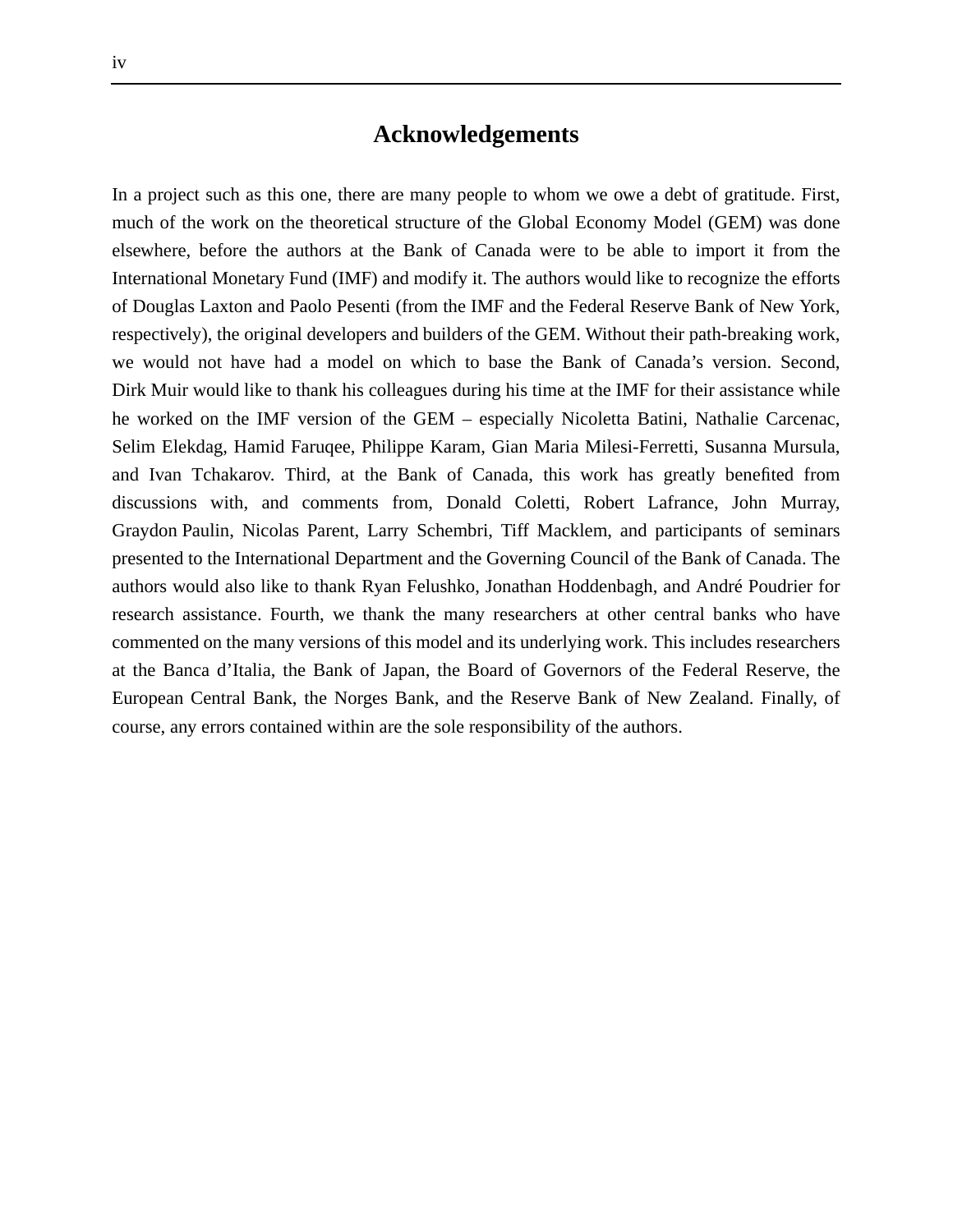# Acknowledgements

In a project such as this one, there are many people to whom we owe a debt of gratitude. First, much of the work on the theoretical structure of the Global Economy Model (GEM) was done elsewhere, before the authors at the Bank of Canada were to be able to import it from the International Monetary Fund (IMF) and modify it. The authors would like to recognize the efforts of Douglas Laxton and Paolo Pesenti (from the IMF and the Federal Reserve Bank of New York, respectively), the original developers and builders of the GEM. Without their path-breaking work, we would not have had a model on which to base the Bank of Canada's version. Second, Dirk Muir would like to thank his colleagues during his time at the IMF for their assistance while he worked on the IMF version of the GEM – especially Nicoletta Batini, Nathalie Carcenac, Selim Elekdag, Hamid Faruqee, Philippe Karam, Gian Maria Milesi-Ferretti, Susanna Mursula, and Ivan Tchakarov. Third, at the Bank of Canada, this work has greatly benefited from discussions with, and comments from, Donald Coletti, Robert Lafrance, John Murray, Graydon Paulin, Nicolas Parent, Larry Schembri, Tiff Macklem, and participants of seminars presented to the International Department and the Governing Council of the Bank of Canada. The authors would also like to thank Ryan Felushko, Jonathan Hoddenbagh, and André Poudrier for research assistance. Fourth, we thank the many researchers at other central banks who have commented on the many versions of this model and its underlying work. This includes researchers at the Banca d'Italia, the Bank of Japan, the Board of Governors of the Federal Reserve, the European Central Bank, the Norges Bank, and the Reserve Bank of New Zealand. Finally, of course, any errors contained within are the sole responsibility of the authors.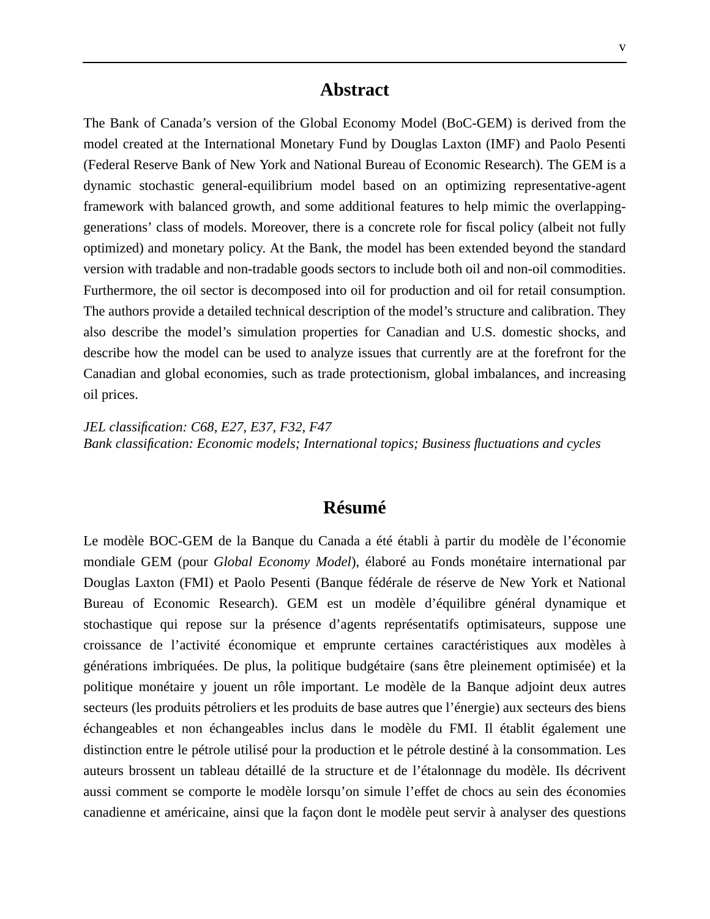# Abstract

The Bank of Canada's version of the Global Economy Model (BoC-GEM) is derived from the model created at the International Monetary Fund by Douglas Laxton (IMF) and Paolo Pesenti (Federal Reserve Bank of New York and National Bureau of Economic Research). The GEM is a dynamic stochastic general-equilibrium model based on an optimizing representative-agent framework with balanced growth, and some additional features to help mimic the overlapping-generations' class of models. Moreover, there is a concrete role for fiscal policy (albeit not fully optimized) and monetary policy. At the Bank, the model has been extended beyond the standard version with tradable and non-tradable goods sectors to include both oil and non-oil commodities. Furthermore, the oil sector is decomposed into oil for production and oil for retail consumption. The authors provide a detailed technical description of the model's structure and calibration. They also describe the model's simulation properties for Canadian and U.S. domestic shocks, and describe how the model can be used to analyze issues that currently are at the forefront for the Canadian and global economies, such as trade protectionism, global imbalances, and increasing oil prices.

*JEL classification: C68, E27, E37, F32, F47*
*Bank classification: Economic models; International topics; Business fluctuations and cycles*

# Résumé

Le modèle BOC-GEM de la Banque du Canada a été établi à partir du modèle de l'économie mondiale GEM (pour *Global Economy Model*), élaboré au Fonds monétaire international par Douglas Laxton (FMI) et Paolo Pesenti (Banque fédérale de réserve de New York et National Bureau of Economic Research). GEM est un modèle d'équilibre général dynamique et stochastique qui repose sur la présence d'agents représentatifs optimisateurs, suppose une croissance de l'activité économique et emprunte certaines caractéristiques aux modèles à générations imbriquées. De plus, la politique budgétaire (sans être pleinement optimisée) et la politique monétaire y jouent un rôle important. Le modèle de la Banque adjoint deux autres secteurs (les produits pétroliers et les produits de base autres que l'énergie) aux secteurs des biens échangeables et non échangeables inclus dans le modèle du FMI. Il établit également une distinction entre le pétrole utilisé pour la production et le pétrole destiné à la consommation. Les auteurs brossent un tableau détaillé de la structure et de l'étalonnage du modèle. Ils décrivent aussi comment se comporte le modèle lorsqu'on simule l'effet de chocs au sein des économies canadienne et américaine, ainsi que la façon dont le modèle peut servir à analyser des questions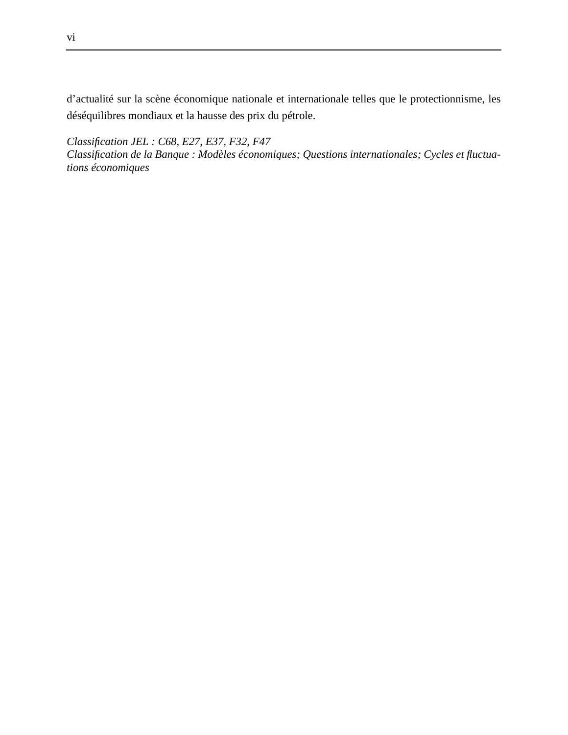d'actualité sur la scène économique nationale et internationale telles que le protectionnisme, les déséquilibres mondiaux et la hausse des prix du pétrole.

*Classification JEL : C68, E27, E37, F32, F47*
*Classification de la Banque : Modèles économiques; Questions internationales; Cycles et fluctuations économiques*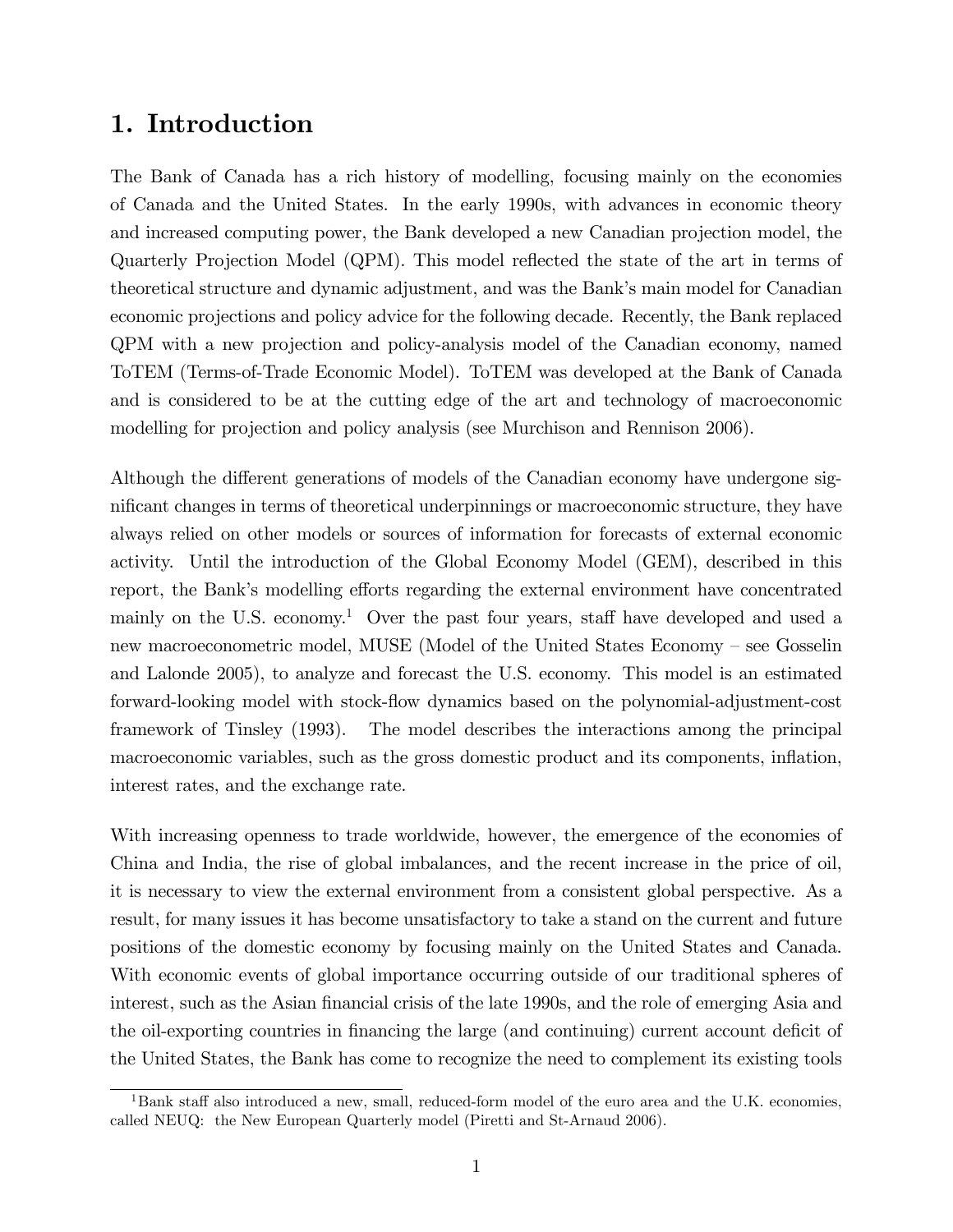# 1. Introduction

The Bank of Canada has a rich history of modelling, focusing mainly on the economies of Canada and the United States. In the early 1990s, with advances in economic theory and increased computing power, the Bank developed a new Canadian projection model, the Quarterly Projection Model (QPM). This model reflected the state of the art in terms of theoretical structure and dynamic adjustment, and was the Bank's main model for Canadian economic projections and policy advice for the following decade. Recently, the Bank replaced QPM with a new projection and policy-analysis model of the Canadian economy, named ToTEM (Terms-of-Trade Economic Model). ToTEM was developed at the Bank of Canada and is considered to be at the cutting edge of the art and technology of macroeconomic modelling for projection and policy analysis (see Murchison and Rennison 2006).

Although the different generations of models of the Canadian economy have undergone significant changes in terms of theoretical underpinnings or macroeconomic structure, they have always relied on other models or sources of information for forecasts of external economic activity. Until the introduction of the Global Economy Model (GEM), described in this report, the Bank's modelling efforts regarding the external environment have concentrated mainly on the U.S. economy.[1] Over the past four years, staff have developed and used a new macroeconometric model, MUSE (Model of the United States Economy – see Gosselin and Lalonde 2005), to analyze and forecast the U.S. economy. This model is an estimated forward-looking model with stock-flow dynamics based on the polynomial-adjustment-cost framework of Tinsley (1993). The model describes the interactions among the principal macroeconomic variables, such as the gross domestic product and its components, inflation, interest rates, and the exchange rate.

With increasing openness to trade worldwide, however, the emergence of the economies of China and India, the rise of global imbalances, and the recent increase in the price of oil, it is necessary to view the external environment from a consistent global perspective. As a result, for many issues it has become unsatisfactory to take a stand on the current and future positions of the domestic economy by focusing mainly on the United States and Canada. With economic events of global importance occurring outside of our traditional spheres of interest, such as the Asian financial crisis of the late 1990s, and the role of emerging Asia and the oil-exporting countries in financing the large (and continuing) current account deficit of the United States, the Bank has come to recognize the need to complement its existing tools

[1] Bank staff also introduced a new, small, reduced-form model of the euro area and the U.K. economies, called NEUQ: the New European Quarterly model (Piretti and St-Arnaud 2006).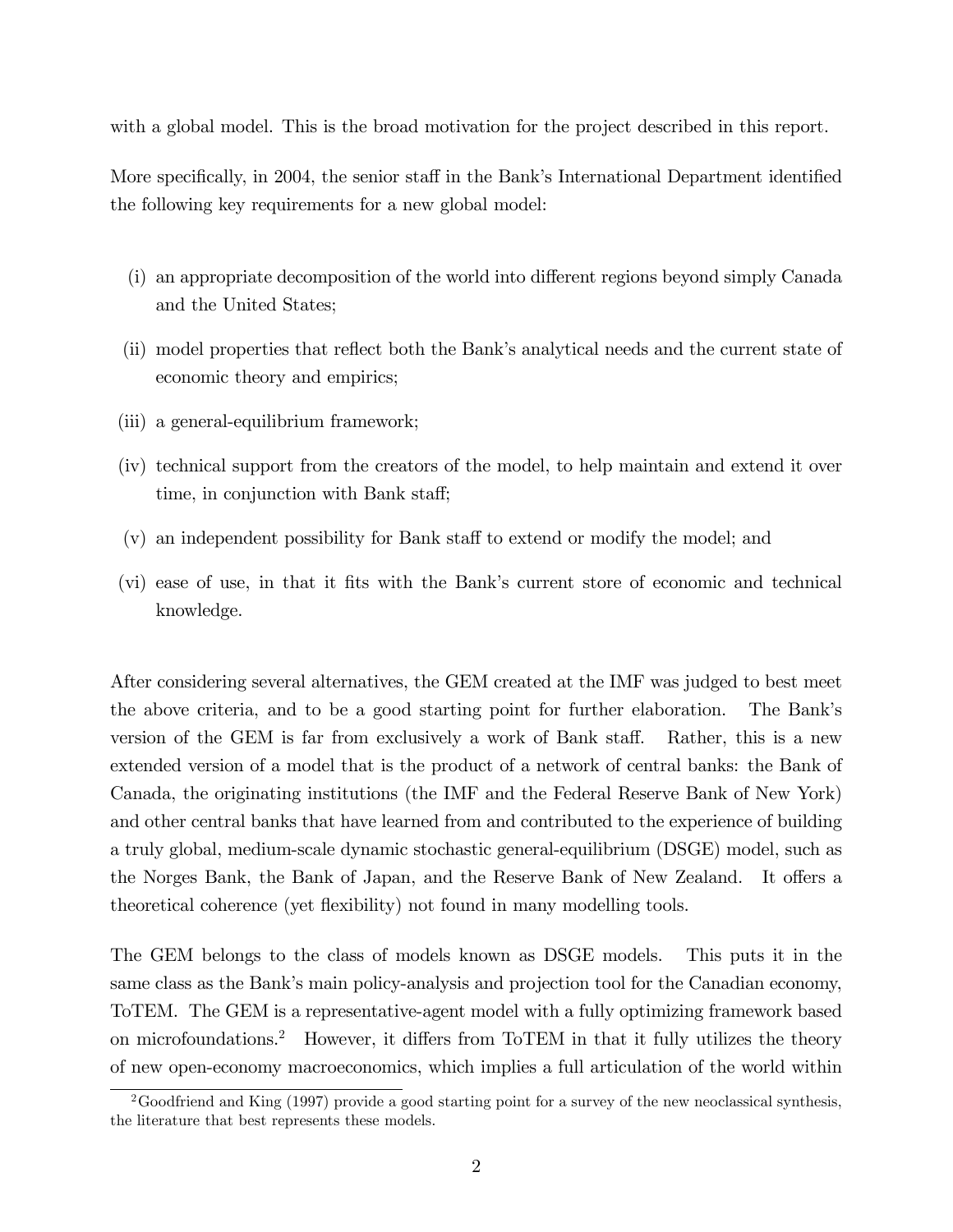with a global model. This is the broad motivation for the project described in this report.

More specifically, in 2004, the senior staff in the Bank's International Department identified the following key requirements for a new global model:

- (i) an appropriate decomposition of the world into different regions beyond simply Canada and the United States;
- (ii) model properties that reflect both the Bank's analytical needs and the current state of economic theory and empirics;
- (iii) a general-equilibrium framework;
- (iv) technical support from the creators of the model, to help maintain and extend it over time, in conjunction with Bank staff;
- (v) an independent possibility for Bank staff to extend or modify the model; and
- (vi) ease of use, in that it fits with the Bank's current store of economic and technical knowledge.

After considering several alternatives, the GEM created at the IMF was judged to best meet the above criteria, and to be a good starting point for further elaboration. The Bank's version of the GEM is far from exclusively a work of Bank staff. Rather, this is a new extended version of a model that is the product of a network of central banks: the Bank of Canada, the originating institutions (the IMF and the Federal Reserve Bank of New York) and other central banks that have learned from and contributed to the experience of building a truly global, medium-scale dynamic stochastic general-equilibrium (DSGE) model, such as the Norges Bank, the Bank of Japan, and the Reserve Bank of New Zealand. It offers a theoretical coherence (yet flexibility) not found in many modelling tools.

The GEM belongs to the class of models known as DSGE models. This puts it in the same class as the Bank's main policy-analysis and projection tool for the Canadian economy, ToTEM. The GEM is a representative-agent model with a fully optimizing framework based on microfoundations.[2] However, it differs from ToTEM in that it fully utilizes the theory of new open-economy macroeconomics, which implies a full articulation of the world within

[2] Goodfriend and King (1997) provide a good starting point for a survey of the new neoclassical synthesis, the literature that best represents these models.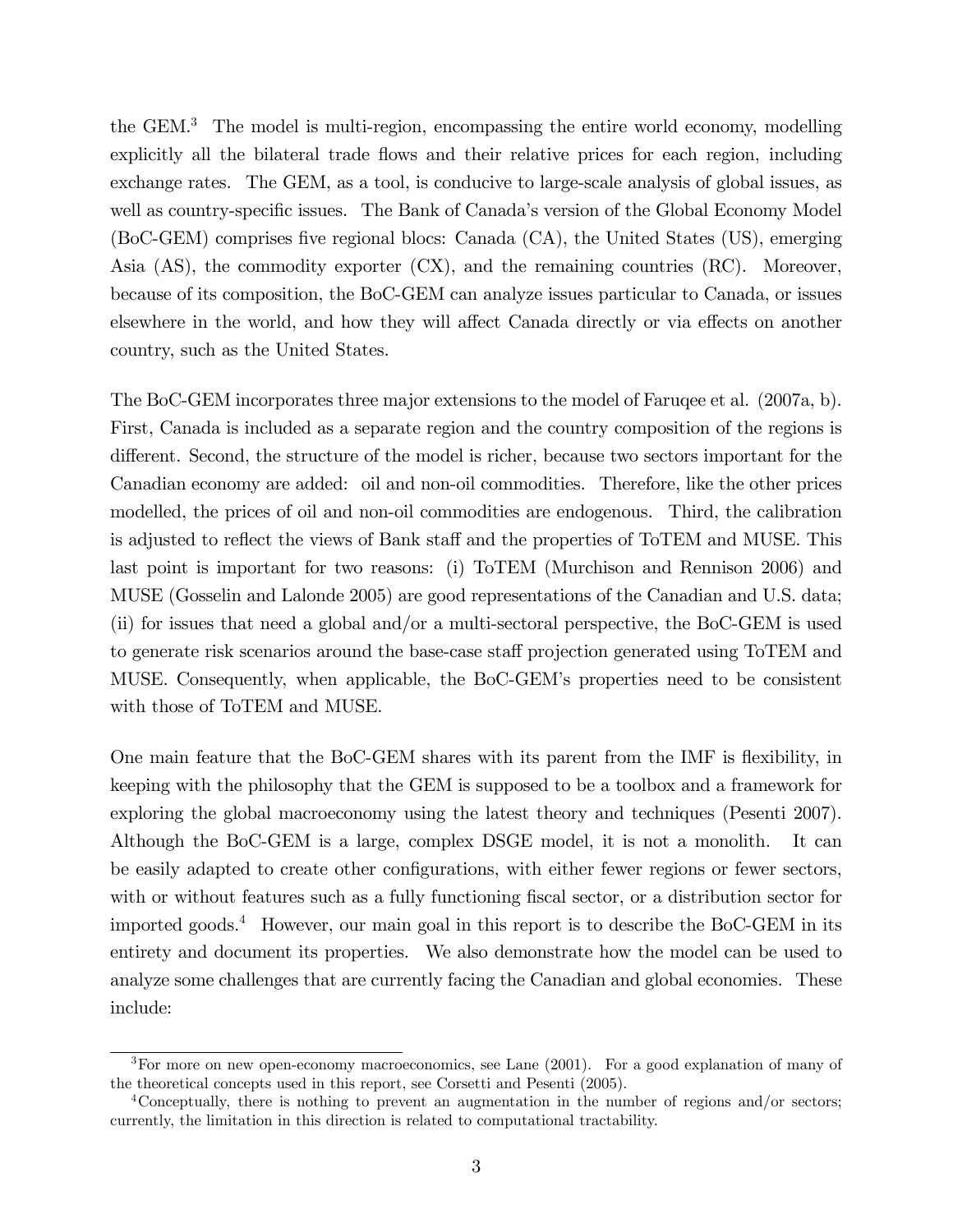the GEM.[3] The model is multi-region, encompassing the entire world economy, modelling explicitly all the bilateral trade flows and their relative prices for each region, including exchange rates. The GEM, as a tool, is conducive to large-scale analysis of global issues, as well as country-specific issues. The Bank of Canada's version of the Global Economy Model (BoC-GEM) comprises five regional blocs: Canada (CA), the United States (US), emerging Asia (AS), the commodity exporter (CX), and the remaining countries (RC). Moreover, because of its composition, the BoC-GEM can analyze issues particular to Canada, or issues elsewhere in the world, and how they will affect Canada directly or via effects on another country, such as the United States.

The BoC-GEM incorporates three major extensions to the model of Faruqee et al. (2007a, b). First, Canada is included as a separate region and the country composition of the regions is different. Second, the structure of the model is richer, because two sectors important for the Canadian economy are added: oil and non-oil commodities. Therefore, like the other prices modelled, the prices of oil and non-oil commodities are endogenous. Third, the calibration is adjusted to reflect the views of Bank staff and the properties of ToTEM and MUSE. This last point is important for two reasons: (i) ToTEM (Murchison and Rennison 2006) and MUSE (Gosselin and Lalonde 2005) are good representations of the Canadian and U.S. data; (ii) for issues that need a global and/or a multi-sectoral perspective, the BoC-GEM is used to generate risk scenarios around the base-case staff projection generated using ToTEM and MUSE. Consequently, when applicable, the BoC-GEM's properties need to be consistent with those of ToTEM and MUSE.

One main feature that the BoC-GEM shares with its parent from the IMF is flexibility, in keeping with the philosophy that the GEM is supposed to be a toolbox and a framework for exploring the global macroeconomy using the latest theory and techniques (Pesenti 2007). Although the BoC-GEM is a large, complex DSGE model, it is not a monolith. It can be easily adapted to create other configurations, with either fewer regions or fewer sectors, with or without features such as a fully functioning fiscal sector, or a distribution sector for imported goods.[4] However, our main goal in this report is to describe the BoC-GEM in its entirety and document its properties. We also demonstrate how the model can be used to analyze some challenges that are currently facing the Canadian and global economies. These include:

---

[3] For more on new open-economy macroeconomics, see Lane (2001). For a good explanation of many of the theoretical concepts used in this report, see Corsetti and Pesenti (2005).

[4] Conceptually, there is nothing to prevent an augmentation in the number of regions and/or sectors; currently, the limitation in this direction is related to computational tractability.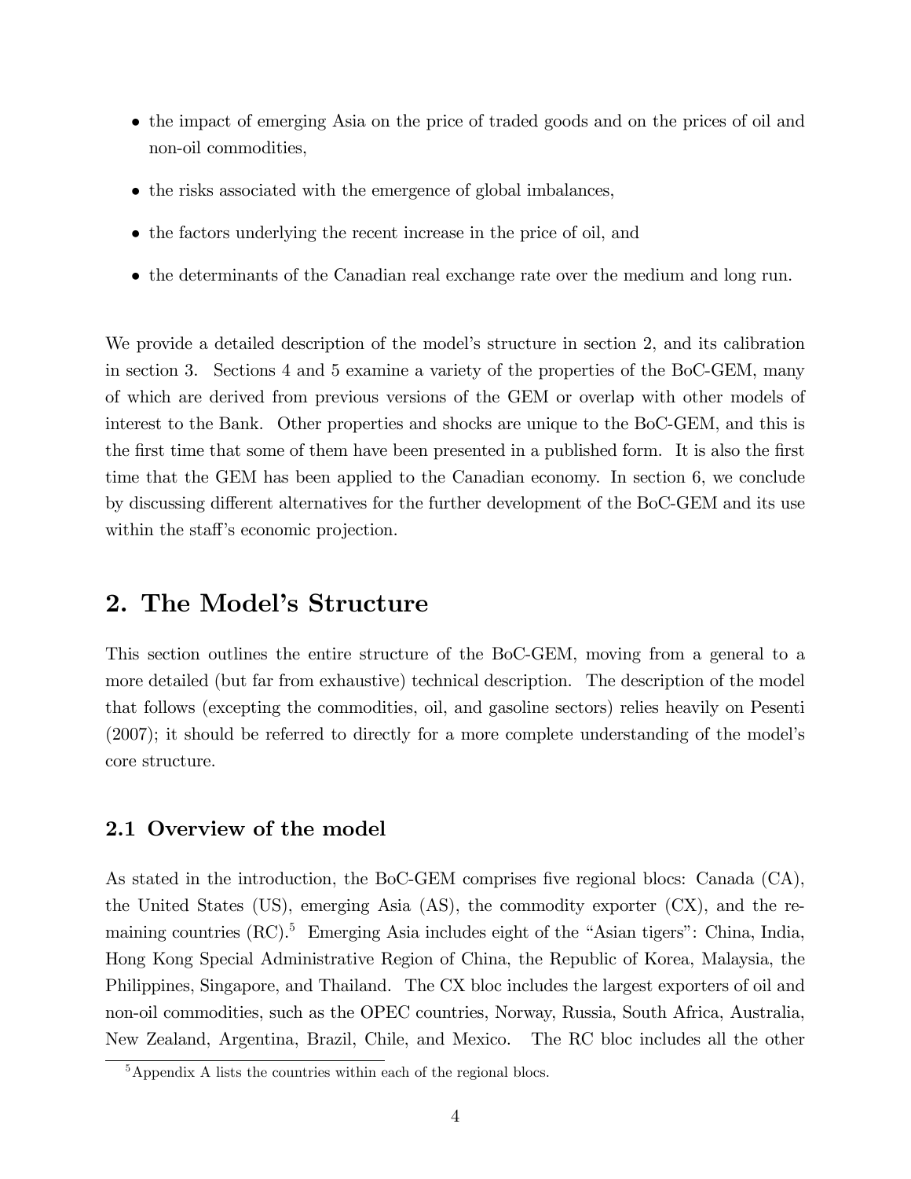- the impact of emerging Asia on the price of traded goods and on the prices of oil and non-oil commodities,
- the risks associated with the emergence of global imbalances,
- the factors underlying the recent increase in the price of oil, and
- the determinants of the Canadian real exchange rate over the medium and long run.

We provide a detailed description of the model's structure in section 2, and its calibration in section 3. Sections 4 and 5 examine a variety of the properties of the BoC-GEM, many of which are derived from previous versions of the GEM or overlap with other models of interest to the Bank. Other properties and shocks are unique to the BoC-GEM, and this is the first time that some of them have been presented in a published form. It is also the first time that the GEM has been applied to the Canadian economy. In section 6, we conclude by discussing different alternatives for the further development of the BoC-GEM and its use within the staff's economic projection.

## 2. The Model's Structure

This section outlines the entire structure of the BoC-GEM, moving from a general to a more detailed (but far from exhaustive) technical description. The description of the model that follows (excepting the commodities, oil, and gasoline sectors) relies heavily on Pesenti (2007); it should be referred to directly for a more complete understanding of the model's core structure.

### 2.1 Overview of the model

As stated in the introduction, the BoC-GEM comprises five regional blocs: Canada (CA), the United States (US), emerging Asia (AS), the commodity exporter (CX), and the remaining countries (RC).[5] Emerging Asia includes eight of the "Asian tigers": China, India, Hong Kong Special Administrative Region of China, the Republic of Korea, Malaysia, the Philippines, Singapore, and Thailand. The CX bloc includes the largest exporters of oil and non-oil commodities, such as the OPEC countries, Norway, Russia, South Africa, Australia, New Zealand, Argentina, Brazil, Chile, and Mexico. The RC bloc includes all the other

[5] Appendix A lists the countries within each of the regional blocs.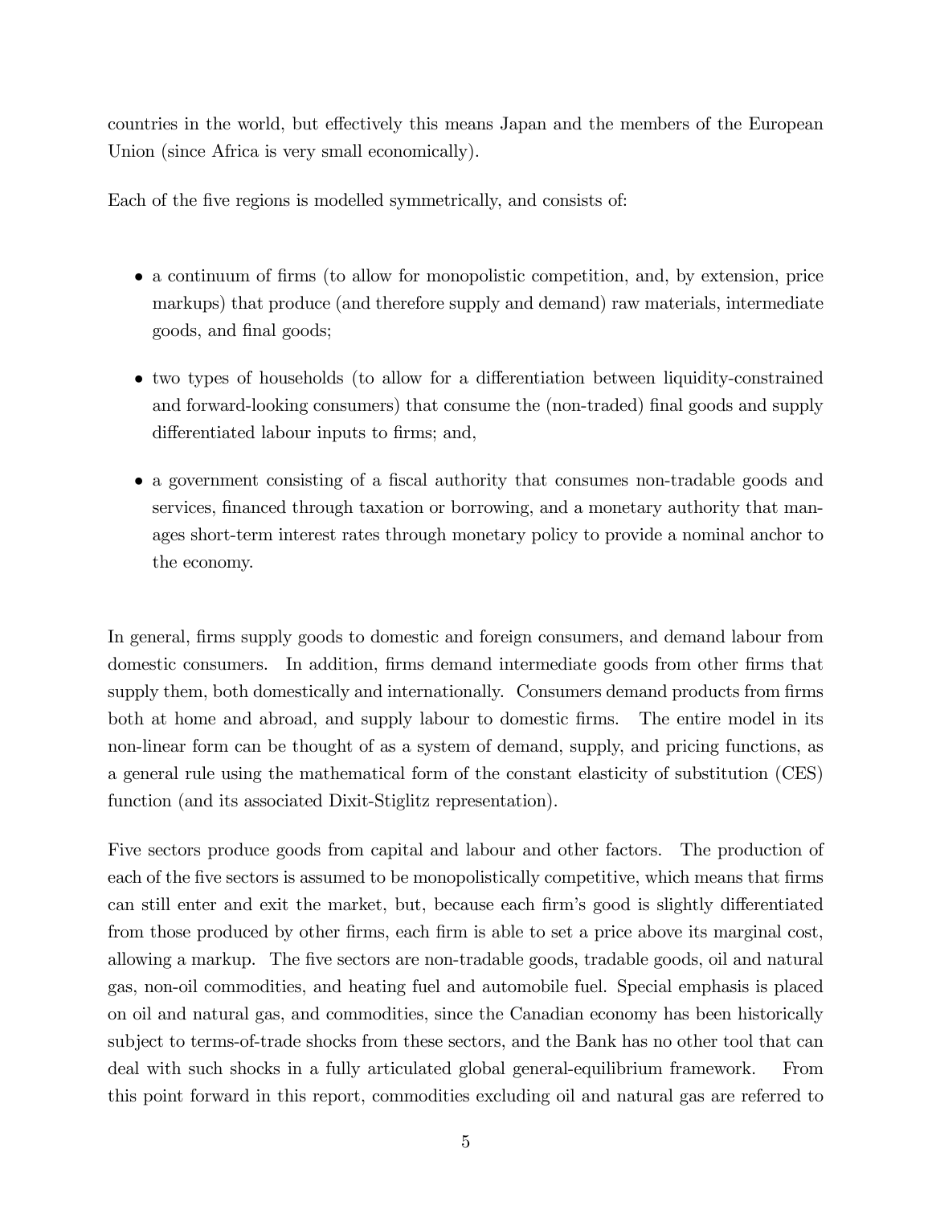countries in the world, but effectively this means Japan and the members of the European Union (since Africa is very small economically).

Each of the five regions is modelled symmetrically, and consists of:

- a continuum of firms (to allow for monopolistic competition, and, by extension, price markups) that produce (and therefore supply and demand) raw materials, intermediate goods, and final goods;
- two types of households (to allow for a differentiation between liquidity-constrained and forward-looking consumers) that consume the (non-traded) final goods and supply differentiated labour inputs to firms; and,
- a government consisting of a fiscal authority that consumes non-tradable goods and services, financed through taxation or borrowing, and a monetary authority that manages short-term interest rates through monetary policy to provide a nominal anchor to the economy.

In general, firms supply goods to domestic and foreign consumers, and demand labour from domestic consumers. In addition, firms demand intermediate goods from other firms that supply them, both domestically and internationally. Consumers demand products from firms both at home and abroad, and supply labour to domestic firms. The entire model in its non-linear form can be thought of as a system of demand, supply, and pricing functions, as a general rule using the mathematical form of the constant elasticity of substitution (CES) function (and its associated Dixit-Stiglitz representation).

Five sectors produce goods from capital and labour and other factors. The production of each of the five sectors is assumed to be monopolistically competitive, which means that firms can still enter and exit the market, but, because each firm's good is slightly differentiated from those produced by other firms, each firm is able to set a price above its marginal cost, allowing a markup. The five sectors are non-tradable goods, tradable goods, oil and natural gas, non-oil commodities, and heating fuel and automobile fuel. Special emphasis is placed on oil and natural gas, and commodities, since the Canadian economy has been historically subject to terms-of-trade shocks from these sectors, and the Bank has no other tool that can deal with such shocks in a fully articulated global general-equilibrium framework. From this point forward in this report, commodities excluding oil and natural gas are referred to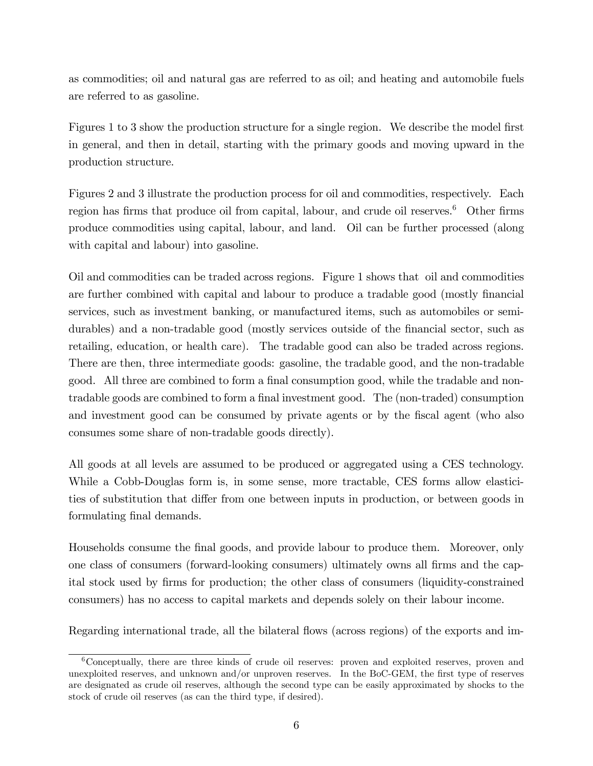as commodities; oil and natural gas are referred to as oil; and heating and automobile fuels are referred to as gasoline.

Figures 1 to 3 show the production structure for a single region. We describe the model first in general, and then in detail, starting with the primary goods and moving upward in the production structure.

Figures 2 and 3 illustrate the production process for oil and commodities, respectively. Each region has firms that produce oil from capital, labour, and crude oil reserves.[6] Other firms produce commodities using capital, labour, and land. Oil can be further processed (along with capital and labour) into gasoline.

Oil and commodities can be traded across regions. Figure 1 shows that oil and commodities are further combined with capital and labour to produce a tradable good (mostly financial services, such as investment banking, or manufactured items, such as automobiles or semi-durables) and a non-tradable good (mostly services outside of the financial sector, such as retailing, education, or health care). The tradable good can also be traded across regions. There are then, three intermediate goods: gasoline, the tradable good, and the non-tradable good. All three are combined to form a final consumption good, while the tradable and non-tradable goods are combined to form a final investment good. The (non-traded) consumption and investment good can be consumed by private agents or by the fiscal agent (who also consumes some share of non-tradable goods directly).

All goods at all levels are assumed to be produced or aggregated using a CES technology. While a Cobb-Douglas form is, in some sense, more tractable, CES forms allow elasticities of substitution that differ from one between inputs in production, or between goods in formulating final demands.

Households consume the final goods, and provide labour to produce them. Moreover, only one class of consumers (forward-looking consumers) ultimately owns all firms and the capital stock used by firms for production; the other class of consumers (liquidity-constrained consumers) has no access to capital markets and depends solely on their labour income.

Regarding international trade, all the bilateral flows (across regions) of the exports and im-

[6] Conceptually, there are three kinds of crude oil reserves: proven and exploited reserves, proven and unexploited reserves, and unknown and/or unproven reserves. In the BoC-GEM, the first type of reserves are designated as crude oil reserves, although the second type can be easily approximated by shocks to the stock of crude oil reserves (as can the third type, if desired).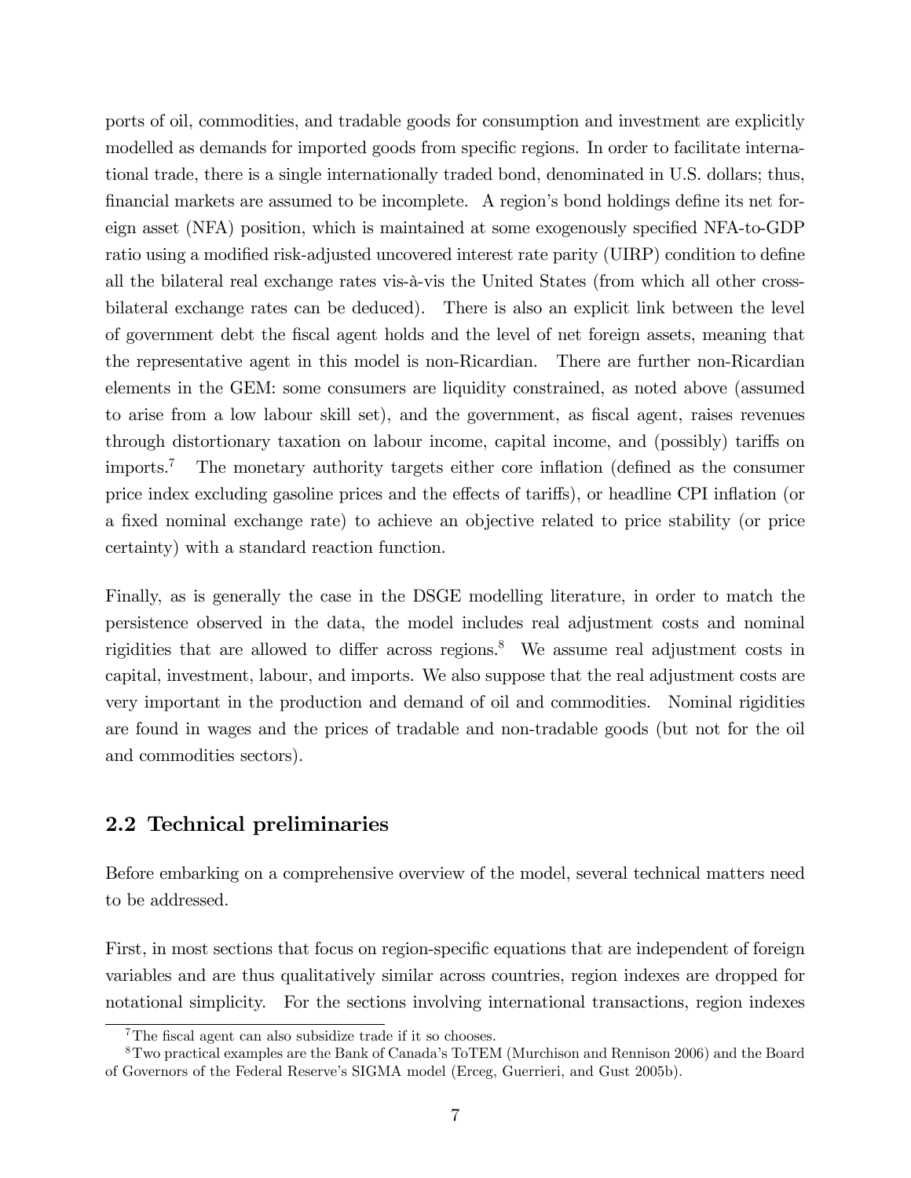ports of oil, commodities, and tradable goods for consumption and investment are explicitly modelled as demands for imported goods from specific regions. In order to facilitate international trade, there is a single internationally traded bond, denominated in U.S. dollars; thus, financial markets are assumed to be incomplete. A region's bond holdings define its net foreign asset (NFA) position, which is maintained at some exogenously specified NFA-to-GDP ratio using a modified risk-adjusted uncovered interest rate parity (UIRP) condition to define all the bilateral real exchange rates vis-à-vis the United States (from which all other cross-bilateral exchange rates can be deduced). There is also an explicit link between the level of government debt the fiscal agent holds and the level of net foreign assets, meaning that the representative agent in this model is non-Ricardian. There are further non-Ricardian elements in the GEM: some consumers are liquidity constrained, as noted above (assumed to arise from a low labour skill set), and the government, as fiscal agent, raises revenues through distortionary taxation on labour income, capital income, and (possibly) tariffs on imports.[7] The monetary authority targets either core inflation (defined as the consumer price index excluding gasoline prices and the effects of tariffs), or headline CPI inflation (or a fixed nominal exchange rate) to achieve an objective related to price stability (or price certainty) with a standard reaction function.

Finally, as is generally the case in the DSGE modelling literature, in order to match the persistence observed in the data, the model includes real adjustment costs and nominal rigidities that are allowed to differ across regions.[8] We assume real adjustment costs in capital, investment, labour, and imports. We also suppose that the real adjustment costs are very important in the production and demand of oil and commodities. Nominal rigidities are found in wages and the prices of tradable and non-tradable goods (but not for the oil and commodities sectors).

## 2.2 Technical preliminaries

Before embarking on a comprehensive overview of the model, several technical matters need to be addressed.

First, in most sections that focus on region-specific equations that are independent of foreign variables and are thus qualitatively similar across countries, region indexes are dropped for notational simplicity. For the sections involving international transactions, region indexes

[7] The fiscal agent can also subsidize trade if it so chooses.

[8] Two practical examples are the Bank of Canada's ToTEM (Murchison and Rennison 2006) and the Board of Governors of the Federal Reserve's SIGMA model (Erceg, Guerrieri, and Gust 2005b).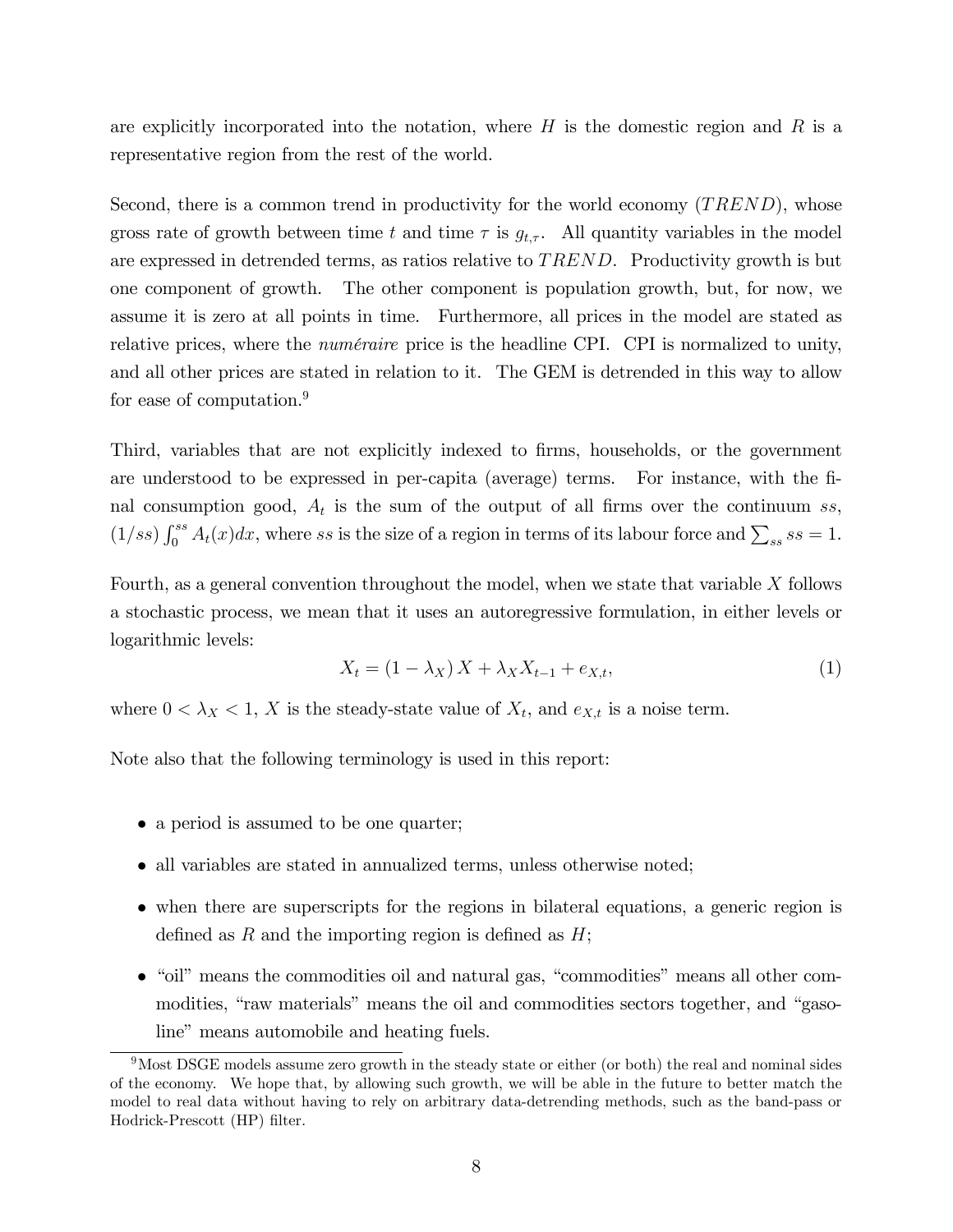are explicitly incorporated into the notation, where $H$ is the domestic region and $R$ is a representative region from the rest of the world.

Second, there is a common trend in productivity for the world economy ($TREND$), whose gross rate of growth between time $t$ and time $\tau$ is $g_{t,\tau}$. All quantity variables in the model are expressed in detrended terms, as ratios relative to $TREND$. Productivity growth is but one component of growth. The other component is population growth, but, for now, we assume it is zero at all points in time. Furthermore, all prices in the model are stated as relative prices, where the *numéraire* price is the headline CPI. CPI is normalized to unity, and all other prices are stated in relation to it. The GEM is detrended in this way to allow for ease of computation.[9]

Third, variables that are not explicitly indexed to firms, households, or the government are understood to be expressed in per-capita (average) terms. For instance, with the final consumption good, $A_t$ is the sum of the output of all firms over the continuum $ss$, $(1/ss) \int_0^{ss} A_t(x)dx$, where $ss$ is the size of a region in terms of its labour force and $\sum_{ss} ss = 1$.

Fourth, as a general convention throughout the model, when we state that variable $X$ follows a stochastic process, we mean that it uses an autoregressive formulation, in either levels or logarithmic levels:

$$X_t = (1 - \lambda_X) X + \lambda_X X_{t-1} + e_{X,t}, \tag{1}$$

where $0 < \lambda_X < 1$, $X$ is the steady-state value of $X_t$, and $e_{X,t}$ is a noise term.

Note also that the following terminology is used in this report:

- a period is assumed to be one quarter;
- all variables are stated in annualized terms, unless otherwise noted;
- when there are superscripts for the regions in bilateral equations, a generic region is defined as $R$ and the importing region is defined as $H$;
- "oil" means the commodities oil and natural gas, "commodities" means all other commodities, "raw materials" means the oil and commodities sectors together, and "gasoline" means automobile and heating fuels.

[9] Most DSGE models assume zero growth in the steady state or either (or both) the real and nominal sides of the economy. We hope that, by allowing such growth, we will be able in the future to better match the model to real data without having to rely on arbitrary data-detrending methods, such as the band-pass or Hodrick-Prescott (HP) filter.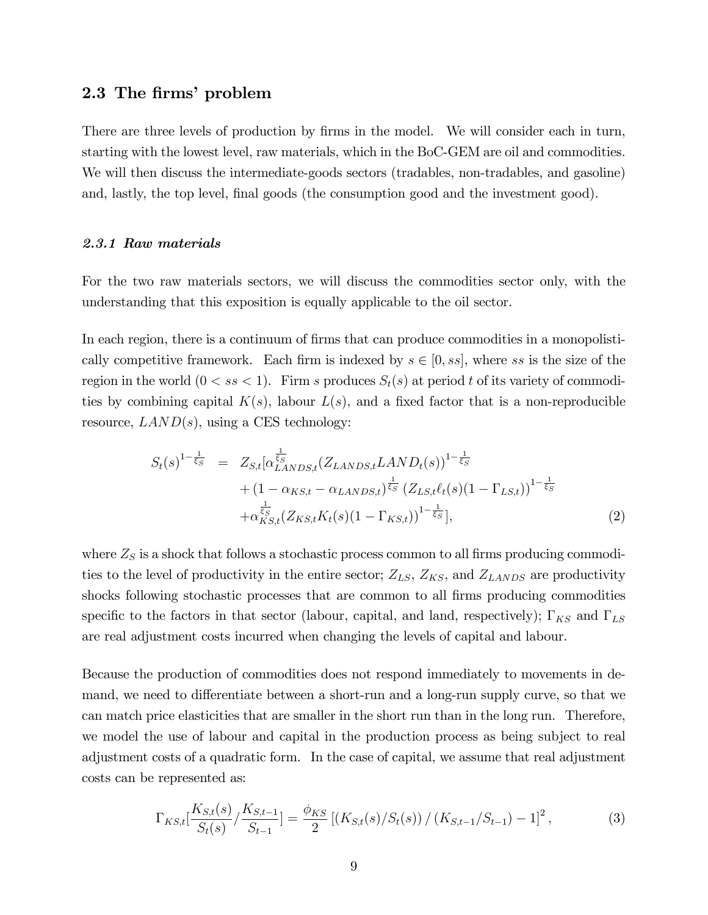## 2.3 The firms' problem

There are three levels of production by firms in the model. We will consider each in turn, starting with the lowest level, raw materials, which in the BoC-GEM are oil and commodities. We will then discuss the intermediate-goods sectors (tradables, non-tradables, and gasoline) and, lastly, the top level, final goods (the consumption good and the investment good).

### *2.3.1 Raw materials*

For the two raw materials sectors, we will discuss the commodities sector only, with the understanding that this exposition is equally applicable to the oil sector.

In each region, there is a continuum of firms that can produce commodities in a monopolistically competitive framework. Each firm is indexed by $s \in [0, ss]$, where $ss$ is the size of the region in the world ($0 < ss < 1$). Firm $s$ produces $S_t(s)$ at period $t$ of its variety of commodities by combining capital $K(s)$, labour $L(s)$, and a fixed factor that is a non-reproducible resource, $LAND(s)$, using a CES technology:

$$
\begin{aligned}
S_t(s)^{1-\frac{1}{\xi_S}} &= Z_{S,t}[\alpha_{LANDS,t}^{\frac{1}{\xi_S}}(Z_{LANDS,t}LAND_t(s))^{1-\frac{1}{\xi_S}} \\
&\quad + (1-\alpha_{KS,t}-\alpha_{LANDS,t})^{\frac{1}{\xi_S}}\left(Z_{LS,t}\ell_t(s)(1-\Gamma_{LS,t})\right)^{1-\frac{1}{\xi_S}} \\
&\quad + \alpha_{KS,t}^{\frac{1}{\xi_S}}(Z_{KS,t}K_t(s)(1-\Gamma_{KS,t}))^{1-\frac{1}{\xi_S}}], \qquad (2)
\end{aligned}
$$

where $Z_S$ is a shock that follows a stochastic process common to all firms producing commodities to the level of productivity in the entire sector; $Z_{LS}$, $Z_{KS}$, and $Z_{LANDS}$ are productivity shocks following stochastic processes that are common to all firms producing commodities specific to the factors in that sector (labour, capital, and land, respectively); $\Gamma_{KS}$ and $\Gamma_{LS}$ are real adjustment costs incurred when changing the levels of capital and labour.

Because the production of commodities does not respond immediately to movements in demand, we need to differentiate between a short-run and a long-run supply curve, so that we can match price elasticities that are smaller in the short run than in the long run. Therefore, we model the use of labour and capital in the production process as being subject to real adjustment costs of a quadratic form. In the case of capital, we assume that real adjustment costs can be represented as:

$$
\Gamma_{KS,t}[\frac{K_{S,t}(s)}{S_t(s)}/\frac{K_{S,t-1}}{S_{t-1}}] = \frac{\phi_{KS}}{2}\left[\left(K_{S,t}(s)/S_t(s)\right)/\left(K_{S,t-1}/S_{t-1}\right)-1\right]^2, \qquad (3)
$$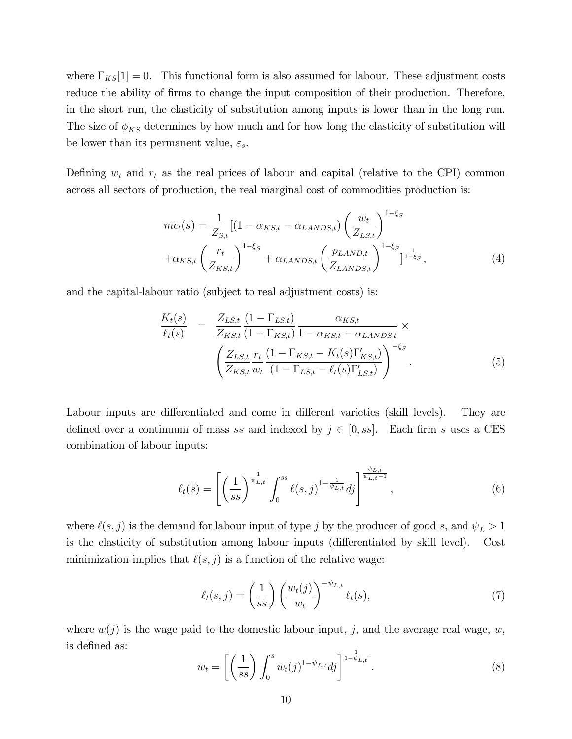where $\Gamma_{KS}[1] = 0$. This functional form is also assumed for labour. These adjustment costs reduce the ability of firms to change the input composition of their production. Therefore, in the short run, the elasticity of substitution among inputs is lower than in the long run. The size of $\phi_{KS}$ determines by how much and for how long the elasticity of substitution will be lower than its permanent value, $\varepsilon_s$.

Defining $w_t$ and $r_t$ as the real prices of labour and capital (relative to the CPI) common across all sectors of production, the real marginal cost of commodities production is:

$$
\begin{aligned}
mc_t(s) = \frac{1}{Z_{S,t}}[&(1-\alpha_{KS,t}-\alpha_{LANDS,t})\left(\frac{w_t}{Z_{LS,t}}\right)^{1-\xi_S} \\
&+\alpha_{KS,t}\left(\frac{r_t}{Z_{KS,t}}\right)^{1-\xi_S}+\alpha_{LANDS,t}\left(\frac{p_{LAND,t}}{Z_{LANDS,t}}\right)^{1-\xi_S}]^{\frac{1}{1-\xi_S}},
\end{aligned} \tag{4}
$$

and the capital-labour ratio (subject to real adjustment costs) is:

$$
\begin{aligned}
\frac{K_t(s)}{\ell_t(s)} = & \frac{Z_{LS,t}}{Z_{KS,t}}\frac{(1-\Gamma_{LS,t})}{(1-\Gamma_{KS,t})}\frac{\alpha_{KS,t}}{1-\alpha_{KS,t}-\alpha_{LANDS,t}} \times \\
& \left(\frac{Z_{LS,t}}{Z_{KS,t}}\frac{r_t}{w_t}\frac{(1-\Gamma_{KS,t}-K_t(s)\Gamma'_{KS,t})}{(1-\Gamma_{LS,t}-\ell_t(s)\Gamma'_{LS,t})}\right)^{-\xi_S}.
\end{aligned} \tag{5}
$$

Labour inputs are differentiated and come in different varieties (skill levels). They are defined over a continuum of mass $ss$ and indexed by $j \in [0, ss]$. Each firm $s$ uses a CES combination of labour inputs:

$$
\ell_t(s) = \left[\left(\frac{1}{ss}\right)^{\frac{1}{\psi_{L,t}}} \int_0^{ss} \ell(s,j)^{1-\frac{1}{\psi_{L,t}}} dj\right]^{\frac{\psi_{L,t}}{\psi_{L,t}-1}}, \tag{6}
$$

where $\ell(s,j)$ is the demand for labour input of type $j$ by the producer of good $s$, and $\psi_L > 1$ is the elasticity of substitution among labour inputs (differentiated by skill level). Cost minimization implies that $\ell(s,j)$ is a function of the relative wage:

$$
\ell_t(s,j) = \left(\frac{1}{ss}\right)\left(\frac{w_t(j)}{w_t}\right)^{-\psi_{L,t}} \ell_t(s), \tag{7}
$$

where $w(j)$ is the wage paid to the domestic labour input, $j$, and the average real wage, $w$, is defined as:

$$
w_t = \left[\left(\frac{1}{ss}\right)\int_0^s w_t(j)^{1-\psi_{L,t}} dj\right]^{\frac{1}{1-\psi_{L,t}}}. \tag{8}
$$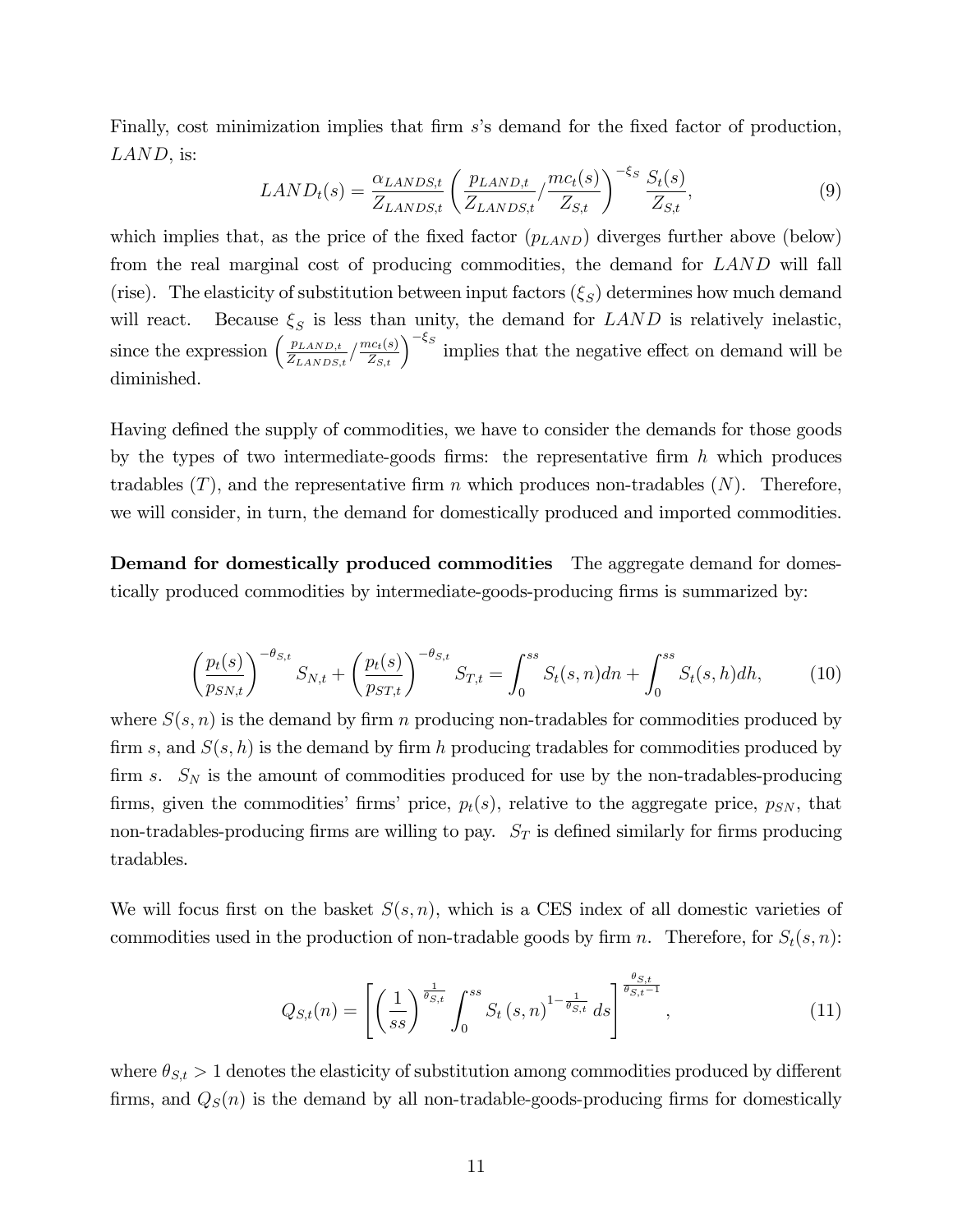Finally, cost minimization implies that firm $s$'s demand for the fixed factor of production, $LAND$, is:

$$LAND_t(s) = \frac{\alpha_{LANDS,t}}{Z_{LANDS,t}} \left( \frac{p_{LAND,t}}{Z_{LANDS,t}} / \frac{mc_t(s)}{Z_{S,t}} \right)^{-\xi_S} \frac{S_t(s)}{Z_{S,t}}, \tag{9}$$

which implies that, as the price of the fixed factor ($p_{LAND}$) diverges further above (below) from the real marginal cost of producing commodities, the demand for $LAND$ will fall (rise). The elasticity of substitution between input factors ($\xi_S$) determines how much demand will react. Because $\xi_S$ is less than unity, the demand for $LAND$ is relatively inelastic, since the expression $\left( \frac{p_{LAND,t}}{Z_{LANDS,t}} / \frac{mc_t(s)}{Z_{S,t}} \right)^{-\xi_S}$ implies that the negative effect on demand will be diminished.

Having defined the supply of commodities, we have to consider the demands for those goods by the types of two intermediate-goods firms: the representative firm $h$ which produces tradables ($T$), and the representative firm $n$ which produces non-tradables ($N$). Therefore, we will consider, in turn, the demand for domestically produced and imported commodities.

**Demand for domestically produced commodities** The aggregate demand for domestically produced commodities by intermediate-goods-producing firms is summarized by:

$$\left( \frac{p_t(s)}{p_{SN,t}} \right)^{-\theta_{S,t}} S_{N,t} + \left( \frac{p_t(s)}{p_{ST,t}} \right)^{-\theta_{S,t}} S_{T,t} = \int_0^{ss} S_t(s,n)dn + \int_0^{ss} S_t(s,h)dh, \tag{10}$$

where $S(s,n)$ is the demand by firm $n$ producing non-tradables for commodities produced by firm $s$, and $S(s,h)$ is the demand by firm $h$ producing tradables for commodities produced by firm $s$. $S_N$ is the amount of commodities produced for use by the non-tradables-producing firms, given the commodities' firms' price, $p_t(s)$, relative to the aggregate price, $p_{SN}$, that non-tradables-producing firms are willing to pay. $S_T$ is defined similarly for firms producing tradables.

We will focus first on the basket $S(s,n)$, which is a CES index of all domestic varieties of commodities used in the production of non-tradable goods by firm $n$. Therefore, for $S_t(s,n)$:

$$Q_{S,t}(n) = \left[ \left( \frac{1}{ss} \right)^{\frac{1}{\theta_{S,t}}} \int_0^{ss} S_t\left(s,n\right)^{1-\frac{1}{\theta_{S,t}}} ds \right]^{\frac{\theta_{S,t}}{\theta_{S,t}-1}}, \tag{11}$$

where $\theta_{S,t} > 1$ denotes the elasticity of substitution among commodities produced by different firms, and $Q_S(n)$ is the demand by all non-tradable-goods-producing firms for domestically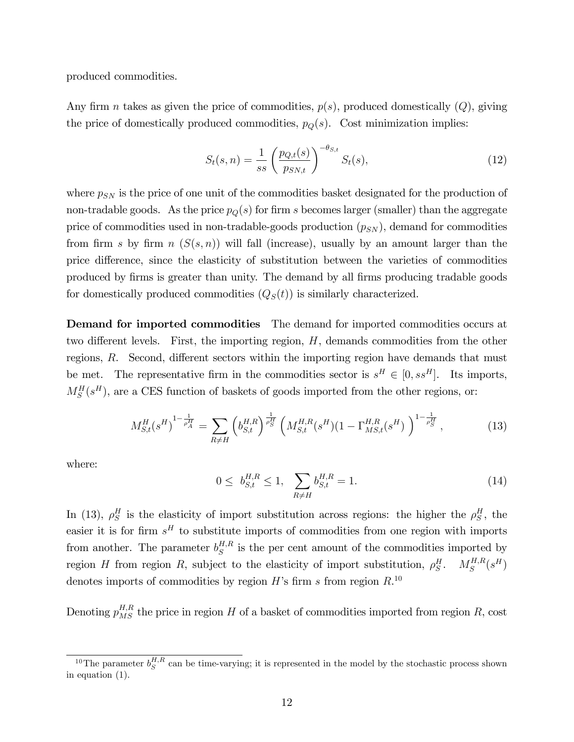produced commodities.

Any firm $n$ takes as given the price of commodities, $p(s)$, produced domestically $(Q)$, giving the price of domestically produced commodities, $p_Q(s)$. Cost minimization implies:

$$S_t(s,n) = \frac{1}{ss}\left(\frac{p_{Q,t}(s)}{p_{SN,t}}\right)^{-\theta_{S,t}} S_t(s), \tag{12}$$

where $p_{SN}$ is the price of one unit of the commodities basket designated for the production of non-tradable goods. As the price $p_Q(s)$ for firm $s$ becomes larger (smaller) than the aggregate price of commodities used in non-tradable-goods production $(p_{SN})$, demand for commodities from firm $s$ by firm $n$ $(S(s,n))$ will fall (increase), usually by an amount larger than the price difference, since the elasticity of substitution between the varieties of commodities produced by firms is greater than unity. The demand by all firms producing tradable goods for domestically produced commodities $(Q_S(t))$ is similarly characterized.

**Demand for imported commodities** The demand for imported commodities occurs at two different levels. First, the importing region, $H$, demands commodities from the other regions, $R$. Second, different sectors within the importing region have demands that must be met. The representative firm in the commodities sector is $s^H \in [0, ss^H]$. Its imports, $M_S^H(s^H)$, are a CES function of baskets of goods imported from the other regions, or:

$$M_{S,t}^H(s^H)^{1-\frac{1}{\rho_A^H}} = \sum_{R\neq H}\left(b_{S,t}^{H,R}\right)^{\frac{1}{\rho_S^H}}\left(M_{S,t}^{H,R}(s^H)(1-\Gamma_{MS,t}^{H,R}(s^H)\right)^{1-\frac{1}{\rho_S^H}}, \tag{13}$$

where:

$$0 \leq\ b_{S,t}^{H,R} \leq 1,\ \ \sum_{R\neq H} b_{S,t}^{H,R} = 1. \tag{14}$$

In (13), $\rho_S^H$ is the elasticity of import substitution across regions: the higher the $\rho_S^H$, the easier it is for firm $s^H$ to substitute imports of commodities from one region with imports from another. The parameter $b_S^{H,R}$ is the per cent amount of the commodities imported by region $H$ from region $R$, subject to the elasticity of import substitution, $\rho_S^H$. $M_S^{H,R}(s^H)$ denotes imports of commodities by region $H$'s firm $s$ from region $R$.[10]

Denoting $p_{MS}^{H,R}$ the price in region $H$ of a basket of commodities imported from region $R$, cost

[10] The parameter $b_S^{H,R}$ can be time-varying; it is represented in the model by the stochastic process shown in equation (1).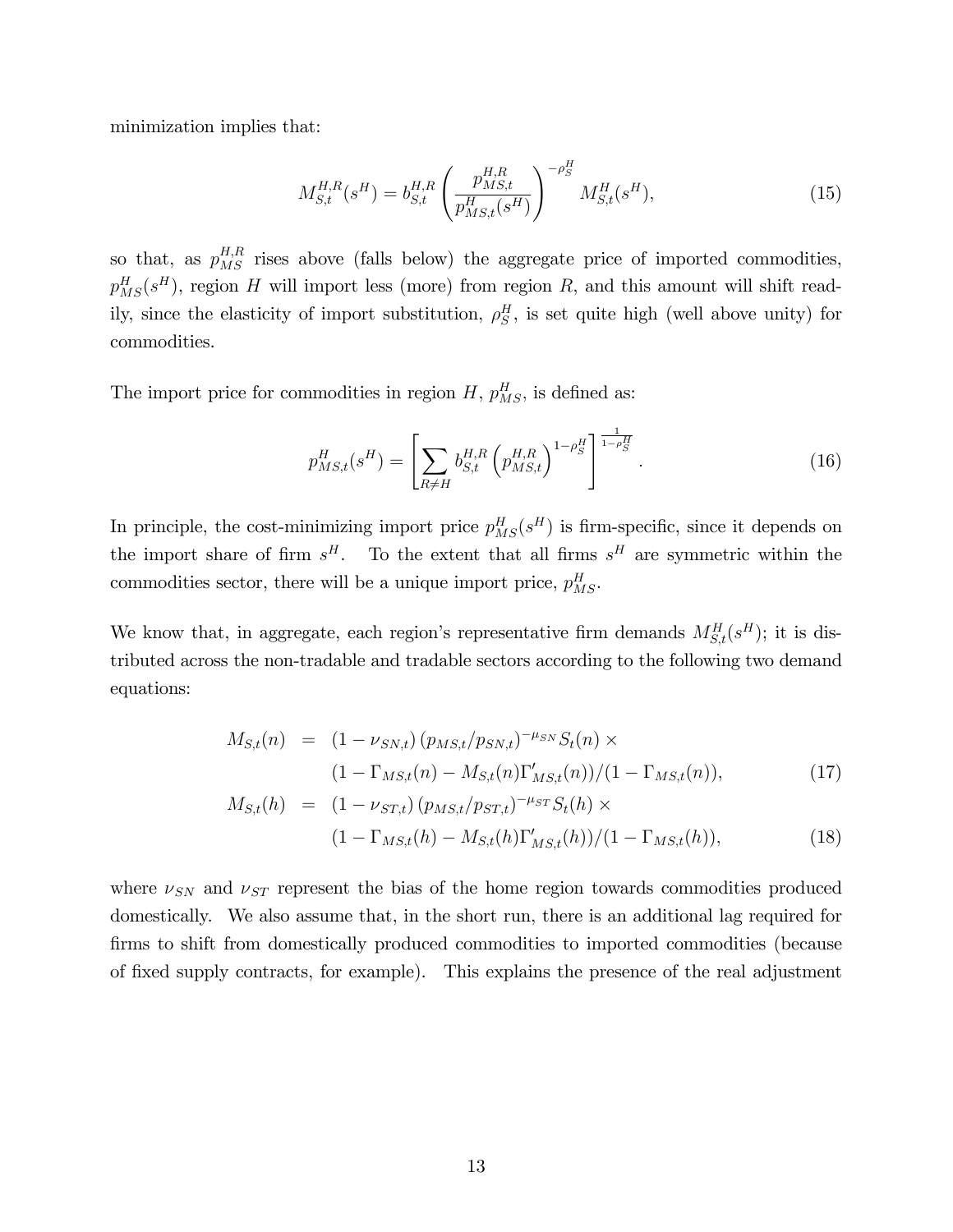minimization implies that:

$$M_{S,t}^{H,R}(s^H) = b_{S,t}^{H,R} \left( \frac{p_{MS,t}^{H,R}}{p_{MS,t}^{H}(s^H)} \right)^{-\rho_S^H} M_{S,t}^{H}(s^H), \tag{15}$$

so that, as $p_{MS}^{H,R}$ rises above (falls below) the aggregate price of imported commodities, $p_{MS}^{H}(s^H)$, region $H$ will import less (more) from region $R$, and this amount will shift readily, since the elasticity of import substitution, $\rho_S^H$, is set quite high (well above unity) for commodities.

The import price for commodities in region $H$, $p_{MS}^H$, is defined as:

$$p_{MS,t}^{H}(s^H) = \left[ \sum_{R \neq H} b_{S,t}^{H,R} \left( p_{MS,t}^{H,R} \right)^{1-\rho_S^H} \right]^{\frac{1}{1-\rho_S^H}}. \tag{16}$$

In principle, the cost-minimizing import price $p_{MS}^H(s^H)$ is firm-specific, since it depends on the import share of firm $s^H$. To the extent that all firms $s^H$ are symmetric within the commodities sector, there will be a unique import price, $p_{MS}^H$.

We know that, in aggregate, each region's representative firm demands $M_{S,t}^H(s^H)$; it is distributed across the non-tradable and tradable sectors according to the following two demand equations:

$$\begin{aligned} M_{S,t}(n) &= (1 - \nu_{SN,t}) \left( p_{MS,t}/p_{SN,t} \right)^{-\mu_{SN}} S_t(n) \times \\ &\quad (1 - \Gamma_{MS,t}(n) - M_{S,t}(n) \Gamma'_{MS,t}(n))/(1 - \Gamma_{MS,t}(n)), \end{aligned} \tag{17}$$

$$\begin{aligned} M_{S,t}(h) &= (1 - \nu_{ST,t}) \left( p_{MS,t}/p_{ST,t} \right)^{-\mu_{ST}} S_t(h) \times \\ &\quad (1 - \Gamma_{MS,t}(h) - M_{S,t}(h) \Gamma'_{MS,t}(h))/(1 - \Gamma_{MS,t}(h)), \end{aligned} \tag{18}$$

where $\nu_{SN}$ and $\nu_{ST}$ represent the bias of the home region towards commodities produced domestically. We also assume that, in the short run, there is an additional lag required for firms to shift from domestically produced commodities to imported commodities (because of fixed supply contracts, for example). This explains the presence of the real adjustment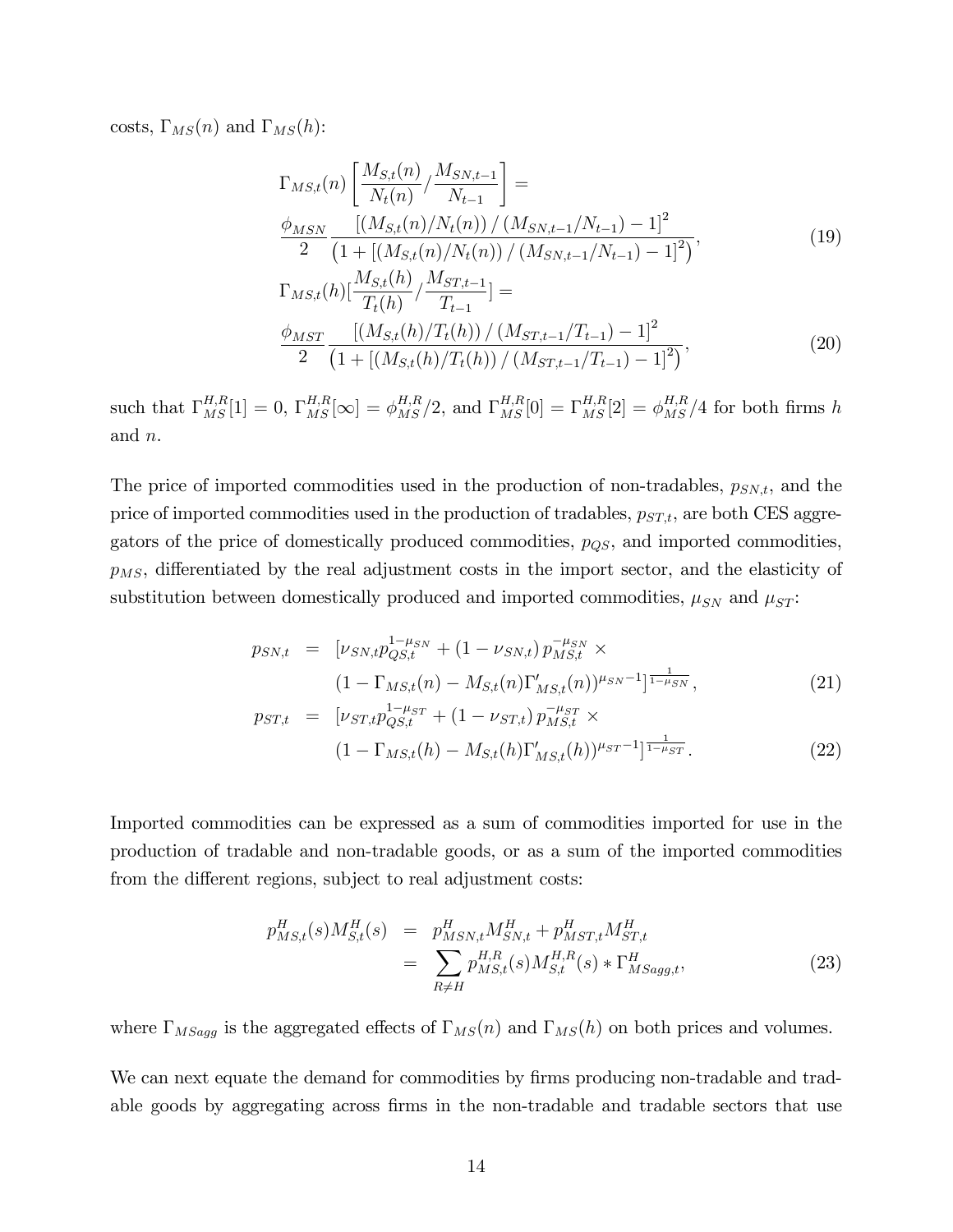costs, $\Gamma_{MS}(n)$ and $\Gamma_{MS}(h)$:

$$
\begin{aligned}
&\Gamma_{MS,t}(n)\left[\frac{M_{S,t}(n)}{N_t(n)}/\frac{M_{SN,t-1}}{N_{t-1}}\right] = \\
&\frac{\phi_{MSN}}{2}\frac{\left[\left(M_{S,t}(n)/N_t(n)\right)/\left(M_{SN,t-1}/N_{t-1}\right)-1\right]^2}{\left(1+\left[\left(M_{S,t}(n)/N_t(n)\right)/\left(M_{SN,t-1}/N_{t-1}\right)-1\right]^2\right)},
\end{aligned}
\tag{19}
$$

$$
\begin{aligned}
&\Gamma_{MS,t}(h)\left[\frac{M_{S,t}(h)}{T_t(h)}/\frac{M_{ST,t-1}}{T_{t-1}}\right] = \\
&\frac{\phi_{MST}}{2}\frac{\left[\left(M_{S,t}(h)/T_t(h)\right)/\left(M_{ST,t-1}/T_{t-1}\right)-1\right]^2}{\left(1+\left[\left(M_{S,t}(h)/T_t(h)\right)/\left(M_{ST,t-1}/T_{t-1}\right)-1\right]^2\right)},
\end{aligned}
\tag{20}
$$

such that $\Gamma^{H,R}_{MS}[1]=0$, $\Gamma^{H,R}_{MS}[\infty]=\phi^{H,R}_{MS}/2$, and $\Gamma^{H,R}_{MS}[0]=\Gamma^{H,R}_{MS}[2]=\phi^{H,R}_{MS}/4$ for both firms $h$ and $n$.

The price of imported commodities used in the production of non-tradables, $p_{SN,t}$, and the price of imported commodities used in the production of tradables, $p_{ST,t}$, are both CES aggregators of the price of domestically produced commodities, $p_{QS}$, and imported commodities, $p_{MS}$, differentiated by the real adjustment costs in the import sector, and the elasticity of substitution between domestically produced and imported commodities, $\mu_{SN}$ and $\mu_{ST}$:

$$
\begin{aligned}
p_{SN,t} &= [\nu_{SN,t}p_{QS,t}^{1-\mu_{SN}} + (1-\nu_{SN,t})\, p_{MS,t}^{-\mu_{SN}} \times \\
&\quad (1-\Gamma_{MS,t}(n) - M_{S,t}(n)\Gamma'_{MS,t}(n))^{\mu_{SN}-1}]^{\frac{1}{1-\mu_{SN}}},
\end{aligned}
\tag{21}
$$

$$
\begin{aligned}
p_{ST,t} &= [\nu_{ST,t}p_{QS,t}^{1-\mu_{ST}} + (1-\nu_{ST,t})\, p_{MS,t}^{-\mu_{ST}} \times \\
&\quad (1-\Gamma_{MS,t}(h) - M_{S,t}(h)\Gamma'_{MS,t}(h))^{\mu_{ST}-1}]^{\frac{1}{1-\mu_{ST}}}.
\end{aligned}
\tag{22}
$$

Imported commodities can be expressed as a sum of commodities imported for use in the production of tradable and non-tradable goods, or as a sum of the imported commodities from the different regions, subject to real adjustment costs:

$$
\begin{aligned}
p^H_{MS,t}(s)M^H_{S,t}(s) &= p^H_{MSN,t}M^H_{SN,t} + p^H_{MST,t}M^H_{ST,t} \\
&= \sum_{R\neq H} p^{H,R}_{MS,t}(s)M^{H,R}_{S,t}(s) * \Gamma^H_{MSagg,t},
\end{aligned}
\tag{23}
$$

where $\Gamma_{MSagg}$ is the aggregated effects of $\Gamma_{MS}(n)$ and $\Gamma_{MS}(h)$ on both prices and volumes.

We can next equate the demand for commodities by firms producing non-tradable and tradable goods by aggregating across firms in the non-tradable and tradable sectors that use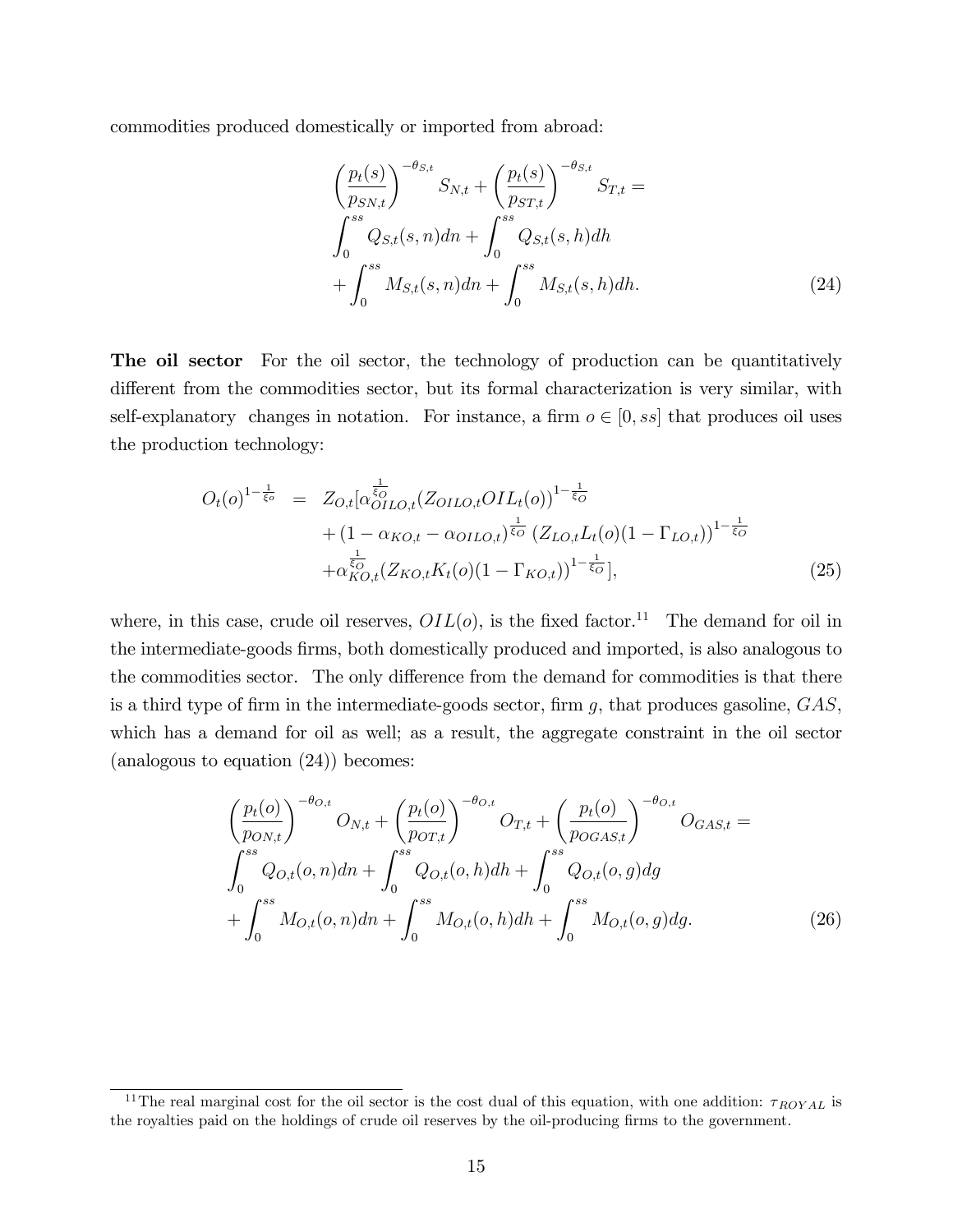commodities produced domestically or imported from abroad:

$$\left(\frac{p_t(s)}{p_{SN,t}}\right)^{-\theta_{S,t}} S_{N,t} + \left(\frac{p_t(s)}{p_{ST,t}}\right)^{-\theta_{S,t}} S_{T,t} = \int_0^{ss} Q_{S,t}(s,n)dn + \int_0^{ss} Q_{S,t}(s,h)dh + \int_0^{ss} M_{S,t}(s,n)dn + \int_0^{ss} M_{S,t}(s,h)dh. \tag{24}$$

**The oil sector** For the oil sector, the technology of production can be quantitatively different from the commodities sector, but its formal characterization is very similar, with self-explanatory changes in notation. For instance, a firm $o \in [0, ss]$ that produces oil uses the production technology:

$$\begin{aligned} O_t(o)^{1-\frac{1}{\xi_o}} &= Z_{O,t}[\alpha_{OILO,t}^{\frac{1}{\xi_O}}(Z_{OILO,t}OIL_t(o))^{1-\frac{1}{\xi_O}} \\ &+ (1-\alpha_{KO,t}-\alpha_{OILO,t})^{\frac{1}{\xi_O}}\left(Z_{LO,t}L_t(o)(1-\Gamma_{LO,t})\right)^{1-\frac{1}{\xi_O}} \\ &+ \alpha_{KO,t}^{\frac{1}{\xi_O}}(Z_{KO,t}K_t(o)(1-\Gamma_{KO,t}))^{1-\frac{1}{\xi_O}}], \end{aligned} \tag{25}$$

where, in this case, crude oil reserves, $OIL(o)$, is the fixed factor.[11] The demand for oil in the intermediate-goods firms, both domestically produced and imported, is also analogous to the commodities sector. The only difference from the demand for commodities is that there is a third type of firm in the intermediate-goods sector, firm $g$, that produces gasoline, $GAS$, which has a demand for oil as well; as a result, the aggregate constraint in the oil sector (analogous to equation (24)) becomes:

$$\left(\frac{p_t(o)}{p_{ON,t}}\right)^{-\theta_{O,t}} O_{N,t} + \left(\frac{p_t(o)}{p_{OT,t}}\right)^{-\theta_{O,t}} O_{T,t} + \left(\frac{p_t(o)}{p_{OGAS,t}}\right)^{-\theta_{O,t}} O_{GAS,t} = \int_0^{ss} Q_{O,t}(o,n)dn + \int_0^{ss} Q_{O,t}(o,h)dh + \int_0^{ss} Q_{O,t}(o,g)dg + \int_0^{ss} M_{O,t}(o,n)dn + \int_0^{ss} M_{O,t}(o,h)dh + \int_0^{ss} M_{O,t}(o,g)dg. \tag{26}$$

[11] The real marginal cost for the oil sector is the cost dual of this equation, with one addition: $\tau_{ROYAL}$ is the royalties paid on the holdings of crude oil reserves by the oil-producing firms to the government.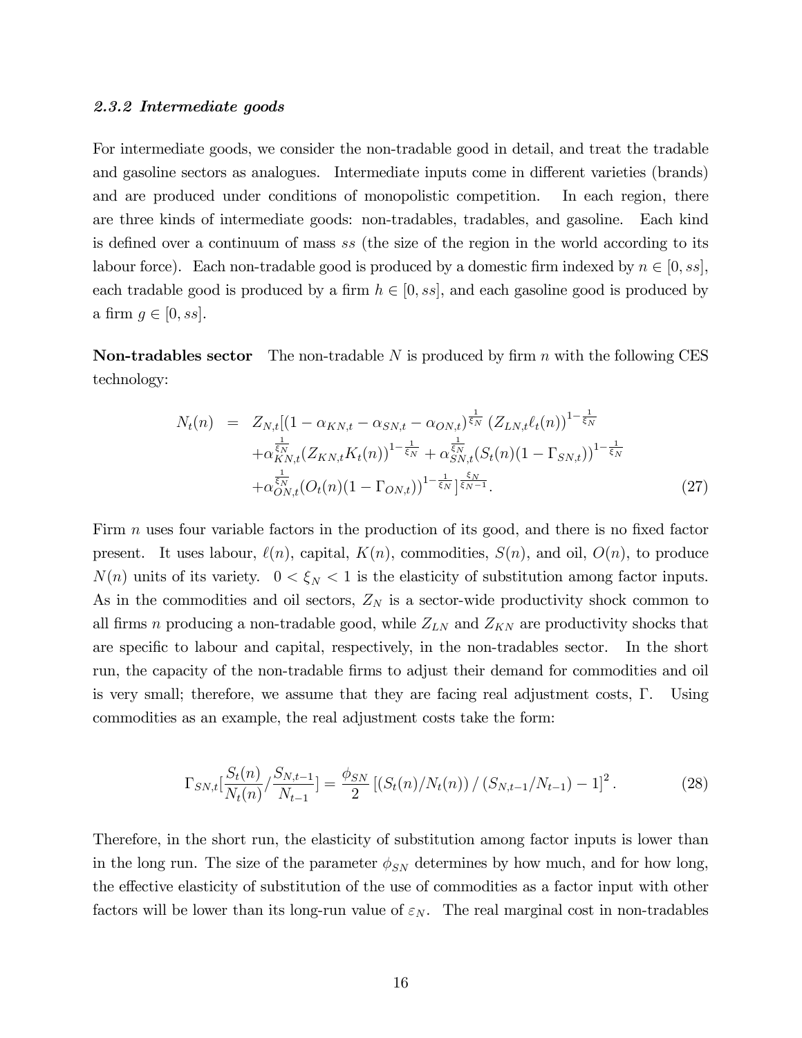#### *2.3.2 Intermediate goods*

For intermediate goods, we consider the non-tradable good in detail, and treat the tradable and gasoline sectors as analogues. Intermediate inputs come in different varieties (brands) and are produced under conditions of monopolistic competition. In each region, there are three kinds of intermediate goods: non-tradables, tradables, and gasoline. Each kind is defined over a continuum of mass $ss$ (the size of the region in the world according to its labour force). Each non-tradable good is produced by a domestic firm indexed by $n \in [0, ss]$, each tradable good is produced by a firm $h \in [0, ss]$, and each gasoline good is produced by a firm $g \in [0, ss]$.

**Non-tradables sector** The non-tradable $N$ is produced by firm $n$ with the following CES technology:

$$
\begin{aligned}
N_t(n) \;=\; & Z_{N,t}[(1-\alpha_{KN,t}-\alpha_{SN,t}-\alpha_{ON,t})^{\frac{1}{\xi_N}} \left(Z_{LN,t}\ell_t(n)\right)^{1-\frac{1}{\xi_N}} \\
& +\alpha_{KN,t}^{\frac{1}{\xi_N}}(Z_{KN,t}K_t(n))^{1-\frac{1}{\xi_N}} + \alpha_{SN,t}^{\frac{1}{\xi_N}}(S_t(n)(1-\Gamma_{SN,t}))^{1-\frac{1}{\xi_N}} \\
& +\alpha_{ON,t}^{\frac{1}{\xi_N}}(O_t(n)(1-\Gamma_{ON,t}))^{1-\frac{1}{\xi_N}}]^{\frac{\xi_N}{\xi_N-1}}. \qquad (27)
\end{aligned}
$$

Firm $n$ uses four variable factors in the production of its good, and there is no fixed factor present. It uses labour, $\ell(n)$, capital, $K(n)$, commodities, $S(n)$, and oil, $O(n)$, to produce $N(n)$ units of its variety. $0 < \xi_N < 1$ is the elasticity of substitution among factor inputs. As in the commodities and oil sectors, $Z_N$ is a sector-wide productivity shock common to all firms $n$ producing a non-tradable good, while $Z_{LN}$ and $Z_{KN}$ are productivity shocks that are specific to labour and capital, respectively, in the non-tradables sector. In the short run, the capacity of the non-tradable firms to adjust their demand for commodities and oil is very small; therefore, we assume that they are facing real adjustment costs, $\Gamma$. Using commodities as an example, the real adjustment costs take the form:

$$
\Gamma_{SN,t}[\frac{S_t(n)}{N_t(n)}/\frac{S_{N,t-1}}{N_{t-1}}] = \frac{\phi_{SN}}{2}\left[\left(S_t(n)/N_t(n)\right)/\left(S_{N,t-1}/N_{t-1}\right)-1\right]^2. \qquad (28)
$$

Therefore, in the short run, the elasticity of substitution among factor inputs is lower than in the long run. The size of the parameter $\phi_{SN}$ determines by how much, and for how long, the effective elasticity of substitution of the use of commodities as a factor input with other factors will be lower than its long-run value of $\varepsilon_N$. The real marginal cost in non-tradables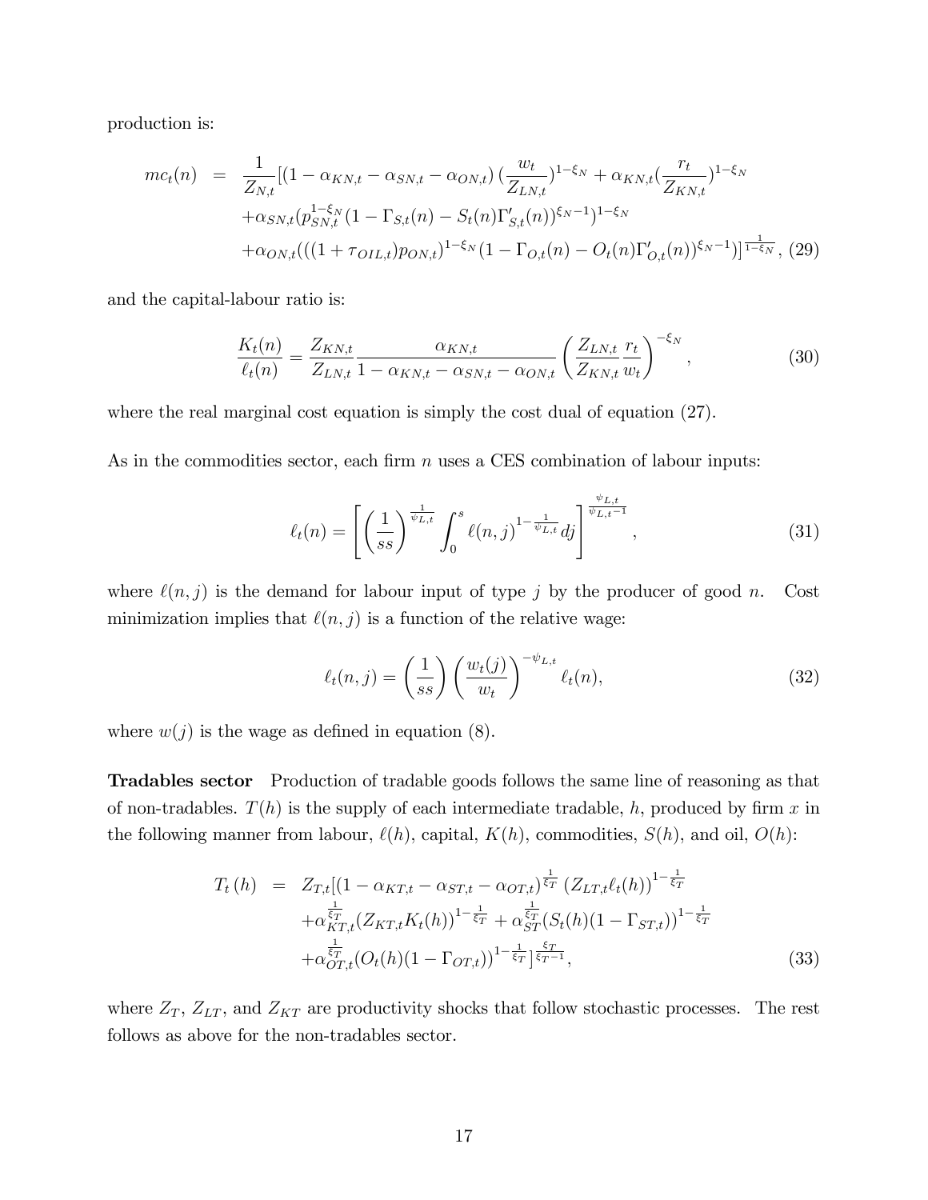production is:

$$
\begin{aligned}
mc_t(n) &= \frac{1}{Z_{N,t}}[(1-\alpha_{KN,t}-\alpha_{SN,t}-\alpha_{ON,t})\,(\frac{w_t}{Z_{LN,t}})^{1-\xi_N}+\alpha_{KN,t}(\frac{r_t}{Z_{KN,t}})^{1-\xi_N} \\
&+\alpha_{SN,t}(p_{SN,t}^{1-\xi_N}(1-\Gamma_{S,t}(n)-S_t(n)\Gamma'_{S,t}(n))^{\xi_N-1})^{1-\xi_N} \\
&+\alpha_{ON,t}(((1+\tau_{OIL,t})p_{ON,t})^{1-\xi_N}(1-\Gamma_{O,t}(n)-O_t(n)\Gamma'_{O,t}(n))^{\xi_N-1})]^{\frac{1}{1-\xi_N}}, \quad (29)
\end{aligned}
$$

and the capital-labour ratio is:

$$
\frac{K_t(n)}{\ell_t(n)}=\frac{Z_{KN,t}}{Z_{LN,t}}\frac{\alpha_{KN,t}}{1-\alpha_{KN,t}-\alpha_{SN,t}-\alpha_{ON,t}}\left(\frac{Z_{LN,t}}{Z_{KN,t}}\frac{r_t}{w_t}\right)^{-\xi_N}, \tag{30}
$$

where the real marginal cost equation is simply the cost dual of equation (27).

As in the commodities sector, each firm $n$ uses a CES combination of labour inputs:

$$
\ell_t(n)=\left[\left(\frac{1}{ss}\right)^{\frac{1}{\psi_{L,t}}}\int_0^s \ell(n,j)^{1-\frac{1}{\psi_{L,t}}}dj\right]^{\frac{\psi_{L,t}}{\psi_{L,t}-1}}, \tag{31}
$$

where $\ell(n,j)$ is the demand for labour input of type $j$ by the producer of good $n$. Cost minimization implies that $\ell(n,j)$ is a function of the relative wage:

$$
\ell_t(n,j)=\left(\frac{1}{ss}\right)\left(\frac{w_t(j)}{w_t}\right)^{-\psi_{L,t}}\ell_t(n), \tag{32}
$$

where $w(j)$ is the wage as defined in equation (8).

**Tradables sector** Production of tradable goods follows the same line of reasoning as that of non-tradables. $T(h)$ is the supply of each intermediate tradable, $h$, produced by firm $x$ in the following manner from labour, $\ell(h)$, capital, $K(h)$, commodities, $S(h)$, and oil, $O(h)$:

$$
\begin{aligned}
T_t(h) &= Z_{T,t}[(1-\alpha_{KT,t}-\alpha_{ST,t}-\alpha_{OT,t})^{\frac{1}{\xi_T}}\,(Z_{LT,t}\ell_t(h))^{1-\frac{1}{\xi_T}} \\
&+\alpha_{KT,t}^{\frac{1}{\xi_T}}(Z_{KT,t}K_t(h))^{1-\frac{1}{\xi_T}}+\alpha_{ST}^{\frac{1}{\xi_T}}(S_t(h)(1-\Gamma_{ST,t}))^{1-\frac{1}{\xi_T}} \\
&+\alpha_{OT,t}^{\frac{1}{\xi_T}}(O_t(h)(1-\Gamma_{OT,t}))^{1-\frac{1}{\xi_T}}]^{\frac{\xi_T}{\xi_T-1}}, \quad (33)
\end{aligned}
$$

where $Z_T$, $Z_{LT}$, and $Z_{KT}$ are productivity shocks that follow stochastic processes. The rest follows as above for the non-tradables sector.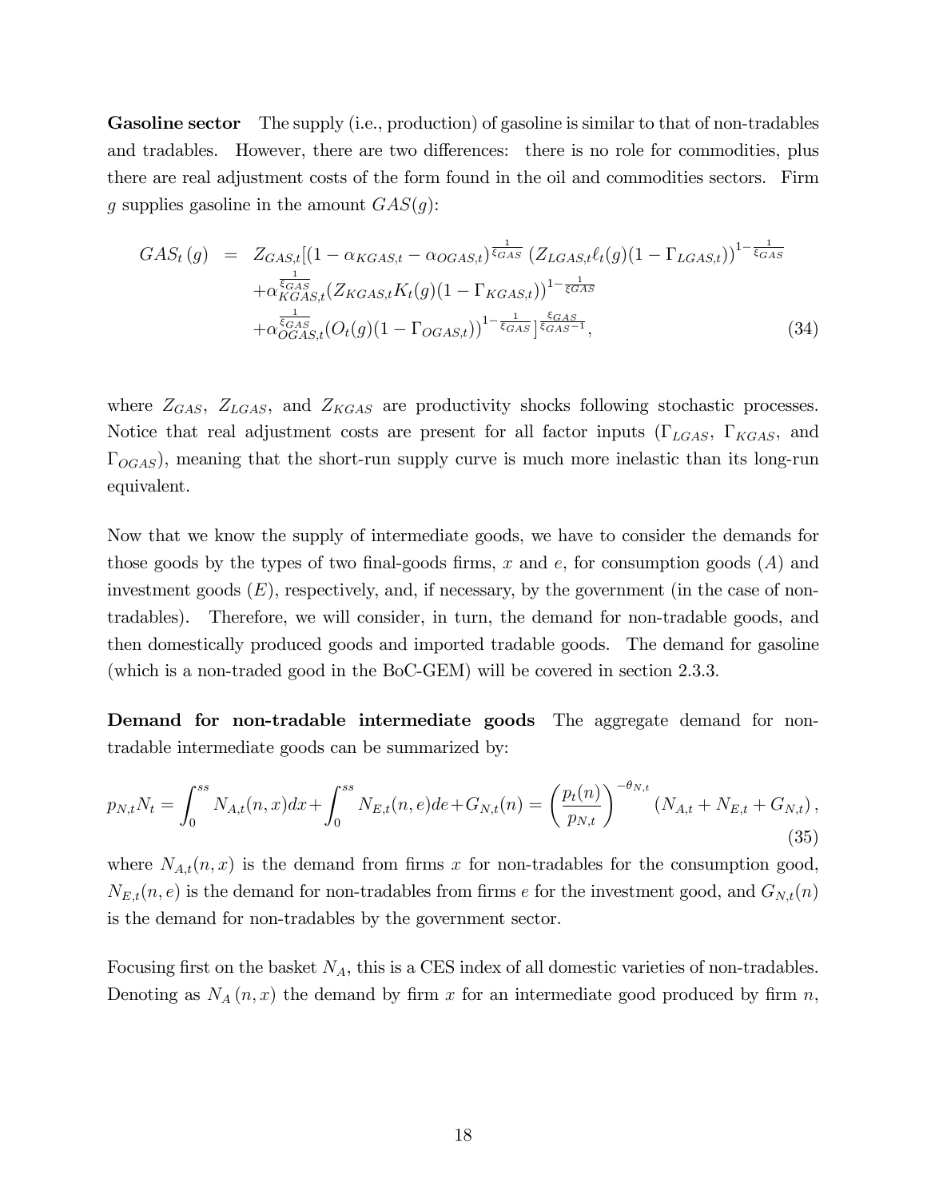**Gasoline sector** The supply (i.e., production) of gasoline is similar to that of non-tradables and tradables. However, there are two differences: there is no role for commodities, plus there are real adjustment costs of the form found in the oil and commodities sectors. Firm $g$ supplies gasoline in the amount $GAS(g)$:

$$
\begin{aligned}
GAS_t(g) \;=\;& Z_{GAS,t}[(1-\alpha_{KGAS,t}-\alpha_{OGAS,t})^{\frac{1}{\xi_{GAS}}}\left(Z_{LGAS,t}\ell_t(g)(1-\Gamma_{LGAS,t})\right)^{1-\frac{1}{\xi_{GAS}}} \\
&+\alpha_{KGAS,t}^{\frac{1}{\xi_{GAS}}}(Z_{KGAS,t}K_t(g)(1-\Gamma_{KGAS,t}))^{1-\frac{1}{\xi_{GAS}}} \\
&+\alpha_{OGAS,t}^{\frac{1}{\xi_{GAS}}}(O_t(g)(1-\Gamma_{OGAS,t}))^{1-\frac{1}{\xi_{GAS}}}]^{\frac{\xi_{GAS}}{\xi_{GAS}-1}},
\end{aligned} \tag{34}
$$

where $Z_{GAS}$, $Z_{LGAS}$, and $Z_{KGAS}$ are productivity shocks following stochastic processes. Notice that real adjustment costs are present for all factor inputs ($\Gamma_{LGAS}$, $\Gamma_{KGAS}$, and $\Gamma_{OGAS}$), meaning that the short-run supply curve is much more inelastic than its long-run equivalent.

Now that we know the supply of intermediate goods, we have to consider the demands for those goods by the types of two final-goods firms, $x$ and $e$, for consumption goods ($A$) and investment goods ($E$), respectively, and, if necessary, by the government (in the case of non-tradables). Therefore, we will consider, in turn, the demand for non-tradable goods, and then domestically produced goods and imported tradable goods. The demand for gasoline (which is a non-traded good in the BoC-GEM) will be covered in section 2.3.3.

**Demand for non-tradable intermediate goods** The aggregate demand for non-tradable intermediate goods can be summarized by:

$$
p_{N,t}N_t = \int_0^{ss} N_{A,t}(n,x)dx + \int_0^{ss} N_{E,t}(n,e)de + G_{N,t}(n) = \left(\frac{p_t(n)}{p_{N,t}}\right)^{-\theta_{N,t}} (N_{A,t}+N_{E,t}+G_{N,t}), \tag{35}
$$

where $N_{A,t}(n,x)$ is the demand from firms $x$ for non-tradables for the consumption good, $N_{E,t}(n,e)$ is the demand for non-tradables from firms $e$ for the investment good, and $G_{N,t}(n)$ is the demand for non-tradables by the government sector.

Focusing first on the basket $N_A$, this is a CES index of all domestic varieties of non-tradables. Denoting as $N_A(n,x)$ the demand by firm $x$ for an intermediate good produced by firm $n$,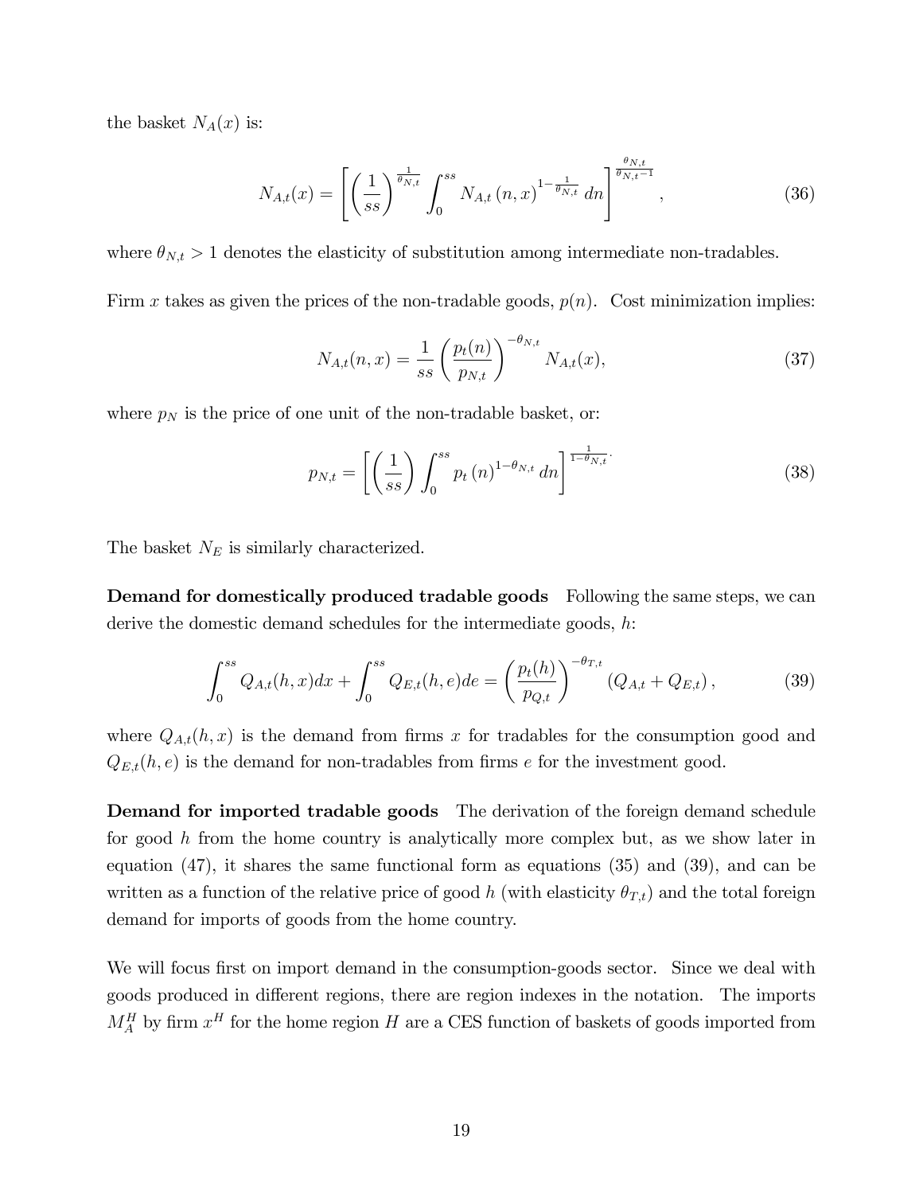the basket $N_A(x)$ is:

$$N_{A,t}(x) = \left[ \left( \frac{1}{ss} \right)^{\frac{1}{\theta_{N,t}}} \int_0^{ss} N_{A,t}(n,x)^{1-\frac{1}{\theta_{N,t}}} dn \right]^{\frac{\theta_{N,t}}{\theta_{N,t}-1}}, \tag{36}$$

where $\theta_{N,t} > 1$ denotes the elasticity of substitution among intermediate non-tradables.

Firm $x$ takes as given the prices of the non-tradable goods, $p(n)$. Cost minimization implies:

$$N_{A,t}(n,x) = \frac{1}{ss} \left( \frac{p_t(n)}{p_{N,t}} \right)^{-\theta_{N,t}} N_{A,t}(x), \tag{37}$$

where $p_N$ is the price of one unit of the non-tradable basket, or:

$$p_{N,t} = \left[ \left( \frac{1}{ss} \right) \int_0^{ss} p_t(n)^{1-\theta_{N,t}} dn \right]^{\frac{1}{1-\theta_{N,t}}}. \tag{38}$$

The basket $N_E$ is similarly characterized.

**Demand for domestically produced tradable goods** Following the same steps, we can derive the domestic demand schedules for the intermediate goods, $h$:

$$\int_0^{ss} Q_{A,t}(h,x)dx + \int_0^{ss} Q_{E,t}(h,e)de = \left( \frac{p_t(h)}{p_{Q,t}} \right)^{-\theta_{T,t}} (Q_{A,t} + Q_{E,t}), \tag{39}$$

where $Q_{A,t}(h,x)$ is the demand from firms $x$ for tradables for the consumption good and $Q_{E,t}(h,e)$ is the demand for non-tradables from firms $e$ for the investment good.

**Demand for imported tradable goods** The derivation of the foreign demand schedule for good $h$ from the home country is analytically more complex but, as we show later in equation (47), it shares the same functional form as equations (35) and (39), and can be written as a function of the relative price of good $h$ (with elasticity $\theta_{T,t}$) and the total foreign demand for imports of goods from the home country.

We will focus first on import demand in the consumption-goods sector. Since we deal with goods produced in different regions, there are region indexes in the notation. The imports $M_A^H$ by firm $x^H$ for the home region $H$ are a CES function of baskets of goods imported from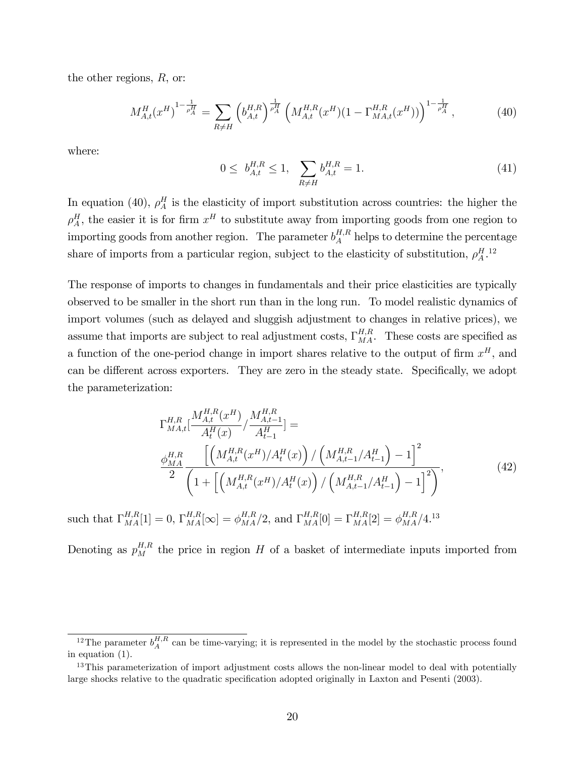the other regions, $R$, or:

$$M_{A,t}^{H}(x^{H})^{1-\frac{1}{\rho_A^H}} = \sum_{R \neq H} \left(b_{A,t}^{H,R}\right)^{\frac{1}{\rho_A^H}} \left(M_{A,t}^{H,R}(x^H)(1-\Gamma_{MA,t}^{H,R}(x^H))\right)^{1-\frac{1}{\rho_A^H}}, \tag{40}$$

where:

$$0 \leq \; b_{A,t}^{H,R} \leq 1, \quad \sum_{R \neq H} b_{A,t}^{H,R} = 1. \tag{41}$$

In equation (40), $\rho_A^H$ is the elasticity of import substitution across countries: the higher the $\rho_A^H$, the easier it is for firm $x^H$ to substitute away from importing goods from one region to importing goods from another region. The parameter $b_A^{H,R}$ helps to determine the percentage share of imports from a particular region, subject to the elasticity of substitution, $\rho_A^H$.[12]

The response of imports to changes in fundamentals and their price elasticities are typically observed to be smaller in the short run than in the long run. To model realistic dynamics of import volumes (such as delayed and sluggish adjustment to changes in relative prices), we assume that imports are subject to real adjustment costs, $\Gamma_{MA}^{H,R}$. These costs are specified as a function of the one-period change in import shares relative to the output of firm $x^H$, and can be different across exporters. They are zero in the steady state. Specifically, we adopt the parameterization:

$$\Gamma_{MA,t}^{H,R}\left[\frac{M_{A,t}^{H,R}(x^H)}{A_t^H(x)} / \frac{M_{A,t-1}^{H,R}}{A_{t-1}^H}\right] = \frac{\phi_{MA}^{H,R}}{2} \frac{\left[\left(M_{A,t}^{H,R}(x^H)/A_t^H(x)\right) / \left(M_{A,t-1}^{H,R}/A_{t-1}^H\right) - 1\right]^2}{\left(1 + \left[\left(M_{A,t}^{H,R}(x^H)/A_t^H(x)\right) / \left(M_{A,t-1}^{H,R}/A_{t-1}^H\right) - 1\right]^2\right)}, \tag{42}$$

such that $\Gamma_{MA}^{H,R}[1] = 0$, $\Gamma_{MA}^{H,R}[\infty] = \phi_{MA}^{H,R}/2$, and $\Gamma_{MA}^{H,R}[0] = \Gamma_{MA}^{H,R}[2] = \phi_{MA}^{H,R}/4$.[13]

Denoting as $p_M^{H,R}$ the price in region $H$ of a basket of intermediate inputs imported from

---

[12] The parameter $b_A^{H,R}$ can be time-varying; it is represented in the model by the stochastic process found in equation (1).

[13] This parameterization of import adjustment costs allows the non-linear model to deal with potentially large shocks relative to the quadratic specification adopted originally in Laxton and Pesenti (2003).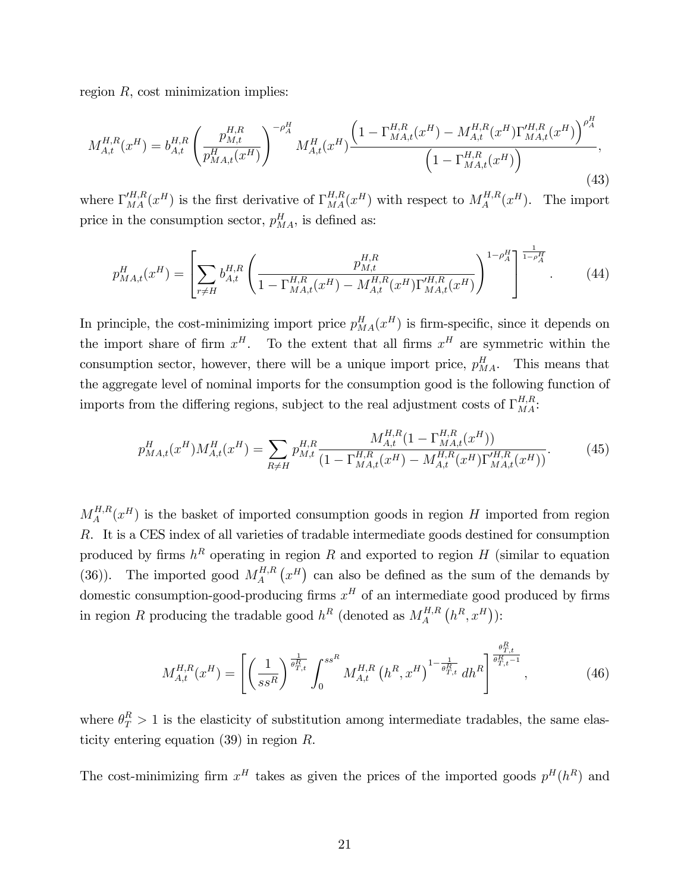region $R$, cost minimization implies:

$$M_{A,t}^{H,R}(x^H) = b_{A,t}^{H,R} \left( \frac{p_{M,t}^{H,R}}{p_{MA,t}^{H}(x^H)} \right)^{-\rho_A^H} M_{A,t}^{H}(x^H) \frac{\left(1 - \Gamma_{MA,t}^{H,R}(x^H) - M_{A,t}^{H,R}(x^H)\Gamma_{MA,t}^{\prime H,R}(x^H)\right)^{\rho_A^H}}{\left(1 - \Gamma_{MA,t}^{H,R}(x^H)\right)}, \tag{43}$$

where $\Gamma_{MA}^{\prime H,R}(x^H)$ is the first derivative of $\Gamma_{MA}^{H,R}(x^H)$ with respect to $M_A^{H,R}(x^H)$. The import price in the consumption sector, $p_{MA}^H$, is defined as:

$$p_{MA,t}^{H}(x^H) = \left[ \sum_{r \neq H} b_{A,t}^{H,R} \left( \frac{p_{M,t}^{H,R}}{1 - \Gamma_{MA,t}^{H,R}(x^H) - M_{A,t}^{H,R}(x^H)\Gamma_{MA,t}^{\prime H,R}(x^H)} \right)^{1-\rho_A^H} \right]^{\frac{1}{1-\rho_A^H}}. \tag{44}$$

In principle, the cost-minimizing import price $p_{MA}^H(x^H)$ is firm-specific, since it depends on the import share of firm $x^H$. To the extent that all firms $x^H$ are symmetric within the consumption sector, however, there will be a unique import price, $p_{MA}^H$. This means that the aggregate level of nominal imports for the consumption good is the following function of imports from the differing regions, subject to the real adjustment costs of $\Gamma_{MA}^{H,R}$:

$$p_{MA,t}^{H}(x^H)M_{A,t}^{H}(x^H) = \sum_{R \neq H} p_{M,t}^{H,R} \frac{M_{A,t}^{H,R}(1 - \Gamma_{MA,t}^{H,R}(x^H))}{(1 - \Gamma_{MA,t}^{H,R}(x^H) - M_{A,t}^{H,R}(x^H)\Gamma_{MA,t}^{\prime H,R}(x^H))}. \tag{45}$$

$M_A^{H,R}(x^H)$ is the basket of imported consumption goods in region $H$ imported from region $R$. It is a CES index of all varieties of tradable intermediate goods destined for consumption produced by firms $h^R$ operating in region $R$ and exported to region $H$ (similar to equation (36)). The imported good $M_A^{H,R}(x^H)$ can also be defined as the sum of the demands by domestic consumption-good-producing firms $x^H$ of an intermediate good produced by firms in region $R$ producing the tradable good $h^R$ (denoted as $M_A^{H,R}(h^R, x^H)$):

$$M_{A,t}^{H,R}(x^H) = \left[ \left( \frac{1}{ss^R} \right)^{\frac{1}{\theta_{T,t}^R}} \int_0^{ss^R} M_{A,t}^{H,R}\left(h^R, x^H\right)^{1-\frac{1}{\theta_{T,t}^R}} dh^R \right]^{\frac{\theta_{T,t}^R}{\theta_{T,t}^R - 1}}, \tag{46}$$

where $\theta_T^R > 1$ is the elasticity of substitution among intermediate tradables, the same elasticity entering equation (39) in region $R$.

The cost-minimizing firm $x^H$ takes as given the prices of the imported goods $p^H(h^R)$ and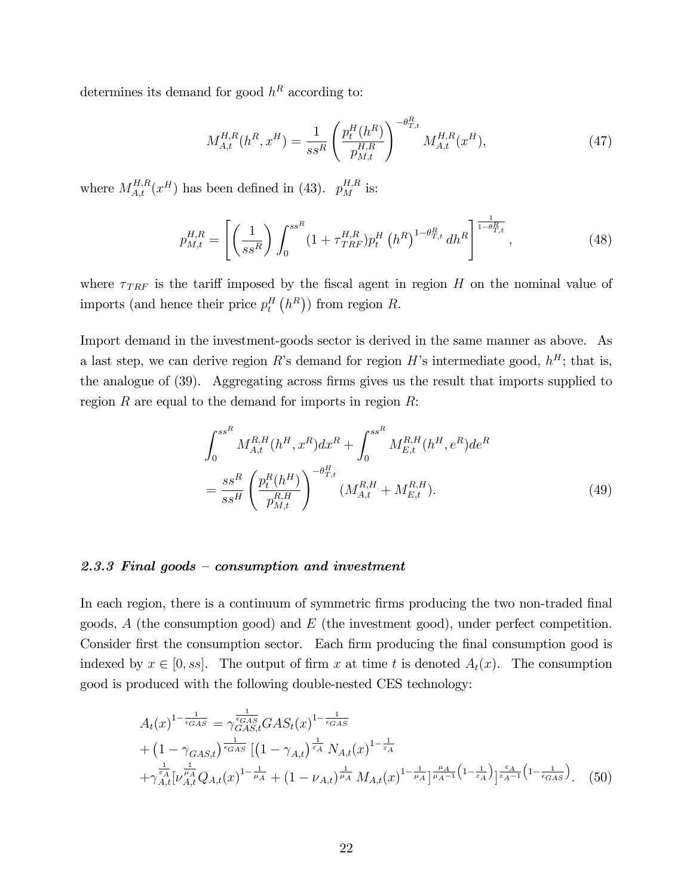determines its demand for good $h^R$ according to:

$$M_{A,t}^{H,R}(h^R, x^H) = \frac{1}{ss^R} \left( \frac{p_t^H(h^R)}{p_{M,t}^{H,R}} \right)^{-\theta_{T,t}^R} M_{A,t}^{H,R}(x^H), \tag{47}$$

where $M_{A,t}^{H,R}(x^H)$ has been defined in (43). $p_M^{H,R}$ is:

$$p_{M,t}^{H,R} = \left[ \left( \frac{1}{ss^R} \right) \int_0^{ss^R} (1 + \tau_{TRF}^{H,R}) p_t^H \left(h^R\right)^{1-\theta_{T,t}^R} dh^R \right]^{\frac{1}{1-\theta_{T,t}^R}}, \tag{48}$$

where $\tau_{TRF}$ is the tariff imposed by the fiscal agent in region $H$ on the nominal value of imports (and hence their price $p_t^H\left(h^R\right)$) from region $R$.

Import demand in the investment-goods sector is derived in the same manner as above. As a last step, we can derive region $R$'s demand for region $H$'s intermediate good, $h^H$; that is, the analogue of (39). Aggregating across firms gives us the result that imports supplied to region $R$ are equal to the demand for imports in region $R$:

$$\begin{aligned}
&\int_0^{ss^R} M_{A,t}^{R,H}(h^H, x^R) dx^R + \int_0^{ss^R} M_{E,t}^{R,H}(h^H, e^R) de^R \\
&= \frac{ss^R}{ss^H} \left( \frac{p_t^R(h^H)}{p_{M,t}^{R,H}} \right)^{-\theta_{T,t}^H} (M_{A,t}^{R,H} + M_{E,t}^{R,H}).
\end{aligned} \tag{49}$$

### *2.3.3 Final goods – consumption and investment*

In each region, there is a continuum of symmetric firms producing the two non-traded final goods, $A$ (the consumption good) and $E$ (the investment good), under perfect competition. Consider first the consumption sector. Each firm producing the final consumption good is indexed by $x \in [0, ss]$. The output of firm $x$ at time $t$ is denoted $A_t(x)$. The consumption good is produced with the following double-nested CES technology:

$$\begin{aligned}
&A_t(x)^{1-\frac{1}{\epsilon_{GAS}}} = \gamma_{GAS,t}^{\frac{1}{\epsilon_{GAS}}} GAS_t(x)^{1-\frac{1}{\epsilon_{GAS}}} \\
&+ \left(1 - \gamma_{GAS,t}\right)^{\frac{1}{\epsilon_{GAS}}} \left[ \left(1 - \gamma_{A,t}\right)^{\frac{1}{\varepsilon_A}} N_{A,t}(x)^{1-\frac{1}{\varepsilon_A}} \right. \\
&\left. + \gamma_{A,t}^{\frac{1}{\varepsilon_A}} [\nu_{A,t}^{\frac{1}{\mu_A}} Q_{A,t}(x)^{1-\frac{1}{\mu_A}} + (1 - \nu_{A,t})^{\frac{1}{\mu_A}} M_{A,t}(x)^{1-\frac{1}{\mu_A}}]^{\frac{\mu_A}{\mu_A - 1}\left(1-\frac{1}{\varepsilon_A}\right)} \right]^{\frac{\varepsilon_A}{\varepsilon_A - 1}\left(1-\frac{1}{\epsilon_{GAS}}\right)}.
\end{aligned} \tag{50}$$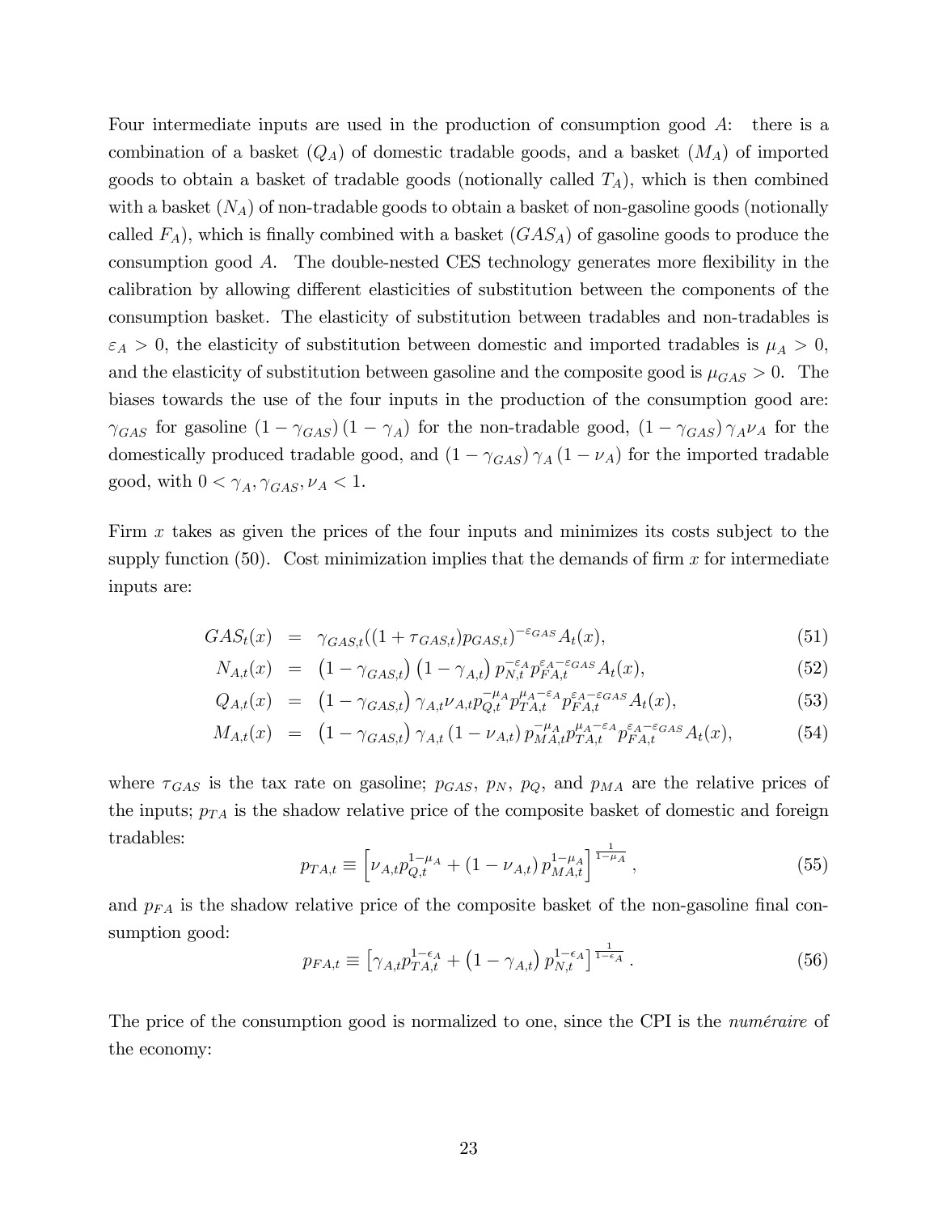Four intermediate inputs are used in the production of consumption good $A$: there is a combination of a basket ($Q_A$) of domestic tradable goods, and a basket ($M_A$) of imported goods to obtain a basket of tradable goods (notionally called $T_A$), which is then combined with a basket ($N_A$) of non-tradable goods to obtain a basket of non-gasoline goods (notionally called $F_A$), which is finally combined with a basket ($GAS_A$) of gasoline goods to produce the consumption good $A$. The double-nested CES technology generates more flexibility in the calibration by allowing different elasticities of substitution between the components of the consumption basket. The elasticity of substitution between tradables and non-tradables is $\varepsilon_A > 0$, the elasticity of substitution between domestic and imported tradables is $\mu_A > 0$, and the elasticity of substitution between gasoline and the composite good is $\mu_{GAS} > 0$. The biases towards the use of the four inputs in the production of the consumption good are: $\gamma_{GAS}$ for gasoline $(1-\gamma_{GAS})(1-\gamma_A)$ for the non-tradable good, $(1-\gamma_{GAS})\gamma_A\nu_A$ for the domestically produced tradable good, and $(1-\gamma_{GAS})\gamma_A(1-\nu_A)$ for the imported tradable good, with $0 < \gamma_A, \gamma_{GAS}, \nu_A < 1$.

Firm $x$ takes as given the prices of the four inputs and minimizes its costs subject to the supply function (50). Cost minimization implies that the demands of firm $x$ for intermediate inputs are:

$$
\begin{aligned}
GAS_t(x) &= \gamma_{GAS,t}((1+\tau_{GAS,t})p_{GAS,t})^{-\varepsilon_{GAS}}A_t(x), && (51)\\
N_{A,t}(x) &= \left(1-\gamma_{GAS,t}\right)\left(1-\gamma_{A,t}\right)p_{N,t}^{-\varepsilon_A}p_{FA,t}^{\varepsilon_A-\varepsilon_{GAS}}A_t(x), && (52)\\
Q_{A,t}(x) &= \left(1-\gamma_{GAS,t}\right)\gamma_{A,t}\nu_{A,t}p_{Q,t}^{-\mu_A}p_{TA,t}^{\mu_A-\varepsilon_A}p_{FA,t}^{\varepsilon_A-\varepsilon_{GAS}}A_t(x), && (53)\\
M_{A,t}(x) &= \left(1-\gamma_{GAS,t}\right)\gamma_{A,t}\left(1-\nu_{A,t}\right)p_{MA,t}^{-\mu_A}p_{TA,t}^{\mu_A-\varepsilon_A}p_{FA,t}^{\varepsilon_A-\varepsilon_{GAS}}A_t(x), && (54)
\end{aligned}
$$

where $\tau_{GAS}$ is the tax rate on gasoline; $p_{GAS}$, $p_N$, $p_Q$, and $p_{MA}$ are the relative prices of the inputs; $p_{TA}$ is the shadow relative price of the composite basket of domestic and foreign tradables:

$$
p_{TA,t} \equiv \left[\nu_{A,t}p_{Q,t}^{1-\mu_A} + \left(1-\nu_{A,t}\right)p_{MA,t}^{1-\mu_A}\right]^{\frac{1}{1-\mu_A}}, \qquad (55)
$$

and $p_{FA}$ is the shadow relative price of the composite basket of the non-gasoline final consumption good:

$$
p_{FA,t} \equiv \left[\gamma_{A,t}p_{TA,t}^{1-\epsilon_A} + \left(1-\gamma_{A,t}\right)p_{N,t}^{1-\epsilon_A}\right]^{\frac{1}{1-\epsilon_A}}. \qquad (56)
$$

The price of the consumption good is normalized to one, since the CPI is the *numéraire* of the economy: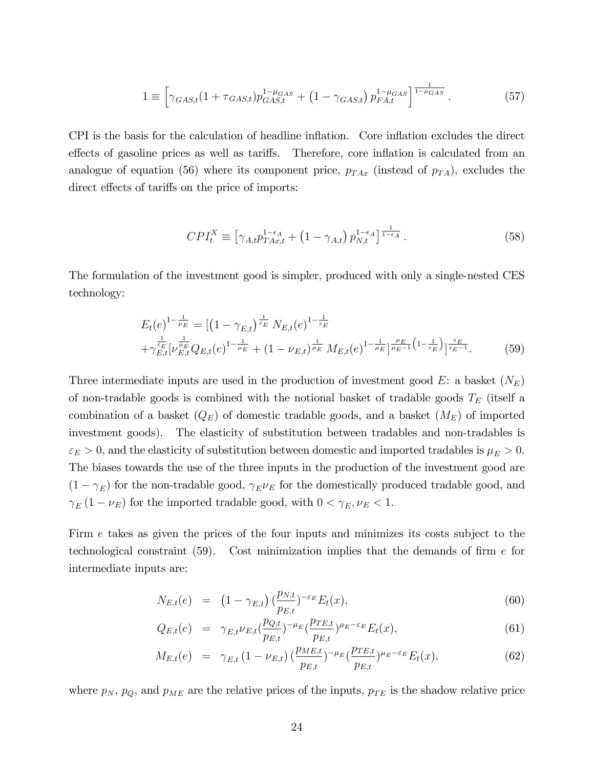$$1 \equiv \left[ \gamma_{GAS,t}(1+\tau_{GAS,t}) p_{GAS,t}^{1-\mu_{GAS}} + \left(1-\gamma_{GAS,t}\right) p_{FA,t}^{1-\mu_{GAS}} \right]^{\frac{1}{1-\mu_{GAS}}}. \tag{57}$$

CPI is the basis for the calculation of headline inflation. Core inflation excludes the direct effects of gasoline prices as well as tariffs. Therefore, core inflation is calculated from an analogue of equation (56) where its component price, $p_{TAx}$ (instead of $p_{TA}$), excludes the direct effects of tariffs on the price of imports:

$$CPI_t^X \equiv \left[ \gamma_{A,t} p_{TAx,t}^{1-\epsilon_A} + \left(1-\gamma_{A,t}\right) p_{N,t}^{1-\epsilon_A} \right]^{\frac{1}{1-\epsilon_A}}. \tag{58}$$

The formulation of the investment good is simpler, produced with only a single-nested CES technology:

$$\begin{aligned} E_t(e)^{1-\frac{1}{\mu_E}} &= [\left(1-\gamma_{E,t}\right)^{\frac{1}{\varepsilon_E}} N_{E,t}(e)^{1-\frac{1}{\varepsilon_E}} \\ &+ \gamma_{E,t}^{\frac{1}{\varepsilon_E}} [\nu_{E,t}^{\frac{1}{\mu_E}} Q_{E,t}(e)^{1-\frac{1}{\mu_E}} + (1-\nu_{E,t})^{\frac{1}{\mu_E}} M_{E,t}(e)^{1-\frac{1}{\mu_E}}]^{\frac{\mu_E}{\mu_E-1}\left(1-\frac{1}{\varepsilon_E}\right)}]^{\frac{\varepsilon_E}{\varepsilon_E-1}}. \end{aligned} \tag{59}$$

Three intermediate inputs are used in the production of investment good $E$: a basket ($N_E$) of non-tradable goods is combined with the notional basket of tradable goods $T_E$ (itself a combination of a basket ($Q_E$) of domestic tradable goods, and a basket ($M_E$) of imported investment goods). The elasticity of substitution between tradables and non-tradables is $\varepsilon_E > 0$, and the elasticity of substitution between domestic and imported tradables is $\mu_E > 0$. The biases towards the use of the three inputs in the production of the investment good are $(1-\gamma_E)$ for the non-tradable good, $\gamma_E \nu_E$ for the domestically produced tradable good, and $\gamma_E (1-\nu_E)$ for the imported tradable good, with $0 < \gamma_E, \nu_E < 1$.

Firm $e$ takes as given the prices of the four inputs and minimizes its costs subject to the technological constraint (59). Cost minimization implies that the demands of firm $e$ for intermediate inputs are:

$$N_{E,t}(e) = \left(1-\gamma_{E,t}\right) \left(\frac{p_{N,t}}{p_{E,t}}\right)^{-\varepsilon_E} E_t(x), \tag{60}$$

$$Q_{E,t}(e) = \gamma_{E,t} \nu_{E,t} \left(\frac{p_{Q,t}}{p_{E,t}}\right)^{-\mu_E} \left(\frac{p_{TE,t}}{p_{E,t}}\right)^{\mu_E-\varepsilon_E} E_t(x), \tag{61}$$

$$M_{E,t}(e) = \gamma_{E,t} \left(1-\nu_{E,t}\right) \left(\frac{p_{ME,t}}{p_{E,t}}\right)^{-\mu_E} \left(\frac{p_{TE,t}}{p_{E,t}}\right)^{\mu_E-\varepsilon_E} E_t(x), \tag{62}$$

where $p_N$, $p_Q$, and $p_{ME}$ are the relative prices of the inputs, $p_{TE}$ is the shadow relative price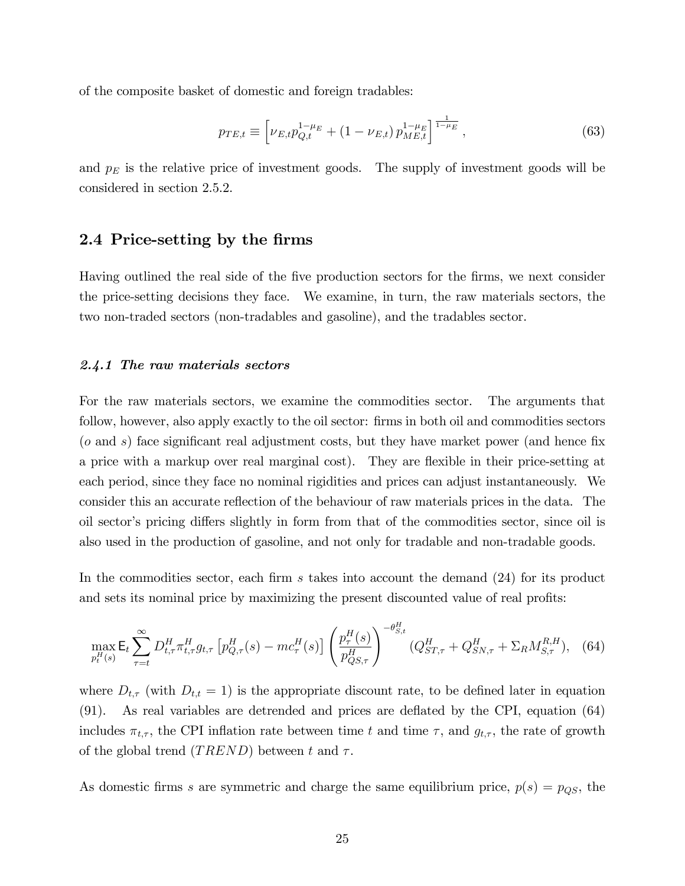of the composite basket of domestic and foreign tradables:

$$p_{TE,t} \equiv \left[ \nu_{E,t} p_{Q,t}^{1-\mu_E} + (1-\nu_{E,t}) \, p_{ME,t}^{1-\mu_E} \right]^{\frac{1}{1-\mu_E}}, \tag{63}$$

and $p_E$ is the relative price of investment goods. The supply of investment goods will be considered in section 2.5.2.

## 2.4 Price-setting by the firms

Having outlined the real side of the five production sectors for the firms, we next consider the price-setting decisions they face. We examine, in turn, the raw materials sectors, the two non-traded sectors (non-tradables and gasoline), and the tradables sector.

### *2.4.1 The raw materials sectors*

For the raw materials sectors, we examine the commodities sector. The arguments that follow, however, also apply exactly to the oil sector: firms in both oil and commodities sectors ($o$ and $s$) face significant real adjustment costs, but they have market power (and hence fix a price with a markup over real marginal cost). They are flexible in their price-setting at each period, since they face no nominal rigidities and prices can adjust instantaneously. We consider this an accurate reflection of the behaviour of raw materials prices in the data. The oil sector's pricing differs slightly in form from that of the commodities sector, since oil is also used in the production of gasoline, and not only for tradable and non-tradable goods.

In the commodities sector, each firm $s$ takes into account the demand (24) for its product and sets its nominal price by maximizing the present discounted value of real profits:

$$\max_{p_t^H(s)} \mathsf{E}_t \sum_{\tau=t}^{\infty} D_{t,\tau}^H \pi_{t,\tau}^H g_{t,\tau} \left[ p_{Q,\tau}^H(s) - mc_\tau^H(s) \right] \left( \frac{p_\tau^H(s)}{p_{QS,\tau}^H} \right)^{-\theta_{S,t}^H} (Q_{ST,\tau}^H + Q_{SN,\tau}^H + \Sigma_R M_{S,\tau}^{R,H}), \tag{64}$$

where $D_{t,\tau}$ (with $D_{t,t} = 1$) is the appropriate discount rate, to be defined later in equation (91). As real variables are detrended and prices are deflated by the CPI, equation (64) includes $\pi_{t,\tau}$, the CPI inflation rate between time $t$ and time $\tau$, and $g_{t,\tau}$, the rate of growth of the global trend ($TREND$) between $t$ and $\tau$.

As domestic firms $s$ are symmetric and charge the same equilibrium price, $p(s) = p_{QS}$, the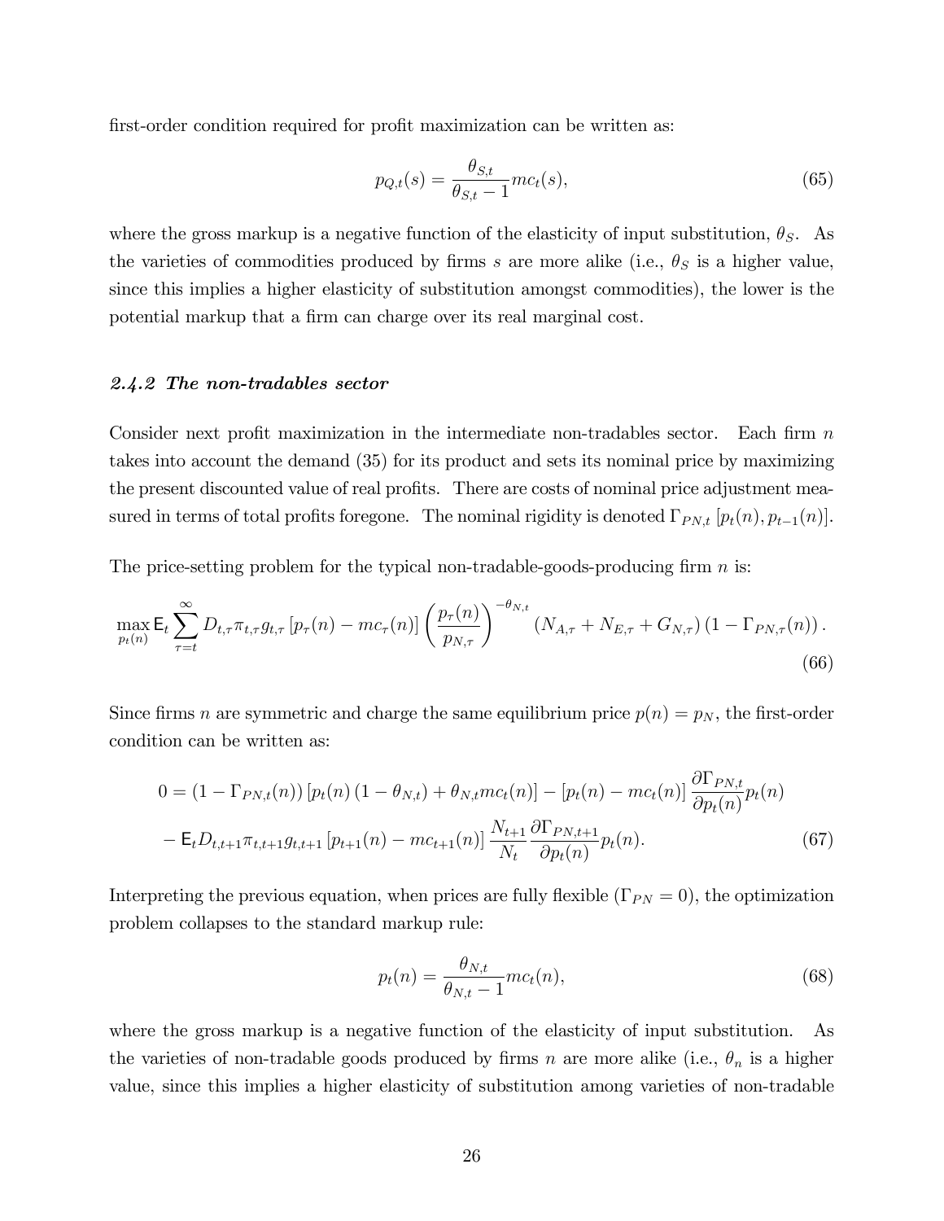first-order condition required for profit maximization can be written as:

$$p_{Q,t}(s) = \frac{\theta_{S,t}}{\theta_{S,t} - 1} mc_t(s), \tag{65}$$

where the gross markup is a negative function of the elasticity of input substitution, $\theta_S$. As the varieties of commodities produced by firms $s$ are more alike (i.e., $\theta_S$ is a higher value, since this implies a higher elasticity of substitution amongst commodities), the lower is the potential markup that a firm can charge over its real marginal cost.

### *2.4.2 The non-tradables sector*

Consider next profit maximization in the intermediate non-tradables sector. Each firm $n$ takes into account the demand (35) for its product and sets its nominal price by maximizing the present discounted value of real profits. There are costs of nominal price adjustment measured in terms of total profits foregone. The nominal rigidity is denoted $\Gamma_{PN,t}\left[p_t(n), p_{t-1}(n)\right]$.

The price-setting problem for the typical non-tradable-goods-producing firm $n$ is:

$$\max_{p_t(n)} \mathsf{E}_t \sum_{\tau=t}^{\infty} D_{t,\tau}\pi_{t,\tau}g_{t,\tau}\left[p_\tau(n) - mc_\tau(n)\right]\left(\frac{p_\tau(n)}{p_{N,\tau}}\right)^{-\theta_{N,t}}\left(N_{A,\tau} + N_{E,\tau} + G_{N,\tau}\right)\left(1 - \Gamma_{PN,\tau}(n)\right). \tag{66}$$

Since firms $n$ are symmetric and charge the same equilibrium price $p(n) = p_N$, the first-order condition can be written as:

$$\begin{aligned} 0 = {} & \left(1 - \Gamma_{PN,t}(n)\right)\left[p_t(n)\left(1 - \theta_{N,t}\right) + \theta_{N,t}mc_t(n)\right] - \left[p_t(n) - mc_t(n)\right]\frac{\partial \Gamma_{PN,t}}{\partial p_t(n)}p_t(n) \\ & - \mathsf{E}_t D_{t,t+1}\pi_{t,t+1}g_{t,t+1}\left[p_{t+1}(n) - mc_{t+1}(n)\right]\frac{N_{t+1}}{N_t}\frac{\partial \Gamma_{PN,t+1}}{\partial p_t(n)}p_t(n). \end{aligned} \tag{67}$$

Interpreting the previous equation, when prices are fully flexible ($\Gamma_{PN} = 0$), the optimization problem collapses to the standard markup rule:

$$p_t(n) = \frac{\theta_{N,t}}{\theta_{N,t} - 1} mc_t(n), \tag{68}$$

where the gross markup is a negative function of the elasticity of input substitution. As the varieties of non-tradable goods produced by firms $n$ are more alike (i.e., $\theta_n$ is a higher value, since this implies a higher elasticity of substitution among varieties of non-tradable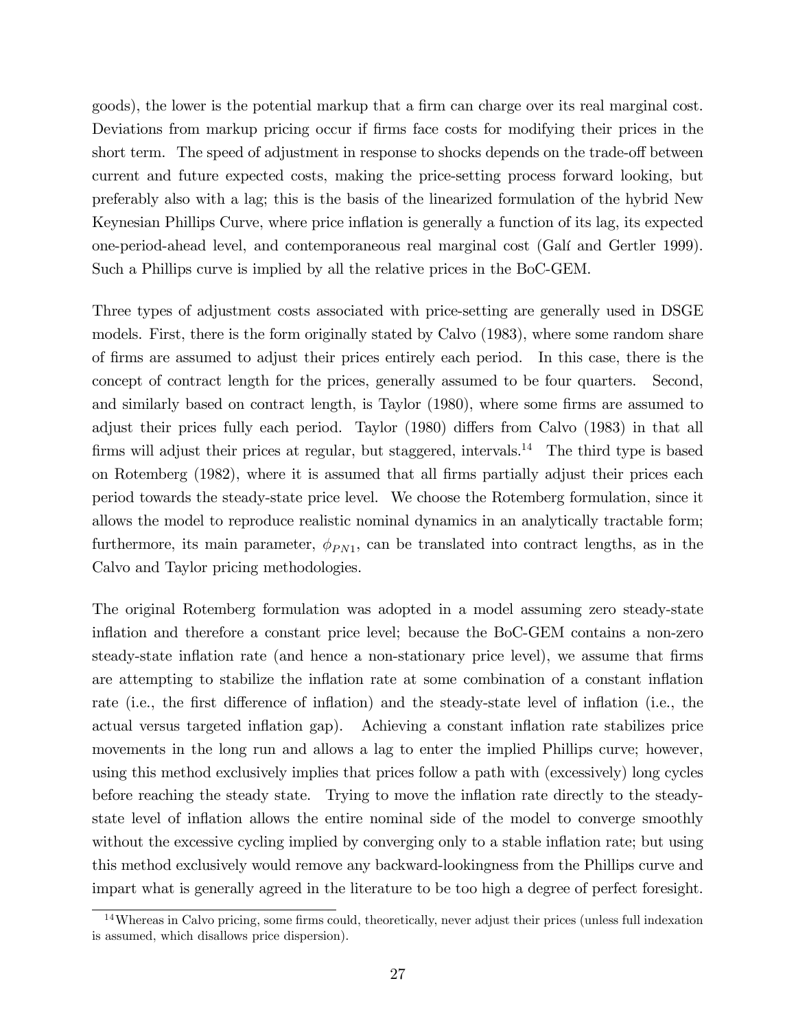goods), the lower is the potential markup that a firm can charge over its real marginal cost. Deviations from markup pricing occur if firms face costs for modifying their prices in the short term. The speed of adjustment in response to shocks depends on the trade-off between current and future expected costs, making the price-setting process forward looking, but preferably also with a lag; this is the basis of the linearized formulation of the hybrid New Keynesian Phillips Curve, where price inflation is generally a function of its lag, its expected one-period-ahead level, and contemporaneous real marginal cost (Galí and Gertler 1999). Such a Phillips curve is implied by all the relative prices in the BoC-GEM.

Three types of adjustment costs associated with price-setting are generally used in DSGE models. First, there is the form originally stated by Calvo (1983), where some random share of firms are assumed to adjust their prices entirely each period. In this case, there is the concept of contract length for the prices, generally assumed to be four quarters. Second, and similarly based on contract length, is Taylor (1980), where some firms are assumed to adjust their prices fully each period. Taylor (1980) differs from Calvo (1983) in that all firms will adjust their prices at regular, but staggered, intervals.[14] The third type is based on Rotemberg (1982), where it is assumed that all firms partially adjust their prices each period towards the steady-state price level. We choose the Rotemberg formulation, since it allows the model to reproduce realistic nominal dynamics in an analytically tractable form; furthermore, its main parameter, $\phi_{PN1}$, can be translated into contract lengths, as in the Calvo and Taylor pricing methodologies.

The original Rotemberg formulation was adopted in a model assuming zero steady-state inflation and therefore a constant price level; because the BoC-GEM contains a non-zero steady-state inflation rate (and hence a non-stationary price level), we assume that firms are attempting to stabilize the inflation rate at some combination of a constant inflation rate (i.e., the first difference of inflation) and the steady-state level of inflation (i.e., the actual versus targeted inflation gap). Achieving a constant inflation rate stabilizes price movements in the long run and allows a lag to enter the implied Phillips curve; however, using this method exclusively implies that prices follow a path with (excessively) long cycles before reaching the steady state. Trying to move the inflation rate directly to the steady-state level of inflation allows the entire nominal side of the model to converge smoothly without the excessive cycling implied by converging only to a stable inflation rate; but using this method exclusively would remove any backward-lookingness from the Phillips curve and impart what is generally agreed in the literature to be too high a degree of perfect foresight.

[14] Whereas in Calvo pricing, some firms could, theoretically, never adjust their prices (unless full indexation is assumed, which disallows price dispersion).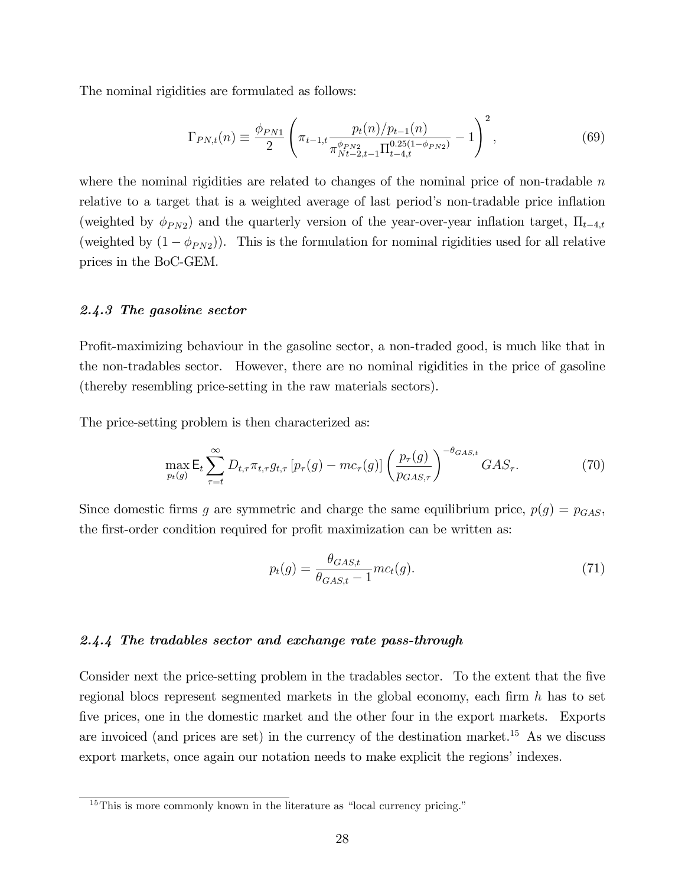The nominal rigidities are formulated as follows:

$$\Gamma_{PN,t}(n) \equiv \frac{\phi_{PN1}}{2}\left(\pi_{t-1,t}\frac{p_t(n)/p_{t-1}(n)}{\pi_{Nt-2,t-1}^{\phi_{PN2}}\Pi_{t-4,t}^{0.25(1-\phi_{PN2})}} - 1\right)^2, \tag{69}$$

where the nominal rigidities are related to changes of the nominal price of non-tradable $n$ relative to a target that is a weighted average of last period's non-tradable price inflation (weighted by $\phi_{PN2}$) and the quarterly version of the year-over-year inflation target, $\Pi_{t-4,t}$ (weighted by $(1-\phi_{PN2})$). This is the formulation for nominal rigidities used for all relative prices in the BoC-GEM.

### *2.4.3 The gasoline sector*

Profit-maximizing behaviour in the gasoline sector, a non-traded good, is much like that in the non-tradables sector. However, there are no nominal rigidities in the price of gasoline (thereby resembling price-setting in the raw materials sectors).

The price-setting problem is then characterized as:

$$\max_{p_t(g)} \mathsf{E}_t \sum_{\tau=t}^{\infty} D_{t,\tau}\pi_{t,\tau}g_{t,\tau}\left[p_\tau(g) - mc_\tau(g)\right]\left(\frac{p_\tau(g)}{p_{GAS,\tau}}\right)^{-\theta_{GAS,t}} GAS_\tau. \tag{70}$$

Since domestic firms $g$ are symmetric and charge the same equilibrium price, $p(g) = p_{GAS}$, the first-order condition required for profit maximization can be written as:

$$p_t(g) = \frac{\theta_{GAS,t}}{\theta_{GAS,t} - 1}mc_t(g). \tag{71}$$

### *2.4.4 The tradables sector and exchange rate pass-through*

Consider next the price-setting problem in the tradables sector. To the extent that the five regional blocs represent segmented markets in the global economy, each firm $h$ has to set five prices, one in the domestic market and the other four in the export markets. Exports are invoiced (and prices are set) in the currency of the destination market.[15] As we discuss export markets, once again our notation needs to make explicit the regions' indexes.

[15] This is more commonly known in the literature as "local currency pricing."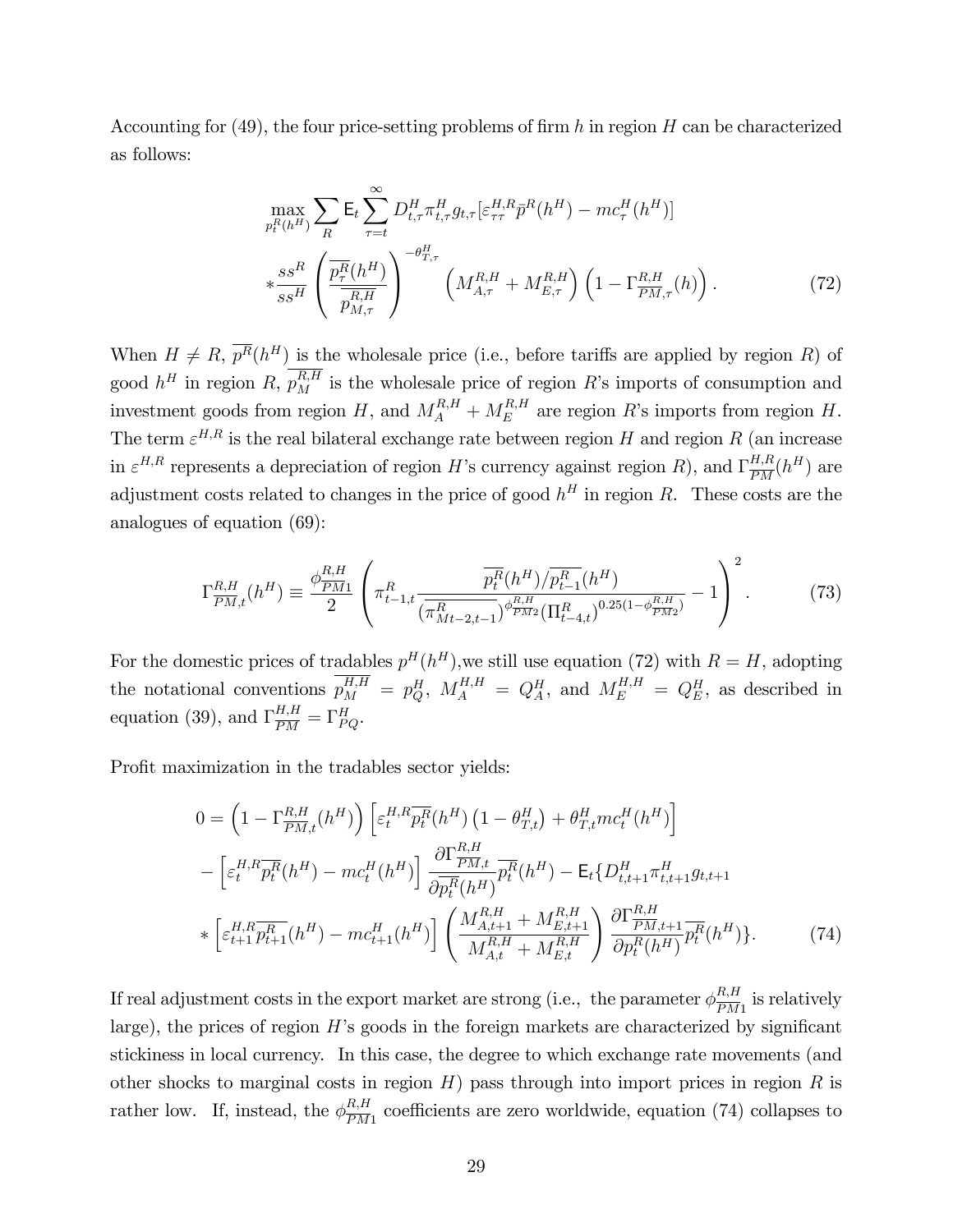Accounting for (49), the four price-setting problems of firm $h$ in region $H$ can be characterized as follows:

$$\max_{p_t^R(h^H)} \sum_R \mathsf{E}_t \sum_{\tau=t}^{\infty} D_{t,\tau}^H \pi_{t,\tau}^H g_{t,\tau} [\varepsilon_{\tau\tau}^{H,R} \bar{p}^R(h^H) - mc_\tau^H(h^H)]$$
$$* \frac{ss^R}{ss^H} \left( \frac{\overline{p_\tau^R}(h^H)}{\overline{p_{M,\tau}^{R,H}}} \right)^{-\theta_{T,\tau}^H} \left( M_{A,\tau}^{R,H} + M_{E,\tau}^{R,H} \right) \left( 1 - \Gamma_{\overline{PM},\tau}^{R,H}(h) \right). \tag{72}$$

When $H \neq R$, $\overline{p^R}(h^H)$ is the wholesale price (i.e., before tariffs are applied by region $R$) of good $h^H$ in region $R$, $\overline{p_M^{R,H}}$ is the wholesale price of region $R$'s imports of consumption and investment goods from region $H$, and $M_A^{R,H} + M_E^{R,H}$ are region $R$'s imports from region $H$. The term $\varepsilon^{H,R}$ is the real bilateral exchange rate between region $H$ and region $R$ (an increase in $\varepsilon^{H,R}$ represents a depreciation of region $H$'s currency against region $R$), and $\Gamma_{\overline{PM}}^{H,R}(h^H)$ are adjustment costs related to changes in the price of good $h^H$ in region $R$. These costs are the analogues of equation (69):

$$\Gamma_{\overline{PM},t}^{R,H}(h^H) \equiv \frac{\phi_{\overline{PM}1}^{R,H}}{2} \left( \pi_{t-1,t}^R \frac{\overline{p_t^R}(h^H)/\overline{p_{t-1}^R}(h^H)}{(\overline{\pi_{Mt-2,t-1}^R})^{\phi_{\overline{PM}2}^{R,H}} (\Pi_{t-4,t}^R)^{0.25(1-\phi_{\overline{PM}2}^{R,H})}} - 1 \right)^2. \tag{73}$$

For the domestic prices of tradables $p^H(h^H)$,we still use equation (72) with $R = H$, adopting the notational conventions $\overline{p_M^{H,H}} = p_Q^H$, $M_A^{H,H} = Q_A^H$, and $M_E^{H,H} = Q_E^H$, as described in equation (39), and $\Gamma_{\overline{PM}}^{H,H} = \Gamma_{PQ}^H$.

Profit maximization in the tradables sector yields:

$$0 = \left(1 - \Gamma_{\overline{PM},t}^{R,H}(h^H)\right) \left[ \varepsilon_t^{H,R} \overline{p_t^R}(h^H) \left(1 - \theta_{T,t}^H\right) + \theta_{T,t}^H mc_t^H(h^H) \right]$$
$$- \left[ \varepsilon_t^{H,R} \overline{p_t^R}(h^H) - mc_t^H(h^H) \right] \frac{\partial \Gamma_{\overline{PM},t}^{R,H}}{\partial \overline{p_t^R}(h^H)} \overline{p_t^R}(h^H) - \mathsf{E}_t \{ D_{t,t+1}^H \pi_{t,t+1}^H g_{t,t+1}$$
$$* \left[ \varepsilon_{t+1}^{H,R} \overline{p_{t+1}^R}(h^H) - mc_{t+1}^H(h^H) \right] \left( \frac{M_{A,t+1}^{R,H} + M_{E,t+1}^{R,H}}{M_{A,t}^{R,H} + M_{E,t}^{R,H}} \right) \frac{\partial \Gamma_{\overline{PM},t+1}^{R,H}}{\partial p_t^R(h^H)} \overline{p_t^R}(h^H) \}. \tag{74}$$

If real adjustment costs in the export market are strong (i.e., the parameter $\phi_{\overline{PM}1}^{R,H}$ is relatively large), the prices of region $H$'s goods in the foreign markets are characterized by significant stickiness in local currency. In this case, the degree to which exchange rate movements (and other shocks to marginal costs in region $H$) pass through into import prices in region $R$ is rather low. If, instead, the $\phi_{\overline{PM}1}^{R,H}$ coefficients are zero worldwide, equation (74) collapses to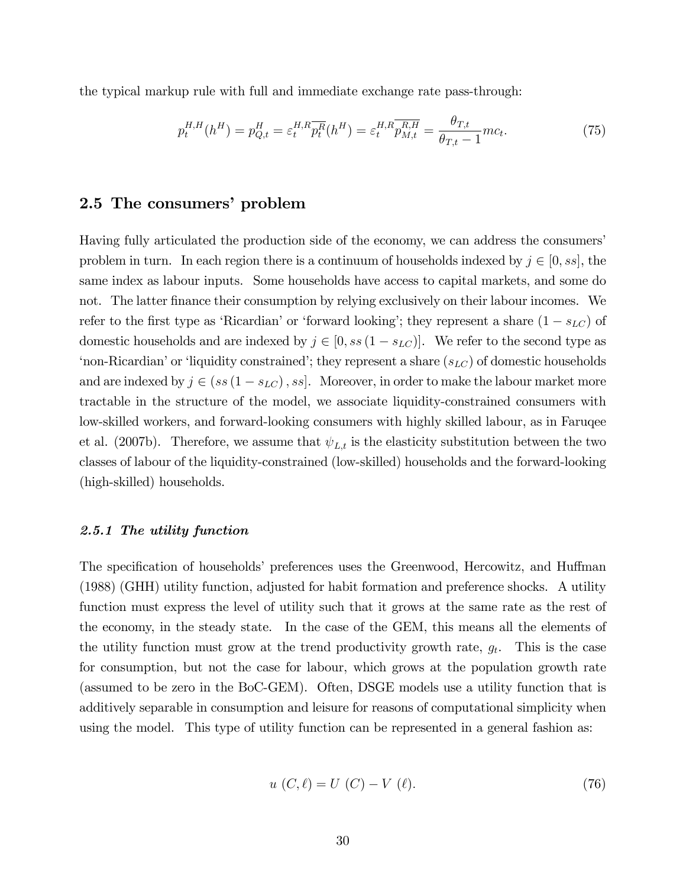the typical markup rule with full and immediate exchange rate pass-through:

$$p_t^{H,H}(h^H) = p_{Q,t}^H = \varepsilon_t^{H,R}\overline{p_t^R}(h^H) = \varepsilon_t^{H,R}\overline{p_{M,t}^{R,H}} = \frac{\theta_{T,t}}{\theta_{T,t}-1}mc_t. \tag{75}$$

## 2.5 The consumers' problem

Having fully articulated the production side of the economy, we can address the consumers' problem in turn. In each region there is a continuum of households indexed by $j \in [0, ss]$, the same index as labour inputs. Some households have access to capital markets, and some do not. The latter finance their consumption by relying exclusively on their labour incomes. We refer to the first type as 'Ricardian' or 'forward looking'; they represent a share $(1 - s_{LC})$ of domestic households and are indexed by $j \in [0, ss(1 - s_{LC})]$. We refer to the second type as 'non-Ricardian' or 'liquidity constrained'; they represent a share $(s_{LC})$ of domestic households and are indexed by $j \in (ss(1 - s_{LC}), ss]$. Moreover, in order to make the labour market more tractable in the structure of the model, we associate liquidity-constrained consumers with low-skilled workers, and forward-looking consumers with highly skilled labour, as in Faruqee et al. (2007b). Therefore, we assume that $\psi_{L,t}$ is the elasticity substitution between the two classes of labour of the liquidity-constrained (low-skilled) households and the forward-looking (high-skilled) households.

### *2.5.1 The utility function*

The specification of households' preferences uses the Greenwood, Hercowitz, and Huffman (1988) (GHH) utility function, adjusted for habit formation and preference shocks. A utility function must express the level of utility such that it grows at the same rate as the rest of the economy, in the steady state. In the case of the GEM, this means all the elements of the utility function must grow at the trend productivity growth rate, $g_t$. This is the case for consumption, but not the case for labour, which grows at the population growth rate (assumed to be zero in the BoC-GEM). Often, DSGE models use a utility function that is additively separable in consumption and leisure for reasons of computational simplicity when using the model. This type of utility function can be represented in a general fashion as:

$$u\ (C, \ell) = U\ (C) - V\ (\ell). \tag{76}$$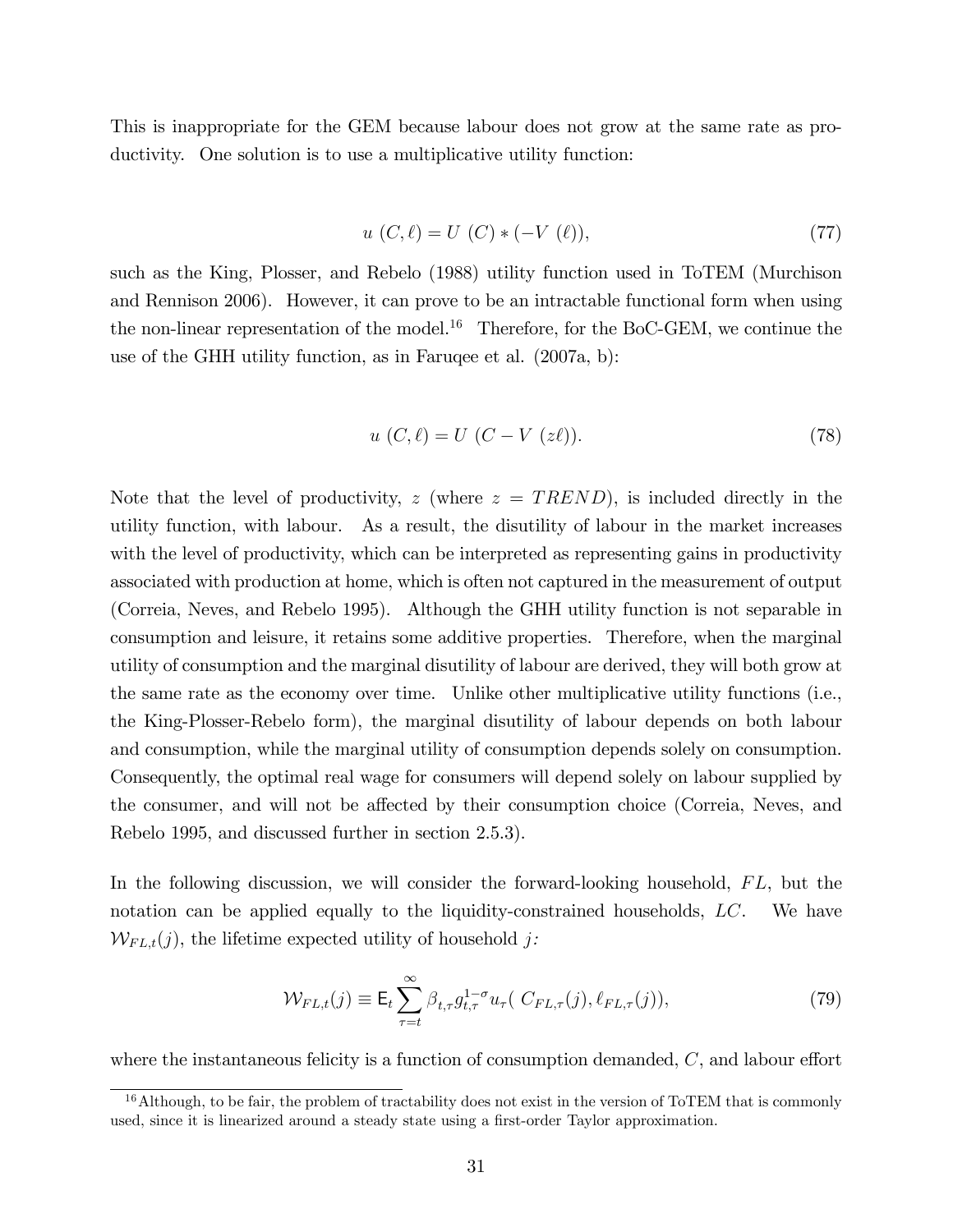This is inappropriate for the GEM because labour does not grow at the same rate as productivity. One solution is to use a multiplicative utility function:

$$u\ (C, \ell) = U\ (C) * (-V\ (\ell)), \tag{77}$$

such as the King, Plosser, and Rebelo (1988) utility function used in ToTEM (Murchison and Rennison 2006). However, it can prove to be an intractable functional form when using the non-linear representation of the model.[16] Therefore, for the BoC-GEM, we continue the use of the GHH utility function, as in Faruqee et al. (2007a, b):

$$u\ (C, \ell) = U\ (C - V\ (z\ell)). \tag{78}$$

Note that the level of productivity, $z$ (where $z = TREND$), is included directly in the utility function, with labour. As a result, the disutility of labour in the market increases with the level of productivity, which can be interpreted as representing gains in productivity associated with production at home, which is often not captured in the measurement of output (Correia, Neves, and Rebelo 1995). Although the GHH utility function is not separable in consumption and leisure, it retains some additive properties. Therefore, when the marginal utility of consumption and the marginal disutility of labour are derived, they will both grow at the same rate as the economy over time. Unlike other multiplicative utility functions (i.e., the King-Plosser-Rebelo form), the marginal disutility of labour depends on both labour and consumption, while the marginal utility of consumption depends solely on consumption. Consequently, the optimal real wage for consumers will depend solely on labour supplied by the consumer, and will not be affected by their consumption choice (Correia, Neves, and Rebelo 1995, and discussed further in section 2.5.3).

In the following discussion, we will consider the forward-looking household, $FL$, but the notation can be applied equally to the liquidity-constrained households, $LC$. We have $\mathcal{W}_{FL,t}(j)$, the lifetime expected utility of household $j$:

$$\mathcal{W}_{FL,t}(j) \equiv \mathsf{E}_t \sum_{\tau=t}^{\infty} \beta_{t,\tau} g_{t,\tau}^{1-\sigma} u_\tau(\ C_{FL,\tau}(j), \ell_{FL,\tau}(j)), \tag{79}$$

where the instantaneous felicity is a function of consumption demanded, $C$, and labour effort

[16] Although, to be fair, the problem of tractability does not exist in the version of ToTEM that is commonly used, since it is linearized around a steady state using a first-order Taylor approximation.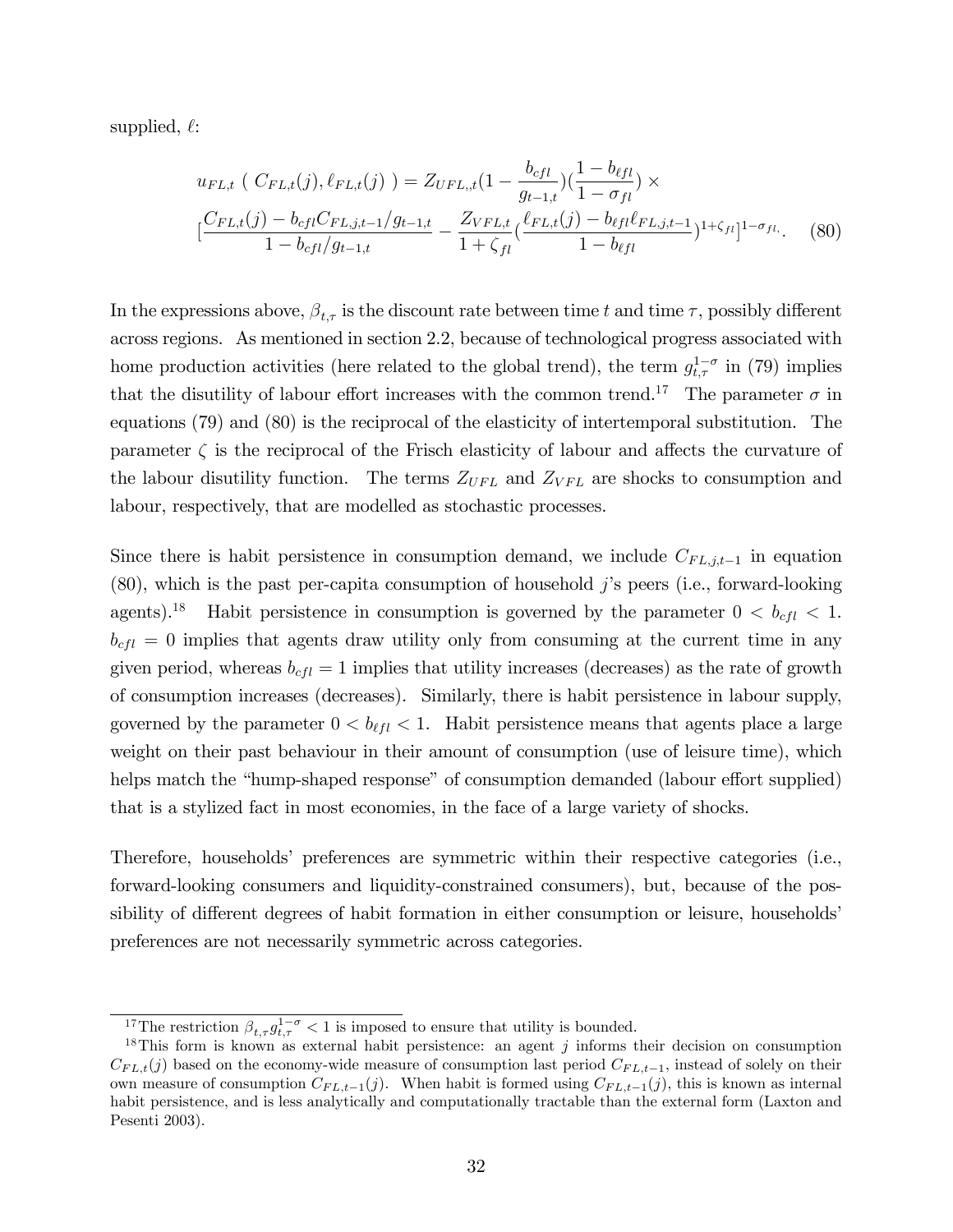supplied, $\ell$:

$$u_{FL,t}\ (\ C_{FL,t}(j), \ell_{FL,t}(j)\ ) = Z_{UFL,,t}(1 - \frac{b_{cfl}}{g_{t-1,t}})(\frac{1-b_{\ell fl}}{1-\sigma_{fl}}) \times$$
$$[\frac{C_{FL,t}(j) - b_{cfl}C_{FL,j,t-1}/g_{t-1,t}}{1 - b_{cfl}/g_{t-1,t}} - \frac{Z_{VFL,t}}{1+\zeta_{fl}}(\frac{\ell_{FL,t}(j) - b_{\ell fl}\ell_{FL,j,t-1}}{1-b_{\ell fl}})^{1+\zeta_{fl}}]^{1-\sigma_{fl,}}. \quad (80)$$

In the expressions above, $\beta_{t,\tau}$ is the discount rate between time $t$ and time $\tau$, possibly different across regions. As mentioned in section 2.2, because of technological progress associated with home production activities (here related to the global trend), the term $g_{t,\tau}^{1-\sigma}$ in (79) implies that the disutility of labour effort increases with the common trend.[17] The parameter $\sigma$ in equations (79) and (80) is the reciprocal of the elasticity of intertemporal substitution. The parameter $\zeta$ is the reciprocal of the Frisch elasticity of labour and affects the curvature of the labour disutility function. The terms $Z_{UFL}$ and $Z_{VFL}$ are shocks to consumption and labour, respectively, that are modelled as stochastic processes.

Since there is habit persistence in consumption demand, we include $C_{FL,j,t-1}$ in equation (80), which is the past per-capita consumption of household $j$'s peers (i.e., forward-looking agents).[18] Habit persistence in consumption is governed by the parameter $0 < b_{cfl} < 1$. $b_{cfl} = 0$ implies that agents draw utility only from consuming at the current time in any given period, whereas $b_{cfl} = 1$ implies that utility increases (decreases) as the rate of growth of consumption increases (decreases). Similarly, there is habit persistence in labour supply, governed by the parameter $0 < b_{\ell fl} < 1$. Habit persistence means that agents place a large weight on their past behaviour in their amount of consumption (use of leisure time), which helps match the "hump-shaped response" of consumption demanded (labour effort supplied) that is a stylized fact in most economies, in the face of a large variety of shocks.

Therefore, households' preferences are symmetric within their respective categories (i.e., forward-looking consumers and liquidity-constrained consumers), but, because of the possibility of different degrees of habit formation in either consumption or leisure, households' preferences are not necessarily symmetric across categories.

---

[17] The restriction $\beta_{t,\tau}g_{t,\tau}^{1-\sigma} < 1$ is imposed to ensure that utility is bounded.

[18] This form is known as external habit persistence: an agent $j$ informs their decision on consumption $C_{FL,t}(j)$ based on the economy-wide measure of consumption last period $C_{FL,t-1}$, instead of solely on their own measure of consumption $C_{FL,t-1}(j)$. When habit is formed using $C_{FL,t-1}(j)$, this is known as internal habit persistence, and is less analytically and computationally tractable than the external form (Laxton and Pesenti 2003).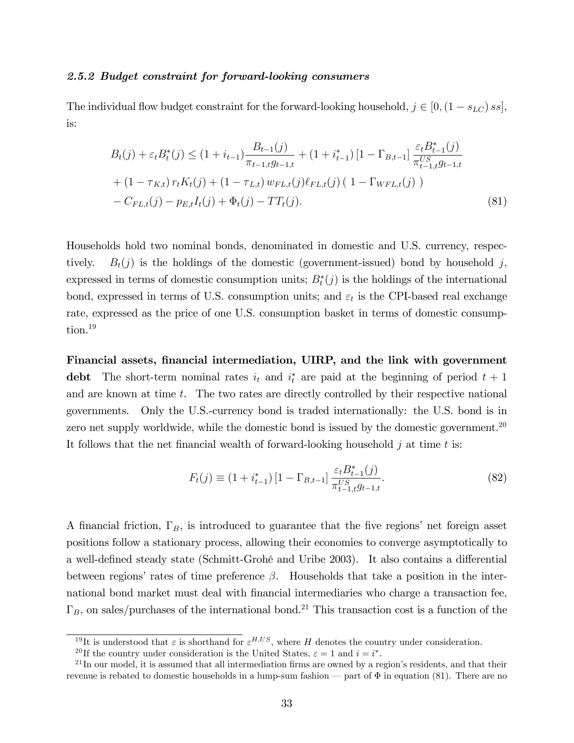#### *2.5.2 Budget constraint for forward-looking consumers*

The individual flow budget constraint for the forward-looking household, $j \in [0, (1 - s_{LC})\, ss]$, is:

$$
\begin{aligned}
B_t(j) + \varepsilon_t B_t^*(j) \leq\; & (1 + i_{t-1}) \frac{B_{t-1}(j)}{\pi_{t-1,t} g_{t-1,t}} + (1 + i_{t-1}^*) \left[1 - \Gamma_{B,t-1}\right] \frac{\varepsilon_t B_{t-1}^*(j)}{\pi_{t-1,t}^{US} g_{t-1,t}} \\
& + (1 - \tau_{K,t})\, r_t K_t(j) + (1 - \tau_{L,t})\, w_{FL,t}(j) \ell_{FL,t}(j) \left( 1 - \Gamma_{WFL,t}(j) \right) \\
& - C_{FL,t}(j) - p_{E,t} I_t(j) + \Phi_t(j) - TT_t(j). \qquad (81)
\end{aligned}
$$

Households hold two nominal bonds, denominated in domestic and U.S. currency, respectively. $B_t(j)$ is the holdings of the domestic (government-issued) bond by household $j$, expressed in terms of domestic consumption units; $B_t^*(j)$ is the holdings of the international bond, expressed in terms of U.S. consumption units; and $\varepsilon_t$ is the CPI-based real exchange rate, expressed as the price of one U.S. consumption basket in terms of domestic consumption.[19]

**Financial assets, financial intermediation, UIRP, and the link with government debt** The short-term nominal rates $i_t$ and $i_t^*$ are paid at the beginning of period $t + 1$ and are known at time $t$. The two rates are directly controlled by their respective national governments. Only the U.S.-currency bond is traded internationally: the U.S. bond is in zero net supply worldwide, while the domestic bond is issued by the domestic government.[20] It follows that the net financial wealth of forward-looking household $j$ at time $t$ is:

$$
F_t(j) \equiv (1 + i_{t-1}^*) \left[1 - \Gamma_{B,t-1}\right] \frac{\varepsilon_t B_{t-1}^*(j)}{\pi_{t-1,t}^{US} g_{t-1,t}}. \qquad (82)
$$

A financial friction, $\Gamma_B$, is introduced to guarantee that the five regions' net foreign asset positions follow a stationary process, allowing their economies to converge asymptotically to a well-defined steady state (Schmitt-Grohé and Uribe 2003). It also contains a differential between regions' rates of time preference $\beta$. Households that take a position in the international bond market must deal with financial intermediaries who charge a transaction fee, $\Gamma_B$, on sales/purchases of the international bond.[21] This transaction cost is a function of the

[19] It is understood that $\varepsilon$ is shorthand for $\varepsilon^{H,US}$, where $H$ denotes the country under consideration.

[20] If the country under consideration is the United States, $\varepsilon = 1$ and $i = i^*$.

[21] In our model, it is assumed that all intermediation firms are owned by a region's residents, and that their revenue is rebated to domestic households in a lump-sum fashion — part of $\Phi$ in equation (81). There are no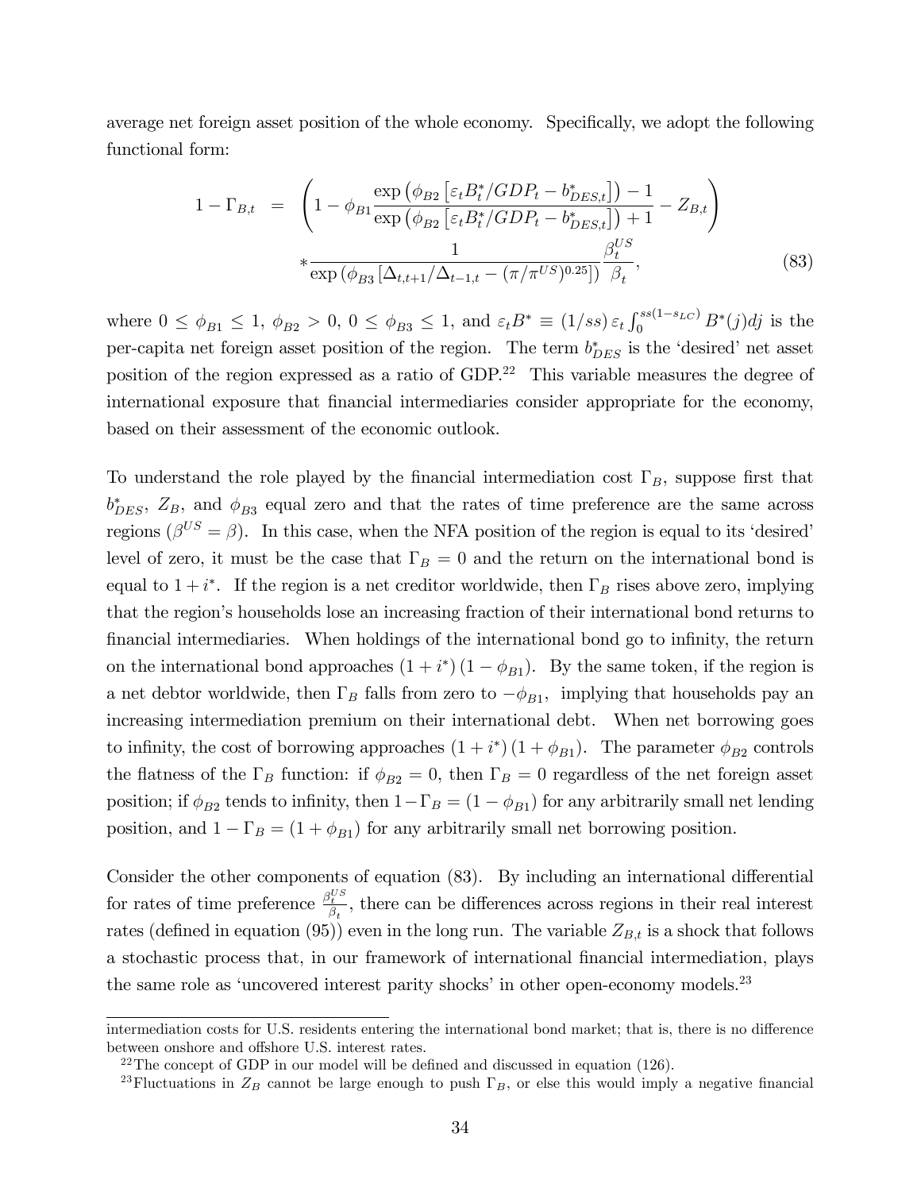average net foreign asset position of the whole economy. Specifically, we adopt the following functional form:

$$1 - \Gamma_{B,t} = \left(1 - \phi_{B1} \frac{\exp\left(\phi_{B2}\left[\varepsilon_t B_t^* / GDP_t - b_{DES,t}^*\right]\right) - 1}{\exp\left(\phi_{B2}\left[\varepsilon_t B_t^* / GDP_t - b_{DES,t}^*\right]\right) + 1} - Z_{B,t}\right) * \frac{1}{\exp\left(\phi_{B3}\left[\Delta_{t,t+1}/\Delta_{t-1,t} - (\pi/\pi^{US})^{0.25}\right]\right)} \frac{\beta_t^{US}}{\beta_t}, \tag{83}$$

where $0 \leq \phi_{B1} \leq 1$, $\phi_{B2} > 0$, $0 \leq \phi_{B3} \leq 1$, and $\varepsilon_t B^* \equiv (1/ss)\, \varepsilon_t \int_0^{ss(1-s_{LC})} B^*(j)dj$ is the per-capita net foreign asset position of the region. The term $b_{DES}^*$ is the 'desired' net asset position of the region expressed as a ratio of GDP.[22] This variable measures the degree of international exposure that financial intermediaries consider appropriate for the economy, based on their assessment of the economic outlook.

To understand the role played by the financial intermediation cost $\Gamma_B$, suppose first that $b_{DES}^*$, $Z_B$, and $\phi_{B3}$ equal zero and that the rates of time preference are the same across regions ($\beta^{US} = \beta$). In this case, when the NFA position of the region is equal to its 'desired' level of zero, it must be the case that $\Gamma_B = 0$ and the return on the international bond is equal to $1 + i^*$. If the region is a net creditor worldwide, then $\Gamma_B$ rises above zero, implying that the region's households lose an increasing fraction of their international bond returns to financial intermediaries. When holdings of the international bond go to infinity, the return on the international bond approaches $(1 + i^*)(1 - \phi_{B1})$. By the same token, if the region is a net debtor worldwide, then $\Gamma_B$ falls from zero to $-\phi_{B1}$, implying that households pay an increasing intermediation premium on their international debt. When net borrowing goes to infinity, the cost of borrowing approaches $(1 + i^*)(1 + \phi_{B1})$. The parameter $\phi_{B2}$ controls the flatness of the $\Gamma_B$ function: if $\phi_{B2} = 0$, then $\Gamma_B = 0$ regardless of the net foreign asset position; if $\phi_{B2}$ tends to infinity, then $1 - \Gamma_B = (1 - \phi_{B1})$ for any arbitrarily small net lending position, and $1 - \Gamma_B = (1 + \phi_{B1})$ for any arbitrarily small net borrowing position.

Consider the other components of equation (83). By including an international differential for rates of time preference $\frac{\beta_t^{US}}{\beta_t}$, there can be differences across regions in their real interest rates (defined in equation (95)) even in the long run. The variable $Z_{B,t}$ is a shock that follows a stochastic process that, in our framework of international financial intermediation, plays the same role as 'uncovered interest parity shocks' in other open-economy models.[23]

---

intermediation costs for U.S. residents entering the international bond market; that is, there is no difference between onshore and offshore U.S. interest rates.

[22] The concept of GDP in our model will be defined and discussed in equation (126).

[23] Fluctuations in $Z_B$ cannot be large enough to push $\Gamma_B$, or else this would imply a negative financial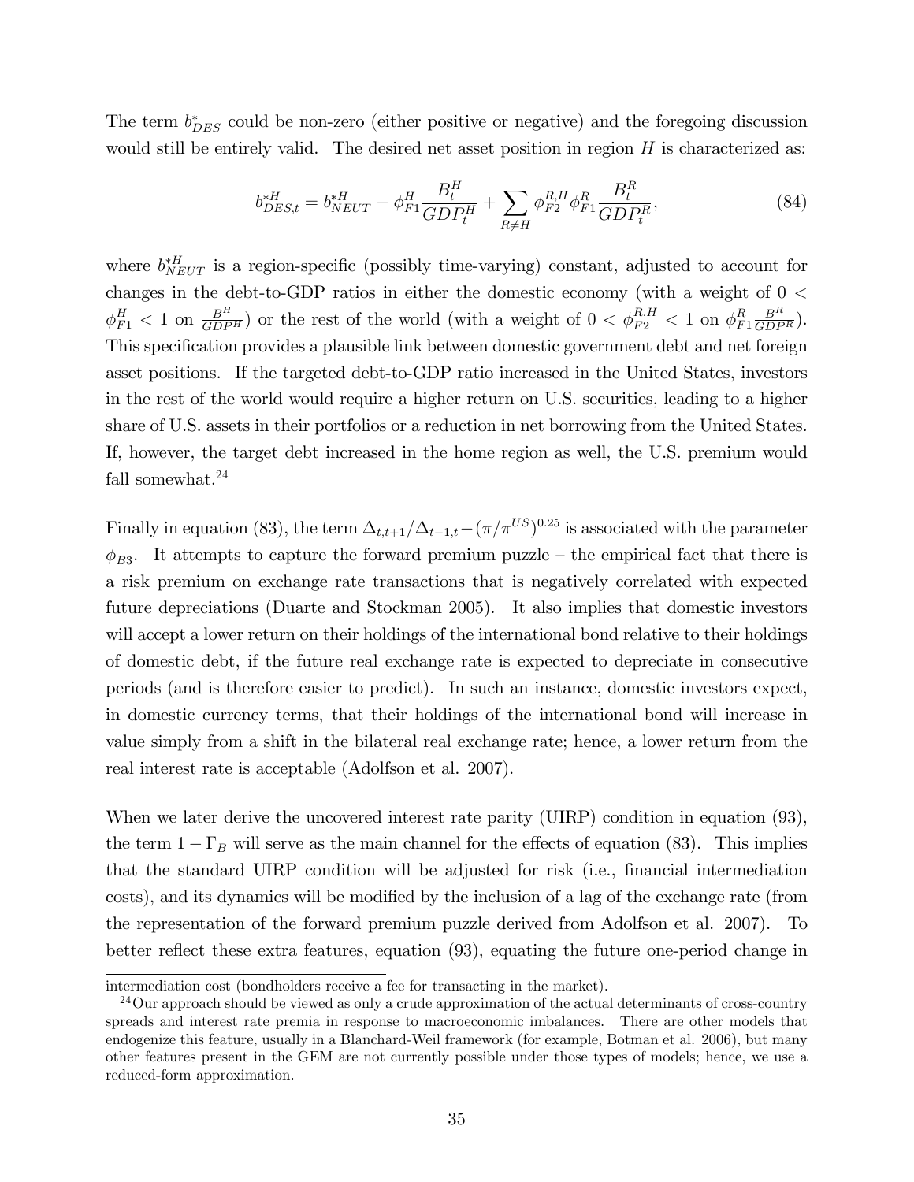The term $b^*_{DES}$ could be non-zero (either positive or negative) and the foregoing discussion would still be entirely valid. The desired net asset position in region $H$ is characterized as:

$$b^{*H}_{DES,t} = b^{*H}_{NEUT} - \phi^H_{F1} \frac{B^H_t}{GDP^H_t} + \sum_{R \neq H} \phi^{R,H}_{F2} \phi^R_{F1} \frac{B^R_t}{GDP^R_t}, \tag{84}$$

where $b^{*H}_{NEUT}$ is a region-specific (possibly time-varying) constant, adjusted to account for changes in the debt-to-GDP ratios in either the domestic economy (with a weight of $0 < \phi^H_{F1} < 1$ on $\frac{B^H}{GDP^H}$) or the rest of the world (with a weight of $0 < \phi^{R,H}_{F2} < 1$ on $\phi^R_{F1} \frac{B^R}{GDP^R}$). This specification provides a plausible link between domestic government debt and net foreign asset positions. If the targeted debt-to-GDP ratio increased in the United States, investors in the rest of the world would require a higher return on U.S. securities, leading to a higher share of U.S. assets in their portfolios or a reduction in net borrowing from the United States. If, however, the target debt increased in the home region as well, the U.S. premium would fall somewhat.[24]

Finally in equation (83), the term $\Delta_{t,t+1}/\Delta_{t-1,t} - (\pi/\pi^{US})^{0.25}$ is associated with the parameter $\phi_{B3}$. It attempts to capture the forward premium puzzle – the empirical fact that there is a risk premium on exchange rate transactions that is negatively correlated with expected future depreciations (Duarte and Stockman 2005). It also implies that domestic investors will accept a lower return on their holdings of the international bond relative to their holdings of domestic debt, if the future real exchange rate is expected to depreciate in consecutive periods (and is therefore easier to predict). In such an instance, domestic investors expect, in domestic currency terms, that their holdings of the international bond will increase in value simply from a shift in the bilateral real exchange rate; hence, a lower return from the real interest rate is acceptable (Adolfson et al. 2007).

When we later derive the uncovered interest rate parity (UIRP) condition in equation (93), the term $1 - \Gamma_B$ will serve as the main channel for the effects of equation (83). This implies that the standard UIRP condition will be adjusted for risk (i.e., financial intermediation costs), and its dynamics will be modified by the inclusion of a lag of the exchange rate (from the representation of the forward premium puzzle derived from Adolfson et al. 2007). To better reflect these extra features, equation (93), equating the future one-period change in

intermediation cost (bondholders receive a fee for transacting in the market).

[24] Our approach should be viewed as only a crude approximation of the actual determinants of cross-country spreads and interest rate premia in response to macroeconomic imbalances. There are other models that endogenize this feature, usually in a Blanchard-Weil framework (for example, Botman et al. 2006), but many other features present in the GEM are not currently possible under those types of models; hence, we use a reduced-form approximation.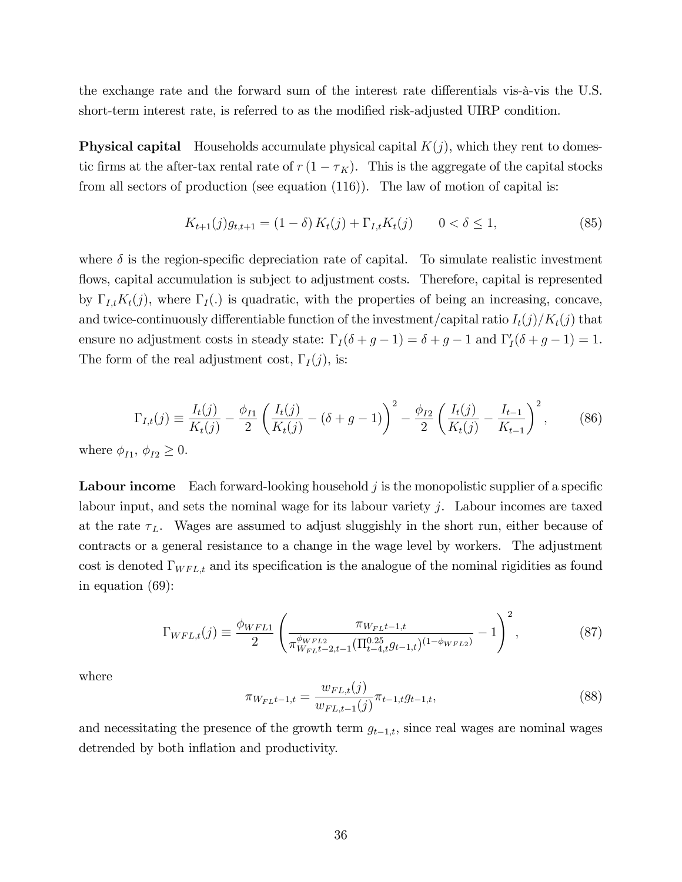the exchange rate and the forward sum of the interest rate differentials vis-à-vis the U.S. short-term interest rate, is referred to as the modified risk-adjusted UIRP condition.

**Physical capital** Households accumulate physical capital $K(j)$, which they rent to domestic firms at the after-tax rental rate of $r(1-\tau_K)$. This is the aggregate of the capital stocks from all sectors of production (see equation (116)). The law of motion of capital is:

$$K_{t+1}(j) g_{t,t+1} = (1-\delta) K_t(j) + \Gamma_{I,t} K_t(j) \qquad 0 < \delta \leq 1, \tag{85}$$

where $\delta$ is the region-specific depreciation rate of capital. To simulate realistic investment flows, capital accumulation is subject to adjustment costs. Therefore, capital is represented by $\Gamma_{I,t} K_t(j)$, where $\Gamma_I(.)$ is quadratic, with the properties of being an increasing, concave, and twice-continuously differentiable function of the investment/capital ratio $I_t(j)/K_t(j)$ that ensure no adjustment costs in steady state: $\Gamma_I(\delta+g-1) = \delta+g-1$ and $\Gamma_I'(\delta+g-1) = 1$. The form of the real adjustment cost, $\Gamma_I(j)$, is:

$$\Gamma_{I,t}(j) \equiv \frac{I_t(j)}{K_t(j)} - \frac{\phi_{I1}}{2}\left(\frac{I_t(j)}{K_t(j)} - (\delta+g-1)\right)^2 - \frac{\phi_{I2}}{2}\left(\frac{I_t(j)}{K_t(j)} - \frac{I_{t-1}}{K_{t-1}}\right)^2, \tag{86}$$

where $\phi_{I1}$, $\phi_{I2} \geq 0$.

**Labour income** Each forward-looking household $j$ is the monopolistic supplier of a specific labour input, and sets the nominal wage for its labour variety $j$. Labour incomes are taxed at the rate $\tau_L$. Wages are assumed to adjust sluggishly in the short run, either because of contracts or a general resistance to a change in the wage level by workers. The adjustment cost is denoted $\Gamma_{WFL,t}$ and its specification is the analogue of the nominal rigidities as found in equation (69):

$$\Gamma_{WFL,t}(j) \equiv \frac{\phi_{WFL1}}{2}\left(\frac{\pi_{W_{FL}t-1,t}}{\pi_{W_{FL}t-2,t-1}^{\phi_{WFL2}} (\Pi_{t-4,t}^{0.25} g_{t-1,t})^{(1-\phi_{WFL2})}} - 1\right)^2, \tag{87}$$

where

$$\pi_{W_{FL}t-1,t} = \frac{w_{FL,t}(j)}{w_{FL,t-1}(j)} \pi_{t-1,t} g_{t-1,t}, \tag{88}$$

and necessitating the presence of the growth term $g_{t-1,t}$, since real wages are nominal wages detrended by both inflation and productivity.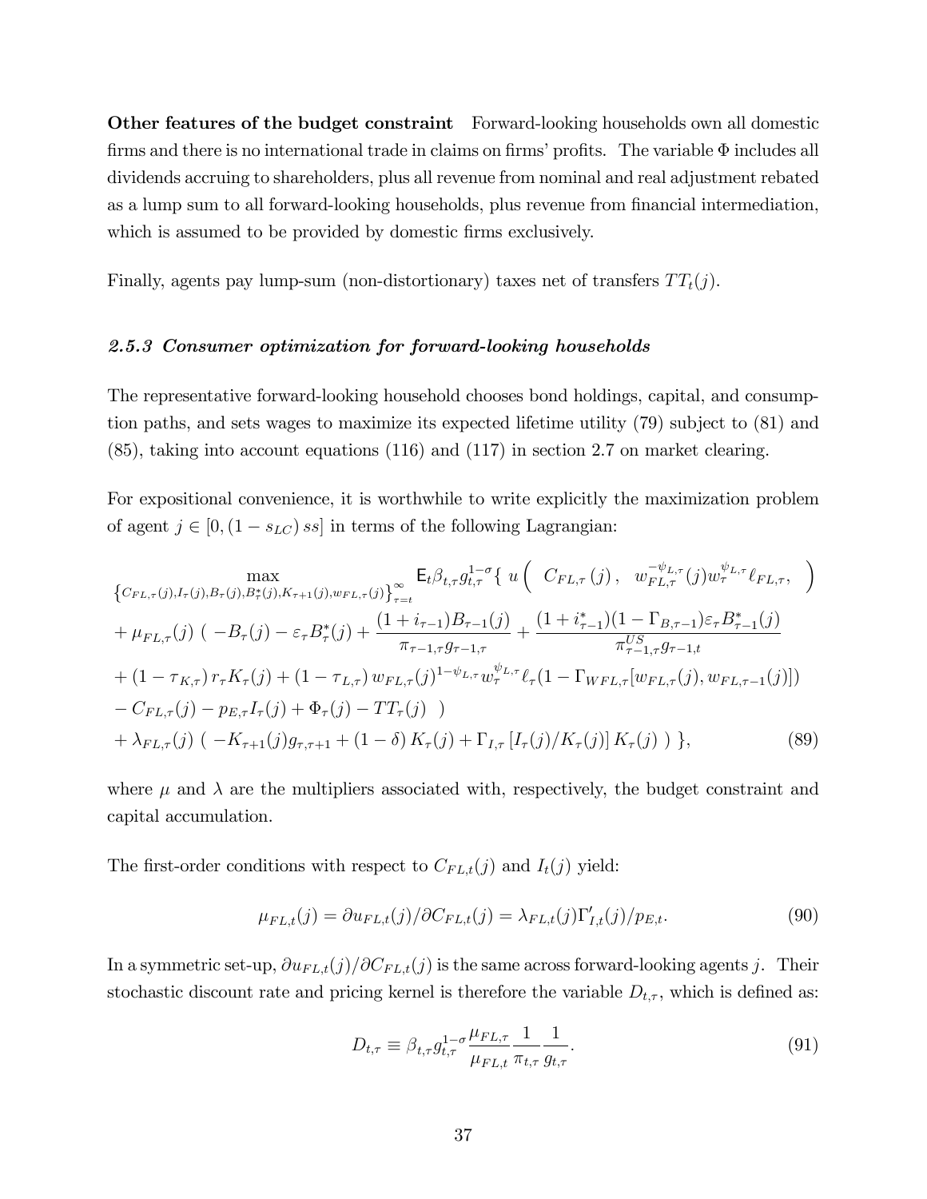**Other features of the budget constraint** Forward-looking households own all domestic firms and there is no international trade in claims on firms' profits. The variable $\Phi$ includes all dividends accruing to shareholders, plus all revenue from nominal and real adjustment rebated as a lump sum to all forward-looking households, plus revenue from financial intermediation, which is assumed to be provided by domestic firms exclusively.

Finally, agents pay lump-sum (non-distortionary) taxes net of transfers $TT_t(j)$.

### *2.5.3 Consumer optimization for forward-looking households*

The representative forward-looking household chooses bond holdings, capital, and consumption paths, and sets wages to maximize its expected lifetime utility (79) subject to (81) and (85), taking into account equations (116) and (117) in section 2.7 on market clearing.

For expositional convenience, it is worthwhile to write explicitly the maximization problem of agent $j \in [0, (1 - s_{LC})\, ss]$ in terms of the following Lagrangian:

$$
\begin{aligned}
\max_{\left\{C_{FL,\tau}(j), I_\tau(j), B_\tau(j), B^*_\tau(j), K_{\tau+1}(j), w_{FL,\tau}(j)\right\}_{\tau=t}^{\infty}} \quad & \mathsf{E}_t \beta_{t,\tau} g_{t,\tau}^{1-\sigma} \{ \, u\left( \; C_{FL,\tau}\left(j\right), \;\; w_{FL,\tau}^{-\psi_{L,\tau}}(j) w_\tau^{\psi_{L,\tau}} \ell_{FL,\tau}, \; \right) \\
& + \mu_{FL,\tau}(j) \; ( \, -B_\tau(j) - \varepsilon_\tau B^*_\tau(j) + \frac{(1+i_{\tau-1}) B_{\tau-1}(j)}{\pi_{\tau-1,\tau} g_{\tau-1,\tau}} + \frac{(1+i^*_{\tau-1})(1-\Gamma_{B,\tau-1}) \varepsilon_\tau B^*_{\tau-1}(j)}{\pi^{US}_{\tau-1,\tau} g_{\tau-1,t}} \\
& + (1-\tau_{K,\tau})\, r_\tau K_\tau(j) + (1-\tau_{L,\tau})\, w_{FL,\tau}(j)^{1-\psi_{L,\tau}} w_\tau^{\psi_{L,\tau}} \ell_\tau (1 - \Gamma_{WFL,\tau}[w_{FL,\tau}(j), w_{FL,\tau-1}(j)]) \\
& - C_{FL,\tau}(j) - p_{E,\tau} I_\tau(j) + \Phi_\tau(j) - TT_\tau(j) \;\; ) \\
& + \lambda_{FL,\tau}(j) \; ( \, -K_{\tau+1}(j) g_{\tau,\tau+1} + (1-\delta)\, K_\tau(j) + \Gamma_{I,\tau}\left[I_\tau(j)/K_\tau(j)\right] K_\tau(j) \; ) \; \},
\end{aligned} \tag{89}
$$

where $\mu$ and $\lambda$ are the multipliers associated with, respectively, the budget constraint and capital accumulation.

The first-order conditions with respect to $C_{FL,t}(j)$ and $I_t(j)$ yield:

$$
\mu_{FL,t}(j) = \partial u_{FL,t}(j)/\partial C_{FL,t}(j) = \lambda_{FL,t}(j) \Gamma'_{I,t}(j)/p_{E,t}. \tag{90}
$$

In a symmetric set-up, $\partial u_{FL,t}(j)/\partial C_{FL,t}(j)$ is the same across forward-looking agents $j$. Their stochastic discount rate and pricing kernel is therefore the variable $D_{t,\tau}$, which is defined as:

$$
D_{t,\tau} \equiv \beta_{t,\tau} g_{t,\tau}^{1-\sigma} \frac{\mu_{FL,\tau}}{\mu_{FL,t}} \frac{1}{\pi_{t,\tau}} \frac{1}{g_{t,\tau}}. \tag{91}
$$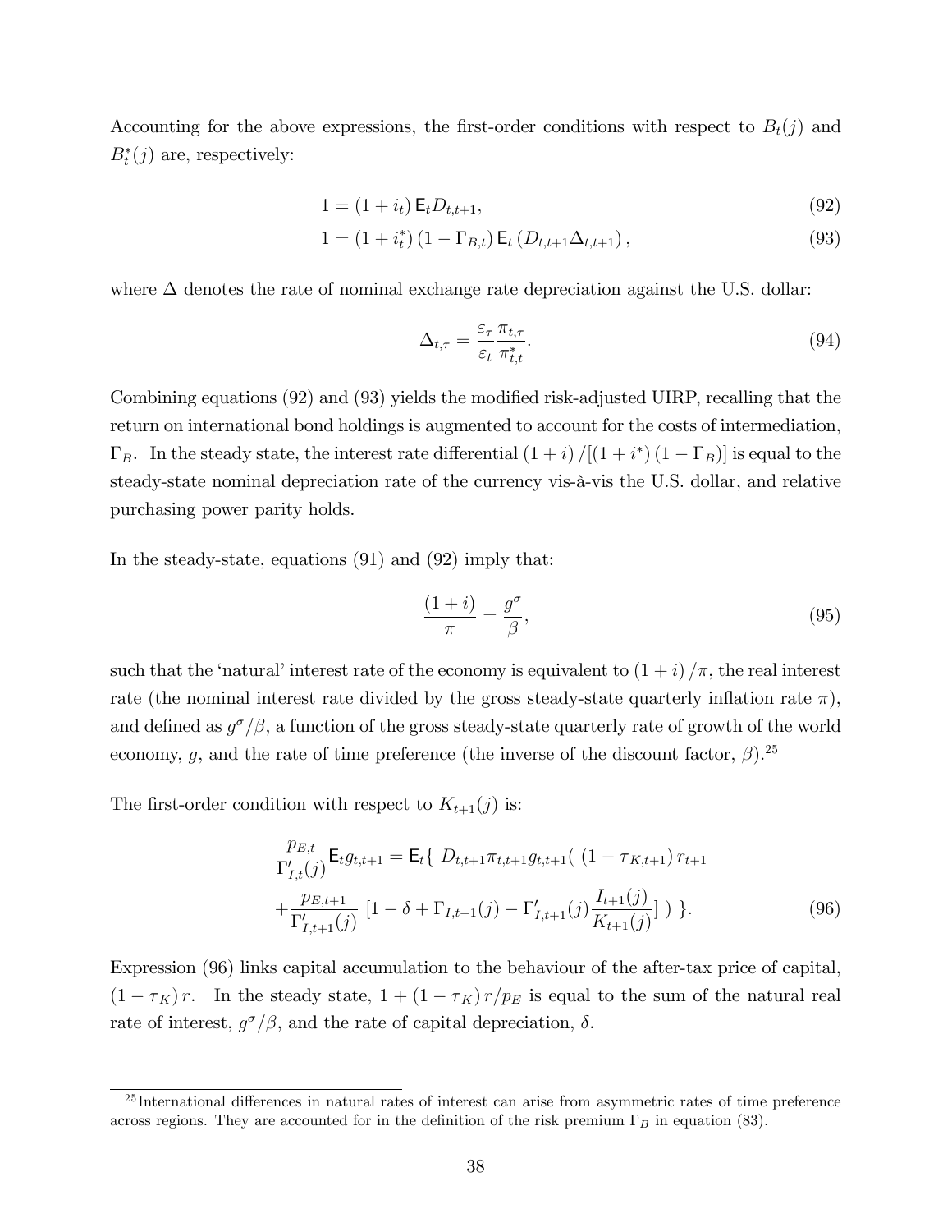Accounting for the above expressions, the first-order conditions with respect to $B_t(j)$ and $B_t^*(j)$ are, respectively:

$$1 = (1 + i_t)\, \mathsf{E}_t D_{t,t+1}, \tag{92}$$

$$1 = (1 + i_t^*)\,(1 - \Gamma_{B,t})\, \mathsf{E}_t\left(D_{t,t+1}\Delta_{t,t+1}\right), \tag{93}$$

where $\Delta$ denotes the rate of nominal exchange rate depreciation against the U.S. dollar:

$$\Delta_{t,\tau} = \frac{\varepsilon_\tau}{\varepsilon_t}\frac{\pi_{t,\tau}}{\pi^*_{t,t}}. \tag{94}$$

Combining equations (92) and (93) yields the modified risk-adjusted UIRP, recalling that the return on international bond holdings is augmented to account for the costs of intermediation, $\Gamma_B$. In the steady state, the interest rate differential $(1+i)/[(1+i^*)(1-\Gamma_B)]$ is equal to the steady-state nominal depreciation rate of the currency vis-à-vis the U.S. dollar, and relative purchasing power parity holds.

In the steady-state, equations (91) and (92) imply that:

$$\frac{(1+i)}{\pi} = \frac{g^\sigma}{\beta}, \tag{95}$$

such that the 'natural' interest rate of the economy is equivalent to $(1+i)/\pi$, the real interest rate (the nominal interest rate divided by the gross steady-state quarterly inflation rate $\pi$), and defined as $g^\sigma/\beta$, a function of the gross steady-state quarterly rate of growth of the world economy, $g$, and the rate of time preference (the inverse of the discount factor, $\beta$).[25]

The first-order condition with respect to $K_{t+1}(j)$ is:

$$\frac{p_{E,t}}{\Gamma'_{I,t}(j)}\mathsf{E}_t g_{t,t+1} = \mathsf{E}_t\{\ D_{t,t+1}\pi_{t,t+1}g_{t,t+1}(\ (1-\tau_{K,t+1})\, r_{t+1} + \frac{p_{E,t+1}}{\Gamma'_{I,t+1}(j)}\ [1 - \delta + \Gamma_{I,t+1}(j) - \Gamma'_{I,t+1}(j)\frac{I_{t+1}(j)}{K_{t+1}(j)}]\ )\ \}. \tag{96}$$

Expression (96) links capital accumulation to the behaviour of the after-tax price of capital, $(1-\tau_K)\,r$. In the steady state, $1 + (1-\tau_K)\,r/p_E$ is equal to the sum of the natural real rate of interest, $g^\sigma/\beta$, and the rate of capital depreciation, $\delta$.

[25] International differences in natural rates of interest can arise from asymmetric rates of time preference across regions. They are accounted for in the definition of the risk premium $\Gamma_B$ in equation (83).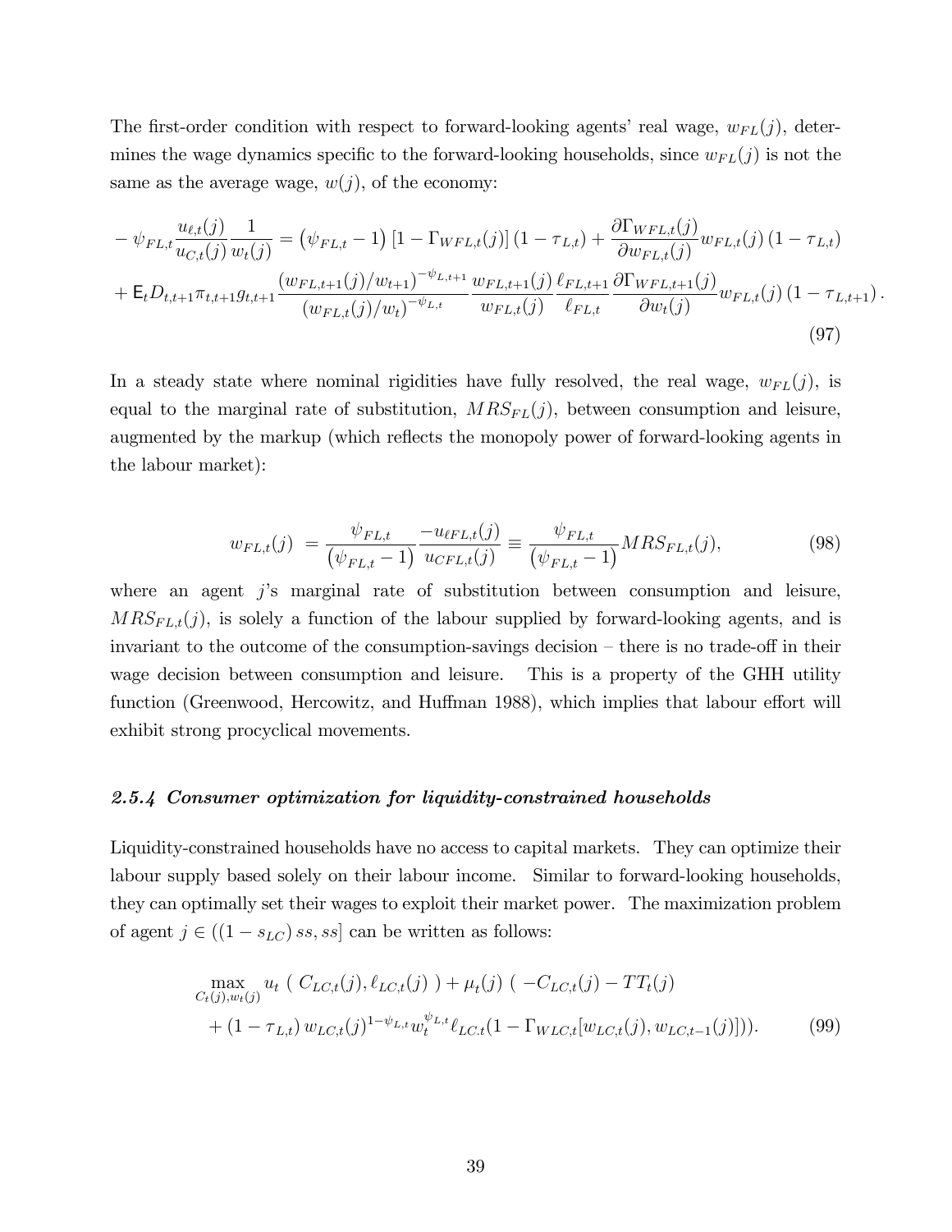The first-order condition with respect to forward-looking agents' real wage, $w_{FL}(j)$, determines the wage dynamics specific to the forward-looking households, since $w_{FL}(j)$ is not the same as the average wage, $w(j)$, of the economy:

$$
\begin{aligned}
-\psi_{FL,t}\frac{u_{\ell,t}(j)}{u_{C,t}(j)}\frac{1}{w_t(j)} &= \left(\psi_{FL,t}-1\right)\left[1-\Gamma_{WFL,t}(j)\right](1-\tau_{L,t}) + \frac{\partial\Gamma_{WFL,t}(j)}{\partial w_{FL,t}(j)}w_{FL,t}(j)\,(1-\tau_{L,t}) \\
&+ \mathsf{E}_t D_{t,t+1}\pi_{t,t+1}g_{t,t+1}\frac{\left(w_{FL,t+1}(j)/w_{t+1}\right)^{-\psi_{L,t+1}}}{\left(w_{FL,t}(j)/w_t\right)^{-\psi_{L,t}}}\frac{w_{FL,t+1}(j)}{w_{FL,t}(j)}\frac{\ell_{FL,t+1}}{\ell_{FL,t}}\frac{\partial\Gamma_{WFL,t+1}(j)}{\partial w_t(j)}w_{FL,t}(j)\,(1-\tau_{L,t+1})\,.
\end{aligned}
\tag{97}
$$

In a steady state where nominal rigidities have fully resolved, the real wage, $w_{FL}(j)$, is equal to the marginal rate of substitution, $MRS_{FL}(j)$, between consumption and leisure, augmented by the markup (which reflects the monopoly power of forward-looking agents in the labour market):

$$
w_{FL,t}(j) \ = \frac{\psi_{FL,t}}{\left(\psi_{FL,t}-1\right)}\frac{-u_{\ell FL,t}(j)}{u_{CFL,t}(j)} \equiv \frac{\psi_{FL,t}}{\left(\psi_{FL,t}-1\right)}MRS_{FL,t}(j), \tag{98}
$$

where an agent $j$'s marginal rate of substitution between consumption and leisure, $MRS_{FL,t}(j)$, is solely a function of the labour supplied by forward-looking agents, and is invariant to the outcome of the consumption-savings decision – there is no trade-off in their wage decision between consumption and leisure. This is a property of the GHH utility function (Greenwood, Hercowitz, and Huffman 1988), which implies that labour effort will exhibit strong procyclical movements.

### *2.5.4 Consumer optimization for liquidity-constrained households*

Liquidity-constrained households have no access to capital markets. They can optimize their labour supply based solely on their labour income. Similar to forward-looking households, they can optimally set their wages to exploit their market power. The maximization problem of agent $j \in ((1-s_{LC})\,ss, ss]$ can be written as follows:

$$
\begin{aligned}
&\max_{C_t(j),w_t(j)} u_t\ (\ C_{LC,t}(j), \ell_{LC,t}(j)\ ) + \mu_t(j)\ (\ -C_{LC,t}(j) - TT_t(j) \\
&\quad + (1-\tau_{L,t})\,w_{LC,t}(j)^{1-\psi_{L,t}}w_t^{\psi_{L,t}}\ell_{LC.t}(1-\Gamma_{WLC,t}[w_{LC,t}(j), w_{LC,t-1}(j)])).
\end{aligned}
\tag{99}
$$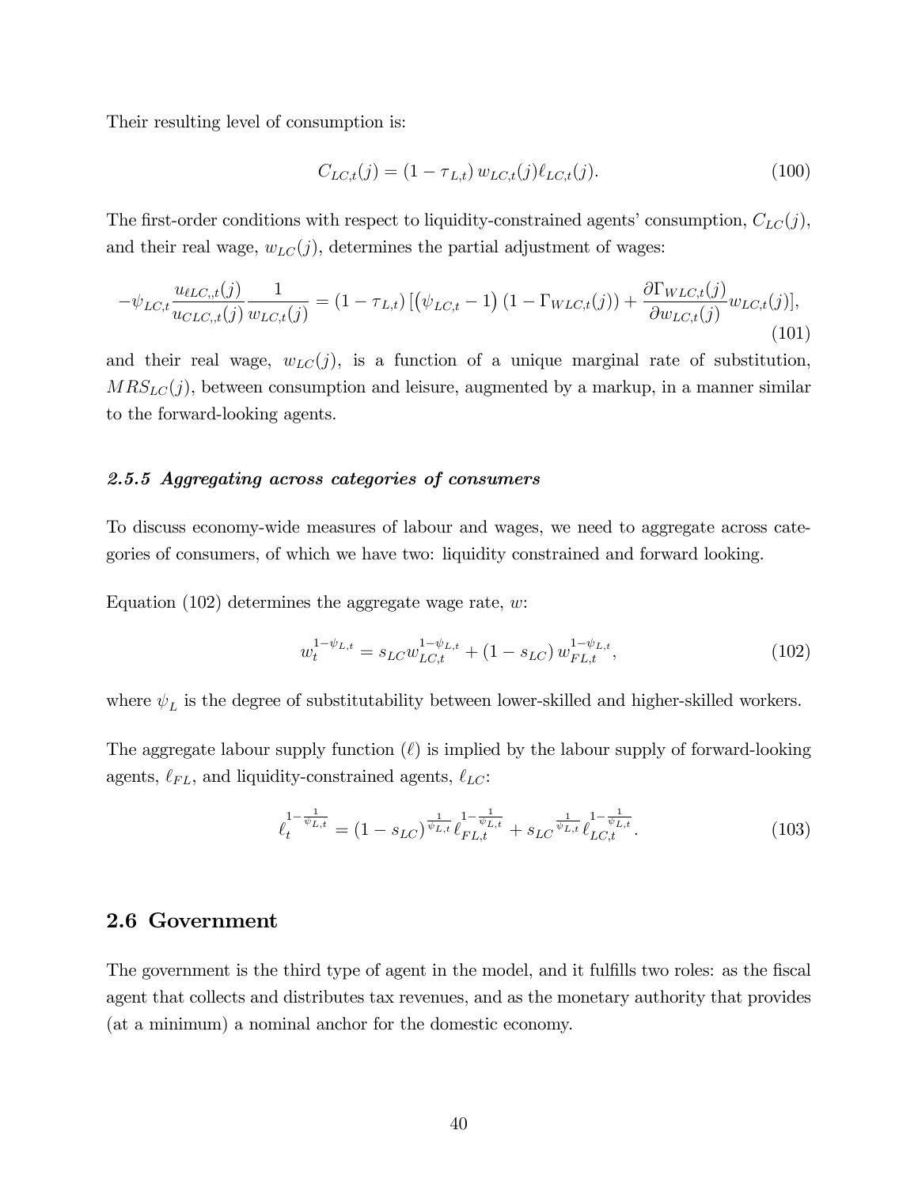Their resulting level of consumption is:

$$C_{LC,t}(j) = (1 - \tau_{L,t})\, w_{LC,t}(j) \ell_{LC,t}(j). \tag{100}$$

The first-order conditions with respect to liquidity-constrained agents' consumption, $C_{LC}(j)$, and their real wage, $w_{LC}(j)$, determines the partial adjustment of wages:

$$-\psi_{LC,t} \frac{u_{\ell LC,,t}(j)}{u_{CLC,,t}(j)} \frac{1}{w_{LC,t}(j)} = (1 - \tau_{L,t}) \left[ \left(\psi_{LC,t} - 1\right)(1 - \Gamma_{WLC,t}(j)) + \frac{\partial \Gamma_{WLC,t}(j)}{\partial w_{LC,t}(j)} w_{LC,t}(j) \right], \tag{101}$$

and their real wage, $w_{LC}(j)$, is a function of a unique marginal rate of substitution, $MRS_{LC}(j)$, between consumption and leisure, augmented by a markup, in a manner similar to the forward-looking agents.

#### *2.5.5 Aggregating across categories of consumers*

To discuss economy-wide measures of labour and wages, we need to aggregate across categories of consumers, of which we have two: liquidity constrained and forward looking.

Equation (102) determines the aggregate wage rate, $w$:

$$w_t^{1-\psi_{L,t}} = s_{LC} w_{LC,t}^{1-\psi_{L,t}} + (1 - s_{LC})\, w_{FL,t}^{1-\psi_{L,t}}, \tag{102}$$

where $\psi_L$ is the degree of substitutability between lower-skilled and higher-skilled workers.

The aggregate labour supply function ($\ell$) is implied by the labour supply of forward-looking agents, $\ell_{FL}$, and liquidity-constrained agents, $\ell_{LC}$:

$$\ell_t^{1-\frac{1}{\psi_{L,t}}} = (1 - s_{LC})^{\frac{1}{\psi_{L,t}}} \ell_{FL,t}^{1-\frac{1}{\psi_{L,t}}} + s_{LC}{}^{\frac{1}{\psi_{L,t}}} \ell_{LC,t}^{1-\frac{1}{\psi_{L,t}}}. \tag{103}$$

## 2.6 Government

The government is the third type of agent in the model, and it fulfills two roles: as the fiscal agent that collects and distributes tax revenues, and as the monetary authority that provides (at a minimum) a nominal anchor for the domestic economy.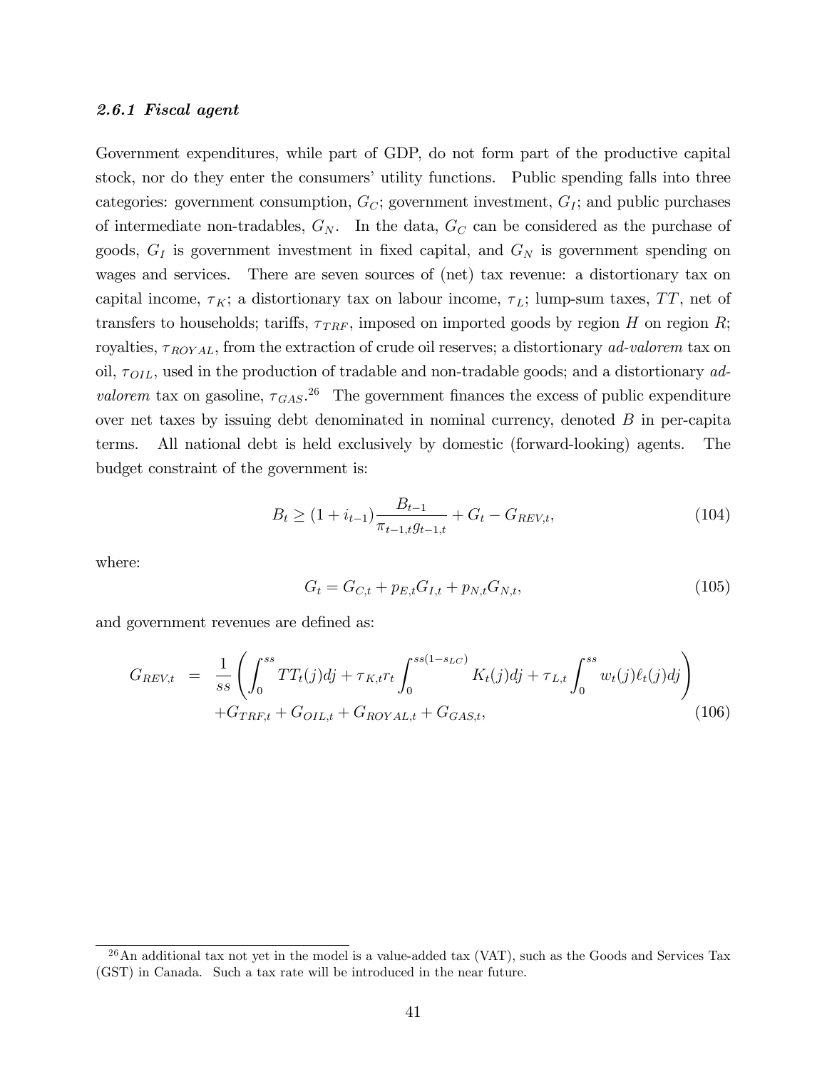#### *2.6.1 Fiscal agent*

Government expenditures, while part of GDP, do not form part of the productive capital stock, nor do they enter the consumers' utility functions. Public spending falls into three categories: government consumption, $G_C$; government investment, $G_I$; and public purchases of intermediate non-tradables, $G_N$. In the data, $G_C$ can be considered as the purchase of goods, $G_I$ is government investment in fixed capital, and $G_N$ is government spending on wages and services. There are seven sources of (net) tax revenue: a distortionary tax on capital income, $\tau_K$; a distortionary tax on labour income, $\tau_L$; lump-sum taxes, $TT$, net of transfers to households; tariffs, $\tau_{TRF}$, imposed on imported goods by region $H$ on region $R$; royalties, $\tau_{ROYAL}$, from the extraction of crude oil reserves; a distortionary *ad-valorem* tax on oil, $\tau_{OIL}$, used in the production of tradable and non-tradable goods; and a distortionary *ad-valorem* tax on gasoline, $\tau_{GAS}$.[26] The government finances the excess of public expenditure over net taxes by issuing debt denominated in nominal currency, denoted $B$ in per-capita terms. All national debt is held exclusively by domestic (forward-looking) agents. The budget constraint of the government is:

$$B_t \geq (1 + i_{t-1}) \frac{B_{t-1}}{\pi_{t-1,t} g_{t-1,t}} + G_t - G_{REV,t}, \tag{104}$$

where:

$$G_t = G_{C,t} + p_{E,t} G_{I,t} + p_{N,t} G_{N,t}, \tag{105}$$

and government revenues are defined as:

$$\begin{aligned} G_{REV,t} &= \frac{1}{ss} \left( \int_0^{ss} TT_t(j)dj + \tau_{K,t} r_t \int_0^{ss(1-s_{LC})} K_t(j)dj + \tau_{L,t} \int_0^{ss} w_t(j)\ell_t(j)dj \right) \\ &\quad + G_{TRF,t} + G_{OIL,t} + G_{ROYAL,t} + G_{GAS,t}, \end{aligned} \tag{106}$$

[26] An additional tax not yet in the model is a value-added tax (VAT), such as the Goods and Services Tax (GST) in Canada. Such a tax rate will be introduced in the near future.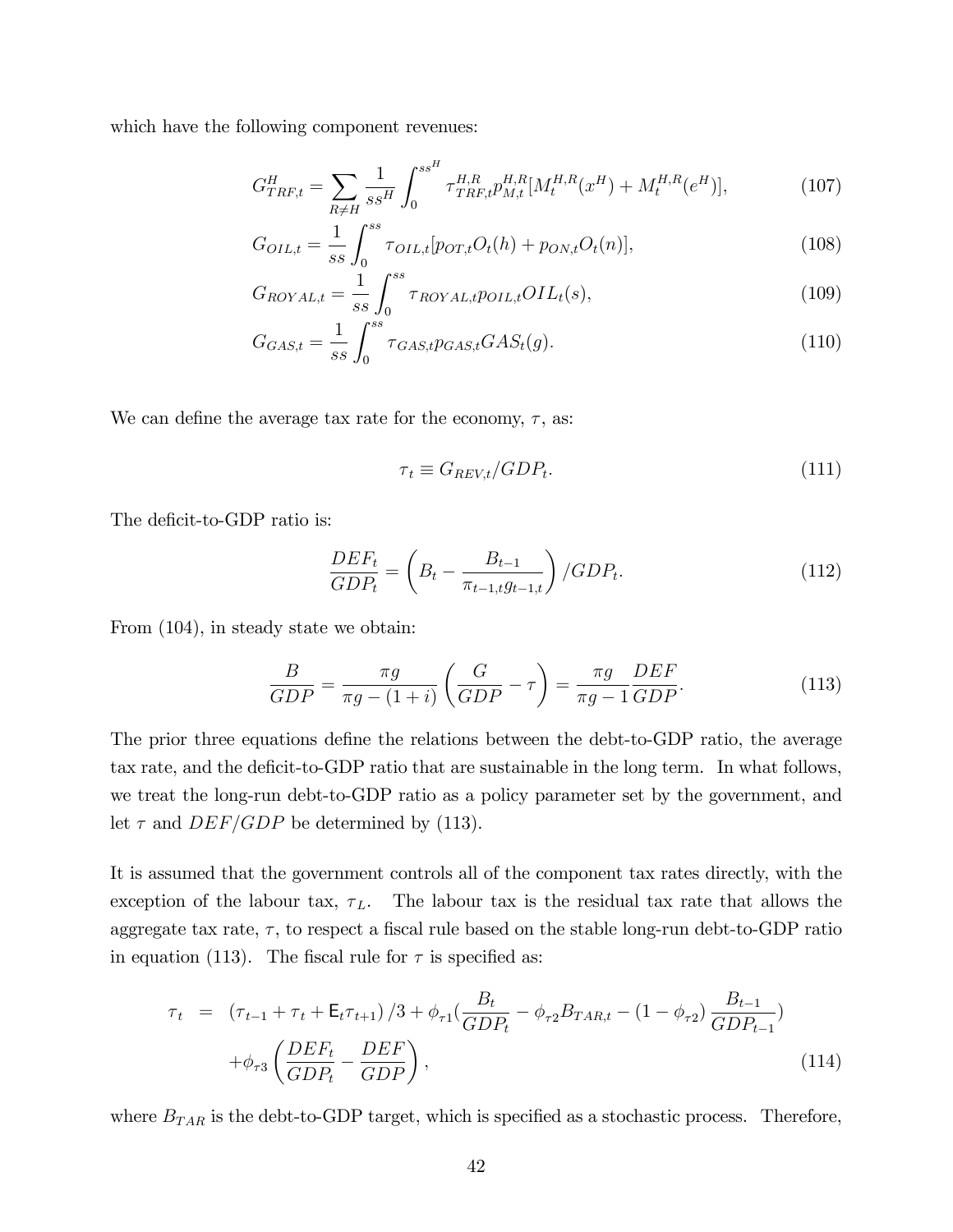which have the following component revenues:

$$G^H_{TRF,t} = \sum_{R \neq H} \frac{1}{ss^H} \int_0^{ss^H} \tau^{H,R}_{TRF,t} p^{H,R}_{M,t} [M^{H,R}_t(x^H) + M^{H,R}_t(e^H)], \tag{107}$$

$$G_{OIL,t} = \frac{1}{ss} \int_0^{ss} \tau_{OIL,t} [p_{OT,t} O_t(h) + p_{ON,t} O_t(n)], \tag{108}$$

$$G_{ROYAL,t} = \frac{1}{ss} \int_0^{ss} \tau_{ROYAL,t} p_{OIL,t} OIL_t(s), \tag{109}$$

$$G_{GAS,t} = \frac{1}{ss} \int_0^{ss} \tau_{GAS,t} p_{GAS,t} GAS_t(g). \tag{110}$$

We can define the average tax rate for the economy, $\tau$, as:

$$\tau_t \equiv G_{REV,t}/GDP_t. \tag{111}$$

The deficit-to-GDP ratio is:

$$\frac{DEF_t}{GDP_t} = \left( B_t - \frac{B_{t-1}}{\pi_{t-1,t} g_{t-1,t}} \right) / GDP_t. \tag{112}$$

From (104), in steady state we obtain:

$$\frac{B}{GDP} = \frac{\pi g}{\pi g - (1+i)} \left( \frac{G}{GDP} - \tau \right) = \frac{\pi g}{\pi g - 1} \frac{DEF}{GDP}. \tag{113}$$

The prior three equations define the relations between the debt-to-GDP ratio, the average tax rate, and the deficit-to-GDP ratio that are sustainable in the long term. In what follows, we treat the long-run debt-to-GDP ratio as a policy parameter set by the government, and let $\tau$ and $DEF/GDP$ be determined by (113).

It is assumed that the government controls all of the component tax rates directly, with the exception of the labour tax, $\tau_L$. The labour tax is the residual tax rate that allows the aggregate tax rate, $\tau$, to respect a fiscal rule based on the stable long-run debt-to-GDP ratio in equation (113). The fiscal rule for $\tau$ is specified as:

$$\begin{aligned} \tau_t &= (\tau_{t-1} + \tau_t + \mathsf{E}_t \tau_{t+1})/3 + \phi_{\tau 1} \left( \frac{B_t}{GDP_t} - \phi_{\tau 2} B_{TAR,t} - (1 - \phi_{\tau 2}) \frac{B_{t-1}}{GDP_{t-1}} \right) \\ &\quad + \phi_{\tau 3} \left( \frac{DEF_t}{GDP_t} - \frac{DEF}{GDP} \right), \end{aligned} \tag{114}$$

where $B_{TAR}$ is the debt-to-GDP target, which is specified as a stochastic process. Therefore,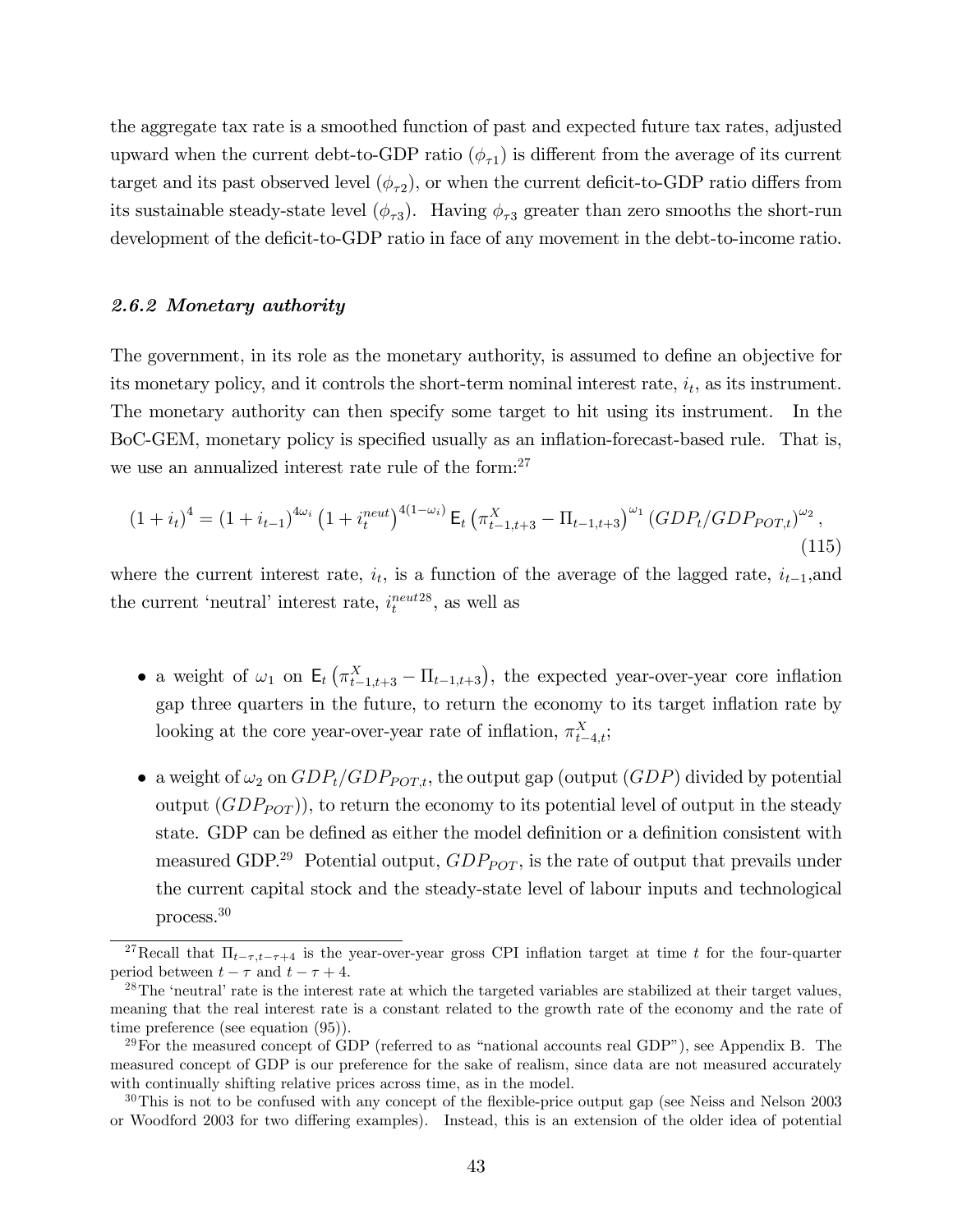the aggregate tax rate is a smoothed function of past and expected future tax rates, adjusted upward when the current debt-to-GDP ratio ($\phi_{\tau 1}$) is different from the average of its current target and its past observed level ($\phi_{\tau 2}$), or when the current deficit-to-GDP ratio differs from its sustainable steady-state level ($\phi_{\tau 3}$). Having $\phi_{\tau 3}$ greater than zero smooths the short-run development of the deficit-to-GDP ratio in face of any movement in the debt-to-income ratio.

### *2.6.2 Monetary authority*

The government, in its role as the monetary authority, is assumed to define an objective for its monetary policy, and it controls the short-term nominal interest rate, $i_t$, as its instrument. The monetary authority can then specify some target to hit using its instrument. In the BoC-GEM, monetary policy is specified usually as an inflation-forecast-based rule. That is, we use an annualized interest rate rule of the form:[27]

$$(1+i_t)^4 = (1+i_{t-1})^{4\omega_i} \left(1+i_t^{neut}\right)^{4(1-\omega_i)} \mathsf{E}_t \left(\pi_{t-1,t+3}^X - \Pi_{t-1,t+3}\right)^{\omega_1} \left(GDP_t/GDP_{POT,t}\right)^{\omega_2}, \tag{115}$$

where the current interest rate, $i_t$, is a function of the average of the lagged rate, $i_{t-1}$,and the current 'neutral' interest rate, $i_t^{neut}$[28], as well as

- a weight of $\omega_1$ on $\mathsf{E}_t \left(\pi_{t-1,t+3}^X - \Pi_{t-1,t+3}\right)$, the expected year-over-year core inflation gap three quarters in the future, to return the economy to its target inflation rate by looking at the core year-over-year rate of inflation, $\pi_{t-4,t}^X$;
- a weight of $\omega_2$ on $GDP_t/GDP_{POT,t}$, the output gap (output ($GDP$) divided by potential output ($GDP_{POT}$)), to return the economy to its potential level of output in the steady state. GDP can be defined as either the model definition or a definition consistent with measured GDP.[29] Potential output, $GDP_{POT}$, is the rate of output that prevails under the current capital stock and the steady-state level of labour inputs and technological process.[30]

---

[27] Recall that $\Pi_{t-\tau,t-\tau+4}$ is the year-over-year gross CPI inflation target at time $t$ for the four-quarter period between $t-\tau$ and $t-\tau+4$.

[28] The 'neutral' rate is the interest rate at which the targeted variables are stabilized at their target values, meaning that the real interest rate is a constant related to the growth rate of the economy and the rate of time preference (see equation (95)).

[29] For the measured concept of GDP (referred to as "national accounts real GDP"), see Appendix B. The measured concept of GDP is our preference for the sake of realism, since data are not measured accurately with continually shifting relative prices across time, as in the model.

[30] This is not to be confused with any concept of the flexible-price output gap (see Neiss and Nelson 2003 or Woodford 2003 for two differing examples). Instead, this is an extension of the older idea of potential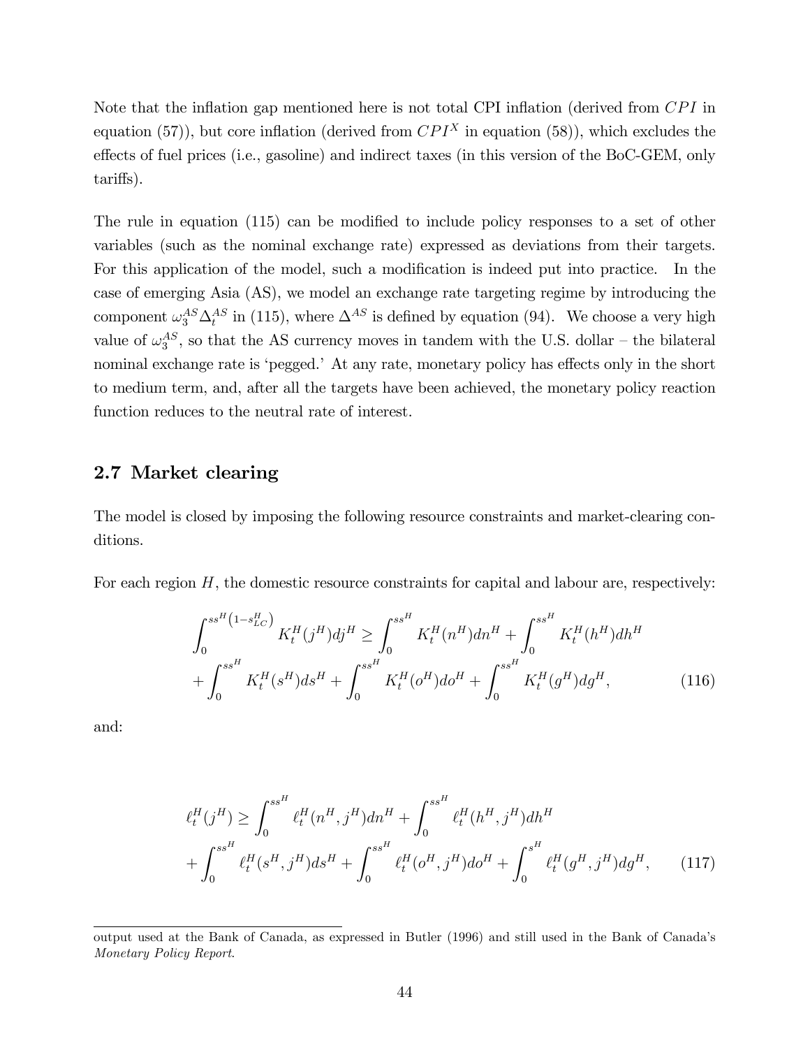Note that the inflation gap mentioned here is not total CPI inflation (derived from $CPI$ in equation (57)), but core inflation (derived from $CPI^X$ in equation (58)), which excludes the effects of fuel prices (i.e., gasoline) and indirect taxes (in this version of the BoC-GEM, only tariffs).

The rule in equation (115) can be modified to include policy responses to a set of other variables (such as the nominal exchange rate) expressed as deviations from their targets. For this application of the model, such a modification is indeed put into practice. In the case of emerging Asia (AS), we model an exchange rate targeting regime by introducing the component $\omega_3^{AS}\Delta_t^{AS}$ in (115), where $\Delta^{AS}$ is defined by equation (94). We choose a very high value of $\omega_3^{AS}$, so that the AS currency moves in tandem with the U.S. dollar – the bilateral nominal exchange rate is 'pegged.' At any rate, monetary policy has effects only in the short to medium term, and, after all the targets have been achieved, the monetary policy reaction function reduces to the neutral rate of interest.

## 2.7 Market clearing

The model is closed by imposing the following resource constraints and market-clearing conditions.

For each region $H$, the domestic resource constraints for capital and labour are, respectively:

$$\int_0^{ss^H\left(1-s_{LC}^H\right)} K_t^H(j^H)dj^H \geq \int_0^{ss^H} K_t^H(n^H)dn^H + \int_0^{ss^H} K_t^H(h^H)dh^H$$
$$+ \int_0^{ss^H} K_t^H(s^H)ds^H + \int_0^{ss^H} K_t^H(o^H)do^H + \int_0^{ss^H} K_t^H(g^H)dg^H, \tag{116}$$

and:

$$\ell_t^H(j^H) \geq \int_0^{ss^H} \ell_t^H(n^H, j^H)dn^H + \int_0^{ss^H} \ell_t^H(h^H, j^H)dh^H$$
$$+ \int_0^{ss^H} \ell_t^H(s^H, j^H)ds^H + \int_0^{ss^H} \ell_t^H(o^H, j^H)do^H + \int_0^{s^H} \ell_t^H(g^H, j^H)dg^H, \tag{117}$$

output used at the Bank of Canada, as expressed in Butler (1996) and still used in the Bank of Canada's *Monetary Policy Report*.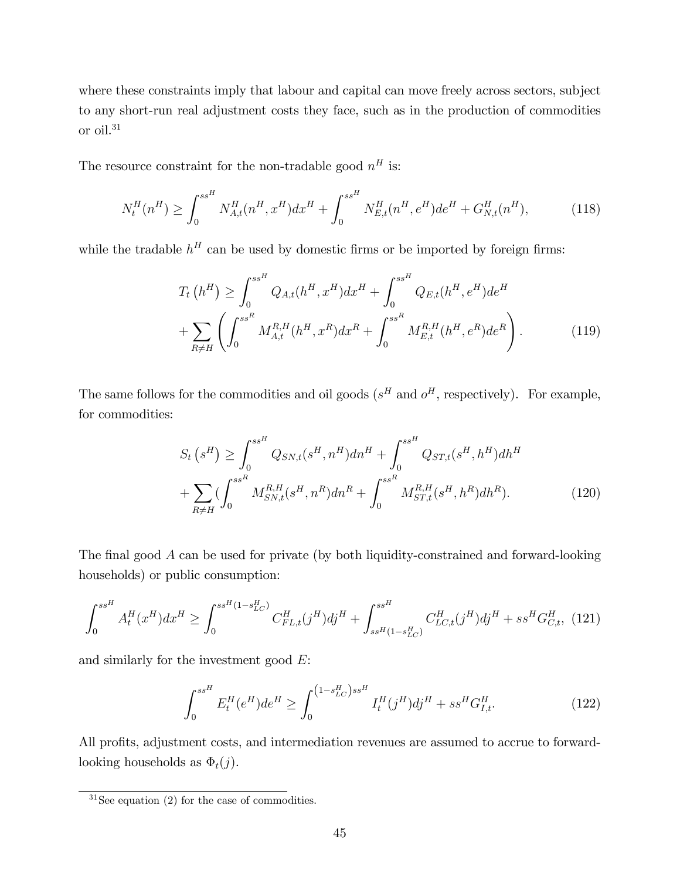where these constraints imply that labour and capital can move freely across sectors, subject to any short-run real adjustment costs they face, such as in the production of commodities or oil.[31]

The resource constraint for the non-tradable good $n^H$ is:

$$N_t^H(n^H) \geq \int_0^{ss^H} N_{A,t}^H(n^H, x^H)dx^H + \int_0^{ss^H} N_{E,t}^H(n^H, e^H)de^H + G_{N,t}^H(n^H), \tag{118}$$

while the tradable $h^H$ can be used by domestic firms or be imported by foreign firms:

$$\begin{aligned} T_t\left(h^H\right) &\geq \int_0^{ss^H} Q_{A,t}(h^H, x^H)dx^H + \int_0^{ss^H} Q_{E,t}(h^H, e^H)de^H \\ &+ \sum_{R \neq H} \left( \int_0^{ss^R} M_{A,t}^{R,H}(h^H, x^R)dx^R + \int_0^{ss^R} M_{E,t}^{R,H}(h^H, e^R)de^R \right). \end{aligned} \tag{119}$$

The same follows for the commodities and oil goods ($s^H$ and $o^H$, respectively). For example, for commodities:

$$\begin{aligned} S_t\left(s^H\right) &\geq \int_0^{ss^H} Q_{SN,t}(s^H, n^H)dn^H + \int_0^{ss^H} Q_{ST,t}(s^H, h^H)dh^H \\ &+ \sum_{R \neq H} \left( \int_0^{ss^R} M_{SN,t}^{R,H}(s^H, n^R)dn^R + \int_0^{ss^R} M_{ST,t}^{R,H}(s^H, h^R)dh^R \right). \end{aligned} \tag{120}$$

The final good $A$ can be used for private (by both liquidity-constrained and forward-looking households) or public consumption:

$$\int_0^{ss^H} A_t^H(x^H)dx^H \geq \int_0^{ss^H(1-s_{LC}^H)} C_{FL,t}^H(j^H)dj^H + \int_{ss^H(1-s_{LC}^H)}^{ss^H} C_{LC,t}^H(j^H)dj^H + ss^H G_{C,t}^H, \tag{121}$$

and similarly for the investment good $E$:

$$\int_0^{ss^H} E_t^H(e^H)de^H \geq \int_0^{\left(1-s_{LC}^H\right)ss^H} I_t^H(j^H)dj^H + ss^H G_{I,t}^H. \tag{122}$$

All profits, adjustment costs, and intermediation revenues are assumed to accrue to forward-looking households as $\Phi_t(j)$.

[31] See equation (2) for the case of commodities.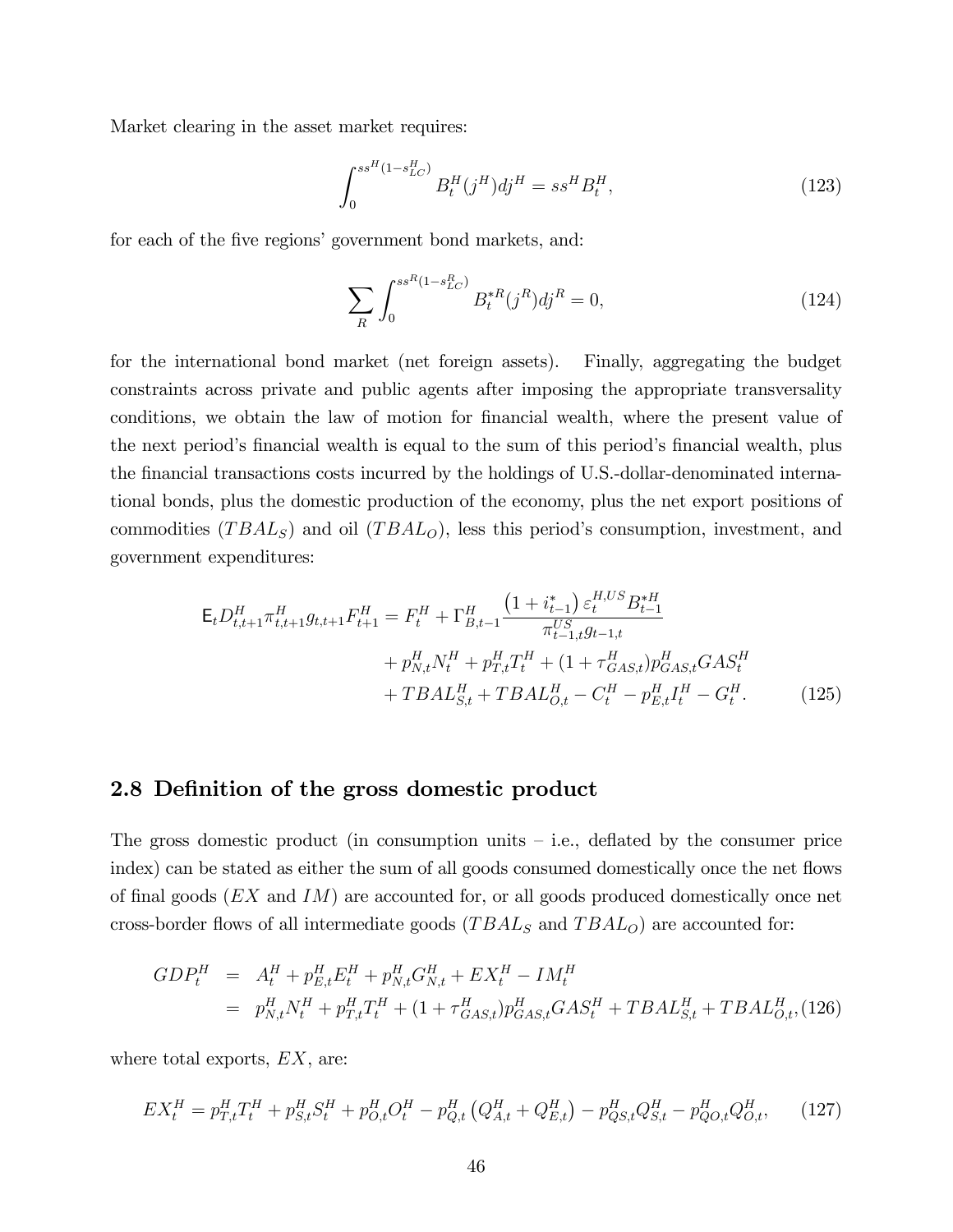Market clearing in the asset market requires:

$$\int_0^{ss^H(1-s_{LC}^H)} B_t^H(j^H)dj^H = ss^H B_t^H, \tag{123}$$

for each of the five regions' government bond markets, and:

$$\sum_R \int_0^{ss^R(1-s_{LC}^R)} B_t^{*R}(j^R)dj^R = 0, \tag{124}$$

for the international bond market (net foreign assets). Finally, aggregating the budget constraints across private and public agents after imposing the appropriate transversality conditions, we obtain the law of motion for financial wealth, where the present value of the next period's financial wealth is equal to the sum of this period's financial wealth, plus the financial transactions costs incurred by the holdings of U.S.-dollar-denominated international bonds, plus the domestic production of the economy, plus the net export positions of commodities ($TBAL_S$) and oil ($TBAL_O$), less this period's consumption, investment, and government expenditures:

$$\begin{aligned}
\mathsf{E}_t D_{t,t+1}^H \pi_{t,t+1}^H g_{t,t+1} F_{t+1}^H = F_t^H + \Gamma_{B,t-1}^H \frac{\left(1+i_{t-1}^*\right)\varepsilon_t^{H,US} B_{t-1}^{*H}}{\pi_{t-1,t}^{US} g_{t-1,t}} \\
+ p_{N,t}^H N_t^H + p_{T,t}^H T_t^H + (1+\tau_{GAS,t}^H) p_{GAS,t}^H GAS_t^H \\
+ TBAL_{S,t}^H + TBAL_{O,t}^H - C_t^H - p_{E,t}^H I_t^H - G_t^H.
\end{aligned} \tag{125}$$

## 2.8 Definition of the gross domestic product

The gross domestic product (in consumption units – i.e., deflated by the consumer price index) can be stated as either the sum of all goods consumed domestically once the net flows of final goods ($EX$ and $IM$) are accounted for, or all goods produced domestically once net cross-border flows of all intermediate goods ($TBAL_S$ and $TBAL_O$) are accounted for:

$$\begin{aligned}
GDP_t^H &= A_t^H + p_{E,t}^H E_t^H + p_{N,t}^H G_{N,t}^H + EX_t^H - IM_t^H \\
&= p_{N,t}^H N_t^H + p_{T,t}^H T_t^H + (1+\tau_{GAS,t}^H) p_{GAS,t}^H GAS_t^H + TBAL_{S,t}^H + TBAL_{O,t}^H,
\end{aligned} \tag{126}$$

where total exports, $EX$, are:

$$EX_t^H = p_{T,t}^H T_t^H + p_{S,t}^H S_t^H + p_{O,t}^H O_t^H - p_{Q,t}^H \left(Q_{A,t}^H + Q_{E,t}^H\right) - p_{QS,t}^H Q_{S,t}^H - p_{QO,t}^H Q_{O,t}^H, \tag{127}$$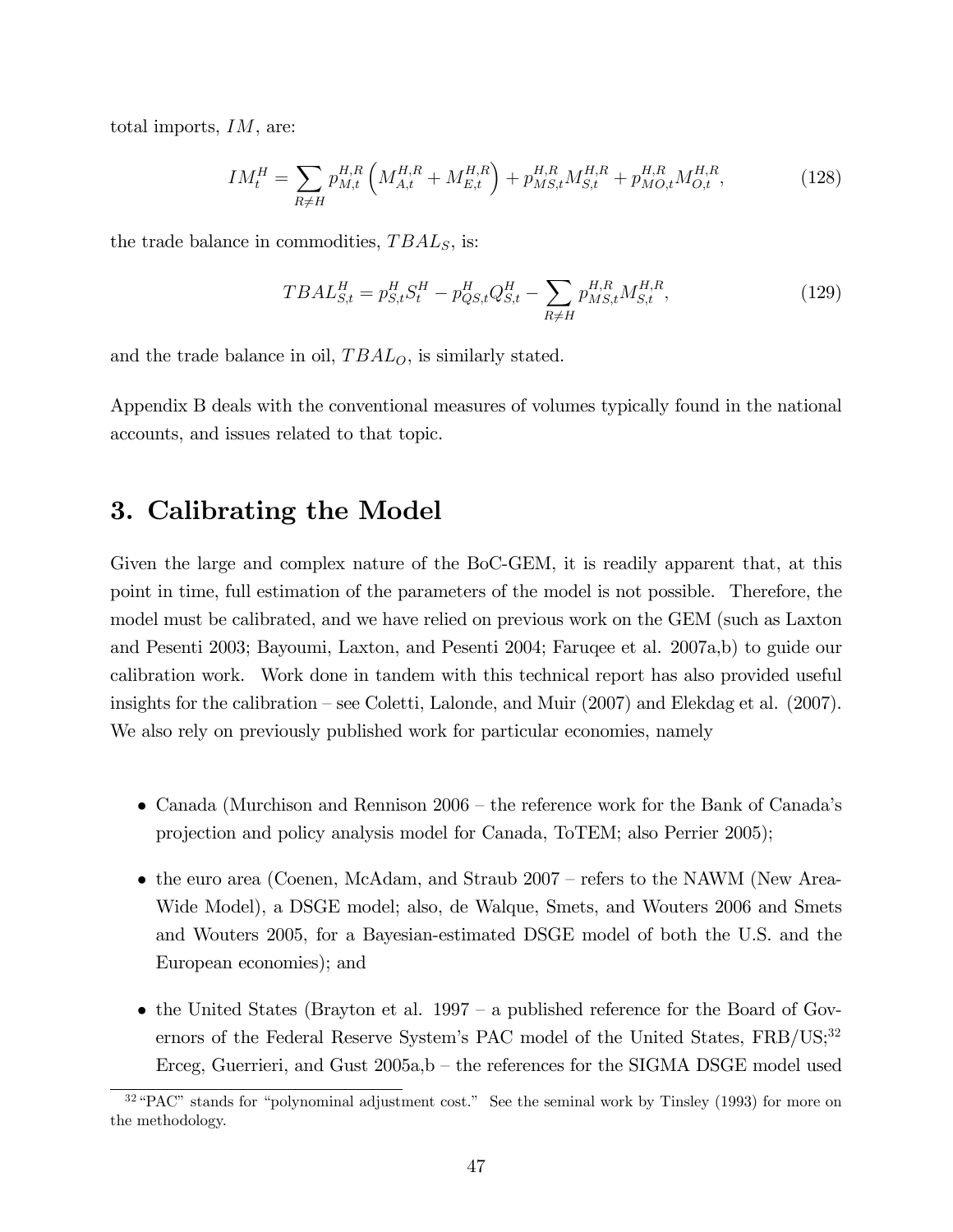total imports, $IM$, are:

$$IM_t^H = \sum_{R \neq H} p_{M,t}^{H,R} \left( M_{A,t}^{H,R} + M_{E,t}^{H,R} \right) + p_{MS,t}^{H,R} M_{S,t}^{H,R} + p_{MO,t}^{H,R} M_{O,t}^{H,R}, \tag{128}$$

the trade balance in commodities, $TBAL_S$, is:

$$TBAL_{S,t}^H = p_{S,t}^H S_t^H - p_{QS,t}^H Q_{S,t}^H - \sum_{R \neq H} p_{MS,t}^{H,R} M_{S,t}^{H,R}, \tag{129}$$

and the trade balance in oil, $TBAL_O$, is similarly stated.

Appendix B deals with the conventional measures of volumes typically found in the national accounts, and issues related to that topic.

## 3. Calibrating the Model

Given the large and complex nature of the BoC-GEM, it is readily apparent that, at this point in time, full estimation of the parameters of the model is not possible. Therefore, the model must be calibrated, and we have relied on previous work on the GEM (such as Laxton and Pesenti 2003; Bayoumi, Laxton, and Pesenti 2004; Faruqee et al. 2007a,b) to guide our calibration work. Work done in tandem with this technical report has also provided useful insights for the calibration – see Coletti, Lalonde, and Muir (2007) and Elekdag et al. (2007). We also rely on previously published work for particular economies, namely

- Canada (Murchison and Rennison 2006 – the reference work for the Bank of Canada's projection and policy analysis model for Canada, ToTEM; also Perrier 2005);
- the euro area (Coenen, McAdam, and Straub 2007 – refers to the NAWM (New Area-Wide Model), a DSGE model; also, de Walque, Smets, and Wouters 2006 and Smets and Wouters 2005, for a Bayesian-estimated DSGE model of both the U.S. and the European economies); and
- the United States (Brayton et al. 1997 – a published reference for the Board of Governors of the Federal Reserve System's PAC model of the United States, FRB/US;[32] Erceg, Guerrieri, and Gust 2005a,b – the references for the SIGMA DSGE model used

[32] "PAC" stands for "polynominal adjustment cost." See the seminal work by Tinsley (1993) for more on the methodology.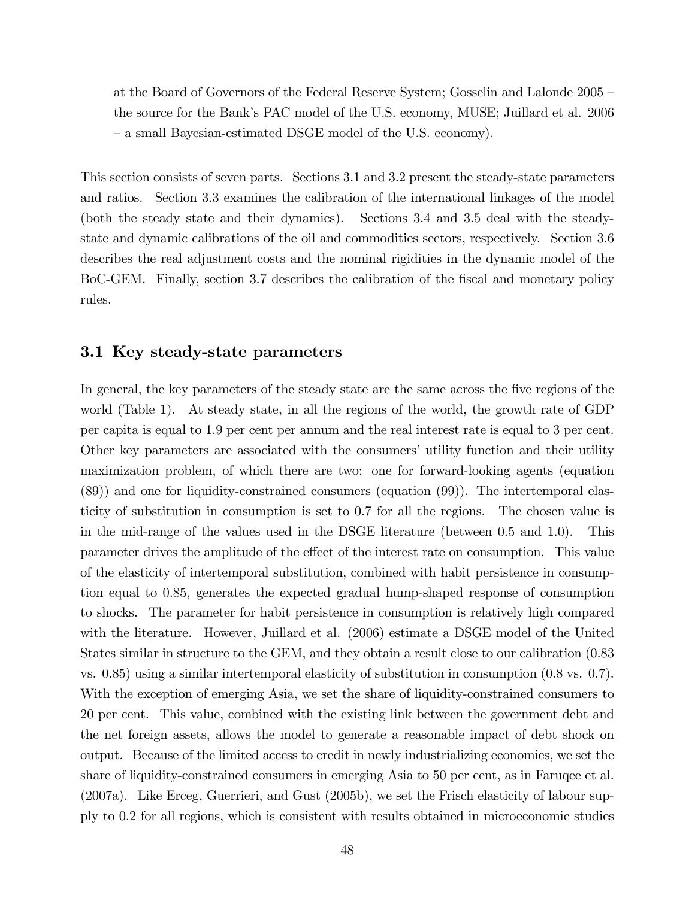at the Board of Governors of the Federal Reserve System; Gosselin and Lalonde 2005 – the source for the Bank's PAC model of the U.S. economy, MUSE; Juillard et al. 2006 – a small Bayesian-estimated DSGE model of the U.S. economy).

This section consists of seven parts. Sections 3.1 and 3.2 present the steady-state parameters and ratios. Section 3.3 examines the calibration of the international linkages of the model (both the steady state and their dynamics). Sections 3.4 and 3.5 deal with the steady-state and dynamic calibrations of the oil and commodities sectors, respectively. Section 3.6 describes the real adjustment costs and the nominal rigidities in the dynamic model of the BoC-GEM. Finally, section 3.7 describes the calibration of the fiscal and monetary policy rules.

### 3.1 Key steady-state parameters

In general, the key parameters of the steady state are the same across the five regions of the world (Table 1). At steady state, in all the regions of the world, the growth rate of GDP per capita is equal to 1.9 per cent per annum and the real interest rate is equal to 3 per cent. Other key parameters are associated with the consumers' utility function and their utility maximization problem, of which there are two: one for forward-looking agents (equation (89)) and one for liquidity-constrained consumers (equation (99)). The intertemporal elasticity of substitution in consumption is set to 0.7 for all the regions. The chosen value is in the mid-range of the values used in the DSGE literature (between 0.5 and 1.0). This parameter drives the amplitude of the effect of the interest rate on consumption. This value of the elasticity of intertemporal substitution, combined with habit persistence in consumption equal to 0.85, generates the expected gradual hump-shaped response of consumption to shocks. The parameter for habit persistence in consumption is relatively high compared with the literature. However, Juillard et al. (2006) estimate a DSGE model of the United States similar in structure to the GEM, and they obtain a result close to our calibration (0.83 vs. 0.85) using a similar intertemporal elasticity of substitution in consumption (0.8 vs. 0.7). With the exception of emerging Asia, we set the share of liquidity-constrained consumers to 20 per cent. This value, combined with the existing link between the government debt and the net foreign assets, allows the model to generate a reasonable impact of debt shock on output. Because of the limited access to credit in newly industrializing economies, we set the share of liquidity-constrained consumers in emerging Asia to 50 per cent, as in Faruqee et al. (2007a). Like Erceg, Guerrieri, and Gust (2005b), we set the Frisch elasticity of labour supply to 0.2 for all regions, which is consistent with results obtained in microeconomic studies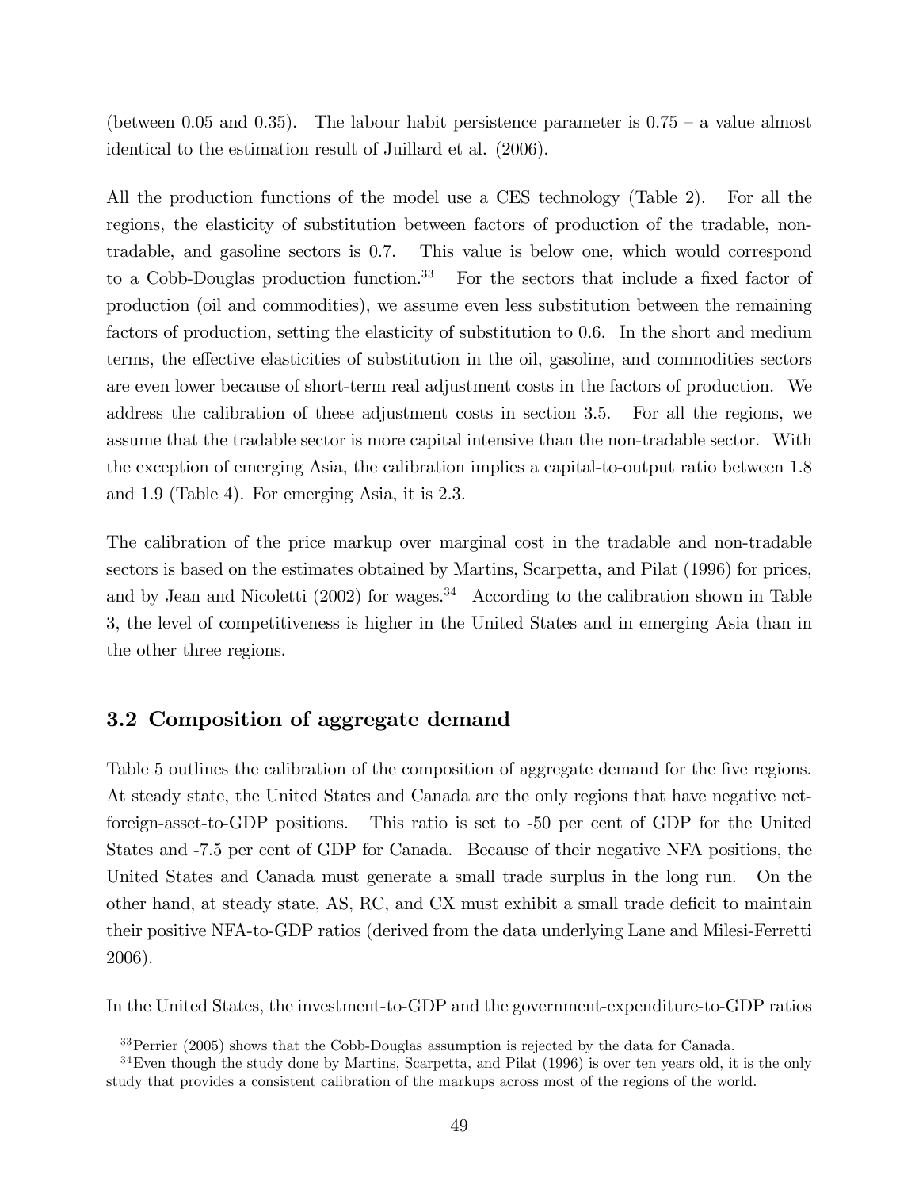(between 0.05 and 0.35). The labour habit persistence parameter is 0.75 – a value almost identical to the estimation result of Juillard et al. (2006).

All the production functions of the model use a CES technology (Table 2). For all the regions, the elasticity of substitution between factors of production of the tradable, non-tradable, and gasoline sectors is 0.7. This value is below one, which would correspond to a Cobb-Douglas production function.[33] For the sectors that include a fixed factor of production (oil and commodities), we assume even less substitution between the remaining factors of production, setting the elasticity of substitution to 0.6. In the short and medium terms, the effective elasticities of substitution in the oil, gasoline, and commodities sectors are even lower because of short-term real adjustment costs in the factors of production. We address the calibration of these adjustment costs in section 3.5. For all the regions, we assume that the tradable sector is more capital intensive than the non-tradable sector. With the exception of emerging Asia, the calibration implies a capital-to-output ratio between 1.8 and 1.9 (Table 4). For emerging Asia, it is 2.3.

The calibration of the price markup over marginal cost in the tradable and non-tradable sectors is based on the estimates obtained by Martins, Scarpetta, and Pilat (1996) for prices, and by Jean and Nicoletti (2002) for wages.[34] According to the calibration shown in Table 3, the level of competitiveness is higher in the United States and in emerging Asia than in the other three regions.

## 3.2 Composition of aggregate demand

Table 5 outlines the calibration of the composition of aggregate demand for the five regions. At steady state, the United States and Canada are the only regions that have negative net-foreign-asset-to-GDP positions. This ratio is set to -50 per cent of GDP for the United States and -7.5 per cent of GDP for Canada. Because of their negative NFA positions, the United States and Canada must generate a small trade surplus in the long run. On the other hand, at steady state, AS, RC, and CX must exhibit a small trade deficit to maintain their positive NFA-to-GDP ratios (derived from the data underlying Lane and Milesi-Ferretti 2006).

In the United States, the investment-to-GDP and the government-expenditure-to-GDP ratios

[33] Perrier (2005) shows that the Cobb-Douglas assumption is rejected by the data for Canada.

[34] Even though the study done by Martins, Scarpetta, and Pilat (1996) is over ten years old, it is the only study that provides a consistent calibration of the markups across most of the regions of the world.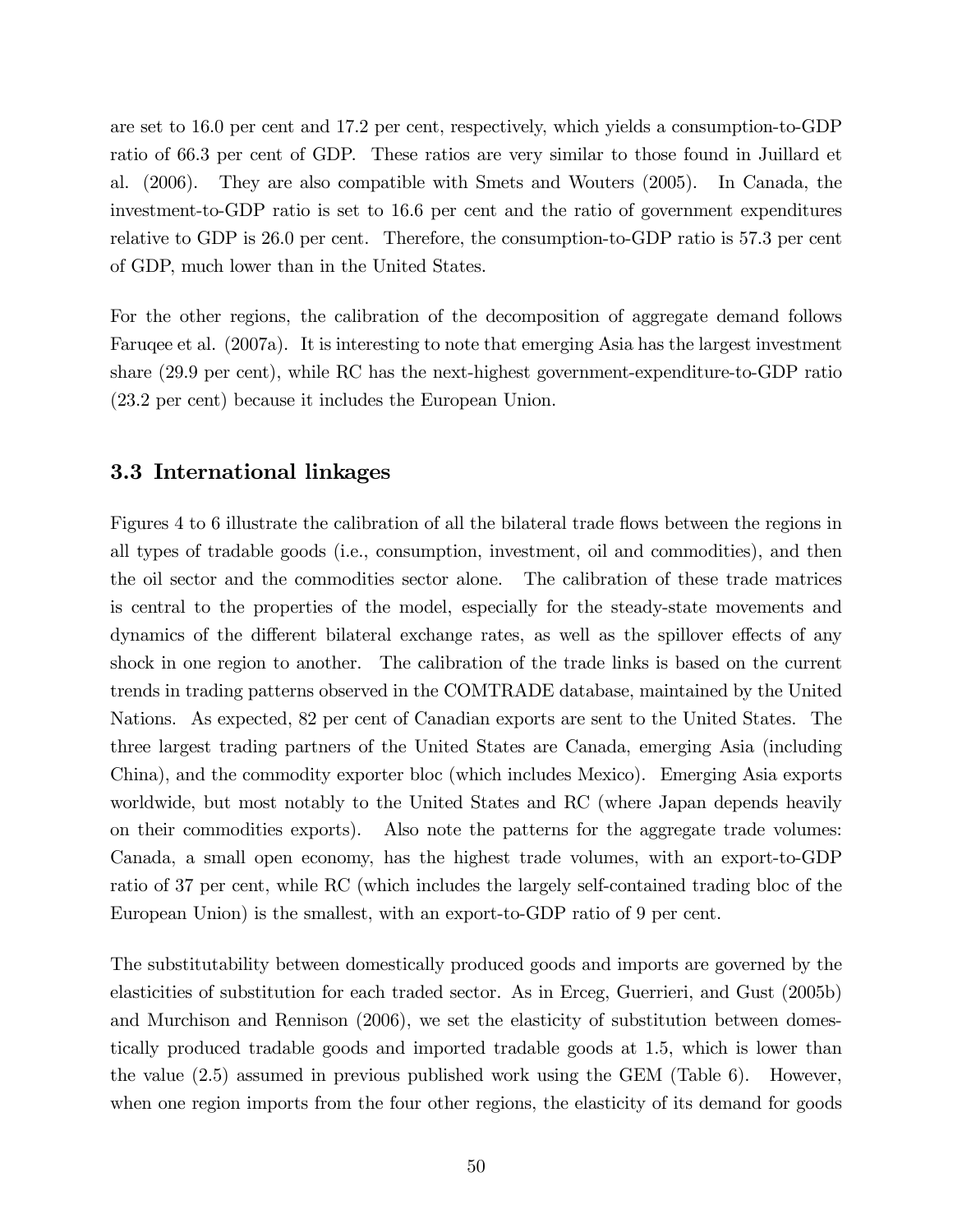are set to 16.0 per cent and 17.2 per cent, respectively, which yields a consumption-to-GDP ratio of 66.3 per cent of GDP. These ratios are very similar to those found in Juillard et al. (2006). They are also compatible with Smets and Wouters (2005). In Canada, the investment-to-GDP ratio is set to 16.6 per cent and the ratio of government expenditures relative to GDP is 26.0 per cent. Therefore, the consumption-to-GDP ratio is 57.3 per cent of GDP, much lower than in the United States.

For the other regions, the calibration of the decomposition of aggregate demand follows Faruqee et al. (2007a). It is interesting to note that emerging Asia has the largest investment share (29.9 per cent), while RC has the next-highest government-expenditure-to-GDP ratio (23.2 per cent) because it includes the European Union.

### 3.3 International linkages

Figures 4 to 6 illustrate the calibration of all the bilateral trade flows between the regions in all types of tradable goods (i.e., consumption, investment, oil and commodities), and then the oil sector and the commodities sector alone. The calibration of these trade matrices is central to the properties of the model, especially for the steady-state movements and dynamics of the different bilateral exchange rates, as well as the spillover effects of any shock in one region to another. The calibration of the trade links is based on the current trends in trading patterns observed in the COMTRADE database, maintained by the United Nations. As expected, 82 per cent of Canadian exports are sent to the United States. The three largest trading partners of the United States are Canada, emerging Asia (including China), and the commodity exporter bloc (which includes Mexico). Emerging Asia exports worldwide, but most notably to the United States and RC (where Japan depends heavily on their commodities exports). Also note the patterns for the aggregate trade volumes: Canada, a small open economy, has the highest trade volumes, with an export-to-GDP ratio of 37 per cent, while RC (which includes the largely self-contained trading bloc of the European Union) is the smallest, with an export-to-GDP ratio of 9 per cent.

The substitutability between domestically produced goods and imports are governed by the elasticities of substitution for each traded sector. As in Erceg, Guerrieri, and Gust (2005b) and Murchison and Rennison (2006), we set the elasticity of substitution between domestically produced tradable goods and imported tradable goods at 1.5, which is lower than the value (2.5) assumed in previous published work using the GEM (Table 6). However, when one region imports from the four other regions, the elasticity of its demand for goods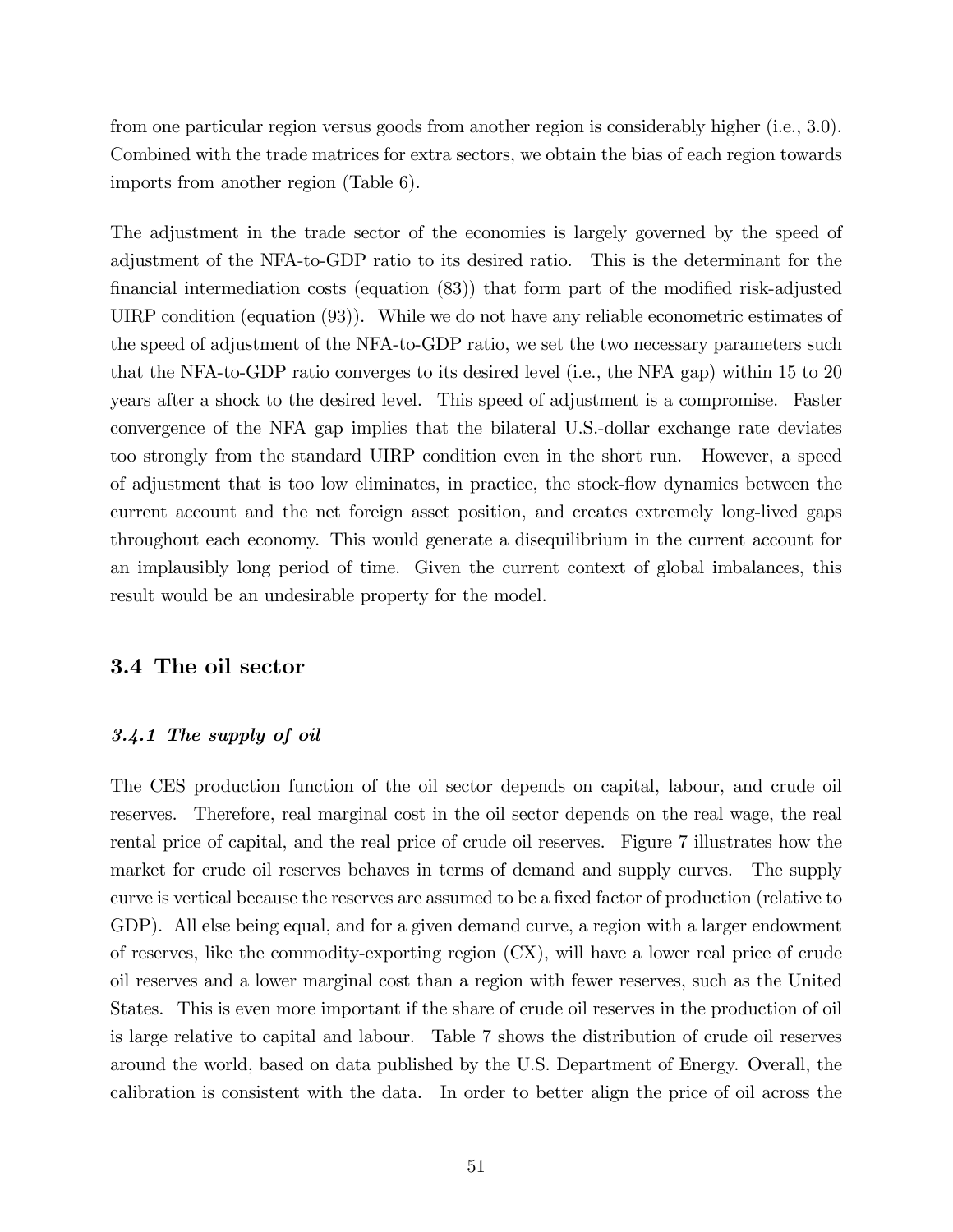from one particular region versus goods from another region is considerably higher (i.e., 3.0). Combined with the trade matrices for extra sectors, we obtain the bias of each region towards imports from another region (Table 6).

The adjustment in the trade sector of the economies is largely governed by the speed of adjustment of the NFA-to-GDP ratio to its desired ratio. This is the determinant for the financial intermediation costs (equation (83)) that form part of the modified risk-adjusted UIRP condition (equation (93)). While we do not have any reliable econometric estimates of the speed of adjustment of the NFA-to-GDP ratio, we set the two necessary parameters such that the NFA-to-GDP ratio converges to its desired level (i.e., the NFA gap) within 15 to 20 years after a shock to the desired level. This speed of adjustment is a compromise. Faster convergence of the NFA gap implies that the bilateral U.S.-dollar exchange rate deviates too strongly from the standard UIRP condition even in the short run. However, a speed of adjustment that is too low eliminates, in practice, the stock-flow dynamics between the current account and the net foreign asset position, and creates extremely long-lived gaps throughout each economy. This would generate a disequilibrium in the current account for an implausibly long period of time. Given the current context of global imbalances, this result would be an undesirable property for the model.

## 3.4 The oil sector

### *3.4.1 The supply of oil*

The CES production function of the oil sector depends on capital, labour, and crude oil reserves. Therefore, real marginal cost in the oil sector depends on the real wage, the real rental price of capital, and the real price of crude oil reserves. Figure 7 illustrates how the market for crude oil reserves behaves in terms of demand and supply curves. The supply curve is vertical because the reserves are assumed to be a fixed factor of production (relative to GDP). All else being equal, and for a given demand curve, a region with a larger endowment of reserves, like the commodity-exporting region (CX), will have a lower real price of crude oil reserves and a lower marginal cost than a region with fewer reserves, such as the United States. This is even more important if the share of crude oil reserves in the production of oil is large relative to capital and labour. Table 7 shows the distribution of crude oil reserves around the world, based on data published by the U.S. Department of Energy. Overall, the calibration is consistent with the data. In order to better align the price of oil across the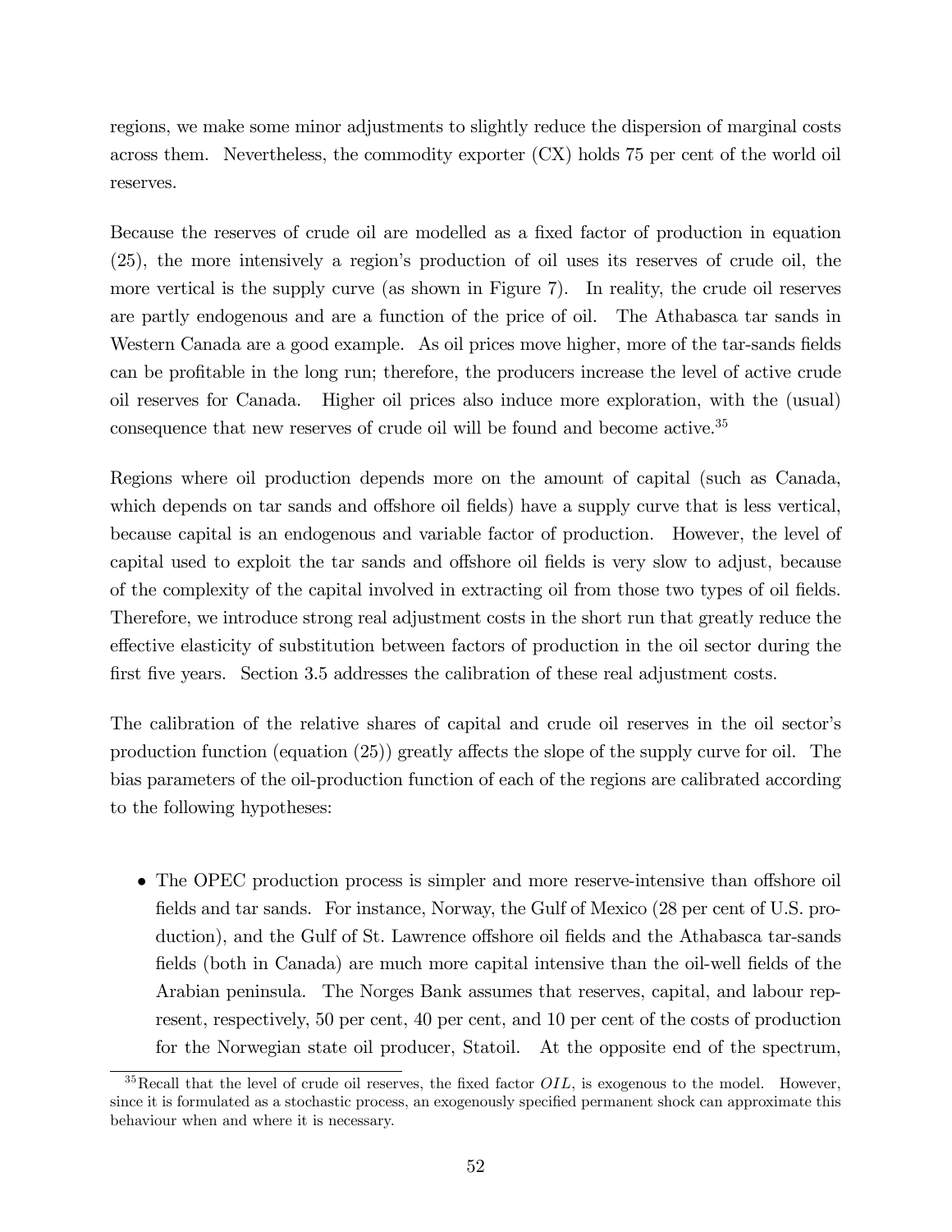regions, we make some minor adjustments to slightly reduce the dispersion of marginal costs across them. Nevertheless, the commodity exporter (CX) holds 75 per cent of the world oil reserves.

Because the reserves of crude oil are modelled as a fixed factor of production in equation (25), the more intensively a region's production of oil uses its reserves of crude oil, the more vertical is the supply curve (as shown in Figure 7). In reality, the crude oil reserves are partly endogenous and are a function of the price of oil. The Athabasca tar sands in Western Canada are a good example. As oil prices move higher, more of the tar-sands fields can be profitable in the long run; therefore, the producers increase the level of active crude oil reserves for Canada. Higher oil prices also induce more exploration, with the (usual) consequence that new reserves of crude oil will be found and become active.[35]

Regions where oil production depends more on the amount of capital (such as Canada, which depends on tar sands and offshore oil fields) have a supply curve that is less vertical, because capital is an endogenous and variable factor of production. However, the level of capital used to exploit the tar sands and offshore oil fields is very slow to adjust, because of the complexity of the capital involved in extracting oil from those two types of oil fields. Therefore, we introduce strong real adjustment costs in the short run that greatly reduce the effective elasticity of substitution between factors of production in the oil sector during the first five years. Section 3.5 addresses the calibration of these real adjustment costs.

The calibration of the relative shares of capital and crude oil reserves in the oil sector's production function (equation (25)) greatly affects the slope of the supply curve for oil. The bias parameters of the oil-production function of each of the regions are calibrated according to the following hypotheses:

- The OPEC production process is simpler and more reserve-intensive than offshore oil fields and tar sands. For instance, Norway, the Gulf of Mexico (28 per cent of U.S. production), and the Gulf of St. Lawrence offshore oil fields and the Athabasca tar-sands fields (both in Canada) are much more capital intensive than the oil-well fields of the Arabian peninsula. The Norges Bank assumes that reserves, capital, and labour represent, respectively, 50 per cent, 40 per cent, and 10 per cent of the costs of production for the Norwegian state oil producer, Statoil. At the opposite end of the spectrum,

[35] Recall that the level of crude oil reserves, the fixed factor $OIL$, is exogenous to the model. However, since it is formulated as a stochastic process, an exogenously specified permanent shock can approximate this behaviour when and where it is necessary.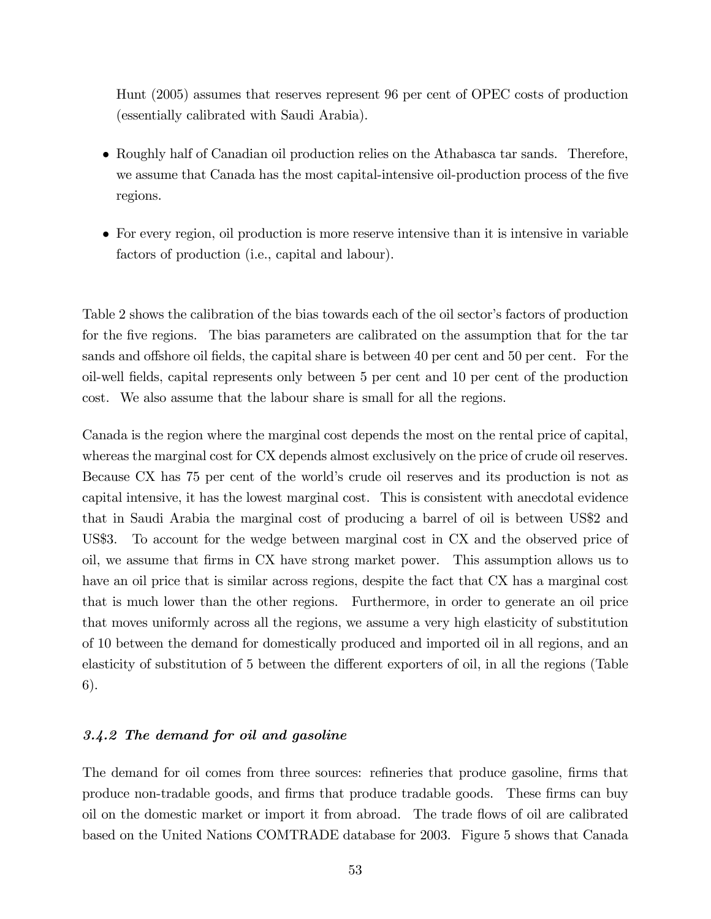Hunt (2005) assumes that reserves represent 96 per cent of OPEC costs of production (essentially calibrated with Saudi Arabia).

- Roughly half of Canadian oil production relies on the Athabasca tar sands. Therefore, we assume that Canada has the most capital-intensive oil-production process of the five regions.
- For every region, oil production is more reserve intensive than it is intensive in variable factors of production (i.e., capital and labour).

Table 2 shows the calibration of the bias towards each of the oil sector's factors of production for the five regions. The bias parameters are calibrated on the assumption that for the tar sands and offshore oil fields, the capital share is between 40 per cent and 50 per cent. For the oil-well fields, capital represents only between 5 per cent and 10 per cent of the production cost. We also assume that the labour share is small for all the regions.

Canada is the region where the marginal cost depends the most on the rental price of capital, whereas the marginal cost for CX depends almost exclusively on the price of crude oil reserves. Because CX has 75 per cent of the world's crude oil reserves and its production is not as capital intensive, it has the lowest marginal cost. This is consistent with anecdotal evidence that in Saudi Arabia the marginal cost of producing a barrel of oil is between US$2 and US$3. To account for the wedge between marginal cost in CX and the observed price of oil, we assume that firms in CX have strong market power. This assumption allows us to have an oil price that is similar across regions, despite the fact that CX has a marginal cost that is much lower than the other regions. Furthermore, in order to generate an oil price that moves uniformly across all the regions, we assume a very high elasticity of substitution of 10 between the demand for domestically produced and imported oil in all regions, and an elasticity of substitution of 5 between the different exporters of oil, in all the regions (Table 6).

### *3.4.2 The demand for oil and gasoline*

The demand for oil comes from three sources: refineries that produce gasoline, firms that produce non-tradable goods, and firms that produce tradable goods. These firms can buy oil on the domestic market or import it from abroad. The trade flows of oil are calibrated based on the United Nations COMTRADE database for 2003. Figure 5 shows that Canada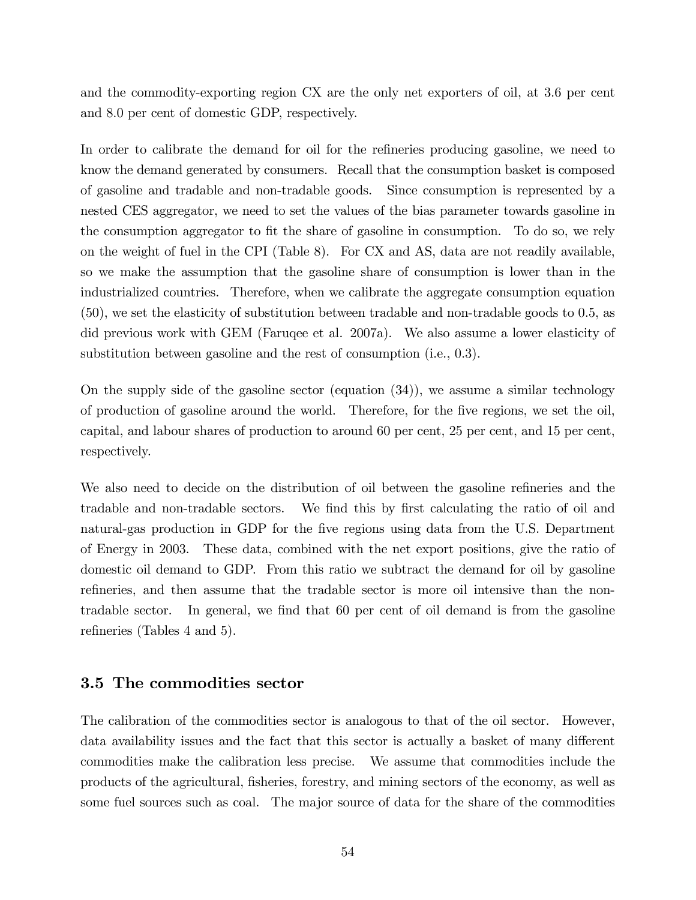and the commodity-exporting region CX are the only net exporters of oil, at 3.6 per cent and 8.0 per cent of domestic GDP, respectively.

In order to calibrate the demand for oil for the refineries producing gasoline, we need to know the demand generated by consumers. Recall that the consumption basket is composed of gasoline and tradable and non-tradable goods. Since consumption is represented by a nested CES aggregator, we need to set the values of the bias parameter towards gasoline in the consumption aggregator to fit the share of gasoline in consumption. To do so, we rely on the weight of fuel in the CPI (Table 8). For CX and AS, data are not readily available, so we make the assumption that the gasoline share of consumption is lower than in the industrialized countries. Therefore, when we calibrate the aggregate consumption equation (50), we set the elasticity of substitution between tradable and non-tradable goods to 0.5, as did previous work with GEM (Faruqee et al. 2007a). We also assume a lower elasticity of substitution between gasoline and the rest of consumption (i.e., 0.3).

On the supply side of the gasoline sector (equation (34)), we assume a similar technology of production of gasoline around the world. Therefore, for the five regions, we set the oil, capital, and labour shares of production to around 60 per cent, 25 per cent, and 15 per cent, respectively.

We also need to decide on the distribution of oil between the gasoline refineries and the tradable and non-tradable sectors. We find this by first calculating the ratio of oil and natural-gas production in GDP for the five regions using data from the U.S. Department of Energy in 2003. These data, combined with the net export positions, give the ratio of domestic oil demand to GDP. From this ratio we subtract the demand for oil by gasoline refineries, and then assume that the tradable sector is more oil intensive than the non-tradable sector. In general, we find that 60 per cent of oil demand is from the gasoline refineries (Tables 4 and 5).

### 3.5 The commodities sector

The calibration of the commodities sector is analogous to that of the oil sector. However, data availability issues and the fact that this sector is actually a basket of many different commodities make the calibration less precise. We assume that commodities include the products of the agricultural, fisheries, forestry, and mining sectors of the economy, as well as some fuel sources such as coal. The major source of data for the share of the commodities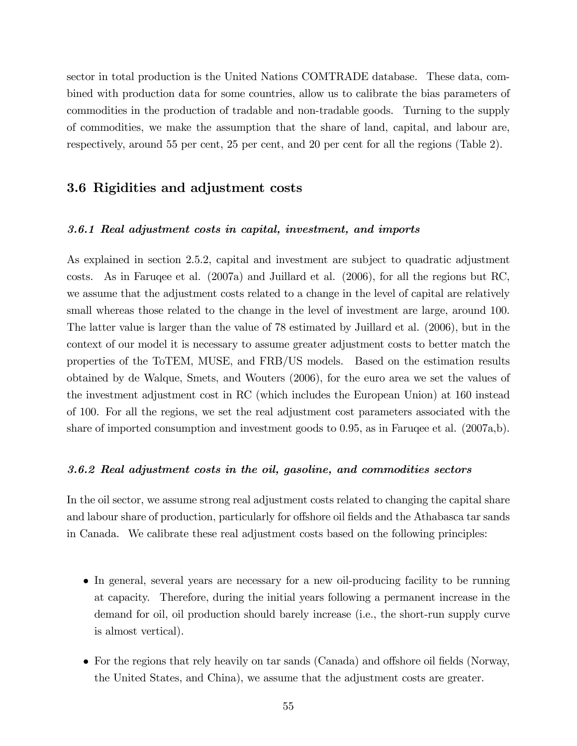sector in total production is the United Nations COMTRADE database. These data, combined with production data for some countries, allow us to calibrate the bias parameters of commodities in the production of tradable and non-tradable goods. Turning to the supply of commodities, we make the assumption that the share of land, capital, and labour are, respectively, around 55 per cent, 25 per cent, and 20 per cent for all the regions (Table 2).

## 3.6 Rigidities and adjustment costs

### *3.6.1 Real adjustment costs in capital, investment, and imports*

As explained in section 2.5.2, capital and investment are subject to quadratic adjustment costs. As in Faruqee et al. (2007a) and Juillard et al. (2006), for all the regions but RC, we assume that the adjustment costs related to a change in the level of capital are relatively small whereas those related to the change in the level of investment are large, around 100. The latter value is larger than the value of 78 estimated by Juillard et al. (2006), but in the context of our model it is necessary to assume greater adjustment costs to better match the properties of the ToTEM, MUSE, and FRB/US models. Based on the estimation results obtained by de Walque, Smets, and Wouters (2006), for the euro area we set the values of the investment adjustment cost in RC (which includes the European Union) at 160 instead of 100. For all the regions, we set the real adjustment cost parameters associated with the share of imported consumption and investment goods to 0.95, as in Faruqee et al. (2007a,b).

### *3.6.2 Real adjustment costs in the oil, gasoline, and commodities sectors*

In the oil sector, we assume strong real adjustment costs related to changing the capital share and labour share of production, particularly for offshore oil fields and the Athabasca tar sands in Canada. We calibrate these real adjustment costs based on the following principles:

- In general, several years are necessary for a new oil-producing facility to be running at capacity. Therefore, during the initial years following a permanent increase in the demand for oil, oil production should barely increase (i.e., the short-run supply curve is almost vertical).
- For the regions that rely heavily on tar sands (Canada) and offshore oil fields (Norway, the United States, and China), we assume that the adjustment costs are greater.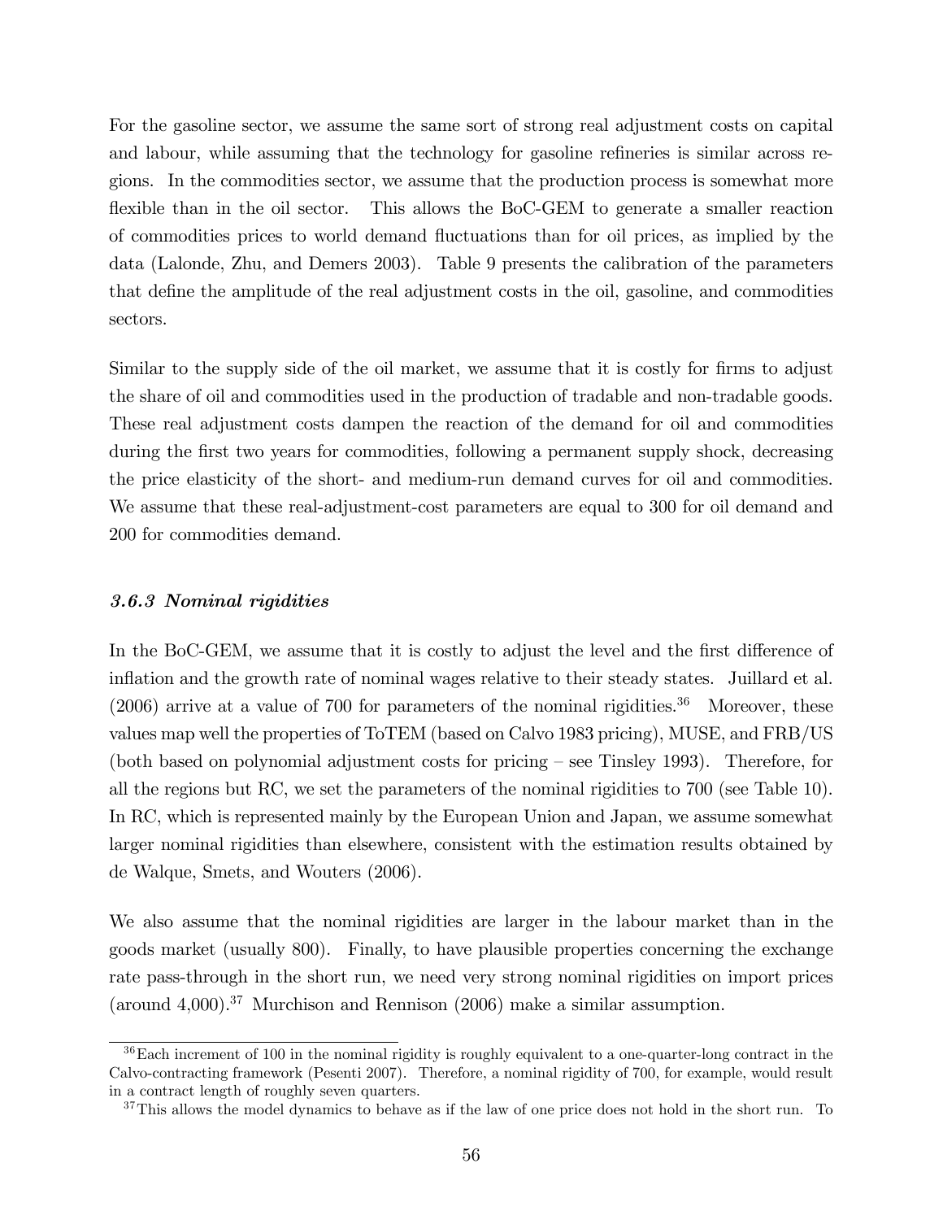For the gasoline sector, we assume the same sort of strong real adjustment costs on capital and labour, while assuming that the technology for gasoline refineries is similar across regions. In the commodities sector, we assume that the production process is somewhat more flexible than in the oil sector. This allows the BoC-GEM to generate a smaller reaction of commodities prices to world demand fluctuations than for oil prices, as implied by the data (Lalonde, Zhu, and Demers 2003). Table 9 presents the calibration of the parameters that define the amplitude of the real adjustment costs in the oil, gasoline, and commodities sectors.

Similar to the supply side of the oil market, we assume that it is costly for firms to adjust the share of oil and commodities used in the production of tradable and non-tradable goods. These real adjustment costs dampen the reaction of the demand for oil and commodities during the first two years for commodities, following a permanent supply shock, decreasing the price elasticity of the short- and medium-run demand curves for oil and commodities. We assume that these real-adjustment-cost parameters are equal to 300 for oil demand and 200 for commodities demand.

### *3.6.3 Nominal rigidities*

In the BoC-GEM, we assume that it is costly to adjust the level and the first difference of inflation and the growth rate of nominal wages relative to their steady states. Juillard et al. (2006) arrive at a value of 700 for parameters of the nominal rigidities.[36] Moreover, these values map well the properties of ToTEM (based on Calvo 1983 pricing), MUSE, and FRB/US (both based on polynomial adjustment costs for pricing – see Tinsley 1993). Therefore, for all the regions but RC, we set the parameters of the nominal rigidities to 700 (see Table 10). In RC, which is represented mainly by the European Union and Japan, we assume somewhat larger nominal rigidities than elsewhere, consistent with the estimation results obtained by de Walque, Smets, and Wouters (2006).

We also assume that the nominal rigidities are larger in the labour market than in the goods market (usually 800). Finally, to have plausible properties concerning the exchange rate pass-through in the short run, we need very strong nominal rigidities on import prices (around 4,000).[37] Murchison and Rennison (2006) make a similar assumption.

[36] Each increment of 100 in the nominal rigidity is roughly equivalent to a one-quarter-long contract in the Calvo-contracting framework (Pesenti 2007). Therefore, a nominal rigidity of 700, for example, would result in a contract length of roughly seven quarters.

[37] This allows the model dynamics to behave as if the law of one price does not hold in the short run. To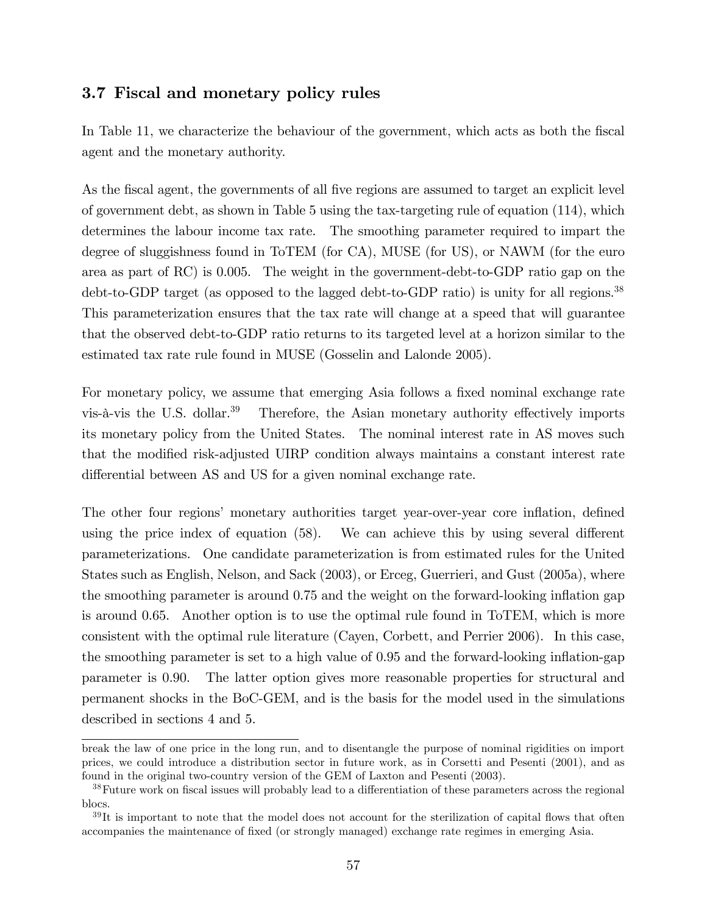### 3.7 Fiscal and monetary policy rules

In Table 11, we characterize the behaviour of the government, which acts as both the fiscal agent and the monetary authority.

As the fiscal agent, the governments of all five regions are assumed to target an explicit level of government debt, as shown in Table 5 using the tax-targeting rule of equation (114), which determines the labour income tax rate. The smoothing parameter required to impart the degree of sluggishness found in ToTEM (for CA), MUSE (for US), or NAWM (for the euro area as part of RC) is 0.005. The weight in the government-debt-to-GDP ratio gap on the debt-to-GDP target (as opposed to the lagged debt-to-GDP ratio) is unity for all regions.[38] This parameterization ensures that the tax rate will change at a speed that will guarantee that the observed debt-to-GDP ratio returns to its targeted level at a horizon similar to the estimated tax rate rule found in MUSE (Gosselin and Lalonde 2005).

For monetary policy, we assume that emerging Asia follows a fixed nominal exchange rate vis-à-vis the U.S. dollar.[39] Therefore, the Asian monetary authority effectively imports its monetary policy from the United States. The nominal interest rate in AS moves such that the modified risk-adjusted UIRP condition always maintains a constant interest rate differential between AS and US for a given nominal exchange rate.

The other four regions' monetary authorities target year-over-year core inflation, defined using the price index of equation (58). We can achieve this by using several different parameterizations. One candidate parameterization is from estimated rules for the United States such as English, Nelson, and Sack (2003), or Erceg, Guerrieri, and Gust (2005a), where the smoothing parameter is around 0.75 and the weight on the forward-looking inflation gap is around 0.65. Another option is to use the optimal rule found in ToTEM, which is more consistent with the optimal rule literature (Cayen, Corbett, and Perrier 2006). In this case, the smoothing parameter is set to a high value of 0.95 and the forward-looking inflation-gap parameter is 0.90. The latter option gives more reasonable properties for structural and permanent shocks in the BoC-GEM, and is the basis for the model used in the simulations described in sections 4 and 5.

---

break the law of one price in the long run, and to disentangle the purpose of nominal rigidities on import prices, we could introduce a distribution sector in future work, as in Corsetti and Pesenti (2001), and as found in the original two-country version of the GEM of Laxton and Pesenti (2003).

[38] Future work on fiscal issues will probably lead to a differentiation of these parameters across the regional blocs.

[39] It is important to note that the model does not account for the sterilization of capital flows that often accompanies the maintenance of fixed (or strongly managed) exchange rate regimes in emerging Asia.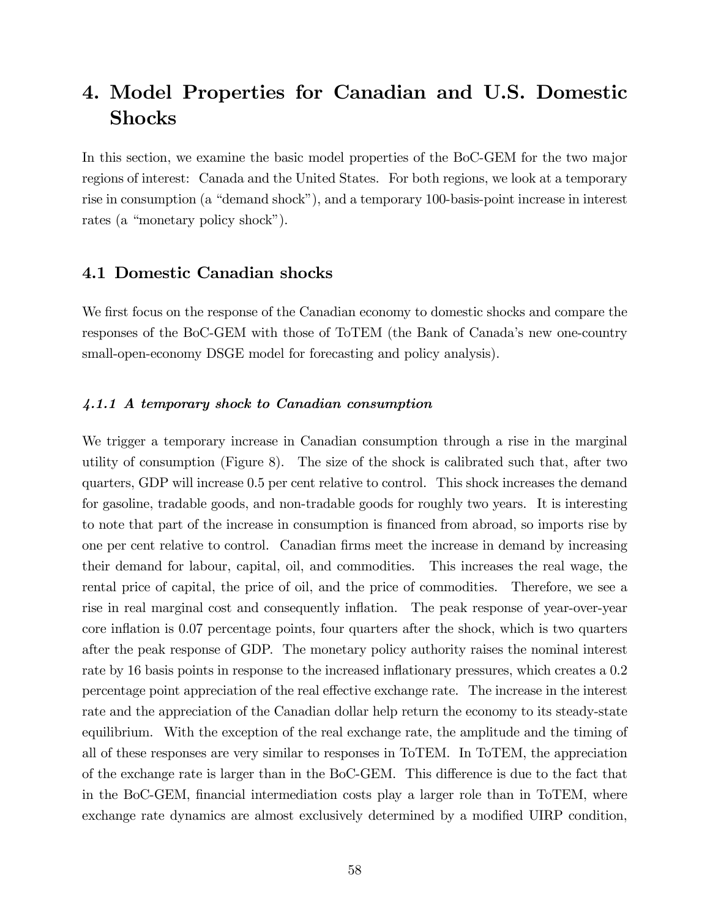# 4. Model Properties for Canadian and U.S. Domestic Shocks

In this section, we examine the basic model properties of the BoC-GEM for the two major regions of interest: Canada and the United States. For both regions, we look at a temporary rise in consumption (a "demand shock"), and a temporary 100-basis-point increase in interest rates (a "monetary policy shock").

## 4.1 Domestic Canadian shocks

We first focus on the response of the Canadian economy to domestic shocks and compare the responses of the BoC-GEM with those of ToTEM (the Bank of Canada's new one-country small-open-economy DSGE model for forecasting and policy analysis).

### *4.1.1 A temporary shock to Canadian consumption*

We trigger a temporary increase in Canadian consumption through a rise in the marginal utility of consumption (Figure 8). The size of the shock is calibrated such that, after two quarters, GDP will increase 0.5 per cent relative to control. This shock increases the demand for gasoline, tradable goods, and non-tradable goods for roughly two years. It is interesting to note that part of the increase in consumption is financed from abroad, so imports rise by one per cent relative to control. Canadian firms meet the increase in demand by increasing their demand for labour, capital, oil, and commodities. This increases the real wage, the rental price of capital, the price of oil, and the price of commodities. Therefore, we see a rise in real marginal cost and consequently inflation. The peak response of year-over-year core inflation is 0.07 percentage points, four quarters after the shock, which is two quarters after the peak response of GDP. The monetary policy authority raises the nominal interest rate by 16 basis points in response to the increased inflationary pressures, which creates a 0.2 percentage point appreciation of the real effective exchange rate. The increase in the interest rate and the appreciation of the Canadian dollar help return the economy to its steady-state equilibrium. With the exception of the real exchange rate, the amplitude and the timing of all of these responses are very similar to responses in ToTEM. In ToTEM, the appreciation of the exchange rate is larger than in the BoC-GEM. This difference is due to the fact that in the BoC-GEM, financial intermediation costs play a larger role than in ToTEM, where exchange rate dynamics are almost exclusively determined by a modified UIRP condition,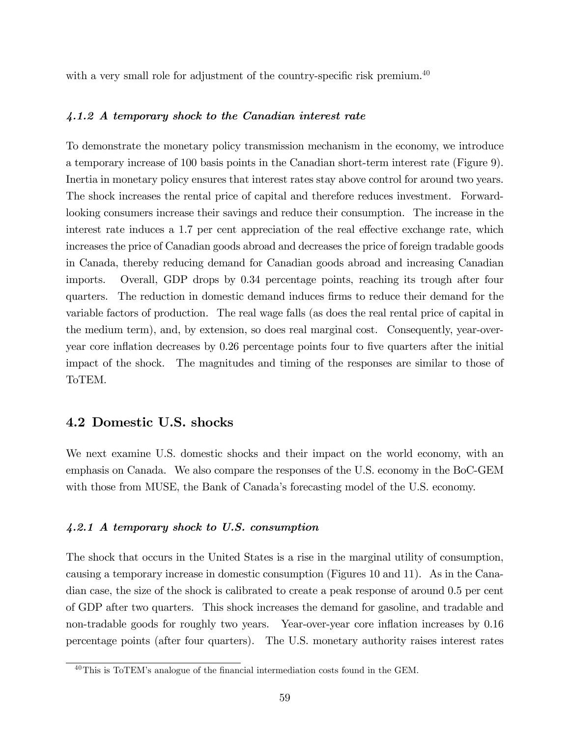with a very small role for adjustment of the country-specific risk premium.[40]

#### *4.1.2 A temporary shock to the Canadian interest rate*

To demonstrate the monetary policy transmission mechanism in the economy, we introduce a temporary increase of 100 basis points in the Canadian short-term interest rate (Figure 9). Inertia in monetary policy ensures that interest rates stay above control for around two years. The shock increases the rental price of capital and therefore reduces investment. Forward-looking consumers increase their savings and reduce their consumption. The increase in the interest rate induces a 1.7 per cent appreciation of the real effective exchange rate, which increases the price of Canadian goods abroad and decreases the price of foreign tradable goods in Canada, thereby reducing demand for Canadian goods abroad and increasing Canadian imports. Overall, GDP drops by 0.34 percentage points, reaching its trough after four quarters. The reduction in domestic demand induces firms to reduce their demand for the variable factors of production. The real wage falls (as does the real rental price of capital in the medium term), and, by extension, so does real marginal cost. Consequently, year-over-year core inflation decreases by 0.26 percentage points four to five quarters after the initial impact of the shock. The magnitudes and timing of the responses are similar to those of ToTEM.

## 4.2 Domestic U.S. shocks

We next examine U.S. domestic shocks and their impact on the world economy, with an emphasis on Canada. We also compare the responses of the U.S. economy in the BoC-GEM with those from MUSE, the Bank of Canada's forecasting model of the U.S. economy.

#### *4.2.1 A temporary shock to U.S. consumption*

The shock that occurs in the United States is a rise in the marginal utility of consumption, causing a temporary increase in domestic consumption (Figures 10 and 11). As in the Canadian case, the size of the shock is calibrated to create a peak response of around 0.5 per cent of GDP after two quarters. This shock increases the demand for gasoline, and tradable and non-tradable goods for roughly two years. Year-over-year core inflation increases by 0.16 percentage points (after four quarters). The U.S. monetary authority raises interest rates

[40] This is ToTEM's analogue of the financial intermediation costs found in the GEM.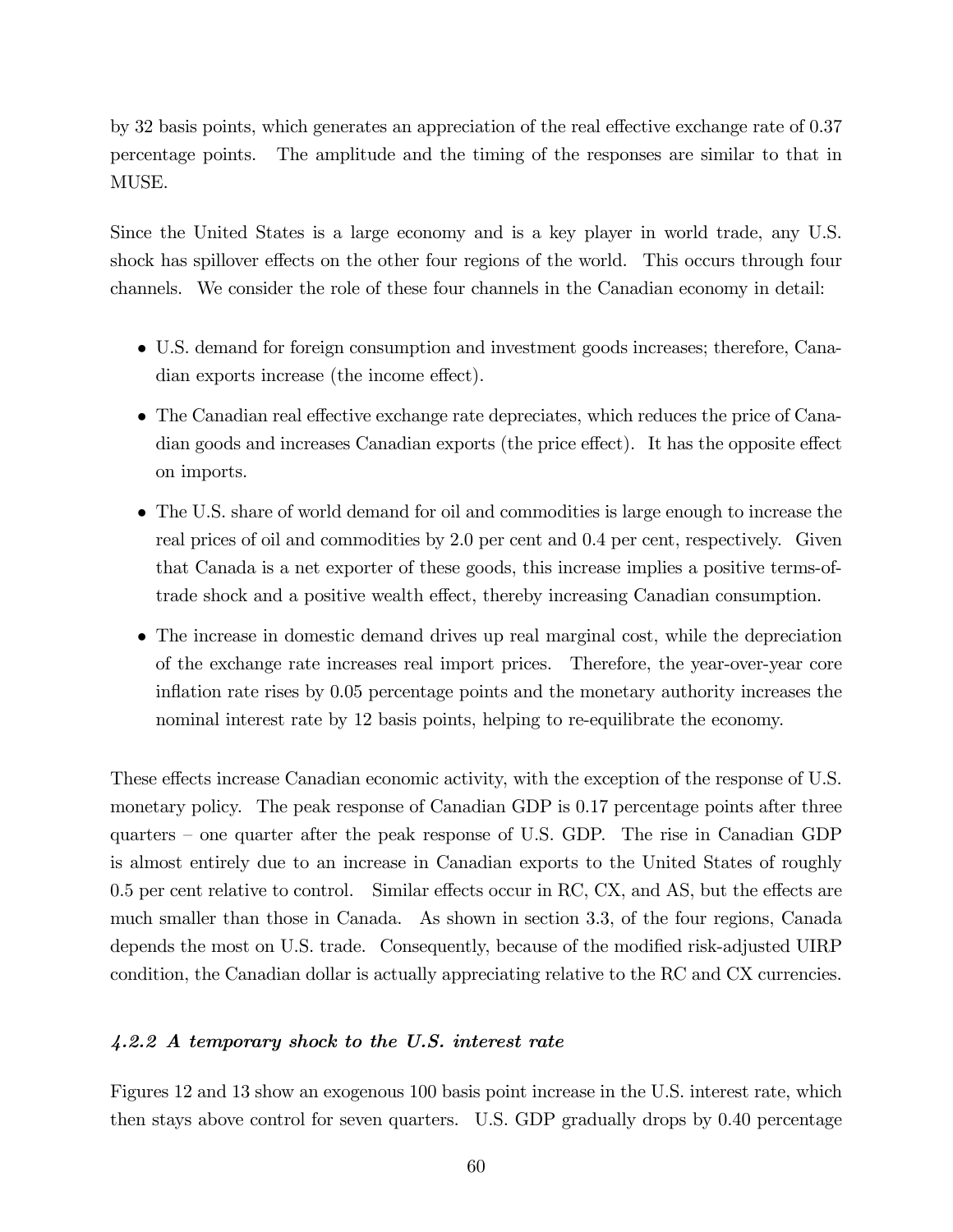by 32 basis points, which generates an appreciation of the real effective exchange rate of 0.37 percentage points. The amplitude and the timing of the responses are similar to that in MUSE.

Since the United States is a large economy and is a key player in world trade, any U.S. shock has spillover effects on the other four regions of the world. This occurs through four channels. We consider the role of these four channels in the Canadian economy in detail:

- U.S. demand for foreign consumption and investment goods increases; therefore, Canadian exports increase (the income effect).
- The Canadian real effective exchange rate depreciates, which reduces the price of Canadian goods and increases Canadian exports (the price effect). It has the opposite effect on imports.
- The U.S. share of world demand for oil and commodities is large enough to increase the real prices of oil and commodities by 2.0 per cent and 0.4 per cent, respectively. Given that Canada is a net exporter of these goods, this increase implies a positive terms-of-trade shock and a positive wealth effect, thereby increasing Canadian consumption.
- The increase in domestic demand drives up real marginal cost, while the depreciation of the exchange rate increases real import prices. Therefore, the year-over-year core inflation rate rises by 0.05 percentage points and the monetary authority increases the nominal interest rate by 12 basis points, helping to re-equilibrate the economy.

These effects increase Canadian economic activity, with the exception of the response of U.S. monetary policy. The peak response of Canadian GDP is 0.17 percentage points after three quarters – one quarter after the peak response of U.S. GDP. The rise in Canadian GDP is almost entirely due to an increase in Canadian exports to the United States of roughly 0.5 per cent relative to control. Similar effects occur in RC, CX, and AS, but the effects are much smaller than those in Canada. As shown in section 3.3, of the four regions, Canada depends the most on U.S. trade. Consequently, because of the modified risk-adjusted UIRP condition, the Canadian dollar is actually appreciating relative to the RC and CX currencies.

#### *4.2.2 A temporary shock to the U.S. interest rate*

Figures 12 and 13 show an exogenous 100 basis point increase in the U.S. interest rate, which then stays above control for seven quarters. U.S. GDP gradually drops by 0.40 percentage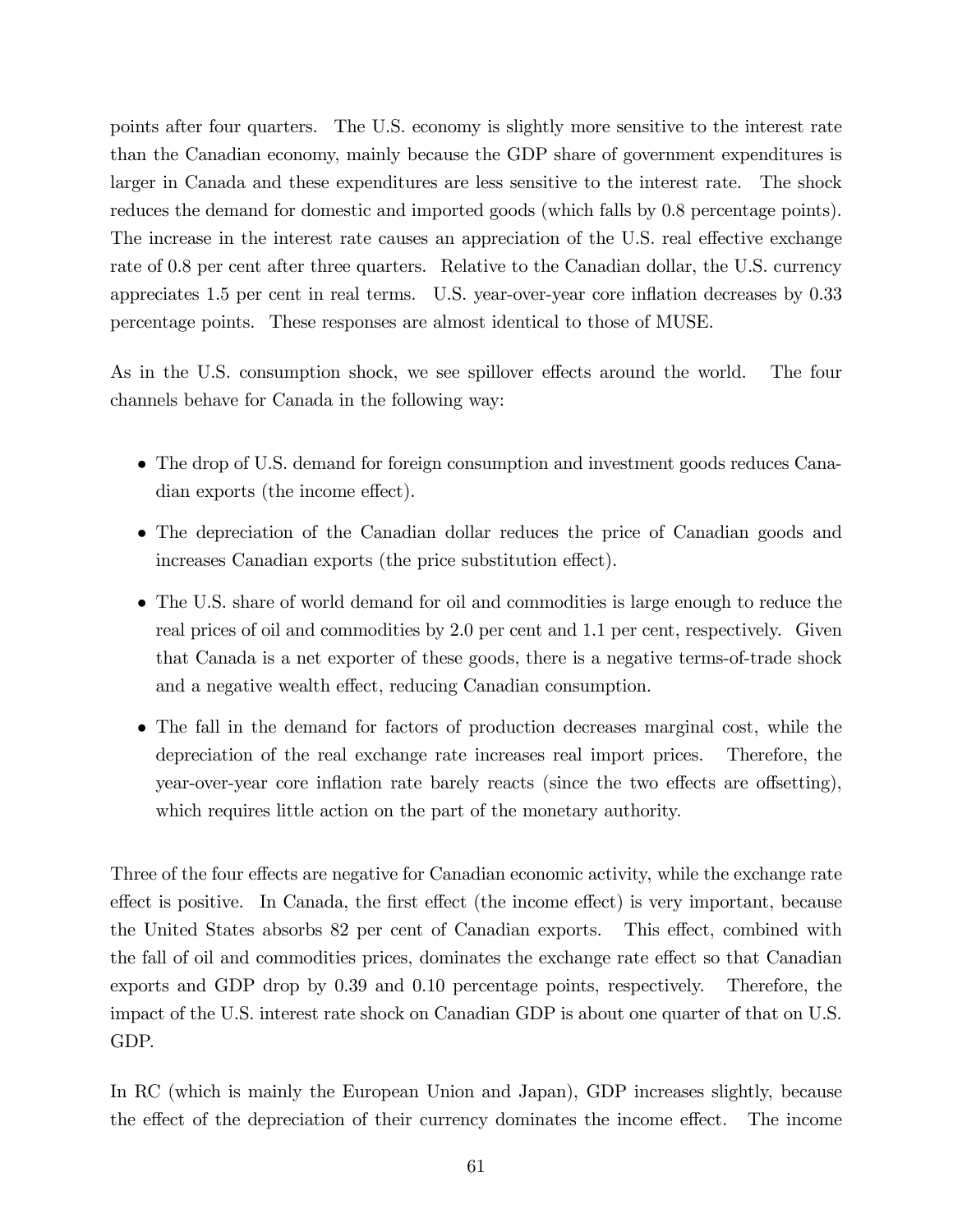points after four quarters. The U.S. economy is slightly more sensitive to the interest rate than the Canadian economy, mainly because the GDP share of government expenditures is larger in Canada and these expenditures are less sensitive to the interest rate. The shock reduces the demand for domestic and imported goods (which falls by 0.8 percentage points). The increase in the interest rate causes an appreciation of the U.S. real effective exchange rate of 0.8 per cent after three quarters. Relative to the Canadian dollar, the U.S. currency appreciates 1.5 per cent in real terms. U.S. year-over-year core inflation decreases by 0.33 percentage points. These responses are almost identical to those of MUSE.

As in the U.S. consumption shock, we see spillover effects around the world. The four channels behave for Canada in the following way:

- The drop of U.S. demand for foreign consumption and investment goods reduces Canadian exports (the income effect).
- The depreciation of the Canadian dollar reduces the price of Canadian goods and increases Canadian exports (the price substitution effect).
- The U.S. share of world demand for oil and commodities is large enough to reduce the real prices of oil and commodities by 2.0 per cent and 1.1 per cent, respectively. Given that Canada is a net exporter of these goods, there is a negative terms-of-trade shock and a negative wealth effect, reducing Canadian consumption.
- The fall in the demand for factors of production decreases marginal cost, while the depreciation of the real exchange rate increases real import prices. Therefore, the year-over-year core inflation rate barely reacts (since the two effects are offsetting), which requires little action on the part of the monetary authority.

Three of the four effects are negative for Canadian economic activity, while the exchange rate effect is positive. In Canada, the first effect (the income effect) is very important, because the United States absorbs 82 per cent of Canadian exports. This effect, combined with the fall of oil and commodities prices, dominates the exchange rate effect so that Canadian exports and GDP drop by 0.39 and 0.10 percentage points, respectively. Therefore, the impact of the U.S. interest rate shock on Canadian GDP is about one quarter of that on U.S. GDP.

In RC (which is mainly the European Union and Japan), GDP increases slightly, because the effect of the depreciation of their currency dominates the income effect. The income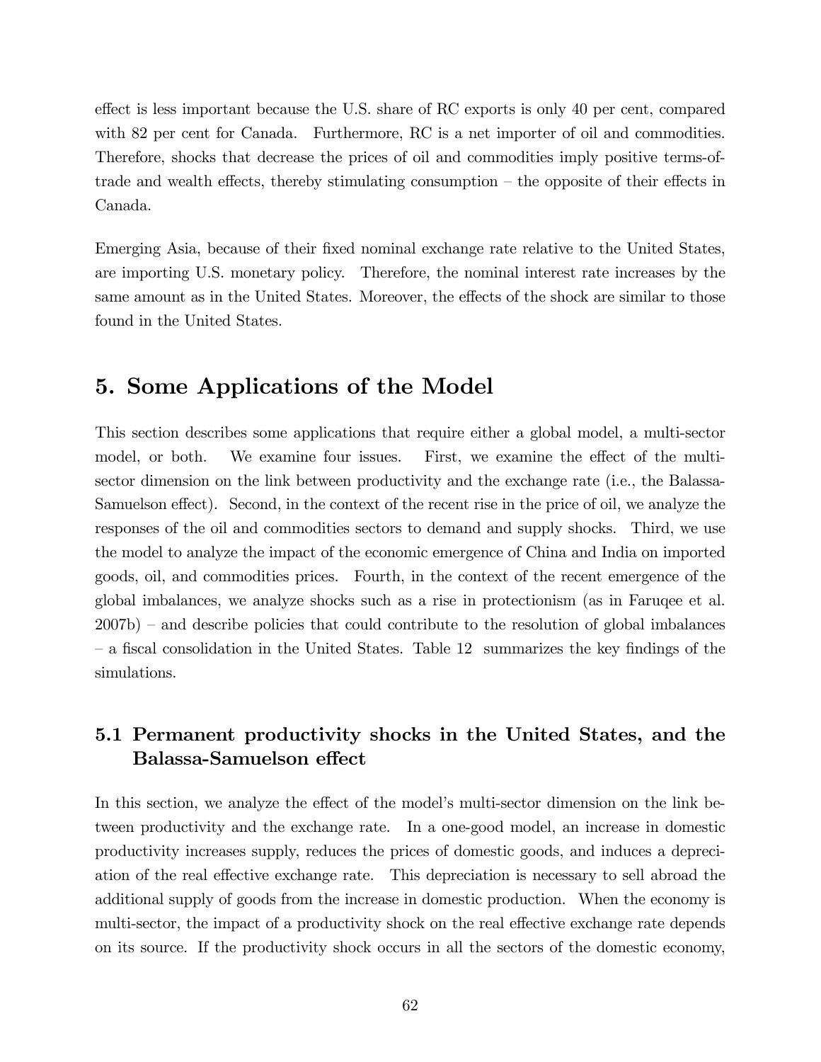effect is less important because the U.S. share of RC exports is only 40 per cent, compared with 82 per cent for Canada. Furthermore, RC is a net importer of oil and commodities. Therefore, shocks that decrease the prices of oil and commodities imply positive terms-of-trade and wealth effects, thereby stimulating consumption – the opposite of their effects in Canada.

Emerging Asia, because of their fixed nominal exchange rate relative to the United States, are importing U.S. monetary policy. Therefore, the nominal interest rate increases by the same amount as in the United States. Moreover, the effects of the shock are similar to those found in the United States.

# 5. Some Applications of the Model

This section describes some applications that require either a global model, a multi-sector model, or both. We examine four issues. First, we examine the effect of the multi-sector dimension on the link between productivity and the exchange rate (i.e., the Balassa-Samuelson effect). Second, in the context of the recent rise in the price of oil, we analyze the responses of the oil and commodities sectors to demand and supply shocks. Third, we use the model to analyze the impact of the economic emergence of China and India on imported goods, oil, and commodities prices. Fourth, in the context of the recent emergence of the global imbalances, we analyze shocks such as a rise in protectionism (as in Faruqee et al. 2007b) – and describe policies that could contribute to the resolution of global imbalances – a fiscal consolidation in the United States. Table 12 summarizes the key findings of the simulations.

## 5.1 Permanent productivity shocks in the United States, and the Balassa-Samuelson effect

In this section, we analyze the effect of the model's multi-sector dimension on the link between productivity and the exchange rate. In a one-good model, an increase in domestic productivity increases supply, reduces the prices of domestic goods, and induces a depreciation of the real effective exchange rate. This depreciation is necessary to sell abroad the additional supply of goods from the increase in domestic production. When the economy is multi-sector, the impact of a productivity shock on the real effective exchange rate depends on its source. If the productivity shock occurs in all the sectors of the domestic economy,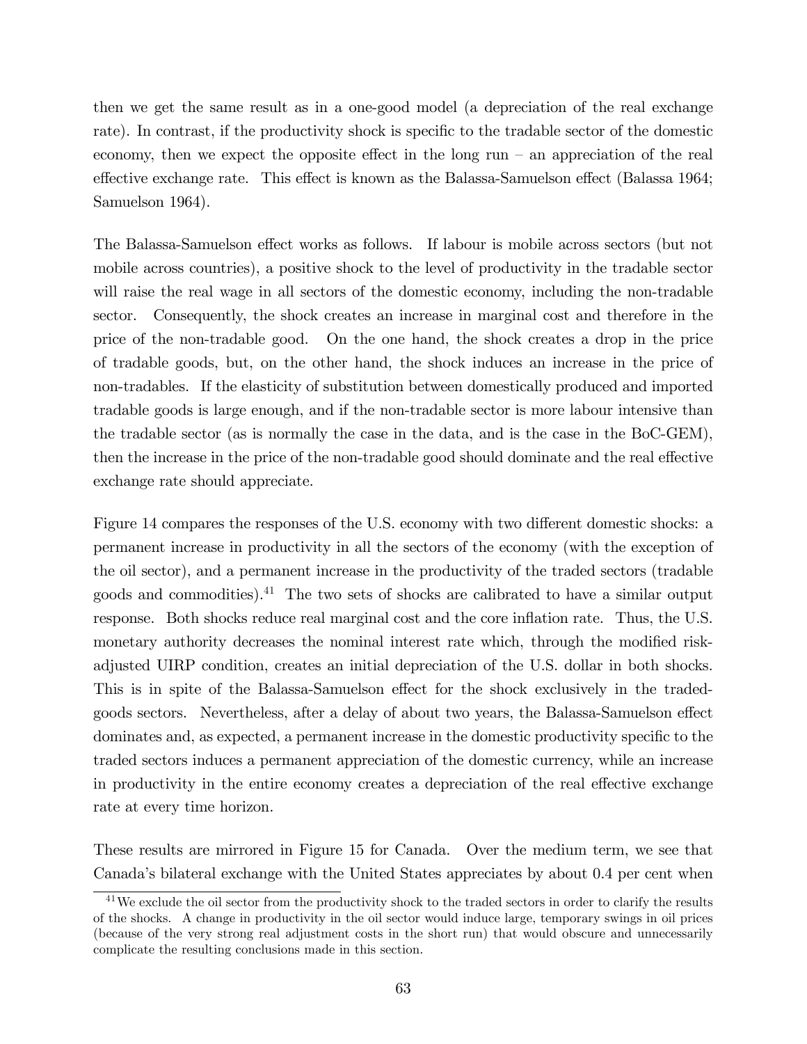then we get the same result as in a one-good model (a depreciation of the real exchange rate). In contrast, if the productivity shock is specific to the tradable sector of the domestic economy, then we expect the opposite effect in the long run – an appreciation of the real effective exchange rate. This effect is known as the Balassa-Samuelson effect (Balassa 1964; Samuelson 1964).

The Balassa-Samuelson effect works as follows. If labour is mobile across sectors (but not mobile across countries), a positive shock to the level of productivity in the tradable sector will raise the real wage in all sectors of the domestic economy, including the non-tradable sector. Consequently, the shock creates an increase in marginal cost and therefore in the price of the non-tradable good. On the one hand, the shock creates a drop in the price of tradable goods, but, on the other hand, the shock induces an increase in the price of non-tradables. If the elasticity of substitution between domestically produced and imported tradable goods is large enough, and if the non-tradable sector is more labour intensive than the tradable sector (as is normally the case in the data, and is the case in the BoC-GEM), then the increase in the price of the non-tradable good should dominate and the real effective exchange rate should appreciate.

Figure 14 compares the responses of the U.S. economy with two different domestic shocks: a permanent increase in productivity in all the sectors of the economy (with the exception of the oil sector), and a permanent increase in the productivity of the traded sectors (tradable goods and commodities).[41] The two sets of shocks are calibrated to have a similar output response. Both shocks reduce real marginal cost and the core inflation rate. Thus, the U.S. monetary authority decreases the nominal interest rate which, through the modified risk-adjusted UIRP condition, creates an initial depreciation of the U.S. dollar in both shocks. This is in spite of the Balassa-Samuelson effect for the shock exclusively in the traded-goods sectors. Nevertheless, after a delay of about two years, the Balassa-Samuelson effect dominates and, as expected, a permanent increase in the domestic productivity specific to the traded sectors induces a permanent appreciation of the domestic currency, while an increase in productivity in the entire economy creates a depreciation of the real effective exchange rate at every time horizon.

These results are mirrored in Figure 15 for Canada. Over the medium term, we see that Canada's bilateral exchange with the United States appreciates by about 0.4 per cent when

[41] We exclude the oil sector from the productivity shock to the traded sectors in order to clarify the results of the shocks. A change in productivity in the oil sector would induce large, temporary swings in oil prices (because of the very strong real adjustment costs in the short run) that would obscure and unnecessarily complicate the resulting conclusions made in this section.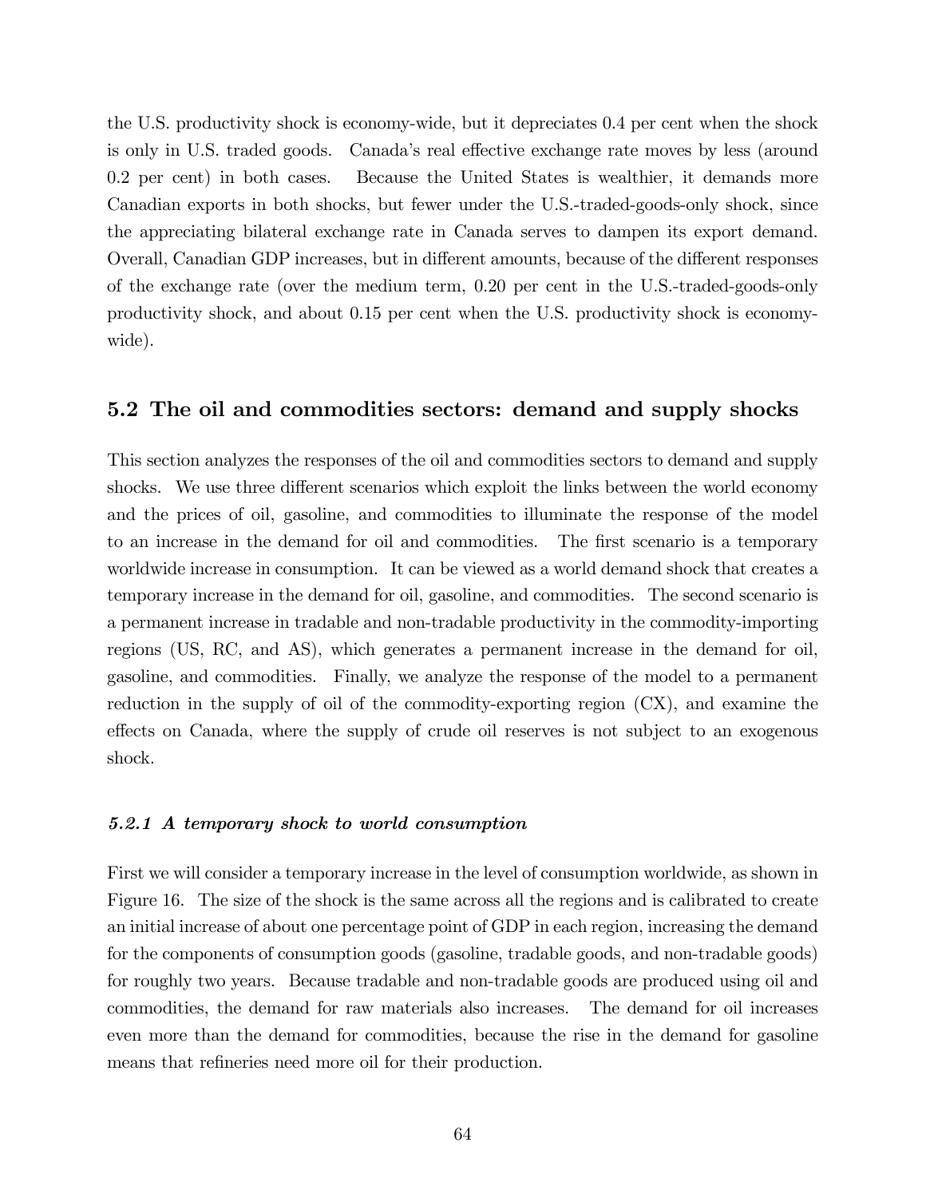the U.S. productivity shock is economy-wide, but it depreciates 0.4 per cent when the shock is only in U.S. traded goods. Canada's real effective exchange rate moves by less (around 0.2 per cent) in both cases. Because the United States is wealthier, it demands more Canadian exports in both shocks, but fewer under the U.S.-traded-goods-only shock, since the appreciating bilateral exchange rate in Canada serves to dampen its export demand. Overall, Canadian GDP increases, but in different amounts, because of the different responses of the exchange rate (over the medium term, 0.20 per cent in the U.S.-traded-goods-only productivity shock, and about 0.15 per cent when the U.S. productivity shock is economy-wide).

## 5.2 The oil and commodities sectors: demand and supply shocks

This section analyzes the responses of the oil and commodities sectors to demand and supply shocks. We use three different scenarios which exploit the links between the world economy and the prices of oil, gasoline, and commodities to illuminate the response of the model to an increase in the demand for oil and commodities. The first scenario is a temporary worldwide increase in consumption. It can be viewed as a world demand shock that creates a temporary increase in the demand for oil, gasoline, and commodities. The second scenario is a permanent increase in tradable and non-tradable productivity in the commodity-importing regions (US, RC, and AS), which generates a permanent increase in the demand for oil, gasoline, and commodities. Finally, we analyze the response of the model to a permanent reduction in the supply of oil of the commodity-exporting region (CX), and examine the effects on Canada, where the supply of crude oil reserves is not subject to an exogenous shock.

### *5.2.1 A temporary shock to world consumption*

First we will consider a temporary increase in the level of consumption worldwide, as shown in Figure 16. The size of the shock is the same across all the regions and is calibrated to create an initial increase of about one percentage point of GDP in each region, increasing the demand for the components of consumption goods (gasoline, tradable goods, and non-tradable goods) for roughly two years. Because tradable and non-tradable goods are produced using oil and commodities, the demand for raw materials also increases. The demand for oil increases even more than the demand for commodities, because the rise in the demand for gasoline means that refineries need more oil for their production.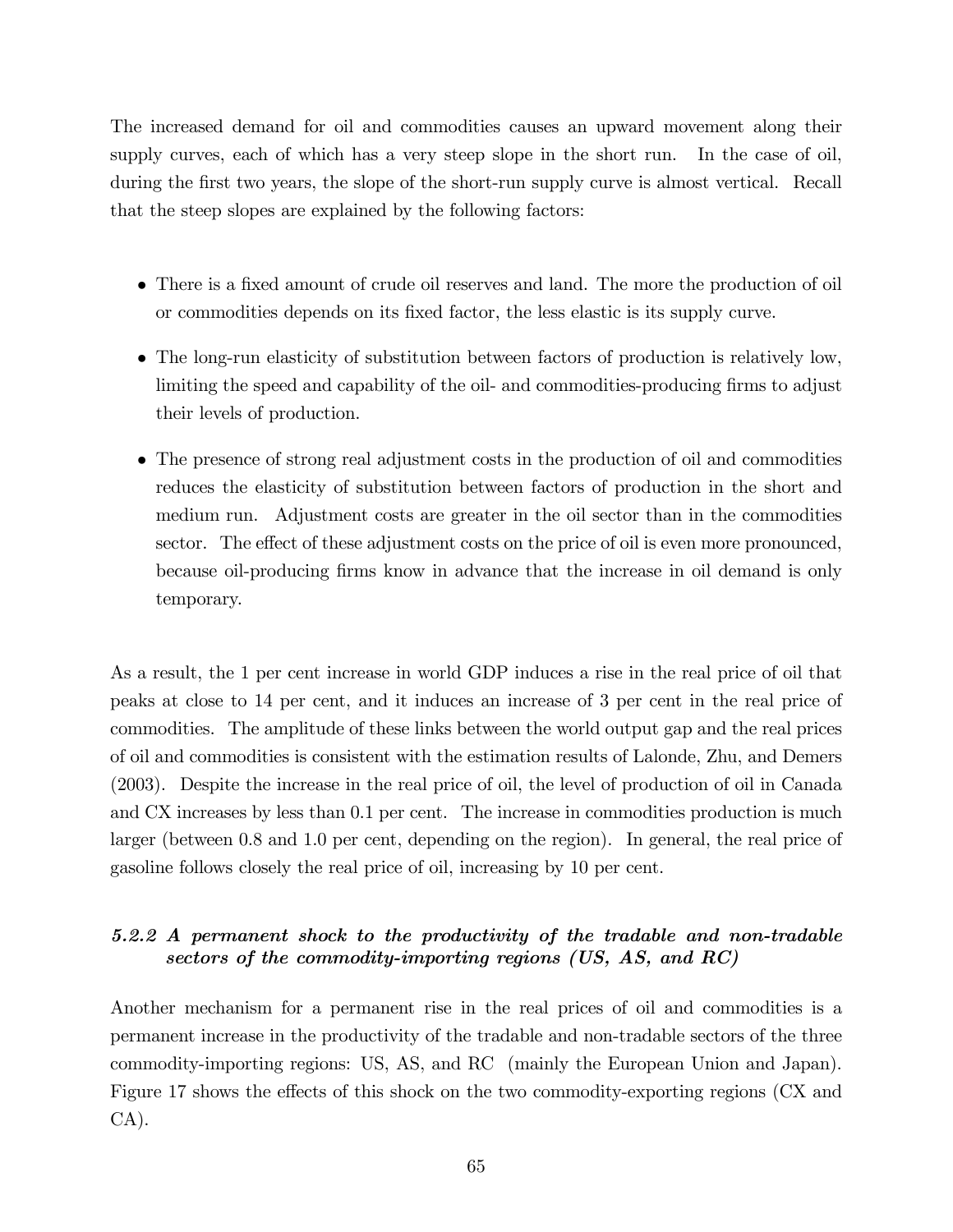The increased demand for oil and commodities causes an upward movement along their supply curves, each of which has a very steep slope in the short run. In the case of oil, during the first two years, the slope of the short-run supply curve is almost vertical. Recall that the steep slopes are explained by the following factors:

- There is a fixed amount of crude oil reserves and land. The more the production of oil or commodities depends on its fixed factor, the less elastic is its supply curve.
- The long-run elasticity of substitution between factors of production is relatively low, limiting the speed and capability of the oil- and commodities-producing firms to adjust their levels of production.
- The presence of strong real adjustment costs in the production of oil and commodities reduces the elasticity of substitution between factors of production in the short and medium run. Adjustment costs are greater in the oil sector than in the commodities sector. The effect of these adjustment costs on the price of oil is even more pronounced, because oil-producing firms know in advance that the increase in oil demand is only temporary.

As a result, the 1 per cent increase in world GDP induces a rise in the real price of oil that peaks at close to 14 per cent, and it induces an increase of 3 per cent in the real price of commodities. The amplitude of these links between the world output gap and the real prices of oil and commodities is consistent with the estimation results of Lalonde, Zhu, and Demers (2003). Despite the increase in the real price of oil, the level of production of oil in Canada and CX increases by less than 0.1 per cent. The increase in commodities production is much larger (between 0.8 and 1.0 per cent, depending on the region). In general, the real price of gasoline follows closely the real price of oil, increasing by 10 per cent.

### *5.2.2 A permanent shock to the productivity of the tradable and non-tradable sectors of the commodity-importing regions (US, AS, and RC)*

Another mechanism for a permanent rise in the real prices of oil and commodities is a permanent increase in the productivity of the tradable and non-tradable sectors of the three commodity-importing regions: US, AS, and RC (mainly the European Union and Japan). Figure 17 shows the effects of this shock on the two commodity-exporting regions (CX and CA).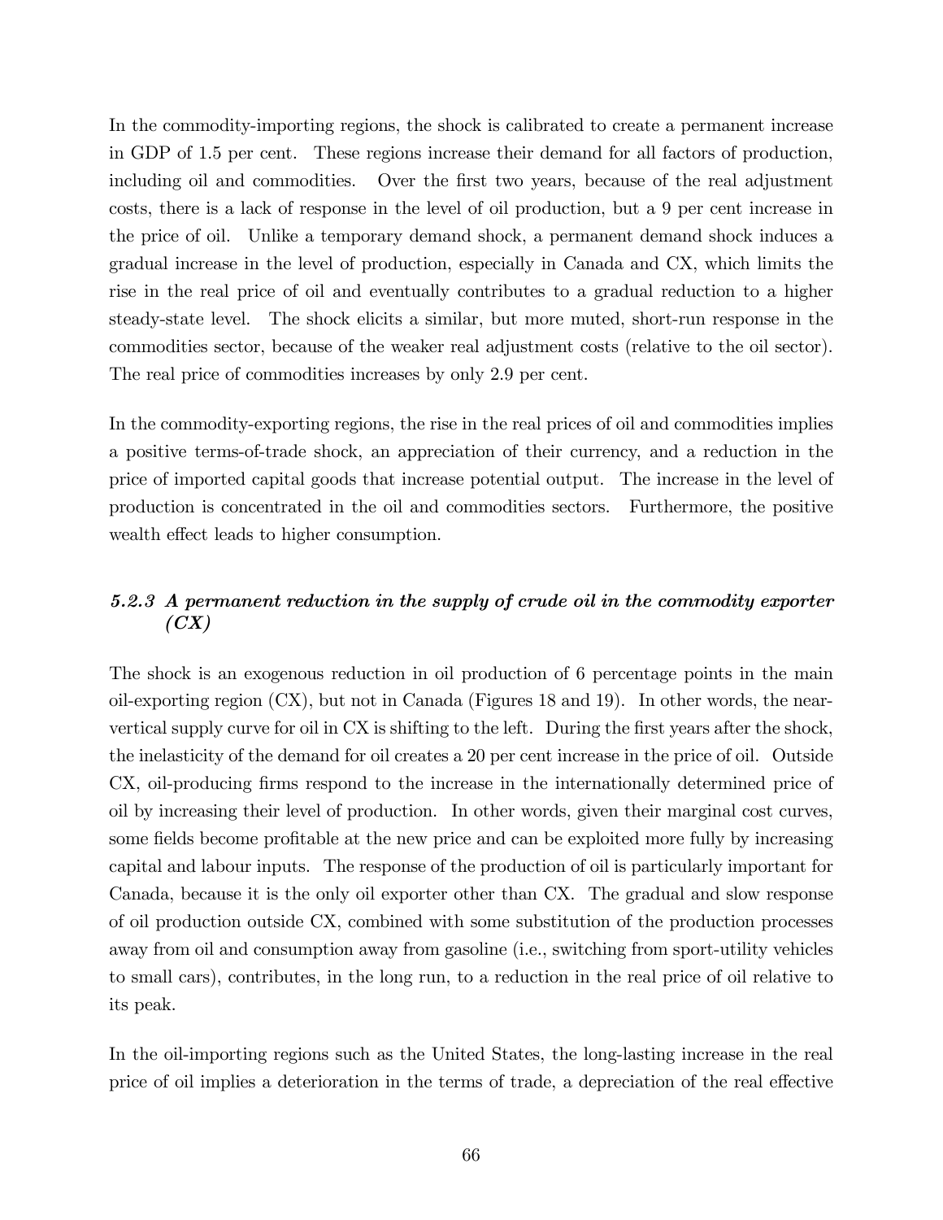In the commodity-importing regions, the shock is calibrated to create a permanent increase in GDP of 1.5 per cent. These regions increase their demand for all factors of production, including oil and commodities. Over the first two years, because of the real adjustment costs, there is a lack of response in the level of oil production, but a 9 per cent increase in the price of oil. Unlike a temporary demand shock, a permanent demand shock induces a gradual increase in the level of production, especially in Canada and CX, which limits the rise in the real price of oil and eventually contributes to a gradual reduction to a higher steady-state level. The shock elicits a similar, but more muted, short-run response in the commodities sector, because of the weaker real adjustment costs (relative to the oil sector). The real price of commodities increases by only 2.9 per cent.

In the commodity-exporting regions, the rise in the real prices of oil and commodities implies a positive terms-of-trade shock, an appreciation of their currency, and a reduction in the price of imported capital goods that increase potential output. The increase in the level of production is concentrated in the oil and commodities sectors. Furthermore, the positive wealth effect leads to higher consumption.

### *5.2.3 A permanent reduction in the supply of crude oil in the commodity exporter (CX)*

The shock is an exogenous reduction in oil production of 6 percentage points in the main oil-exporting region (CX), but not in Canada (Figures 18 and 19). In other words, the near-vertical supply curve for oil in CX is shifting to the left. During the first years after the shock, the inelasticity of the demand for oil creates a 20 per cent increase in the price of oil. Outside CX, oil-producing firms respond to the increase in the internationally determined price of oil by increasing their level of production. In other words, given their marginal cost curves, some fields become profitable at the new price and can be exploited more fully by increasing capital and labour inputs. The response of the production of oil is particularly important for Canada, because it is the only oil exporter other than CX. The gradual and slow response of oil production outside CX, combined with some substitution of the production processes away from oil and consumption away from gasoline (i.e., switching from sport-utility vehicles to small cars), contributes, in the long run, to a reduction in the real price of oil relative to its peak.

In the oil-importing regions such as the United States, the long-lasting increase in the real price of oil implies a deterioration in the terms of trade, a depreciation of the real effective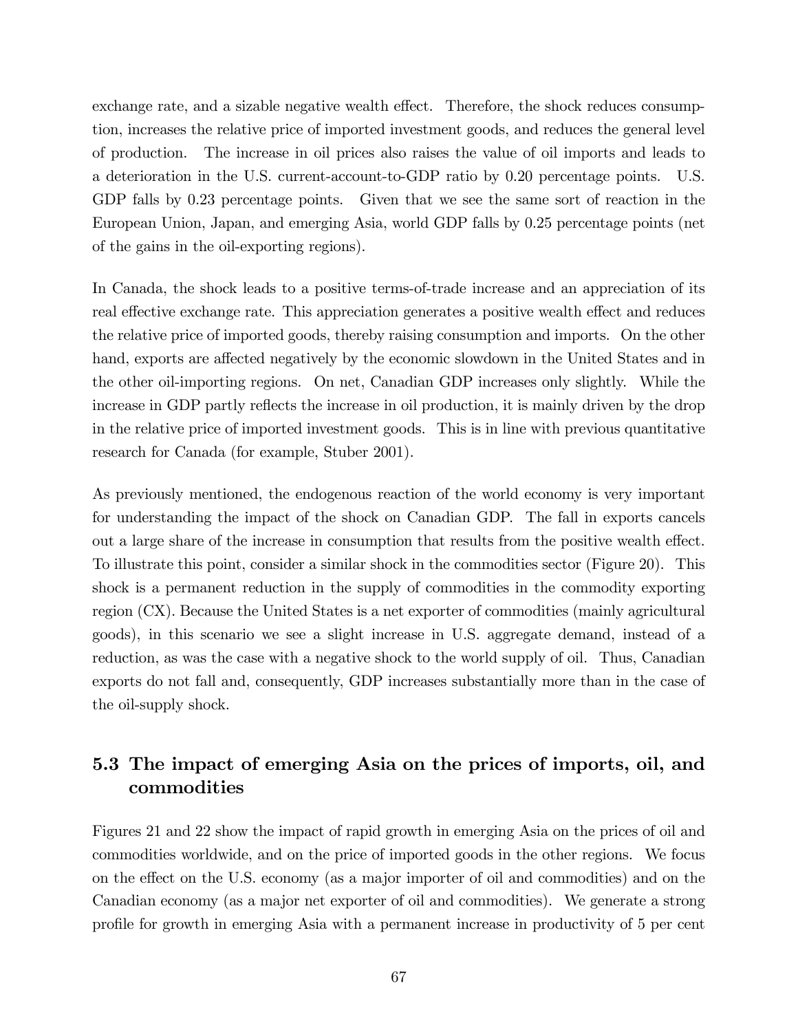exchange rate, and a sizable negative wealth effect. Therefore, the shock reduces consumption, increases the relative price of imported investment goods, and reduces the general level of production. The increase in oil prices also raises the value of oil imports and leads to a deterioration in the U.S. current-account-to-GDP ratio by 0.20 percentage points. U.S. GDP falls by 0.23 percentage points. Given that we see the same sort of reaction in the European Union, Japan, and emerging Asia, world GDP falls by 0.25 percentage points (net of the gains in the oil-exporting regions).

In Canada, the shock leads to a positive terms-of-trade increase and an appreciation of its real effective exchange rate. This appreciation generates a positive wealth effect and reduces the relative price of imported goods, thereby raising consumption and imports. On the other hand, exports are affected negatively by the economic slowdown in the United States and in the other oil-importing regions. On net, Canadian GDP increases only slightly. While the increase in GDP partly reflects the increase in oil production, it is mainly driven by the drop in the relative price of imported investment goods. This is in line with previous quantitative research for Canada (for example, Stuber 2001).

As previously mentioned, the endogenous reaction of the world economy is very important for understanding the impact of the shock on Canadian GDP. The fall in exports cancels out a large share of the increase in consumption that results from the positive wealth effect. To illustrate this point, consider a similar shock in the commodities sector (Figure 20). This shock is a permanent reduction in the supply of commodities in the commodity exporting region (CX). Because the United States is a net exporter of commodities (mainly agricultural goods), in this scenario we see a slight increase in U.S. aggregate demand, instead of a reduction, as was the case with a negative shock to the world supply of oil. Thus, Canadian exports do not fall and, consequently, GDP increases substantially more than in the case of the oil-supply shock.

## 5.3 The impact of emerging Asia on the prices of imports, oil, and commodities

Figures 21 and 22 show the impact of rapid growth in emerging Asia on the prices of oil and commodities worldwide, and on the price of imported goods in the other regions. We focus on the effect on the U.S. economy (as a major importer of oil and commodities) and on the Canadian economy (as a major net exporter of oil and commodities). We generate a strong profile for growth in emerging Asia with a permanent increase in productivity of 5 per cent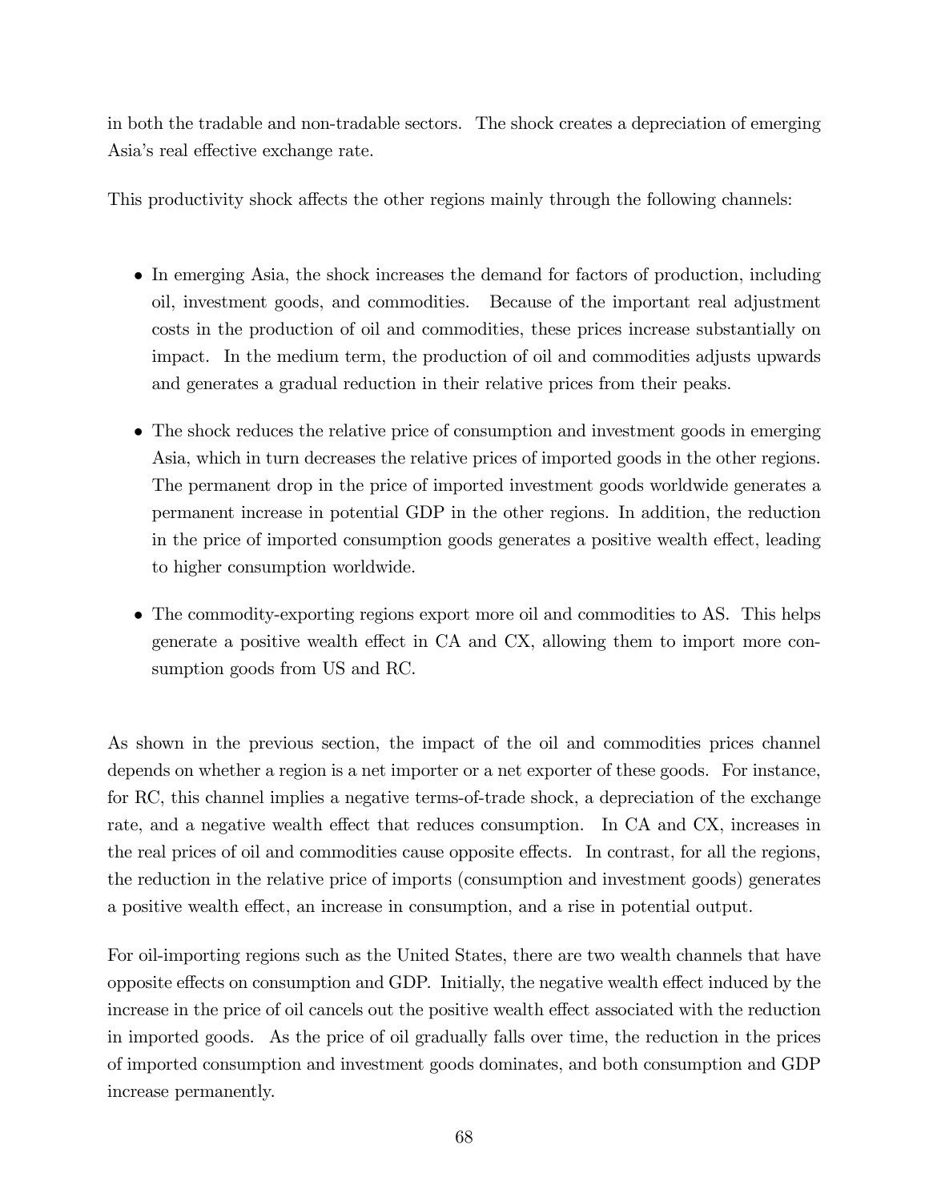in both the tradable and non-tradable sectors. The shock creates a depreciation of emerging Asia's real effective exchange rate.

This productivity shock affects the other regions mainly through the following channels:

- In emerging Asia, the shock increases the demand for factors of production, including oil, investment goods, and commodities. Because of the important real adjustment costs in the production of oil and commodities, these prices increase substantially on impact. In the medium term, the production of oil and commodities adjusts upwards and generates a gradual reduction in their relative prices from their peaks.
- The shock reduces the relative price of consumption and investment goods in emerging Asia, which in turn decreases the relative prices of imported goods in the other regions. The permanent drop in the price of imported investment goods worldwide generates a permanent increase in potential GDP in the other regions. In addition, the reduction in the price of imported consumption goods generates a positive wealth effect, leading to higher consumption worldwide.
- The commodity-exporting regions export more oil and commodities to AS. This helps generate a positive wealth effect in CA and CX, allowing them to import more consumption goods from US and RC.

As shown in the previous section, the impact of the oil and commodities prices channel depends on whether a region is a net importer or a net exporter of these goods. For instance, for RC, this channel implies a negative terms-of-trade shock, a depreciation of the exchange rate, and a negative wealth effect that reduces consumption. In CA and CX, increases in the real prices of oil and commodities cause opposite effects. In contrast, for all the regions, the reduction in the relative price of imports (consumption and investment goods) generates a positive wealth effect, an increase in consumption, and a rise in potential output.

For oil-importing regions such as the United States, there are two wealth channels that have opposite effects on consumption and GDP. Initially, the negative wealth effect induced by the increase in the price of oil cancels out the positive wealth effect associated with the reduction in imported goods. As the price of oil gradually falls over time, the reduction in the prices of imported consumption and investment goods dominates, and both consumption and GDP increase permanently.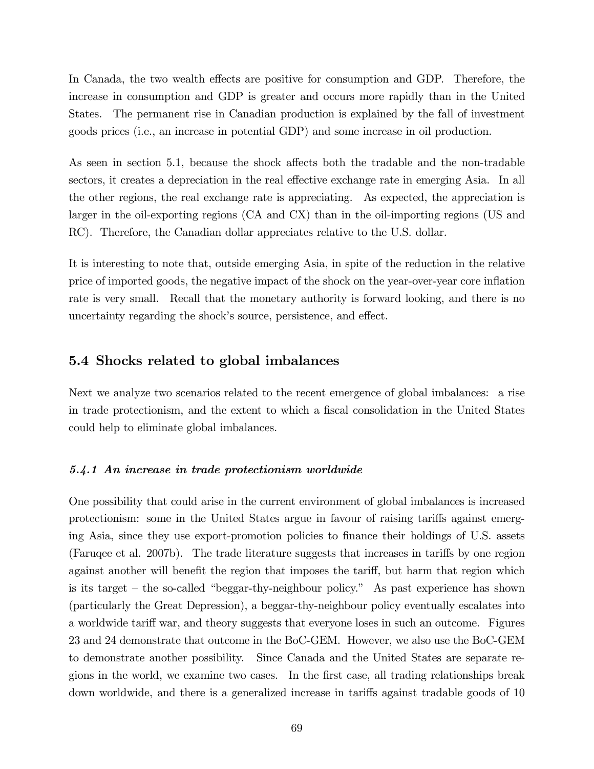In Canada, the two wealth effects are positive for consumption and GDP. Therefore, the increase in consumption and GDP is greater and occurs more rapidly than in the United States. The permanent rise in Canadian production is explained by the fall of investment goods prices (i.e., an increase in potential GDP) and some increase in oil production.

As seen in section 5.1, because the shock affects both the tradable and the non-tradable sectors, it creates a depreciation in the real effective exchange rate in emerging Asia. In all the other regions, the real exchange rate is appreciating. As expected, the appreciation is larger in the oil-exporting regions (CA and CX) than in the oil-importing regions (US and RC). Therefore, the Canadian dollar appreciates relative to the U.S. dollar.

It is interesting to note that, outside emerging Asia, in spite of the reduction in the relative price of imported goods, the negative impact of the shock on the year-over-year core inflation rate is very small. Recall that the monetary authority is forward looking, and there is no uncertainty regarding the shock's source, persistence, and effect.

## 5.4 Shocks related to global imbalances

Next we analyze two scenarios related to the recent emergence of global imbalances: a rise in trade protectionism, and the extent to which a fiscal consolidation in the United States could help to eliminate global imbalances.

### *5.4.1 An increase in trade protectionism worldwide*

One possibility that could arise in the current environment of global imbalances is increased protectionism: some in the United States argue in favour of raising tariffs against emerging Asia, since they use export-promotion policies to finance their holdings of U.S. assets (Faruqee et al. 2007b). The trade literature suggests that increases in tariffs by one region against another will benefit the region that imposes the tariff, but harm that region which is its target – the so-called "beggar-thy-neighbour policy." As past experience has shown (particularly the Great Depression), a beggar-thy-neighbour policy eventually escalates into a worldwide tariff war, and theory suggests that everyone loses in such an outcome. Figures 23 and 24 demonstrate that outcome in the BoC-GEM. However, we also use the BoC-GEM to demonstrate another possibility. Since Canada and the United States are separate regions in the world, we examine two cases. In the first case, all trading relationships break down worldwide, and there is a generalized increase in tariffs against tradable goods of 10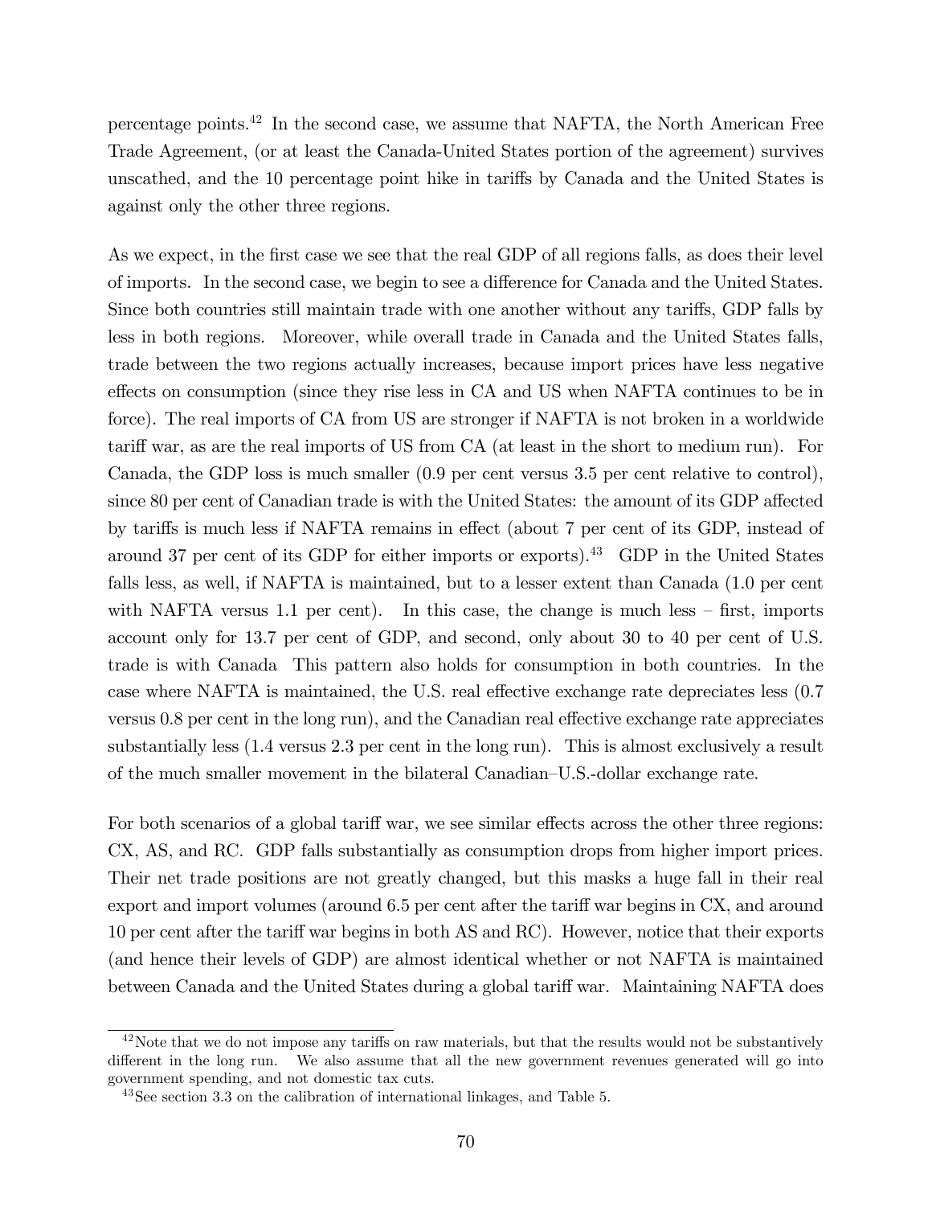percentage points.[42] In the second case, we assume that NAFTA, the North American Free Trade Agreement, (or at least the Canada-United States portion of the agreement) survives unscathed, and the 10 percentage point hike in tariffs by Canada and the United States is against only the other three regions.

As we expect, in the first case we see that the real GDP of all regions falls, as does their level of imports. In the second case, we begin to see a difference for Canada and the United States. Since both countries still maintain trade with one another without any tariffs, GDP falls by less in both regions. Moreover, while overall trade in Canada and the United States falls, trade between the two regions actually increases, because import prices have less negative effects on consumption (since they rise less in CA and US when NAFTA continues to be in force). The real imports of CA from US are stronger if NAFTA is not broken in a worldwide tariff war, as are the real imports of US from CA (at least in the short to medium run). For Canada, the GDP loss is much smaller (0.9 per cent versus 3.5 per cent relative to control), since 80 per cent of Canadian trade is with the United States: the amount of its GDP affected by tariffs is much less if NAFTA remains in effect (about 7 per cent of its GDP, instead of around 37 per cent of its GDP for either imports or exports).[43] GDP in the United States falls less, as well, if NAFTA is maintained, but to a lesser extent than Canada (1.0 per cent with NAFTA versus 1.1 per cent). In this case, the change is much less – first, imports account only for 13.7 per cent of GDP, and second, only about 30 to 40 per cent of U.S. trade is with Canada This pattern also holds for consumption in both countries. In the case where NAFTA is maintained, the U.S. real effective exchange rate depreciates less (0.7 versus 0.8 per cent in the long run), and the Canadian real effective exchange rate appreciates substantially less (1.4 versus 2.3 per cent in the long run). This is almost exclusively a result of the much smaller movement in the bilateral Canadian–U.S.-dollar exchange rate.

For both scenarios of a global tariff war, we see similar effects across the other three regions: CX, AS, and RC. GDP falls substantially as consumption drops from higher import prices. Their net trade positions are not greatly changed, but this masks a huge fall in their real export and import volumes (around 6.5 per cent after the tariff war begins in CX, and around 10 per cent after the tariff war begins in both AS and RC). However, notice that their exports (and hence their levels of GDP) are almost identical whether or not NAFTA is maintained between Canada and the United States during a global tariff war. Maintaining NAFTA does

[42]Note that we do not impose any tariffs on raw materials, but that the results would not be substantively different in the long run. We also assume that all the new government revenues generated will go into government spending, and not domestic tax cuts.

[43]See section 3.3 on the calibration of international linkages, and Table 5.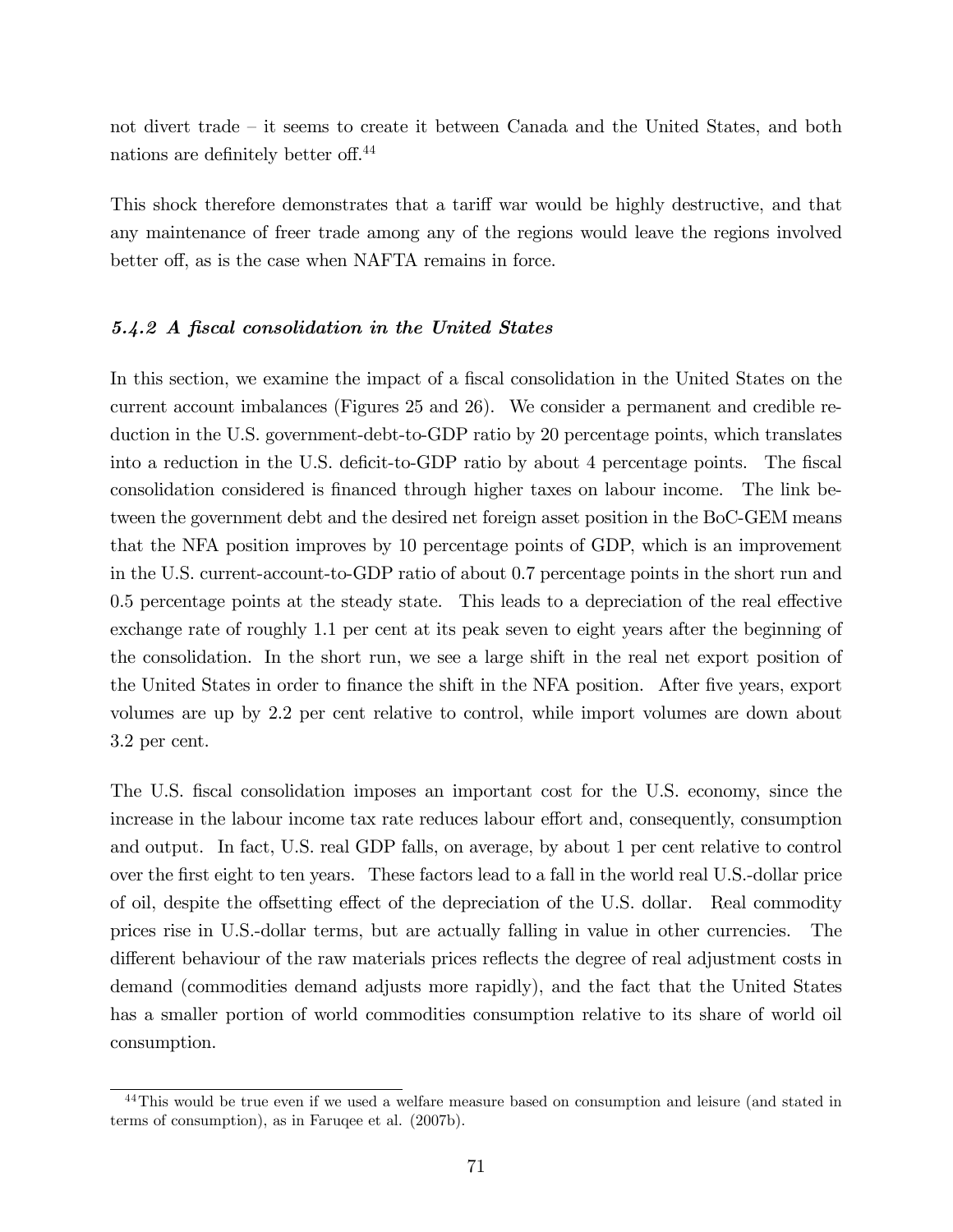not divert trade – it seems to create it between Canada and the United States, and both nations are definitely better off.[44]

This shock therefore demonstrates that a tariff war would be highly destructive, and that any maintenance of freer trade among any of the regions would leave the regions involved better off, as is the case when NAFTA remains in force.

### *5.4.2 A fiscal consolidation in the United States*

In this section, we examine the impact of a fiscal consolidation in the United States on the current account imbalances (Figures 25 and 26). We consider a permanent and credible reduction in the U.S. government-debt-to-GDP ratio by 20 percentage points, which translates into a reduction in the U.S. deficit-to-GDP ratio by about 4 percentage points. The fiscal consolidation considered is financed through higher taxes on labour income. The link between the government debt and the desired net foreign asset position in the BoC-GEM means that the NFA position improves by 10 percentage points of GDP, which is an improvement in the U.S. current-account-to-GDP ratio of about 0.7 percentage points in the short run and 0.5 percentage points at the steady state. This leads to a depreciation of the real effective exchange rate of roughly 1.1 per cent at its peak seven to eight years after the beginning of the consolidation. In the short run, we see a large shift in the real net export position of the United States in order to finance the shift in the NFA position. After five years, export volumes are up by 2.2 per cent relative to control, while import volumes are down about 3.2 per cent.

The U.S. fiscal consolidation imposes an important cost for the U.S. economy, since the increase in the labour income tax rate reduces labour effort and, consequently, consumption and output. In fact, U.S. real GDP falls, on average, by about 1 per cent relative to control over the first eight to ten years. These factors lead to a fall in the world real U.S.-dollar price of oil, despite the offsetting effect of the depreciation of the U.S. dollar. Real commodity prices rise in U.S.-dollar terms, but are actually falling in value in other currencies. The different behaviour of the raw materials prices reflects the degree of real adjustment costs in demand (commodities demand adjusts more rapidly), and the fact that the United States has a smaller portion of world commodities consumption relative to its share of world oil consumption.

[44] This would be true even if we used a welfare measure based on consumption and leisure (and stated in terms of consumption), as in Faruqee et al. (2007b).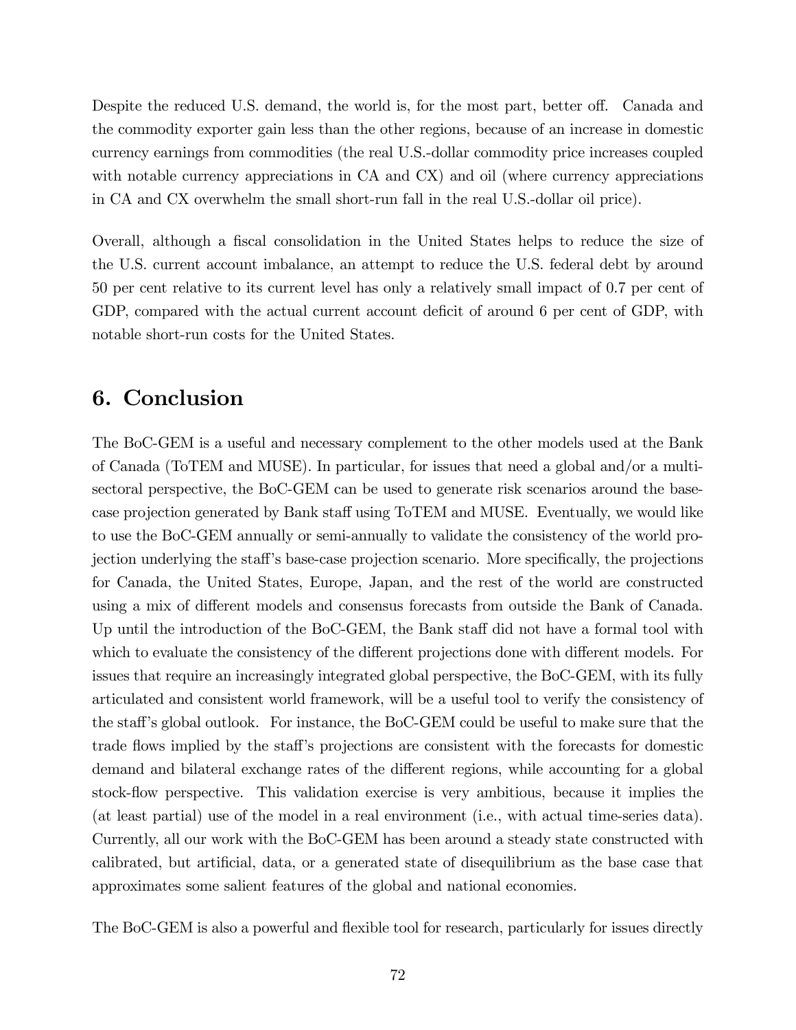Despite the reduced U.S. demand, the world is, for the most part, better off. Canada and the commodity exporter gain less than the other regions, because of an increase in domestic currency earnings from commodities (the real U.S.-dollar commodity price increases coupled with notable currency appreciations in CA and CX) and oil (where currency appreciations in CA and CX overwhelm the small short-run fall in the real U.S.-dollar oil price).

Overall, although a fiscal consolidation in the United States helps to reduce the size of the U.S. current account imbalance, an attempt to reduce the U.S. federal debt by around 50 per cent relative to its current level has only a relatively small impact of 0.7 per cent of GDP, compared with the actual current account deficit of around 6 per cent of GDP, with notable short-run costs for the United States.

## 6. Conclusion

The BoC-GEM is a useful and necessary complement to the other models used at the Bank of Canada (ToTEM and MUSE). In particular, for issues that need a global and/or a multi-sectoral perspective, the BoC-GEM can be used to generate risk scenarios around the base-case projection generated by Bank staff using ToTEM and MUSE. Eventually, we would like to use the BoC-GEM annually or semi-annually to validate the consistency of the world projection underlying the staff's base-case projection scenario. More specifically, the projections for Canada, the United States, Europe, Japan, and the rest of the world are constructed using a mix of different models and consensus forecasts from outside the Bank of Canada. Up until the introduction of the BoC-GEM, the Bank staff did not have a formal tool with which to evaluate the consistency of the different projections done with different models. For issues that require an increasingly integrated global perspective, the BoC-GEM, with its fully articulated and consistent world framework, will be a useful tool to verify the consistency of the staff's global outlook. For instance, the BoC-GEM could be useful to make sure that the trade flows implied by the staff's projections are consistent with the forecasts for domestic demand and bilateral exchange rates of the different regions, while accounting for a global stock-flow perspective. This validation exercise is very ambitious, because it implies the (at least partial) use of the model in a real environment (i.e., with actual time-series data). Currently, all our work with the BoC-GEM has been around a steady state constructed with calibrated, but artificial, data, or a generated state of disequilibrium as the base case that approximates some salient features of the global and national economies.

The BoC-GEM is also a powerful and flexible tool for research, particularly for issues directly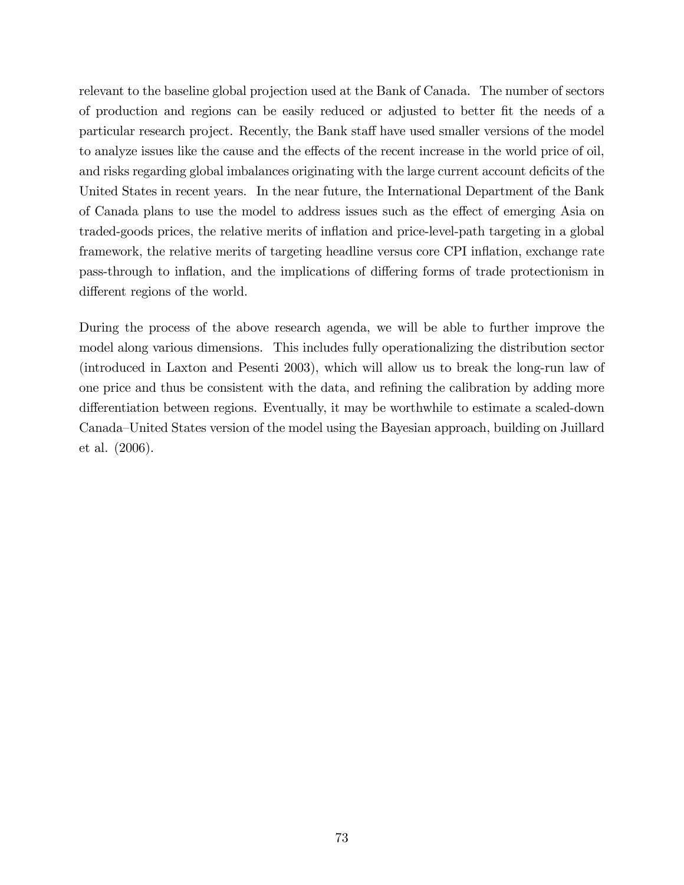relevant to the baseline global projection used at the Bank of Canada. The number of sectors of production and regions can be easily reduced or adjusted to better fit the needs of a particular research project. Recently, the Bank staff have used smaller versions of the model to analyze issues like the cause and the effects of the recent increase in the world price of oil, and risks regarding global imbalances originating with the large current account deficits of the United States in recent years. In the near future, the International Department of the Bank of Canada plans to use the model to address issues such as the effect of emerging Asia on traded-goods prices, the relative merits of inflation and price-level-path targeting in a global framework, the relative merits of targeting headline versus core CPI inflation, exchange rate pass-through to inflation, and the implications of differing forms of trade protectionism in different regions of the world.

During the process of the above research agenda, we will be able to further improve the model along various dimensions. This includes fully operationalizing the distribution sector (introduced in Laxton and Pesenti 2003), which will allow us to break the long-run law of one price and thus be consistent with the data, and refining the calibration by adding more differentiation between regions. Eventually, it may be worthwhile to estimate a scaled-down Canada–United States version of the model using the Bayesian approach, building on Juillard et al. (2006).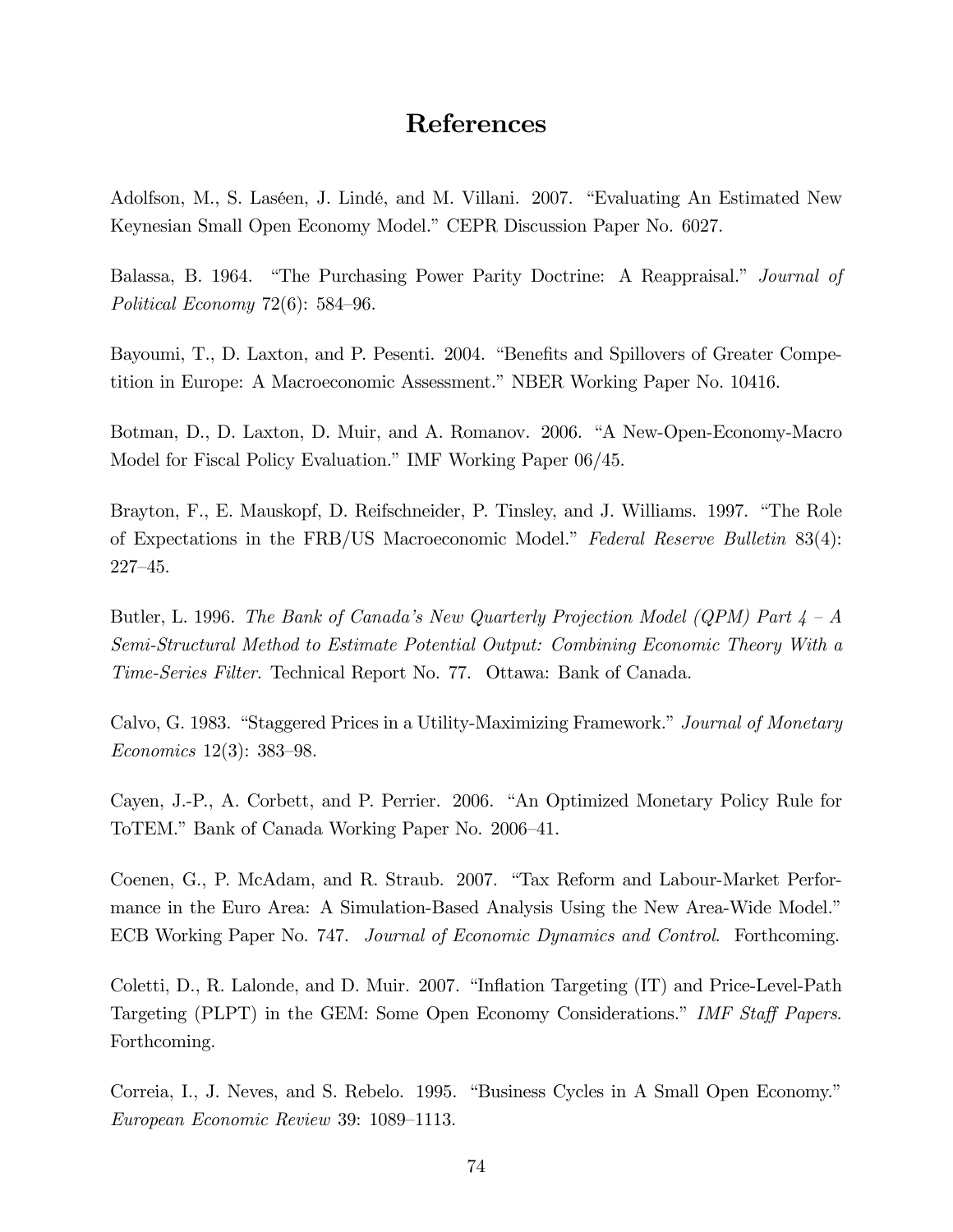# References

Adolfson, M., S. Laséen, J. Lindé, and M. Villani. 2007. "Evaluating An Estimated New Keynesian Small Open Economy Model." CEPR Discussion Paper No. 6027.

Balassa, B. 1964. "The Purchasing Power Parity Doctrine: A Reappraisal." *Journal of Political Economy* 72(6): 584–96.

Bayoumi, T., D. Laxton, and P. Pesenti. 2004. "Benefits and Spillovers of Greater Competition in Europe: A Macroeconomic Assessment." NBER Working Paper No. 10416.

Botman, D., D. Laxton, D. Muir, and A. Romanov. 2006. "A New-Open-Economy-Macro Model for Fiscal Policy Evaluation." IMF Working Paper 06/45.

Brayton, F., E. Mauskopf, D. Reifschneider, P. Tinsley, and J. Williams. 1997. "The Role of Expectations in the FRB/US Macroeconomic Model." *Federal Reserve Bulletin* 83(4): 227–45.

Butler, L. 1996. *The Bank of Canada's New Quarterly Projection Model (QPM) Part 4 – A Semi-Structural Method to Estimate Potential Output: Combining Economic Theory With a Time-Series Filter*. Technical Report No. 77. Ottawa: Bank of Canada.

Calvo, G. 1983. "Staggered Prices in a Utility-Maximizing Framework." *Journal of Monetary Economics* 12(3): 383–98.

Cayen, J.-P., A. Corbett, and P. Perrier. 2006. "An Optimized Monetary Policy Rule for ToTEM." Bank of Canada Working Paper No. 2006–41.

Coenen, G., P. McAdam, and R. Straub. 2007. "Tax Reform and Labour-Market Performance in the Euro Area: A Simulation-Based Analysis Using the New Area-Wide Model." ECB Working Paper No. 747. *Journal of Economic Dynamics and Control*. Forthcoming.

Coletti, D., R. Lalonde, and D. Muir. 2007. "Inflation Targeting (IT) and Price-Level-Path Targeting (PLPT) in the GEM: Some Open Economy Considerations." *IMF Staff Papers*. Forthcoming.

Correia, I., J. Neves, and S. Rebelo. 1995. "Business Cycles in A Small Open Economy." *European Economic Review* 39: 1089–1113.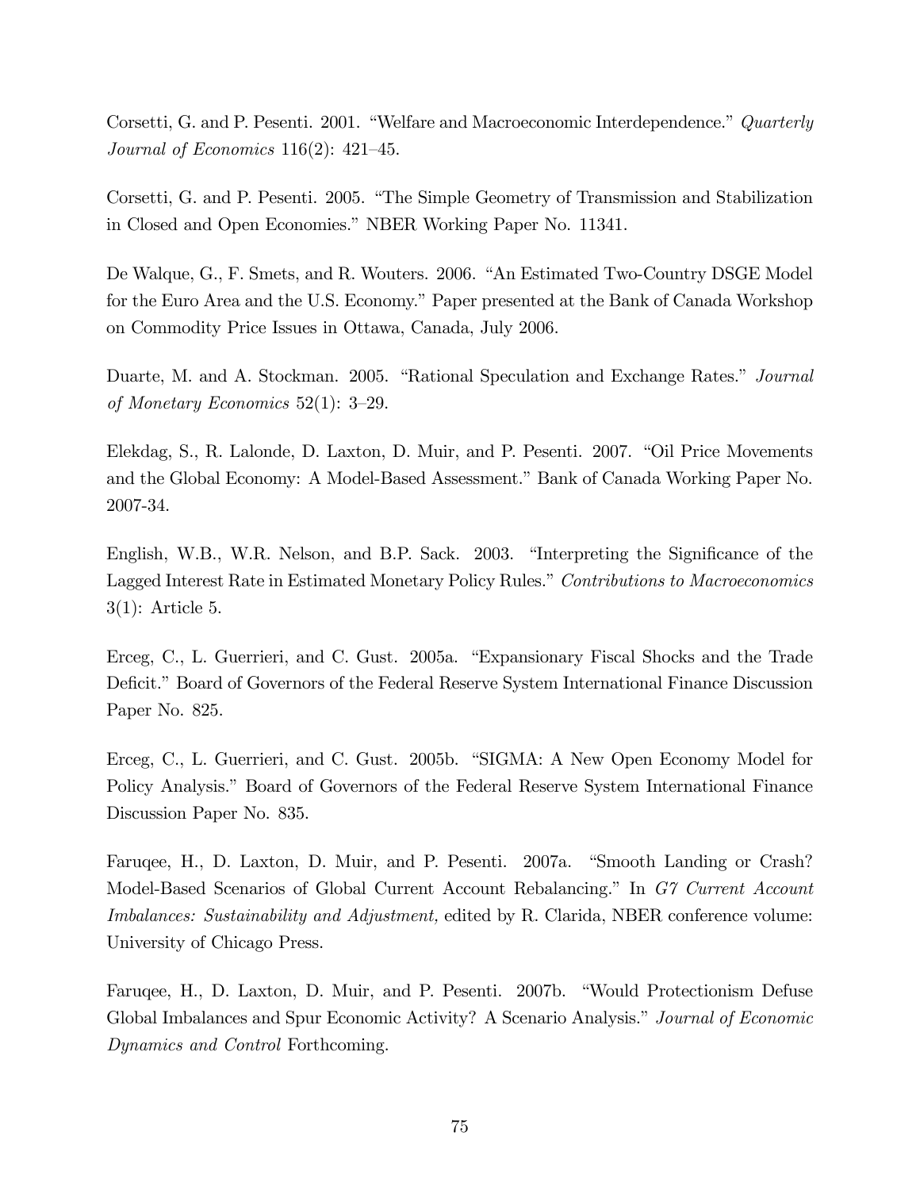Corsetti, G. and P. Pesenti. 2001. "Welfare and Macroeconomic Interdependence." *Quarterly Journal of Economics* 116(2): 421–45.

Corsetti, G. and P. Pesenti. 2005. "The Simple Geometry of Transmission and Stabilization in Closed and Open Economies." NBER Working Paper No. 11341.

De Walque, G., F. Smets, and R. Wouters. 2006. "An Estimated Two-Country DSGE Model for the Euro Area and the U.S. Economy." Paper presented at the Bank of Canada Workshop on Commodity Price Issues in Ottawa, Canada, July 2006.

Duarte, M. and A. Stockman. 2005. "Rational Speculation and Exchange Rates." *Journal of Monetary Economics* 52(1): 3–29.

Elekdag, S., R. Lalonde, D. Laxton, D. Muir, and P. Pesenti. 2007. "Oil Price Movements and the Global Economy: A Model-Based Assessment." Bank of Canada Working Paper No. 2007-34.

English, W.B., W.R. Nelson, and B.P. Sack. 2003. "Interpreting the Significance of the Lagged Interest Rate in Estimated Monetary Policy Rules." *Contributions to Macroeconomics* 3(1): Article 5.

Erceg, C., L. Guerrieri, and C. Gust. 2005a. "Expansionary Fiscal Shocks and the Trade Deficit." Board of Governors of the Federal Reserve System International Finance Discussion Paper No. 825.

Erceg, C., L. Guerrieri, and C. Gust. 2005b. "SIGMA: A New Open Economy Model for Policy Analysis." Board of Governors of the Federal Reserve System International Finance Discussion Paper No. 835.

Faruqee, H., D. Laxton, D. Muir, and P. Pesenti. 2007a. "Smooth Landing or Crash? Model-Based Scenarios of Global Current Account Rebalancing." In *G7 Current Account Imbalances: Sustainability and Adjustment,* edited by R. Clarida, NBER conference volume: University of Chicago Press.

Faruqee, H., D. Laxton, D. Muir, and P. Pesenti. 2007b. "Would Protectionism Defuse Global Imbalances and Spur Economic Activity? A Scenario Analysis." *Journal of Economic Dynamics and Control* Forthcoming.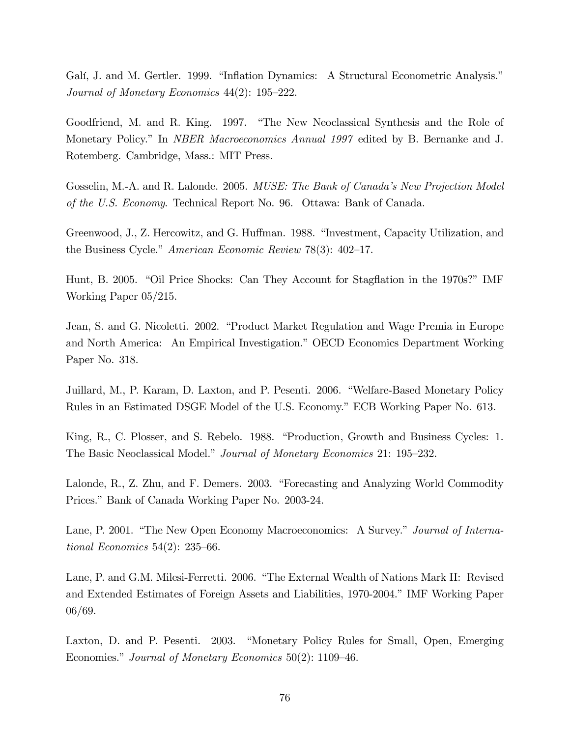Galí, J. and M. Gertler. 1999. "Inflation Dynamics: A Structural Econometric Analysis." *Journal of Monetary Economics* 44(2): 195–222.

Goodfriend, M. and R. King. 1997. "The New Neoclassical Synthesis and the Role of Monetary Policy." In *NBER Macroeconomics Annual 1997* edited by B. Bernanke and J. Rotemberg. Cambridge, Mass.: MIT Press.

Gosselin, M.-A. and R. Lalonde. 2005. *MUSE: The Bank of Canada's New Projection Model of the U.S. Economy*. Technical Report No. 96. Ottawa: Bank of Canada.

Greenwood, J., Z. Hercowitz, and G. Huffman. 1988. "Investment, Capacity Utilization, and the Business Cycle." *American Economic Review* 78(3): 402–17.

Hunt, B. 2005. "Oil Price Shocks: Can They Account for Stagflation in the 1970s?" IMF Working Paper 05/215.

Jean, S. and G. Nicoletti. 2002. "Product Market Regulation and Wage Premia in Europe and North America: An Empirical Investigation." OECD Economics Department Working Paper No. 318.

Juillard, M., P. Karam, D. Laxton, and P. Pesenti. 2006. "Welfare-Based Monetary Policy Rules in an Estimated DSGE Model of the U.S. Economy." ECB Working Paper No. 613.

King, R., C. Plosser, and S. Rebelo. 1988. "Production, Growth and Business Cycles: 1. The Basic Neoclassical Model." *Journal of Monetary Economics* 21: 195–232.

Lalonde, R., Z. Zhu, and F. Demers. 2003. "Forecasting and Analyzing World Commodity Prices." Bank of Canada Working Paper No. 2003-24.

Lane, P. 2001. "The New Open Economy Macroeconomics: A Survey." *Journal of International Economics* 54(2): 235–66.

Lane, P. and G.M. Milesi-Ferretti. 2006. "The External Wealth of Nations Mark II: Revised and Extended Estimates of Foreign Assets and Liabilities, 1970-2004." IMF Working Paper 06/69.

Laxton, D. and P. Pesenti. 2003. "Monetary Policy Rules for Small, Open, Emerging Economies." *Journal of Monetary Economics* 50(2): 1109–46.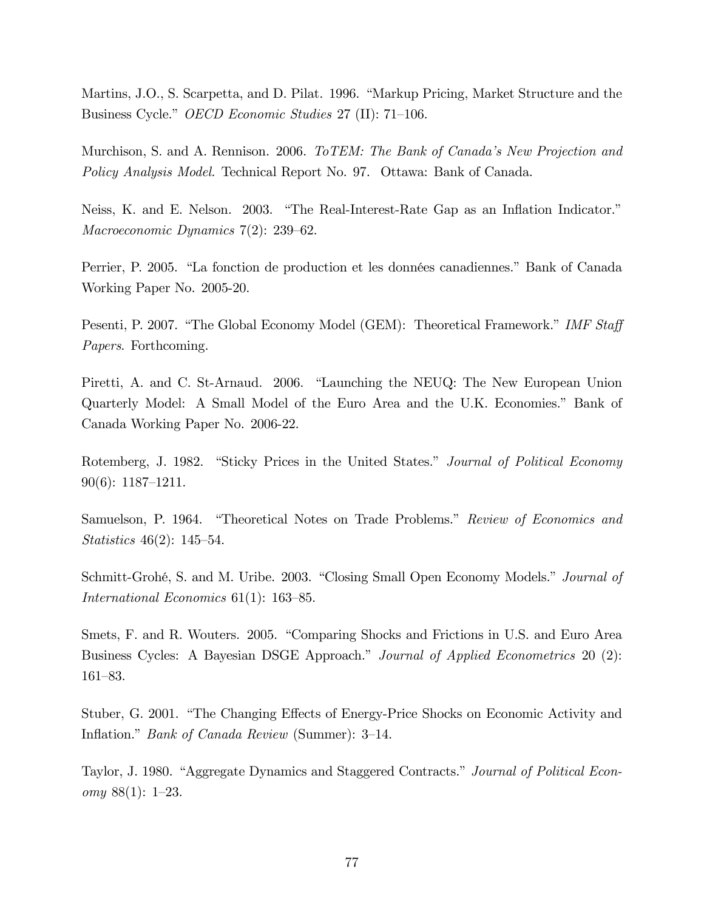Martins, J.O., S. Scarpetta, and D. Pilat. 1996. "Markup Pricing, Market Structure and the Business Cycle." *OECD Economic Studies* 27 (II): 71–106.

Murchison, S. and A. Rennison. 2006. *ToTEM: The Bank of Canada's New Projection and Policy Analysis Model.* Technical Report No. 97. Ottawa: Bank of Canada.

Neiss, K. and E. Nelson. 2003. "The Real-Interest-Rate Gap as an Inflation Indicator." *Macroeconomic Dynamics* 7(2): 239–62.

Perrier, P. 2005. "La fonction de production et les données canadiennes." Bank of Canada Working Paper No. 2005-20.

Pesenti, P. 2007. "The Global Economy Model (GEM): Theoretical Framework." *IMF Staff Papers*. Forthcoming.

Piretti, A. and C. St-Arnaud. 2006. "Launching the NEUQ: The New European Union Quarterly Model: A Small Model of the Euro Area and the U.K. Economies." Bank of Canada Working Paper No. 2006-22.

Rotemberg, J. 1982. "Sticky Prices in the United States." *Journal of Political Economy* 90(6): 1187–1211.

Samuelson, P. 1964. "Theoretical Notes on Trade Problems." *Review of Economics and Statistics* 46(2): 145–54.

Schmitt-Grohé, S. and M. Uribe. 2003. "Closing Small Open Economy Models." *Journal of International Economics* 61(1): 163–85.

Smets, F. and R. Wouters. 2005. "Comparing Shocks and Frictions in U.S. and Euro Area Business Cycles: A Bayesian DSGE Approach." *Journal of Applied Econometrics* 20 (2): 161–83.

Stuber, G. 2001. "The Changing Effects of Energy-Price Shocks on Economic Activity and Inflation." *Bank of Canada Review* (Summer): 3–14.

Taylor, J. 1980. "Aggregate Dynamics and Staggered Contracts." *Journal of Political Economy* 88(1): 1–23.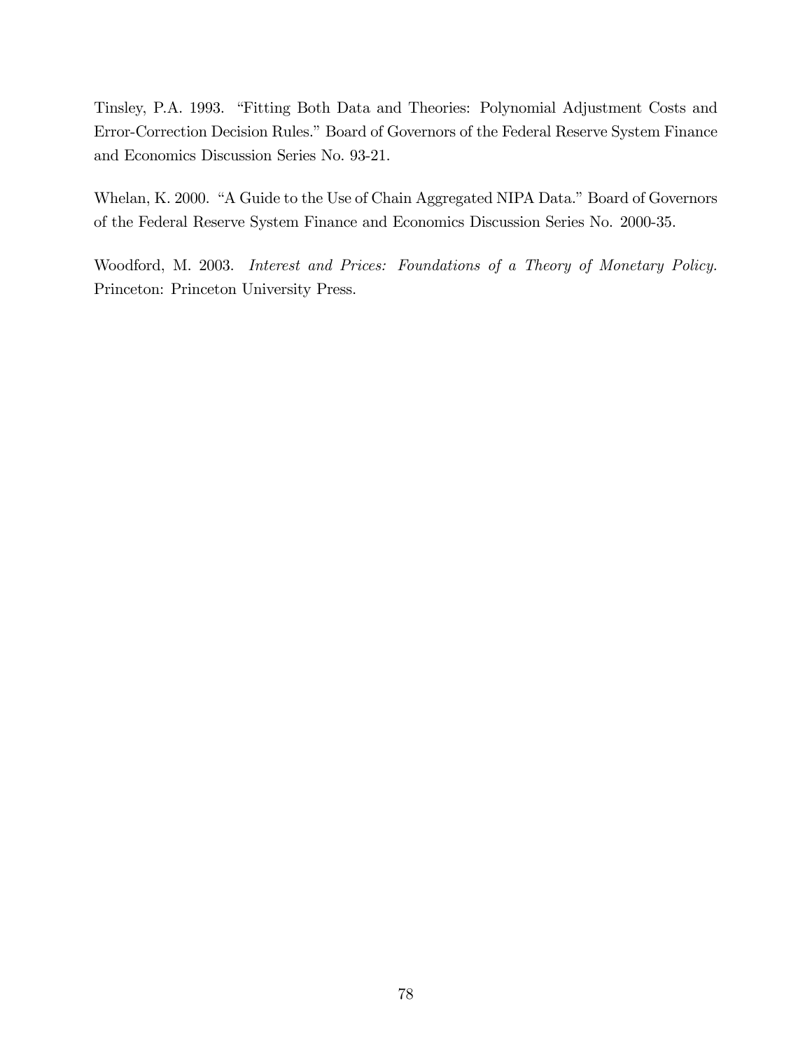Tinsley, P.A. 1993. "Fitting Both Data and Theories: Polynomial Adjustment Costs and Error-Correction Decision Rules." Board of Governors of the Federal Reserve System Finance and Economics Discussion Series No. 93-21.

Whelan, K. 2000. "A Guide to the Use of Chain Aggregated NIPA Data." Board of Governors of the Federal Reserve System Finance and Economics Discussion Series No. 2000-35.

Woodford, M. 2003. *Interest and Prices: Foundations of a Theory of Monetary Policy.* Princeton: Princeton University Press.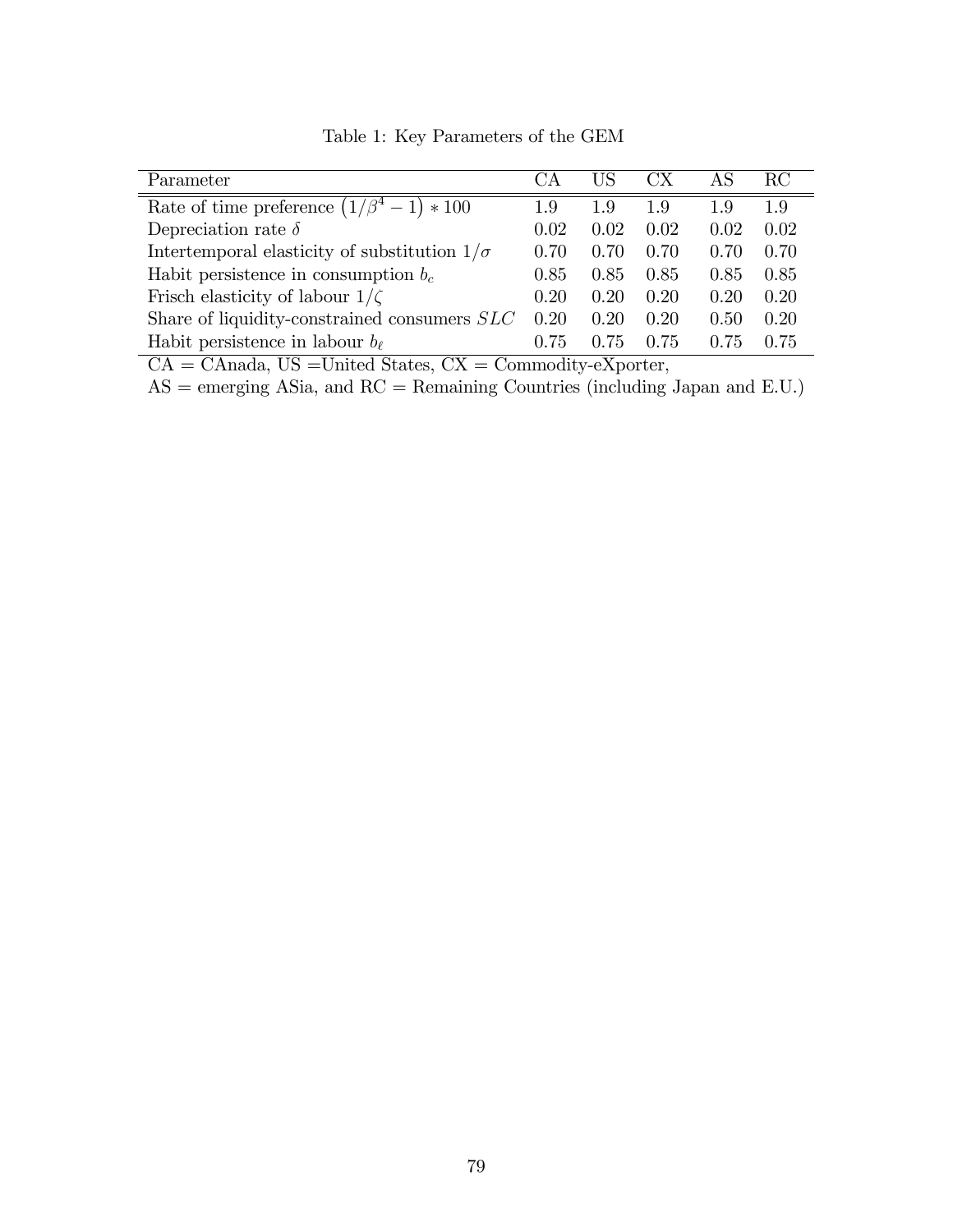Table 1: Key Parameters of the GEM

| Parameter | CA | US | CX | AS | RC |
|---|---|---|---|---|---|
| Rate of time preference $\left(1/\beta^4 - 1\right) * 100$ | 1.9 | 1.9 | 1.9 | 1.9 | 1.9 |
| Depreciation rate $\delta$ | 0.02 | 0.02 | 0.02 | 0.02 | 0.02 |
| Intertemporal elasticity of substitution $1/\sigma$ | 0.70 | 0.70 | 0.70 | 0.70 | 0.70 |
| Habit persistence in consumption $b_c$ | 0.85 | 0.85 | 0.85 | 0.85 | 0.85 |
| Frisch elasticity of labour $1/\zeta$ | 0.20 | 0.20 | 0.20 | 0.20 | 0.20 |
| Share of liquidity-constrained consumers $SLC$ | 0.20 | 0.20 | 0.20 | 0.50 | 0.20 |
| Habit persistence in labour $b_\ell$ | 0.75 | 0.75 | 0.75 | 0.75 | 0.75 |

CA = CAnada, US =United States, CX = Commodity-eXporter,
AS = emerging ASia, and RC = Remaining Countries (including Japan and E.U.)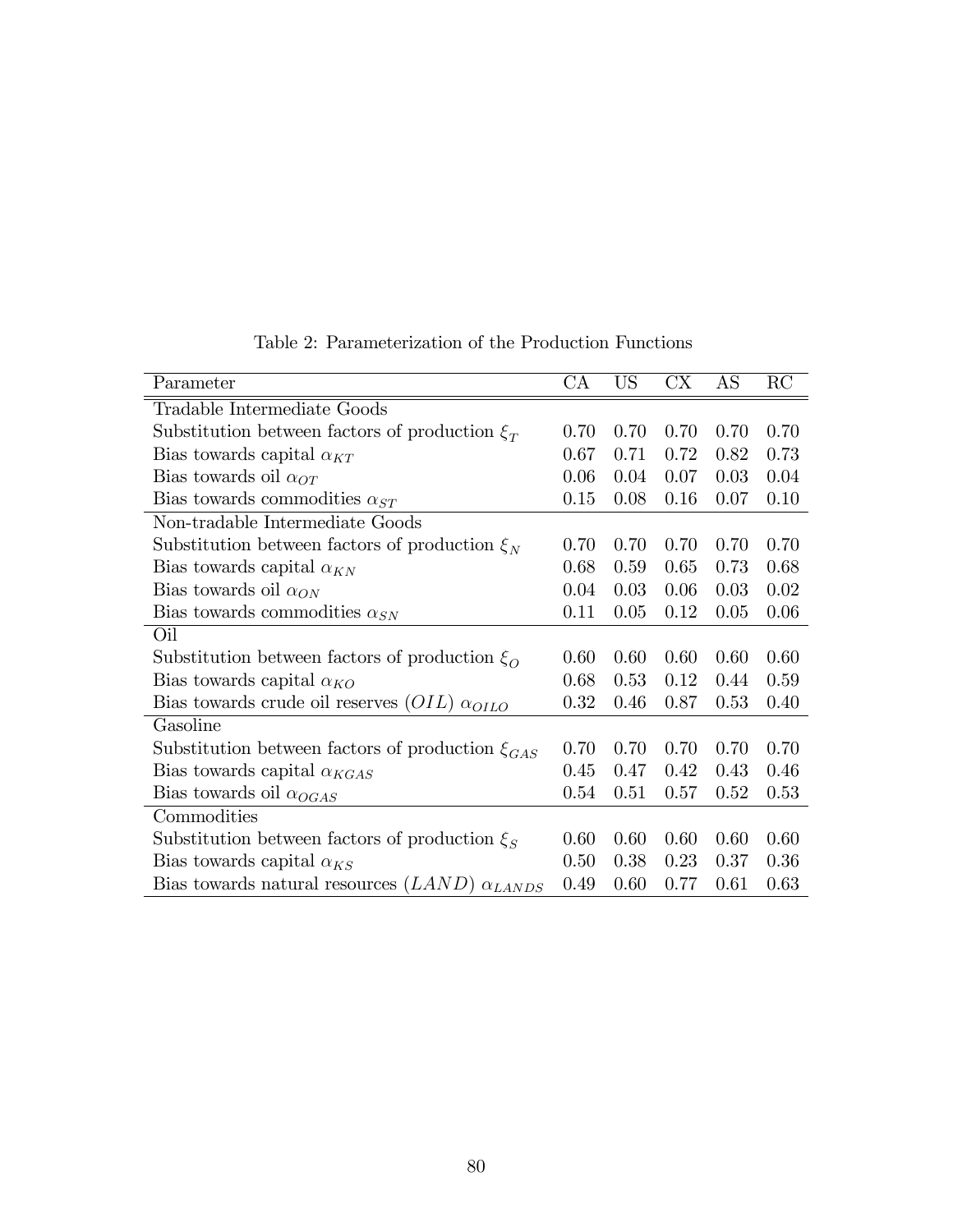Table 2: Parameterization of the Production Functions

| Parameter | CA | US | CX | AS | RC |
|---|---|---|---|---|---|
| Tradable Intermediate Goods | | | | | |
| Substitution between factors of production $\xi_T$ | 0.70 | 0.70 | 0.70 | 0.70 | 0.70 |
| Bias towards capital $\alpha_{KT}$ | 0.67 | 0.71 | 0.72 | 0.82 | 0.73 |
| Bias towards oil $\alpha_{OT}$ | 0.06 | 0.04 | 0.07 | 0.03 | 0.04 |
| Bias towards commodities $\alpha_{ST}$ | 0.15 | 0.08 | 0.16 | 0.07 | 0.10 |
| Non-tradable Intermediate Goods | | | | | |
| Substitution between factors of production $\xi_N$ | 0.70 | 0.70 | 0.70 | 0.70 | 0.70 |
| Bias towards capital $\alpha_{KN}$ | 0.68 | 0.59 | 0.65 | 0.73 | 0.68 |
| Bias towards oil $\alpha_{ON}$ | 0.04 | 0.03 | 0.06 | 0.03 | 0.02 |
| Bias towards commodities $\alpha_{SN}$ | 0.11 | 0.05 | 0.12 | 0.05 | 0.06 |
| Oil | | | | | |
| Substitution between factors of production $\xi_O$ | 0.60 | 0.60 | 0.60 | 0.60 | 0.60 |
| Bias towards capital $\alpha_{KO}$ | 0.68 | 0.53 | 0.12 | 0.44 | 0.59 |
| Bias towards crude oil reserves $(OIL)$ $\alpha_{OILO}$ | 0.32 | 0.46 | 0.87 | 0.53 | 0.40 |
| Gasoline | | | | | |
| Substitution between factors of production $\xi_{GAS}$ | 0.70 | 0.70 | 0.70 | 0.70 | 0.70 |
| Bias towards capital $\alpha_{KGAS}$ | 0.45 | 0.47 | 0.42 | 0.43 | 0.46 |
| Bias towards oil $\alpha_{OGAS}$ | 0.54 | 0.51 | 0.57 | 0.52 | 0.53 |
| Commodities | | | | | |
| Substitution between factors of production $\xi_S$ | 0.60 | 0.60 | 0.60 | 0.60 | 0.60 |
| Bias towards capital $\alpha_{KS}$ | 0.50 | 0.38 | 0.23 | 0.37 | 0.36 |
| Bias towards natural resources $(LAND)$ $\alpha_{LANDS}$ | 0.49 | 0.60 | 0.77 | 0.61 | 0.63 |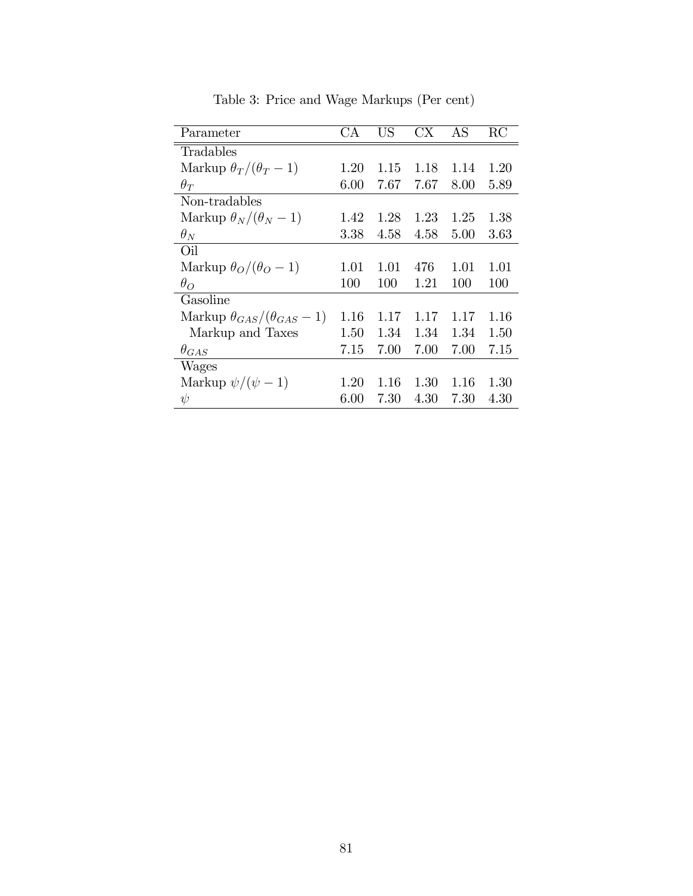Table 3: Price and Wage Markups (Per cent)

| Parameter | CA | US | CX | AS | RC |
|---|---|---|---|---|---|
| Tradables | | | | | |
| Markup $\theta_T/(\theta_T - 1)$ | 1.20 | 1.15 | 1.18 | 1.14 | 1.20 |
| $\theta_T$ | 6.00 | 7.67 | 7.67 | 8.00 | 5.89 |
| Non-tradables | | | | | |
| Markup $\theta_N/(\theta_N - 1)$ | 1.42 | 1.28 | 1.23 | 1.25 | 1.38 |
| $\theta_N$ | 3.38 | 4.58 | 4.58 | 5.00 | 3.63 |
| Oil | | | | | |
| Markup $\theta_O/(\theta_O - 1)$ | 1.01 | 1.01 | 476 | 1.01 | 1.01 |
| $\theta_O$ | 100 | 100 | 1.21 | 100 | 100 |
| Gasoline | | | | | |
| Markup $\theta_{GAS}/(\theta_{GAS} - 1)$ | 1.16 | 1.17 | 1.17 | 1.17 | 1.16 |
| Markup and Taxes | 1.50 | 1.34 | 1.34 | 1.34 | 1.50 |
| $\theta_{GAS}$ | 7.15 | 7.00 | 7.00 | 7.00 | 7.15 |
| Wages | | | | | |
| Markup $\psi/(\psi - 1)$ | 1.20 | 1.16 | 1.30 | 1.16 | 1.30 |
| $\psi$ | 6.00 | 7.30 | 4.30 | 7.30 | 4.30 |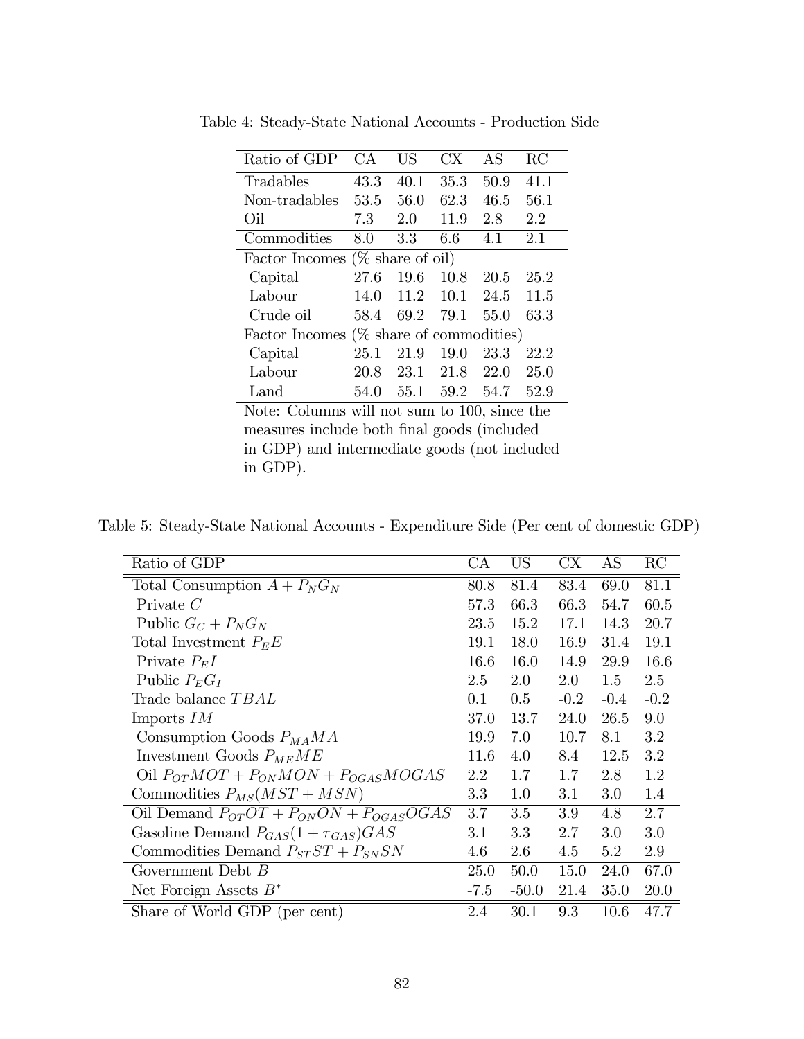Table 4: Steady-State National Accounts - Production Side

| Ratio of GDP | CA | US | CX | AS | RC |
|---|---|---|---|---|---|
| Tradables | 43.3 | 40.1 | 35.3 | 50.9 | 41.1 |
| Non-tradables | 53.5 | 56.0 | 62.3 | 46.5 | 56.1 |
| Oil | 7.3 | 2.0 | 11.9 | 2.8 | 2.2 |
| Commodities | 8.0 | 3.3 | 6.6 | 4.1 | 2.1 |
| Factor Incomes (% share of oil) | | | | | |
| Capital | 27.6 | 19.6 | 10.8 | 20.5 | 25.2 |
| Labour | 14.0 | 11.2 | 10.1 | 24.5 | 11.5 |
| Crude oil | 58.4 | 69.2 | 79.1 | 55.0 | 63.3 |
| Factor Incomes (% share of commodities) | | | | | |
| Capital | 25.1 | 21.9 | 19.0 | 23.3 | 22.2 |
| Labour | 20.8 | 23.1 | 21.8 | 22.0 | 25.0 |
| Land | 54.0 | 55.1 | 59.2 | 54.7 | 52.9 |

Note: Columns will not sum to 100, since the measures include both final goods (included in GDP) and intermediate goods (not included in GDP).

Table 5: Steady-State National Accounts - Expenditure Side (Per cent of domestic GDP)

| Ratio of GDP | CA | US | CX | AS | RC |
|---|---|---|---|---|---|
| Total Consumption $A + P_N G_N$ | 80.8 | 81.4 | 83.4 | 69.0 | 81.1 |
| Private $C$ | 57.3 | 66.3 | 66.3 | 54.7 | 60.5 |
| Public $G_C + P_N G_N$ | 23.5 | 15.2 | 17.1 | 14.3 | 20.7 |
| Total Investment $P_E E$ | 19.1 | 18.0 | 16.9 | 31.4 | 19.1 |
| Private $P_E I$ | 16.6 | 16.0 | 14.9 | 29.9 | 16.6 |
| Public $P_E G_I$ | 2.5 | 2.0 | 2.0 | 1.5 | 2.5 |
| Trade balance $TBAL$ | 0.1 | 0.5 | -0.2 | -0.4 | -0.2 |
| Imports $IM$ | 37.0 | 13.7 | 24.0 | 26.5 | 9.0 |
| Consumption Goods $P_{MA} MA$ | 19.9 | 7.0 | 10.7 | 8.1 | 3.2 |
| Investment Goods $P_{ME} ME$ | 11.6 | 4.0 | 8.4 | 12.5 | 3.2 |
| Oil $P_{OT} MOT + P_{ON} MON + P_{OGAS} MOGAS$ | 2.2 | 1.7 | 1.7 | 2.8 | 1.2 |
| Commodities $P_{MS}(MST + MSN)$ | 3.3 | 1.0 | 3.1 | 3.0 | 1.4 |
| Oil Demand $P_{OT} OT + P_{ON} ON + P_{OGAS} OGAS$ | 3.7 | 3.5 | 3.9 | 4.8 | 2.7 |
| Gasoline Demand $P_{GAS}(1 + \tau_{GAS}) GAS$ | 3.1 | 3.3 | 2.7 | 3.0 | 3.0 |
| Commodities Demand $P_{ST} ST + P_{SN} SN$ | 4.6 | 2.6 | 4.5 | 5.2 | 2.9 |
| Government Debt $B$ | 25.0 | 50.0 | 15.0 | 24.0 | 67.0 |
| Net Foreign Assets $B^*$ | -7.5 | -50.0 | 21.4 | 35.0 | 20.0 |
| Share of World GDP (per cent) | 2.4 | 30.1 | 9.3 | 10.6 | 47.7 |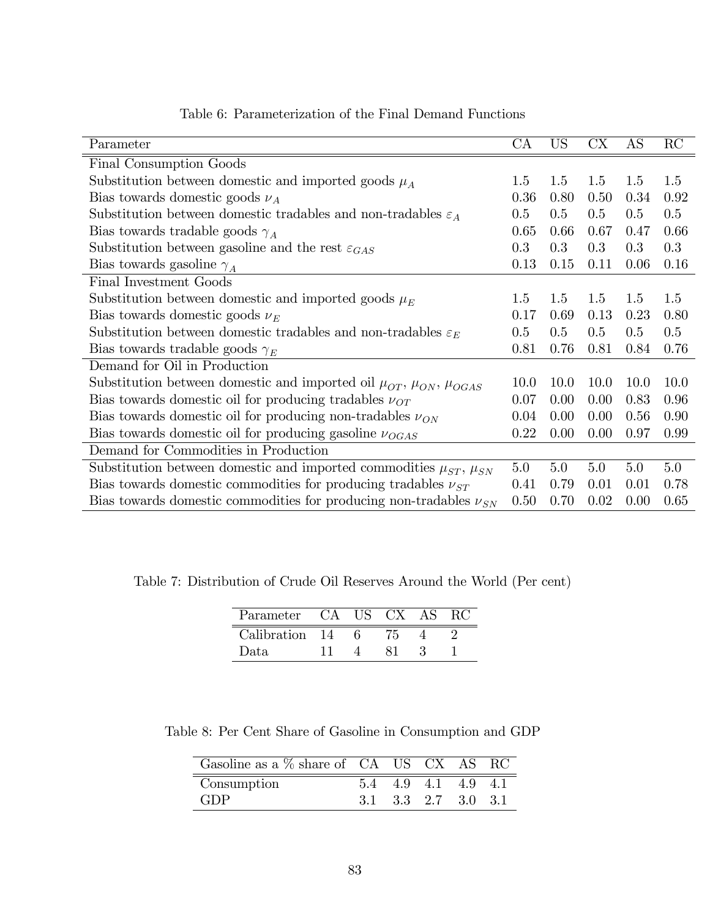Table 6: Parameterization of the Final Demand Functions

| Parameter | CA | US | CX | AS | RC |
|---|---|---|---|---|---|
| Final Consumption Goods | | | | | |
| Substitution between domestic and imported goods $\mu_A$ | 1.5 | 1.5 | 1.5 | 1.5 | 1.5 |
| Bias towards domestic goods $\nu_A$ | 0.36 | 0.80 | 0.50 | 0.34 | 0.92 |
| Substitution between domestic tradables and non-tradables $\varepsilon_A$ | 0.5 | 0.5 | 0.5 | 0.5 | 0.5 |
| Bias towards tradable goods $\gamma_A$ | 0.65 | 0.66 | 0.67 | 0.47 | 0.66 |
| Substitution between gasoline and the rest $\varepsilon_{GAS}$ | 0.3 | 0.3 | 0.3 | 0.3 | 0.3 |
| Bias towards gasoline $\gamma_A$ | 0.13 | 0.15 | 0.11 | 0.06 | 0.16 |
| Final Investment Goods | | | | | |
| Substitution between domestic and imported goods $\mu_E$ | 1.5 | 1.5 | 1.5 | 1.5 | 1.5 |
| Bias towards domestic goods $\nu_E$ | 0.17 | 0.69 | 0.13 | 0.23 | 0.80 |
| Substitution between domestic tradables and non-tradables $\varepsilon_E$ | 0.5 | 0.5 | 0.5 | 0.5 | 0.5 |
| Bias towards tradable goods $\gamma_E$ | 0.81 | 0.76 | 0.81 | 0.84 | 0.76 |
| Demand for Oil in Production | | | | | |
| Substitution between domestic and imported oil $\mu_{OT}$, $\mu_{ON}$, $\mu_{OGAS}$ | 10.0 | 10.0 | 10.0 | 10.0 | 10.0 |
| Bias towards domestic oil for producing tradables $\nu_{OT}$ | 0.07 | 0.00 | 0.00 | 0.83 | 0.96 |
| Bias towards domestic oil for producing non-tradables $\nu_{ON}$ | 0.04 | 0.00 | 0.00 | 0.56 | 0.90 |
| Bias towards domestic oil for producing gasoline $\nu_{OGAS}$ | 0.22 | 0.00 | 0.00 | 0.97 | 0.99 |
| Demand for Commodities in Production | | | | | |
| Substitution between domestic and imported commodities $\mu_{ST}$, $\mu_{SN}$ | 5.0 | 5.0 | 5.0 | 5.0 | 5.0 |
| Bias towards domestic commodities for producing tradables $\nu_{ST}$ | 0.41 | 0.79 | 0.01 | 0.01 | 0.78 |
| Bias towards domestic commodities for producing non-tradables $\nu_{SN}$ | 0.50 | 0.70 | 0.02 | 0.00 | 0.65 |

Table 7: Distribution of Crude Oil Reserves Around the World (Per cent)

| Parameter | CA | US | CX | AS | RC |
|---|---|---|---|---|---|
| Calibration | 14 | 6 | 75 | 4 | 2 |
| Data | 11 | 4 | 81 | 3 | 1 |

Table 8: Per Cent Share of Gasoline in Consumption and GDP

| Gasoline as a % share of | CA | US | CX | AS | RC |
|---|---|---|---|---|---|
| Consumption | 5.4 | 4.9 | 4.1 | 4.9 | 4.1 |
| GDP | 3.1 | 3.3 | 2.7 | 3.0 | 3.1 |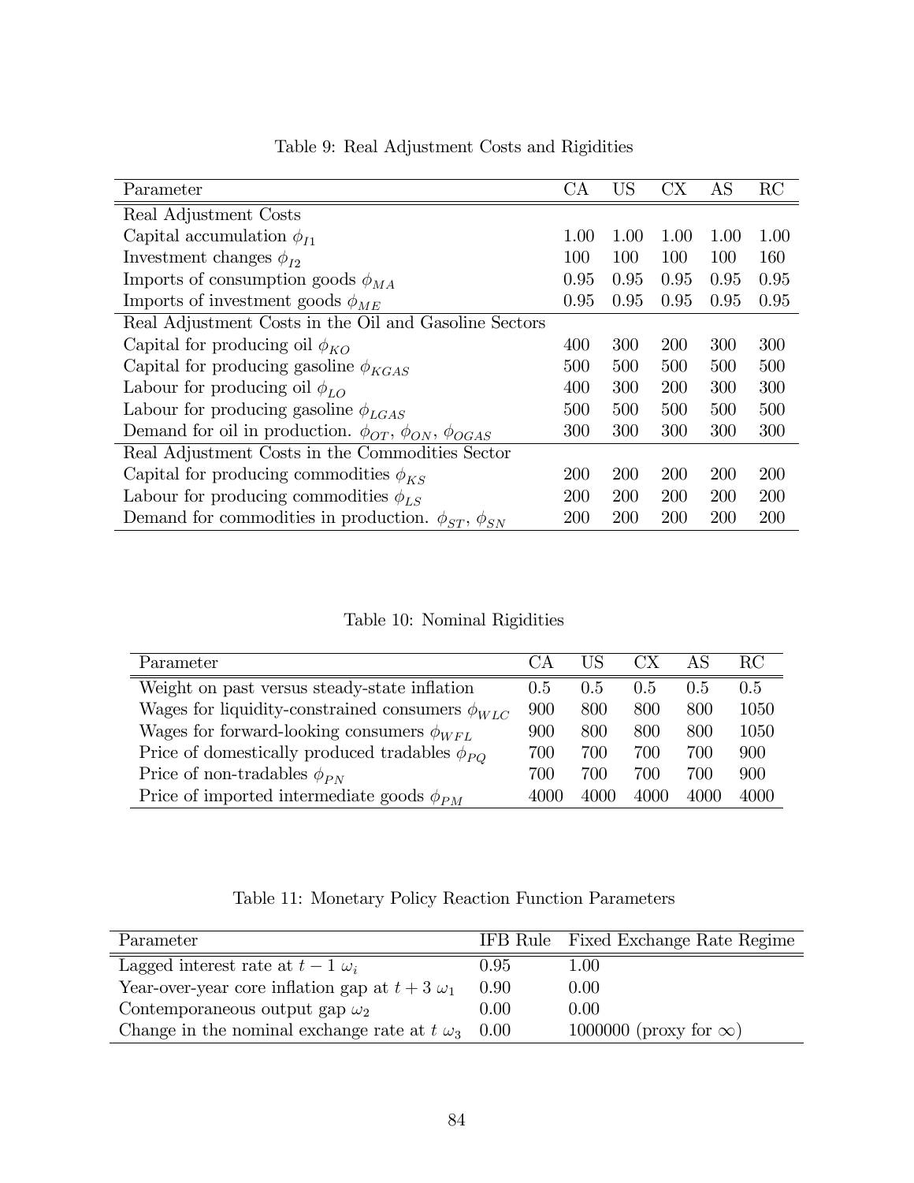Table 9: Real Adjustment Costs and Rigidities

| Parameter | CA | US | CX | AS | RC |
|---|---|---|---|---|---|
| Real Adjustment Costs | | | | | |
| Capital accumulation $\phi_{I1}$ | 1.00 | 1.00 | 1.00 | 1.00 | 1.00 |
| Investment changes $\phi_{I2}$ | 100 | 100 | 100 | 100 | 160 |
| Imports of consumption goods $\phi_{MA}$ | 0.95 | 0.95 | 0.95 | 0.95 | 0.95 |
| Imports of investment goods $\phi_{ME}$ | 0.95 | 0.95 | 0.95 | 0.95 | 0.95 |
| Real Adjustment Costs in the Oil and Gasoline Sectors | | | | | |
| Capital for producing oil $\phi_{KO}$ | 400 | 300 | 200 | 300 | 300 |
| Capital for producing gasoline $\phi_{KGAS}$ | 500 | 500 | 500 | 500 | 500 |
| Labour for producing oil $\phi_{LO}$ | 400 | 300 | 200 | 300 | 300 |
| Labour for producing gasoline $\phi_{LGAS}$ | 500 | 500 | 500 | 500 | 500 |
| Demand for oil in production. $\phi_{OT}$, $\phi_{ON}$, $\phi_{OGAS}$ | 300 | 300 | 300 | 300 | 300 |
| Real Adjustment Costs in the Commodities Sector | | | | | |
| Capital for producing commodities $\phi_{KS}$ | 200 | 200 | 200 | 200 | 200 |
| Labour for producing commodities $\phi_{LS}$ | 200 | 200 | 200 | 200 | 200 |
| Demand for commodities in production. $\phi_{ST}$, $\phi_{SN}$ | 200 | 200 | 200 | 200 | 200 |

Table 10: Nominal Rigidities

| Parameter | CA | US | CX | AS | RC |
|---|---|---|---|---|---|
| Weight on past versus steady-state inflation | 0.5 | 0.5 | 0.5 | 0.5 | 0.5 |
| Wages for liquidity-constrained consumers $\phi_{WLC}$ | 900 | 800 | 800 | 800 | 1050 |
| Wages for forward-looking consumers $\phi_{WFL}$ | 900 | 800 | 800 | 800 | 1050 |
| Price of domestically produced tradables $\phi_{PQ}$ | 700 | 700 | 700 | 700 | 900 |
| Price of non-tradables $\phi_{PN}$ | 700 | 700 | 700 | 700 | 900 |
| Price of imported intermediate goods $\phi_{PM}$ | 4000 | 4000 | 4000 | 4000 | 4000 |

Table 11: Monetary Policy Reaction Function Parameters

| Parameter | IFB Rule | Fixed Exchange Rate Regime |
|---|---|---|
| Lagged interest rate at $t-1$ $\omega_i$ | 0.95 | 1.00 |
| Year-over-year core inflation gap at $t+3$ $\omega_1$ | 0.90 | 0.00 |
| Contemporaneous output gap $\omega_2$ | 0.00 | 0.00 |
| Change in the nominal exchange rate at $t$ $\omega_3$ | 0.00 | 1000000 (proxy for $\infty$) |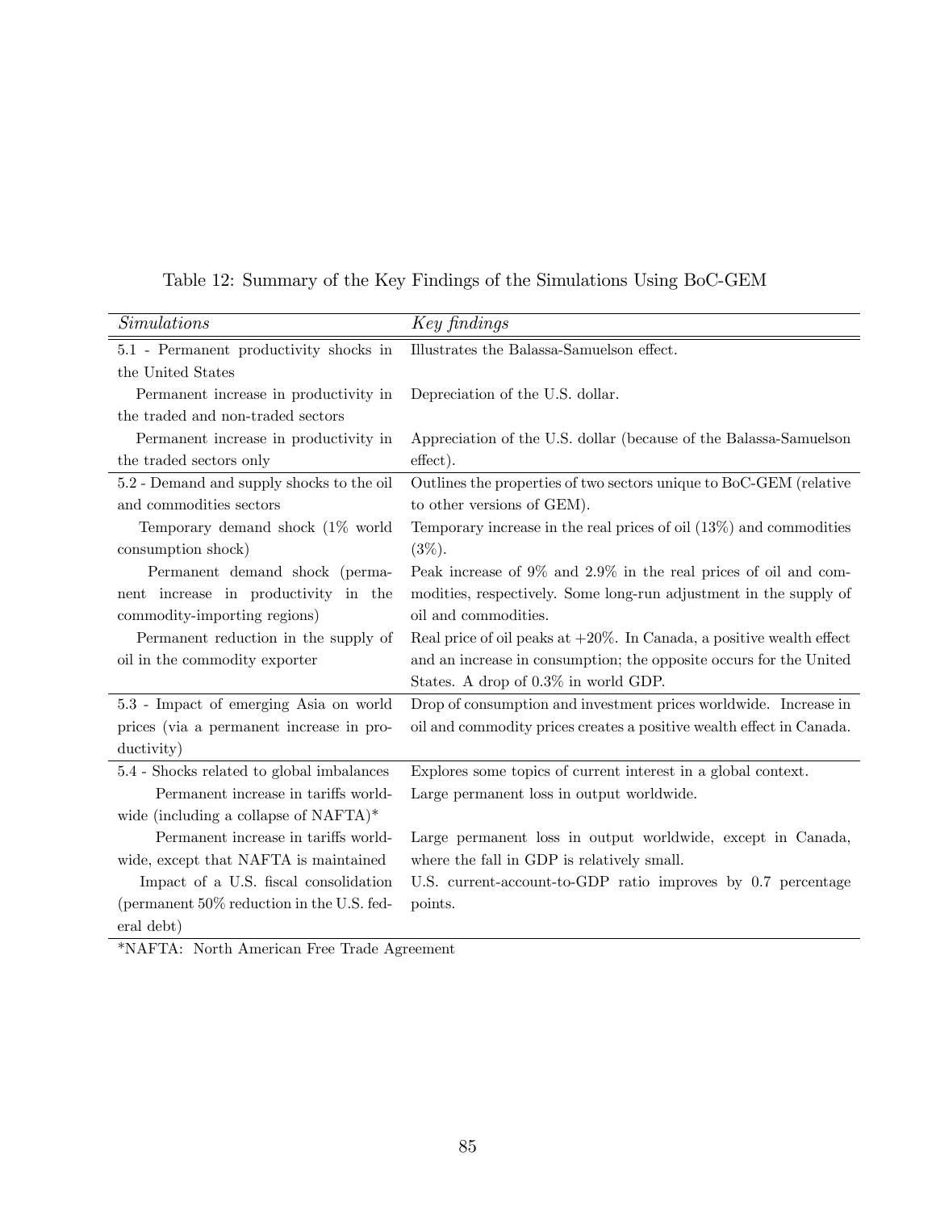Table 12: Summary of the Key Findings of the Simulations Using BoC-GEM

| *Simulations* | *Key findings* |
|---|---|
| 5.1 - Permanent productivity shocks in the United States | Illustrates the Balassa-Samuelson effect. |
| Permanent increase in productivity in the traded and non-traded sectors | Depreciation of the U.S. dollar. |
| Permanent increase in productivity in the traded sectors only | Appreciation of the U.S. dollar (because of the Balassa-Samuelson effect). |
| 5.2 - Demand and supply shocks to the oil and commodities sectors | Outlines the properties of two sectors unique to BoC-GEM (relative to other versions of GEM). |
| Temporary demand shock (1% world consumption shock) | Temporary increase in the real prices of oil (13%) and commodities (3%). |
| Permanent demand shock (permanent increase in productivity in the commodity-importing regions) | Peak increase of 9% and 2.9% in the real prices of oil and commodities, respectively. Some long-run adjustment in the supply of oil and commodities. |
| Permanent reduction in the supply of oil in the commodity exporter | Real price of oil peaks at +20%. In Canada, a positive wealth effect and an increase in consumption; the opposite occurs for the United States. A drop of 0.3% in world GDP. |
| 5.3 - Impact of emerging Asia on world prices (via a permanent increase in productivity) | Drop of consumption and investment prices worldwide. Increase in oil and commodity prices creates a positive wealth effect in Canada. |
| 5.4 - Shocks related to global imbalances | Explores some topics of current interest in a global context. |
| Permanent increase in tariffs worldwide (including a collapse of NAFTA)* | Large permanent loss in output worldwide. |
| Permanent increase in tariffs worldwide, except that NAFTA is maintained | Large permanent loss in output worldwide, except in Canada, where the fall in GDP is relatively small. |
| Impact of a U.S. fiscal consolidation (permanent 50% reduction in the U.S. federal debt) | U.S. current-account-to-GDP ratio improves by 0.7 percentage points. |

*NAFTA: North American Free Trade Agreement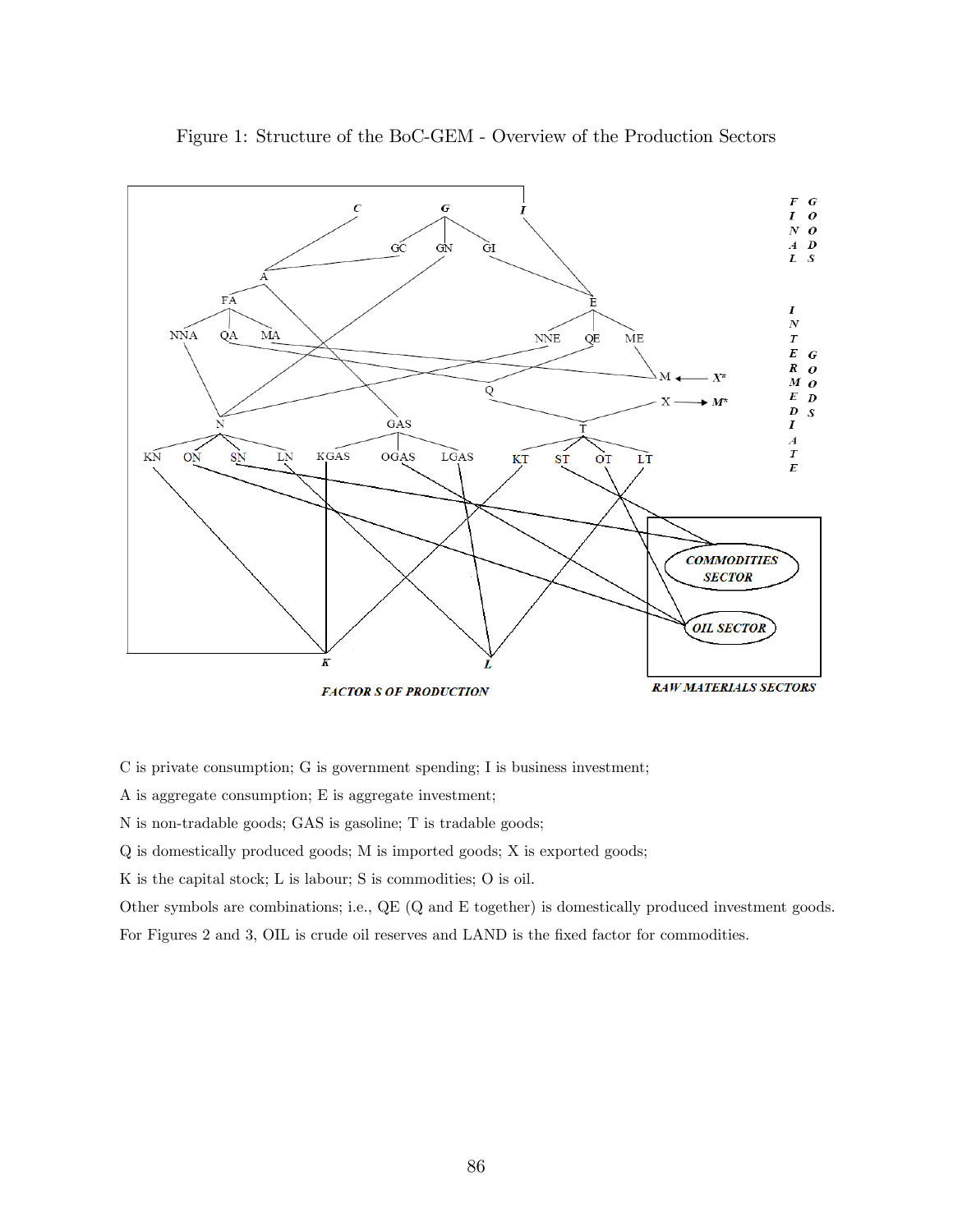Figure 1: Structure of the BoC-GEM - Overview of the Production Sectors

C is private consumption; G is government spending; I is business investment;

A is aggregate consumption; E is aggregate investment;

N is non-tradable goods; GAS is gasoline; T is tradable goods;

Q is domestically produced goods; M is imported goods; X is exported goods;

K is the capital stock; L is labour; S is commodities; O is oil.

Other symbols are combinations; i.e., QE (Q and E together) is domestically produced investment goods.

For Figures 2 and 3, OIL is crude oil reserves and LAND is the fixed factor for commodities.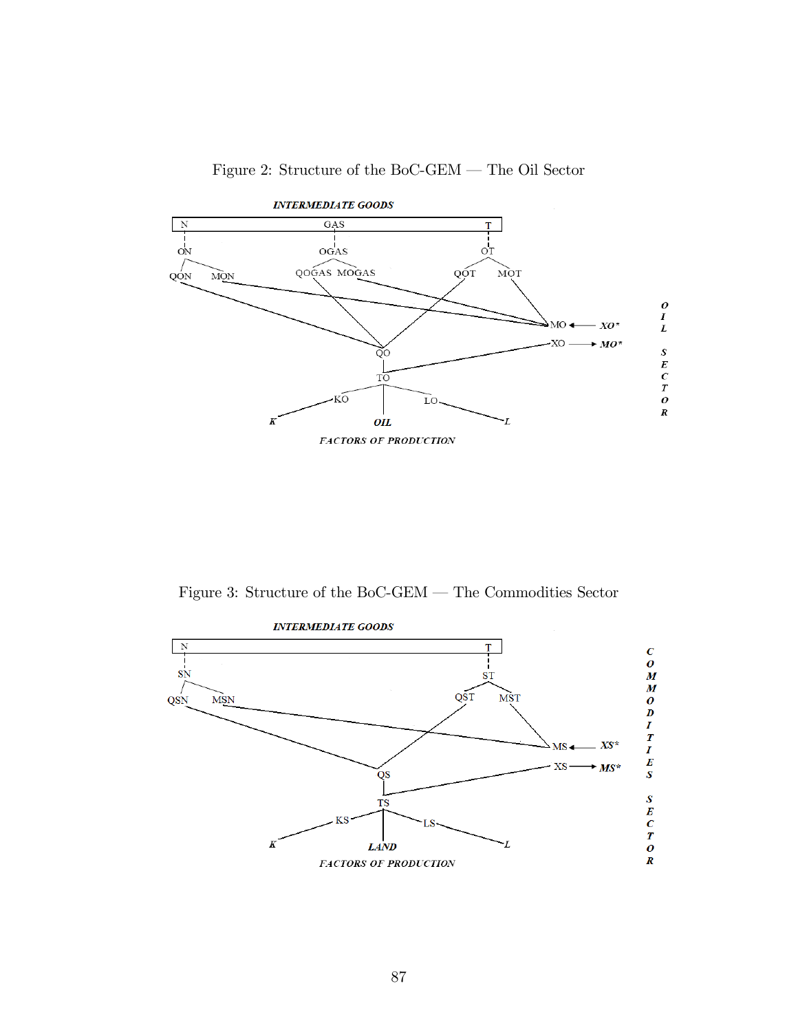Figure 2: Structure of the BoC-GEM — The Oil Sector

INTERMEDIATE GOODS

N GAS T

ON OGAS OT

QON MON QOGAS MOGAS QOT MOT

MO ← XO*

XO → MO*

QO

TO

KO LO

K OIL L

FACTORS OF PRODUCTION

OIL SECTOR

Figure 3: Structure of the BoC-GEM — The Commodities Sector

INTERMEDIATE GOODS

N T

SN ST

QSN MSN QST MST

MS ← XS*

XS → MS*

QS

TS

KS LS

K LAND L

FACTORS OF PRODUCTION

COMMODITIES SECTOR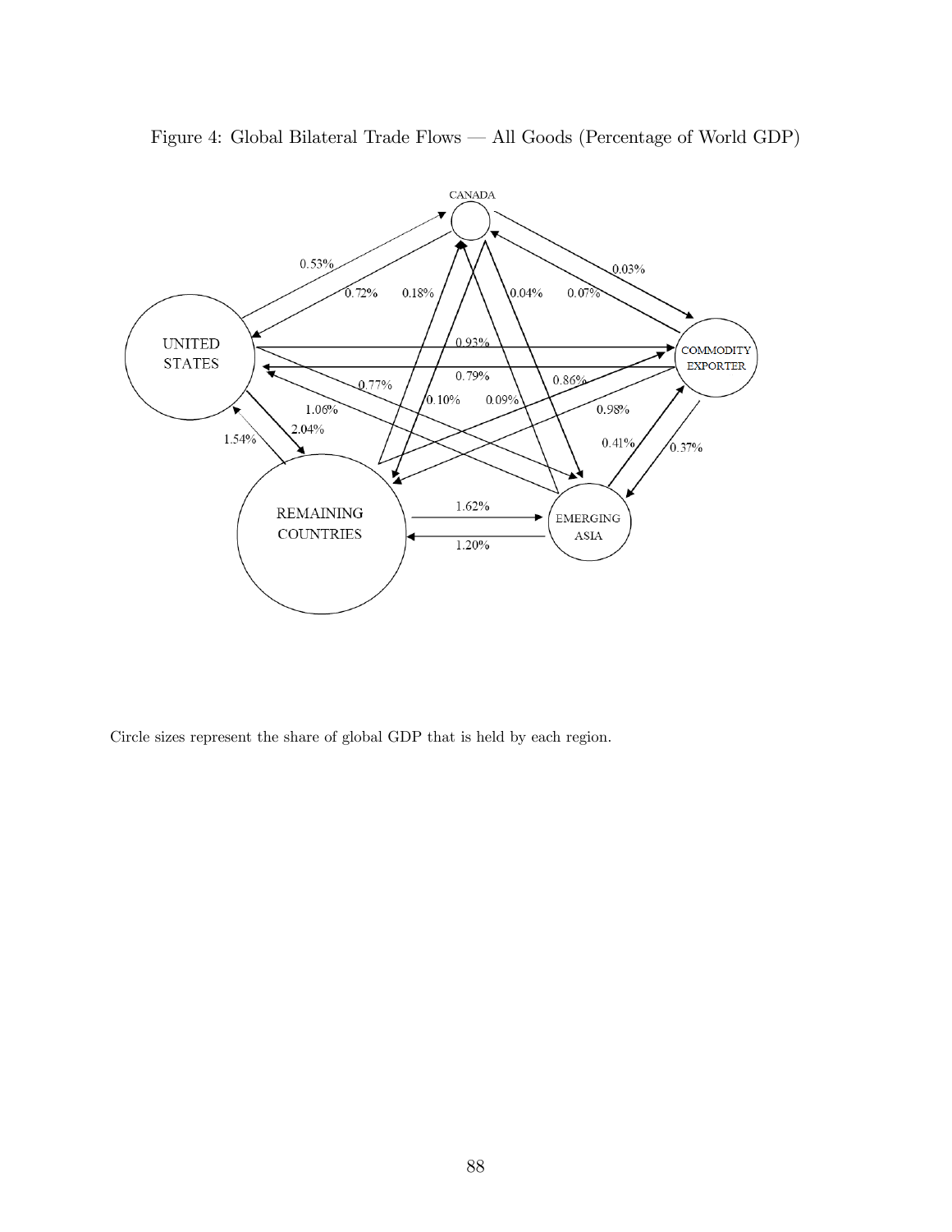Figure 4: Global Bilateral Trade Flows — All Goods (Percentage of World GDP)

Circle sizes represent the share of global GDP that is held by each region.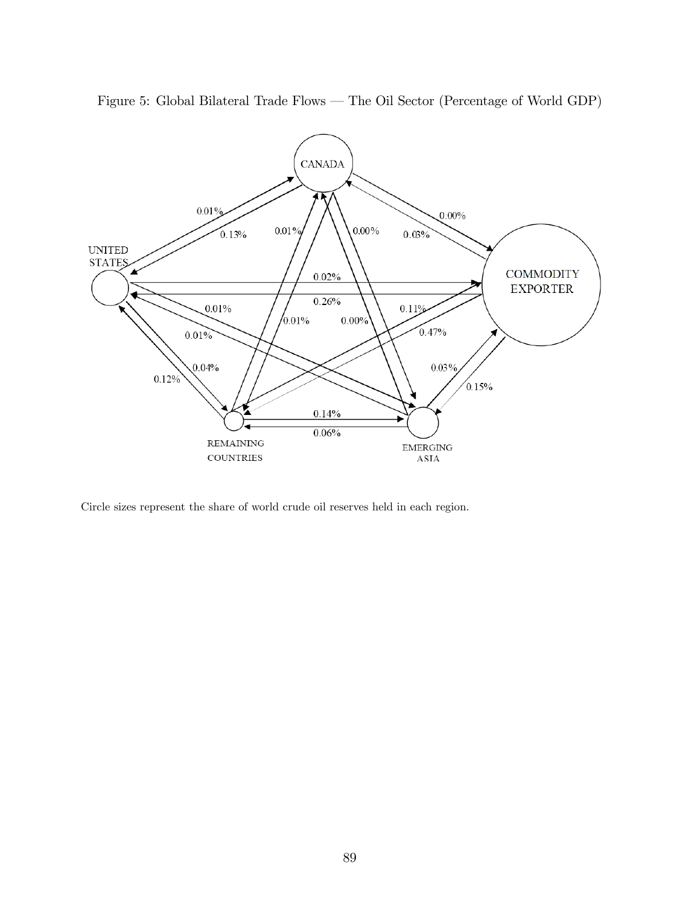Figure 5: Global Bilateral Trade Flows — The Oil Sector (Percentage of World GDP)

Circle sizes represent the share of world crude oil reserves held in each region.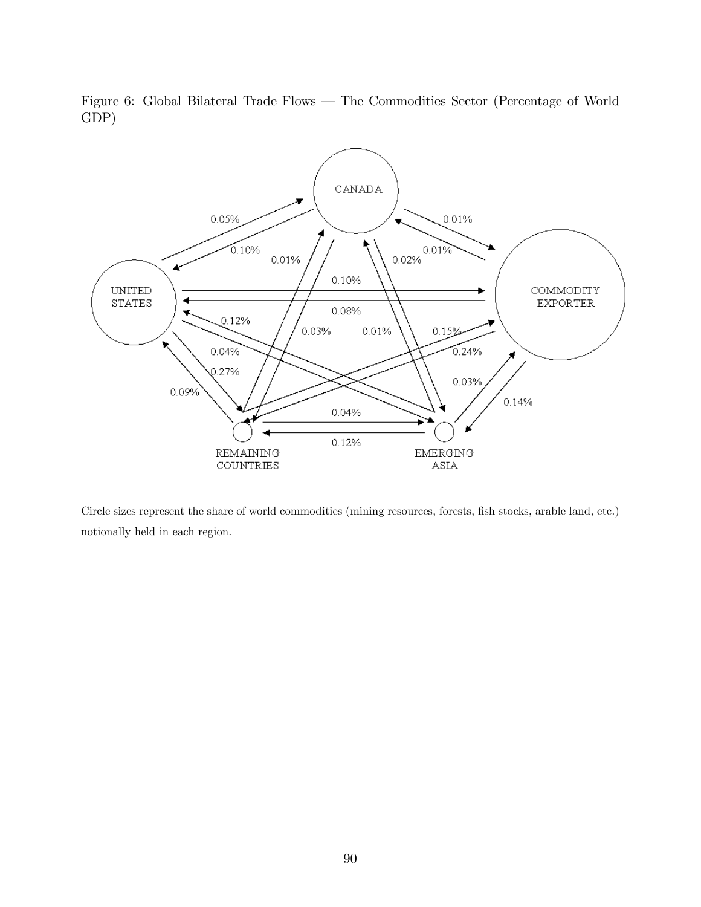Figure 6: Global Bilateral Trade Flows — The Commodities Sector (Percentage of World GDP)

Circle sizes represent the share of world commodities (mining resources, forests, fish stocks, arable land, etc.) notionally held in each region.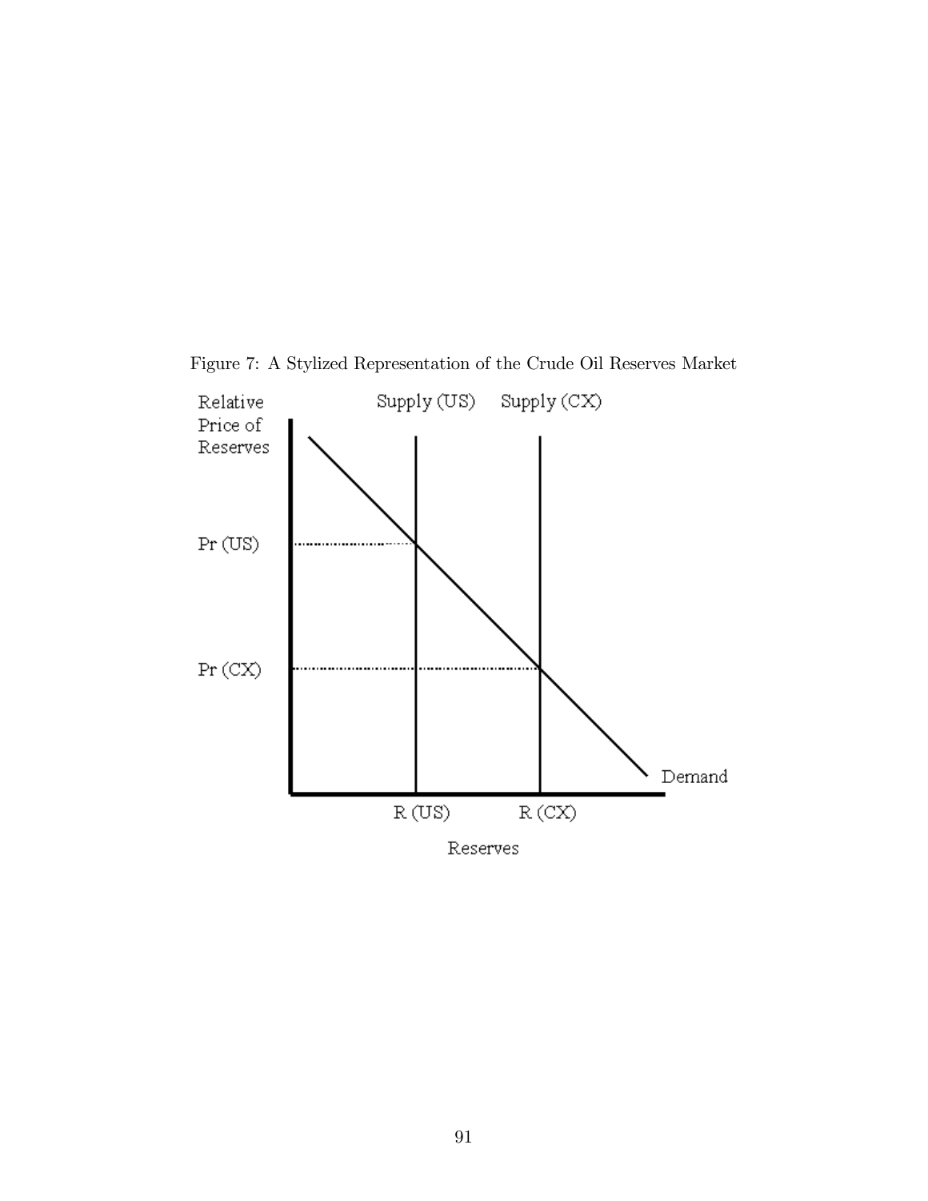Figure 7: A Stylized Representation of the Crude Oil Reserves Market

Relative Price of Reserves

Supply (US) Supply (CX)

Pr (US)

Pr (CX)

Demand

R (US) R (CX)

Reserves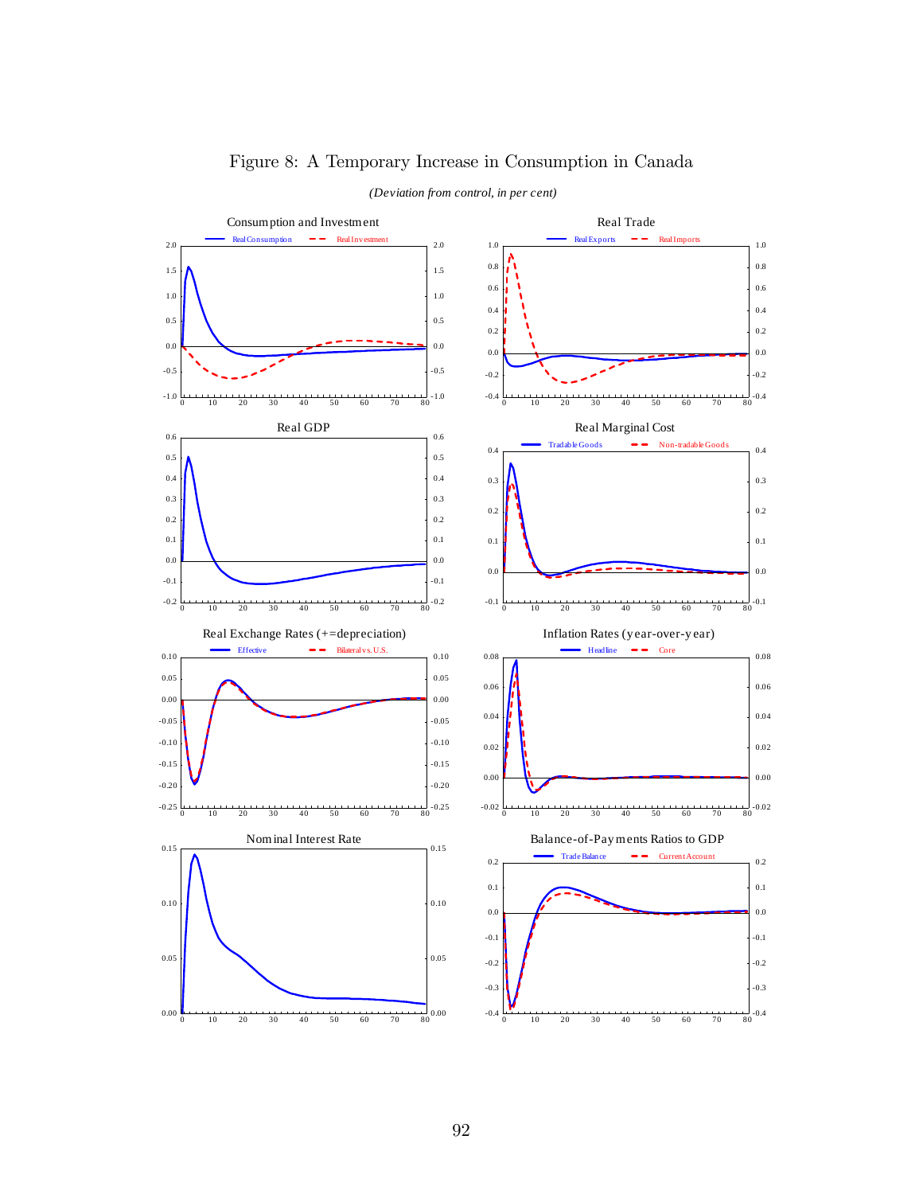# Figure 8: A Temporary Increase in Consumption in Canada

*(Deviation from control, in per cent)*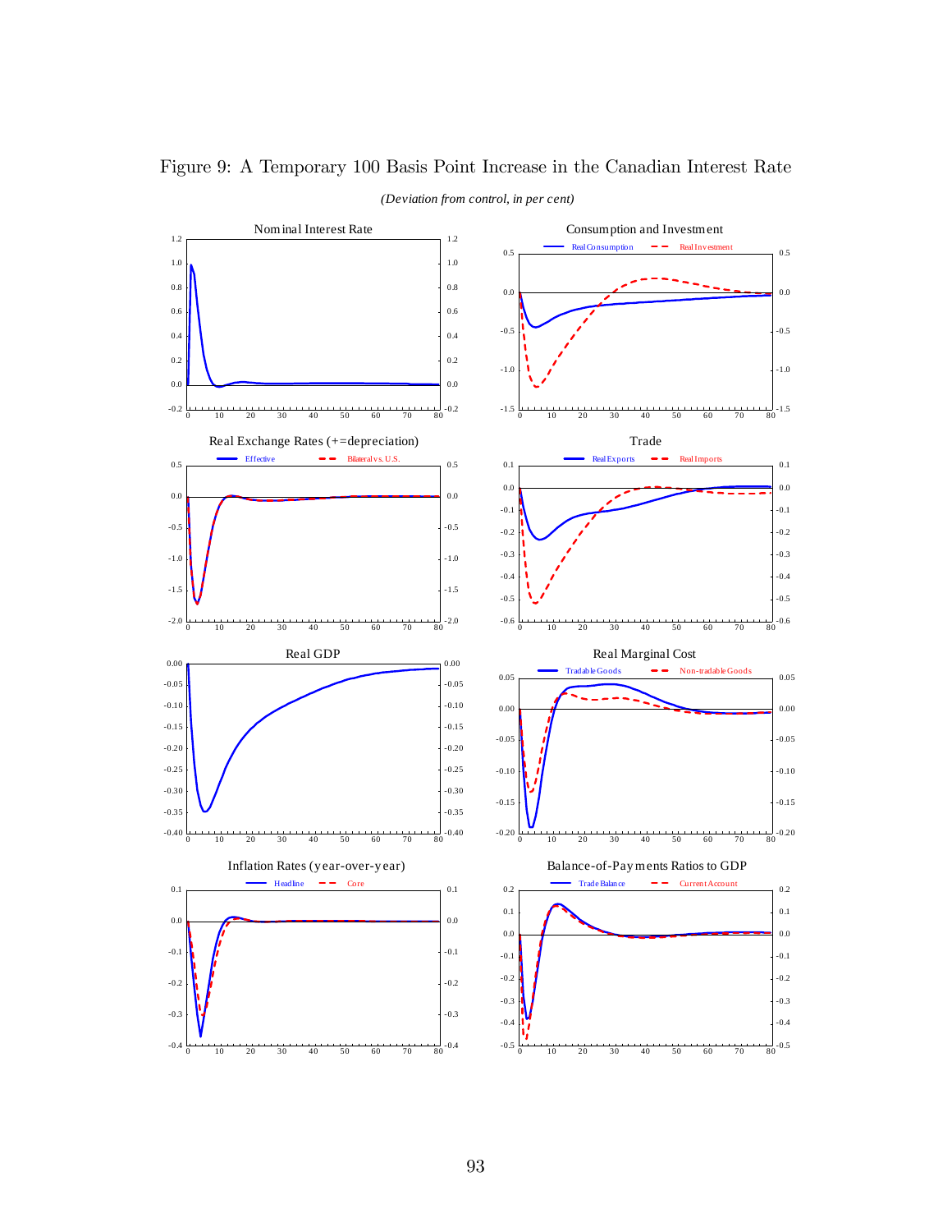Figure 9: A Temporary 100 Basis Point Increase in the Canadian Interest Rate

*(Deviation from control, in per cent)*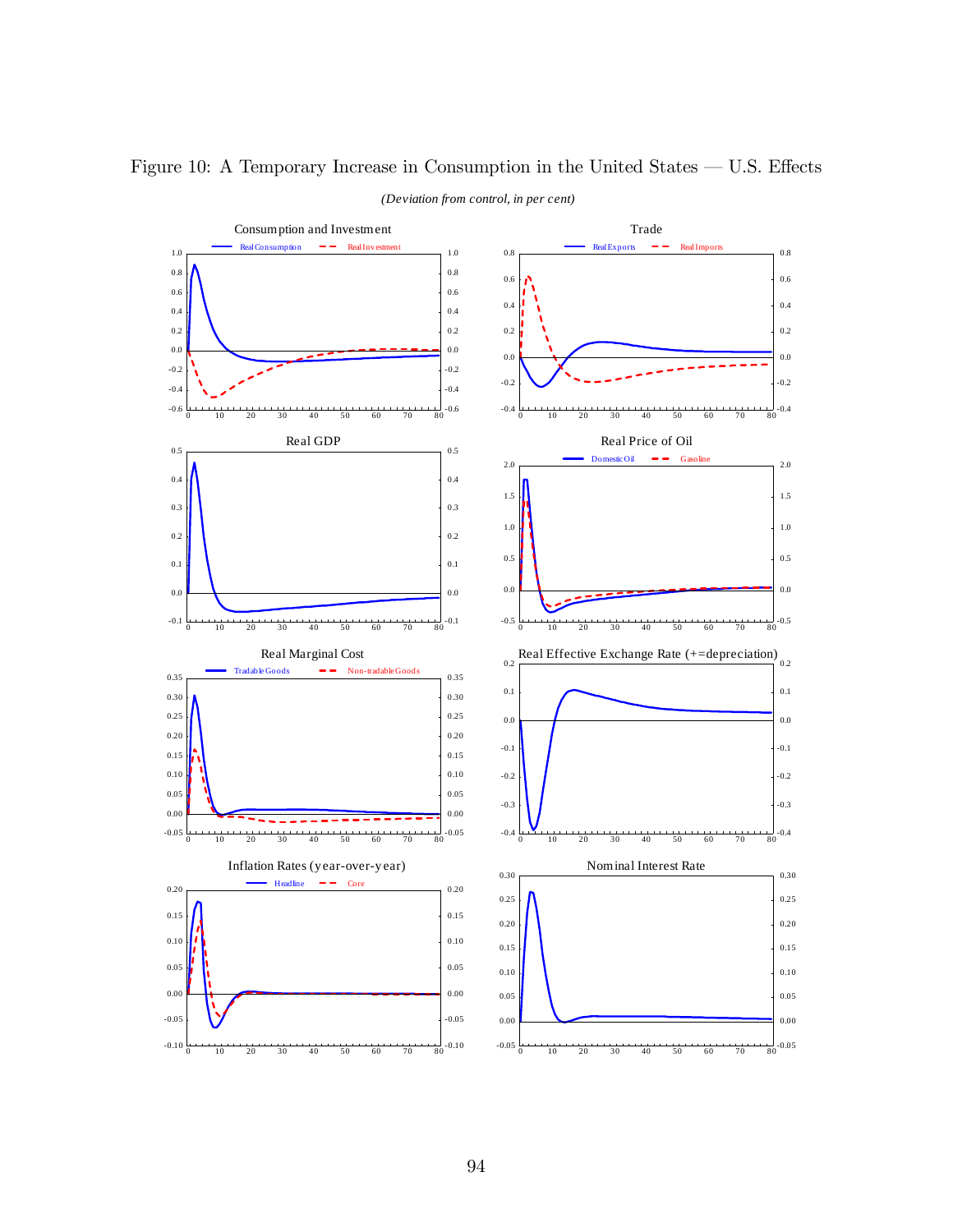Figure 10: A Temporary Increase in Consumption in the United States — U.S. Effects

*(Deviation from control, in per cent)*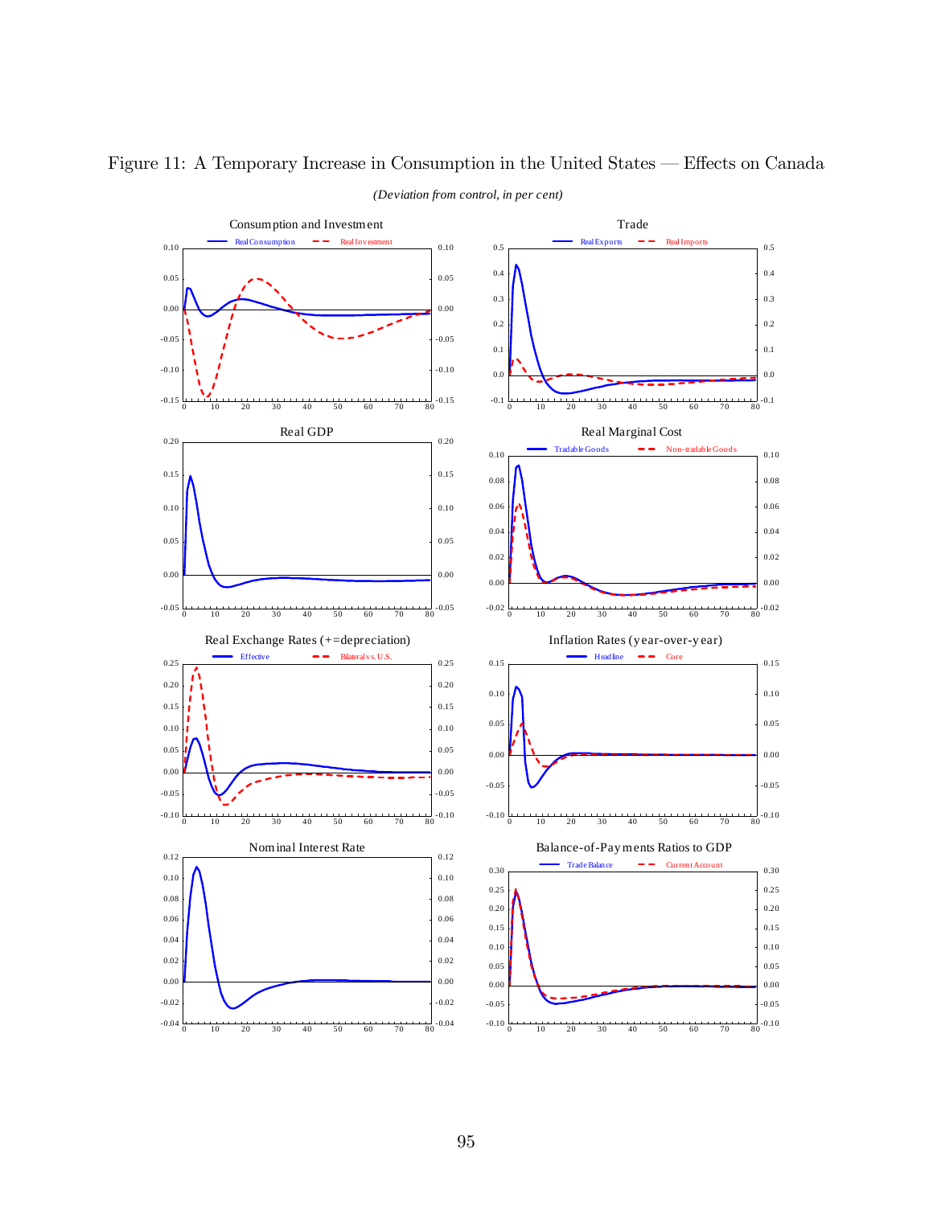Figure 11: A Temporary Increase in Consumption in the United States — Effects on Canada

*(Deviation from control, in per cent)*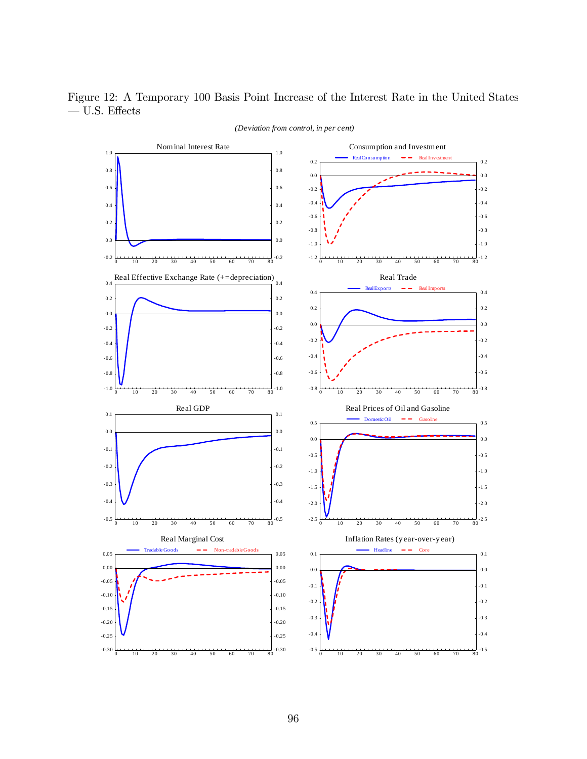Figure 12: A Temporary 100 Basis Point Increase of the Interest Rate in the United States — U.S. Effects

*(Deviation from control, in per cent)*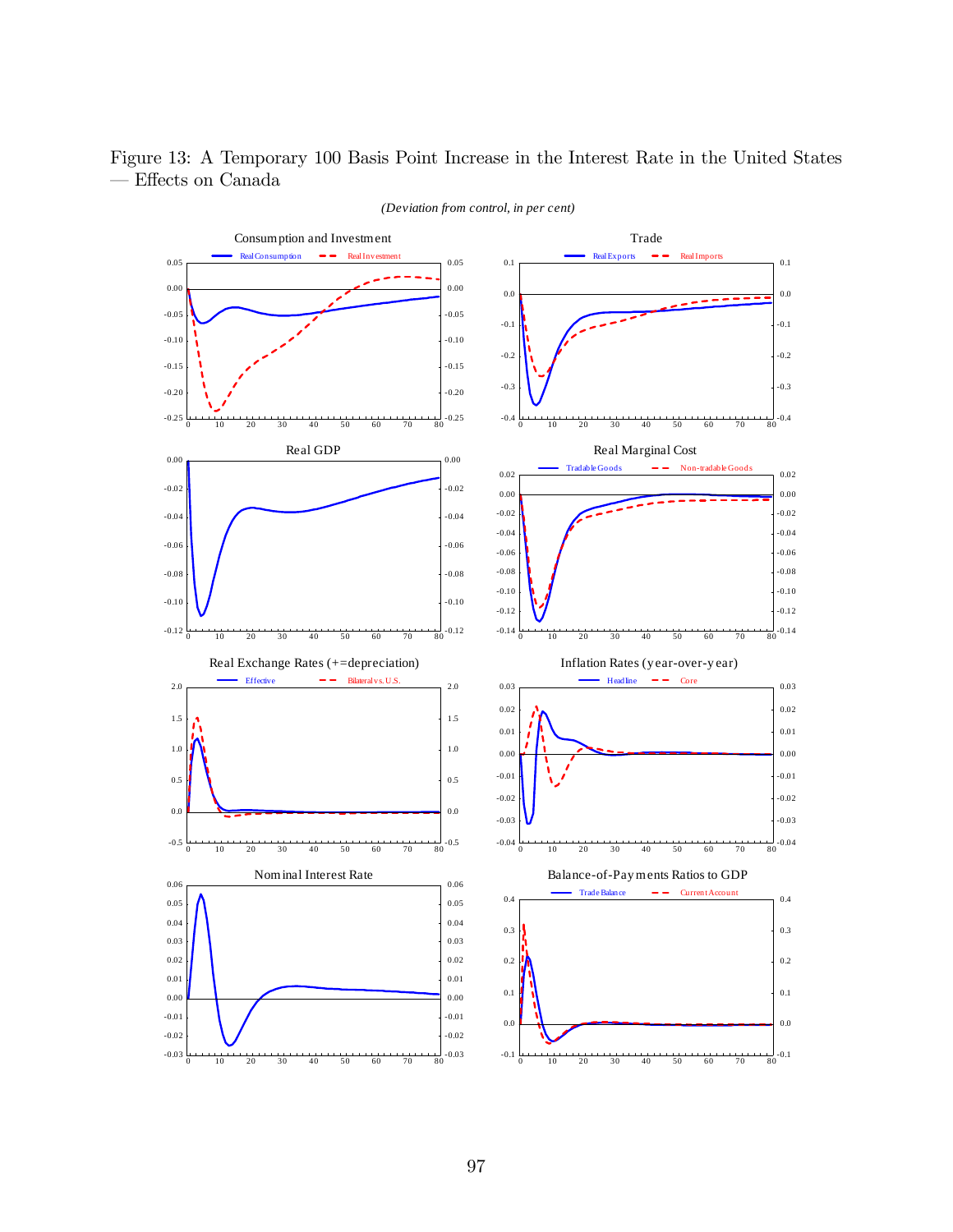Figure 13: A Temporary 100 Basis Point Increase in the Interest Rate in the United States — Effects on Canada

*(Deviation from control, in per cent)*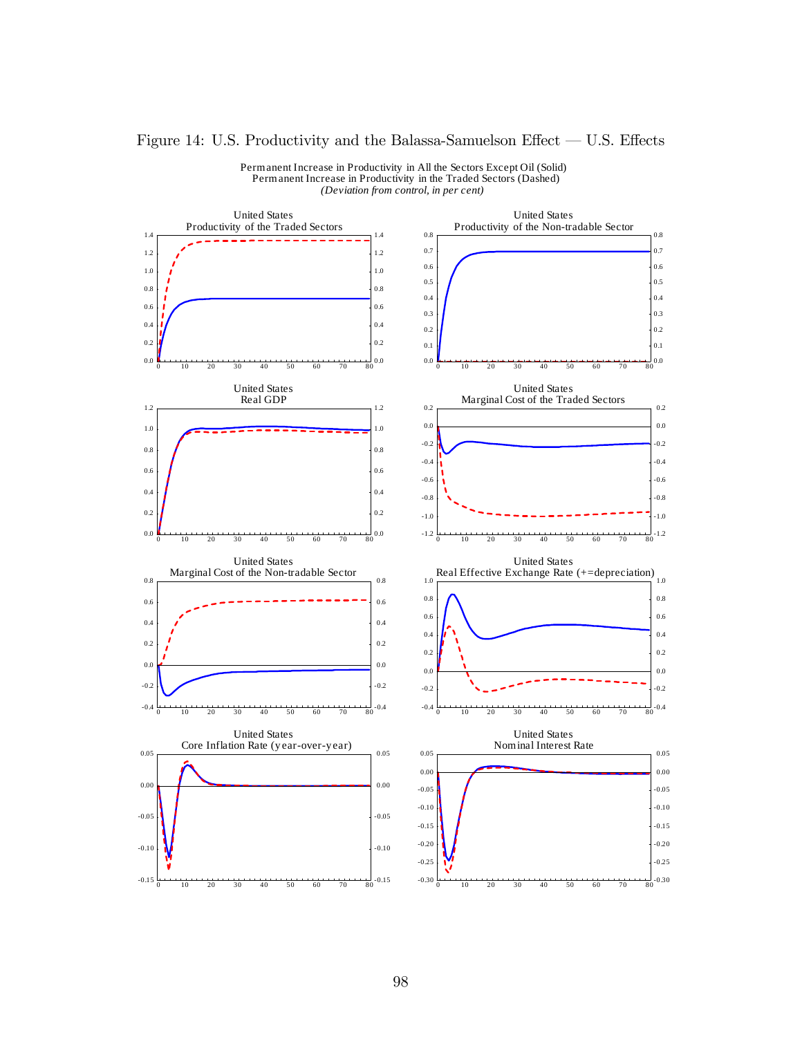# Figure 14: U.S. Productivity and the Balassa-Samuelson Effect — U.S. Effects

Permanent Increase in Productivity in All the Sectors Except Oil (Solid)
Permanent Increase in Productivity in the Traded Sectors (Dashed)
*(Deviation from control, in per cent)*

United States
Productivity of the Traded Sectors

United States
Productivity of the Non-tradable Sector

United States
Real GDP

United States
Marginal Cost of the Traded Sectors

United States
Marginal Cost of the Non-tradable Sector

United States
Real Effective Exchange Rate (+=depreciation)

United States
Core Inflation Rate (year-over-year)

United States
Nominal Interest Rate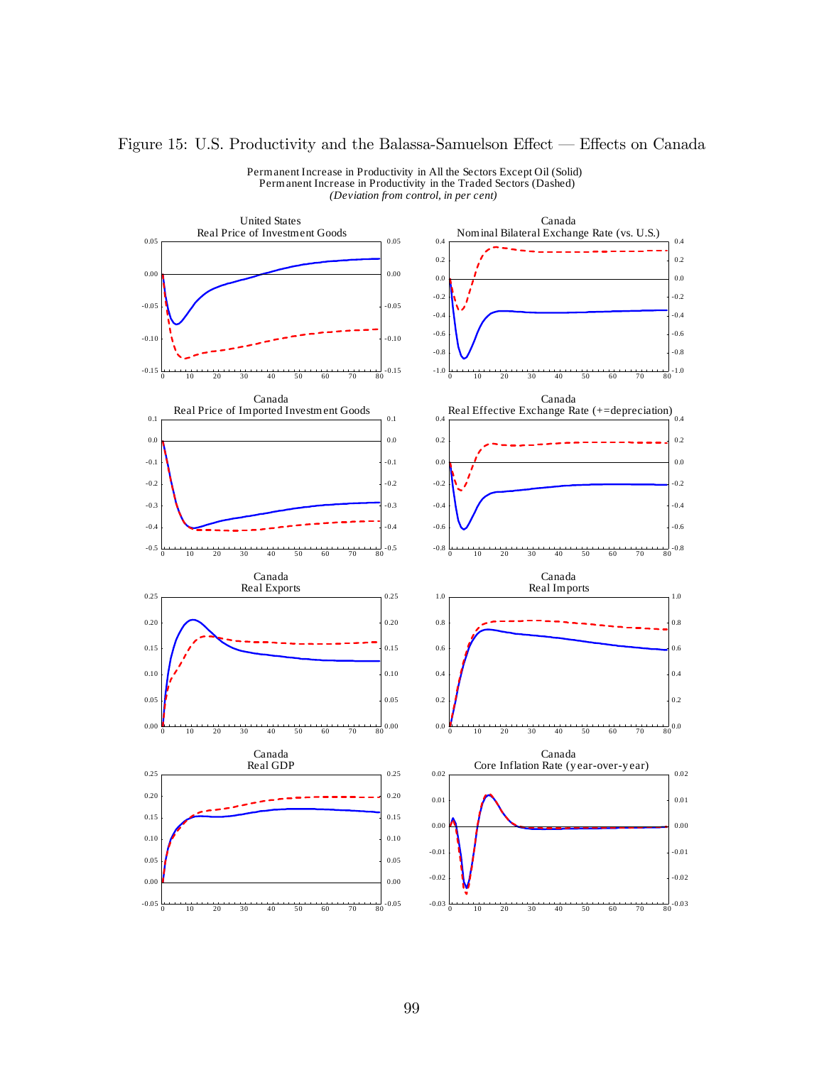# Figure 15: U.S. Productivity and the Balassa-Samuelson Effect — Effects on Canada

Permanent Increase in Productivity in All the Sectors Except Oil (Solid)
Permanent Increase in Productivity in the Traded Sectors (Dashed)
*(Deviation from control, in per cent)*

United States
Real Price of Investment Goods

Canada
Nominal Bilateral Exchange Rate (vs. U.S.)

Canada
Real Price of Imported Investment Goods

Canada
Real Effective Exchange Rate (+=depreciation)

Canada
Real Exports

Canada
Real Imports

Canada
Real GDP

Canada
Core Inflation Rate (year-over-year)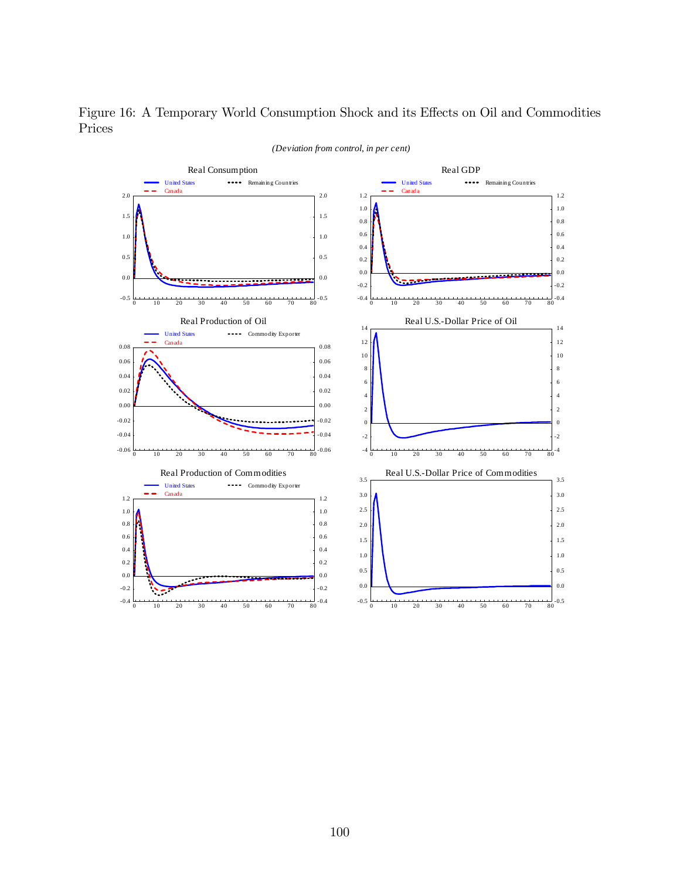Figure 16: A Temporary World Consumption Shock and its Effects on Oil and Commodities Prices

*(Deviation from control, in per cent)*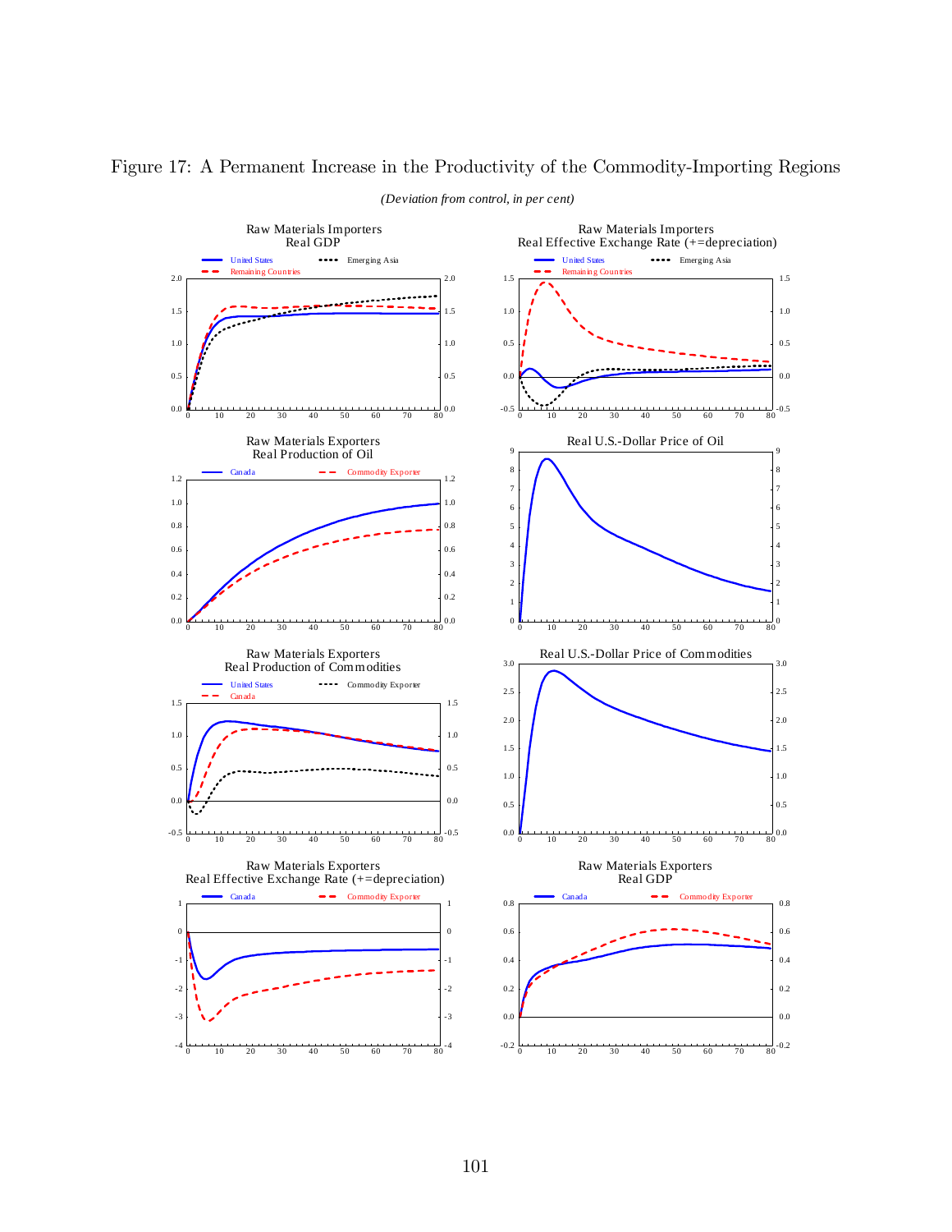Figure 17: A Permanent Increase in the Productivity of the Commodity-Importing Regions

*(Deviation from control, in per cent)*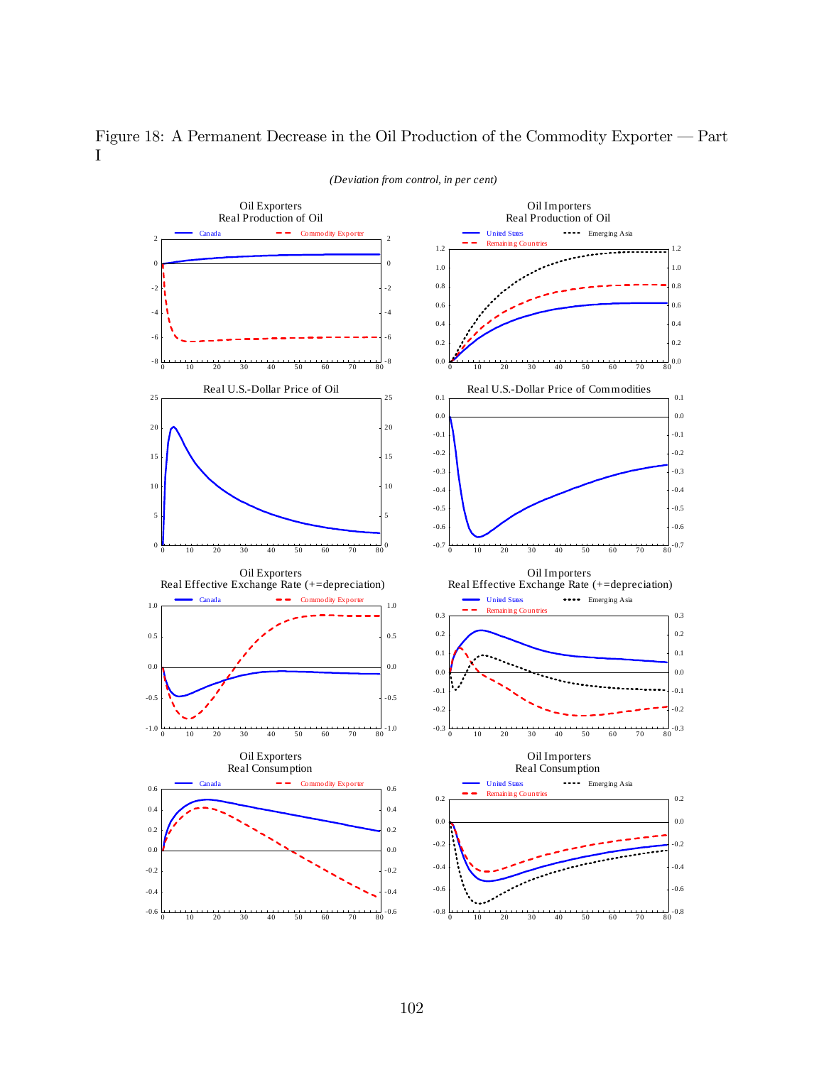Figure 18: A Permanent Decrease in the Oil Production of the Commodity Exporter — Part I

*(Deviation from control, in per cent)*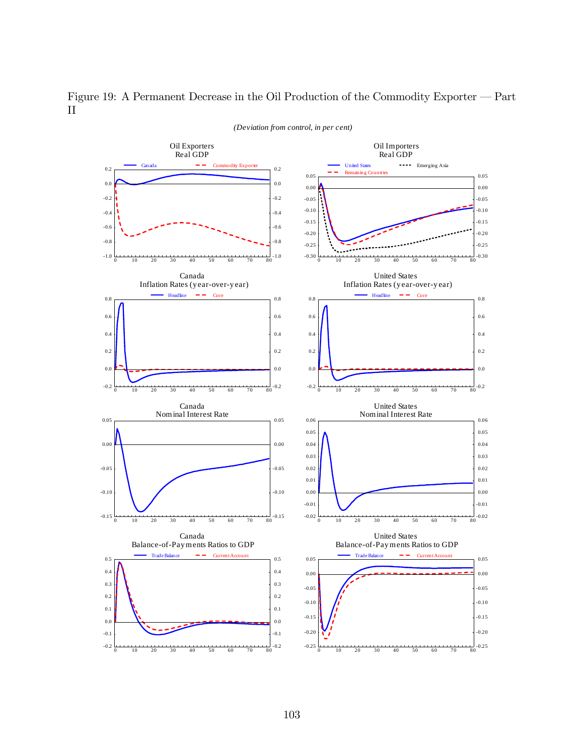Figure 19: A Permanent Decrease in the Oil Production of the Commodity Exporter — Part II

*(Deviation from control, in per cent)*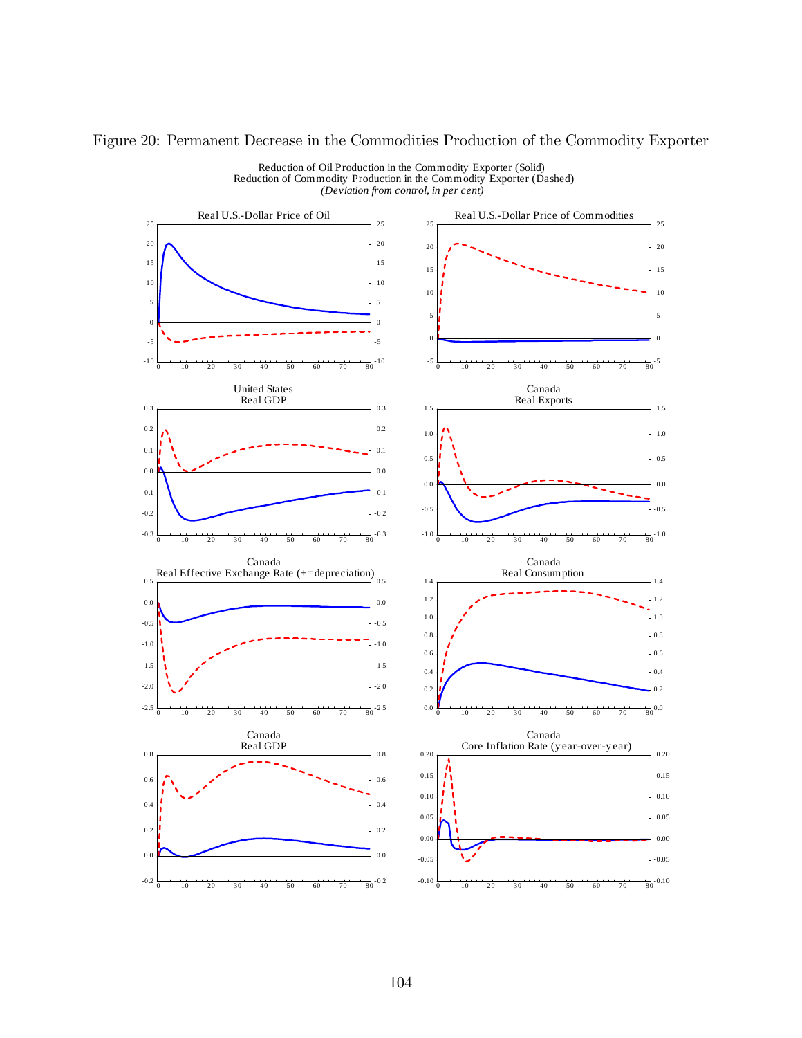Figure 20: Permanent Decrease in the Commodities Production of the Commodity Exporter

Reduction of Oil Production in the Commodity Exporter (Solid)
Reduction of Commodity Production in the Commodity Exporter (Dashed)
*(Deviation from control, in per cent)*

Real U.S.-Dollar Price of Oil

Real U.S.-Dollar Price of Commodities

United States
Real GDP

Canada
Real Exports

Canada
Real Effective Exchange Rate (+=depreciation)

Canada
Real Consumption

Canada
Real GDP

Canada
Core Inflation Rate (year-over-year)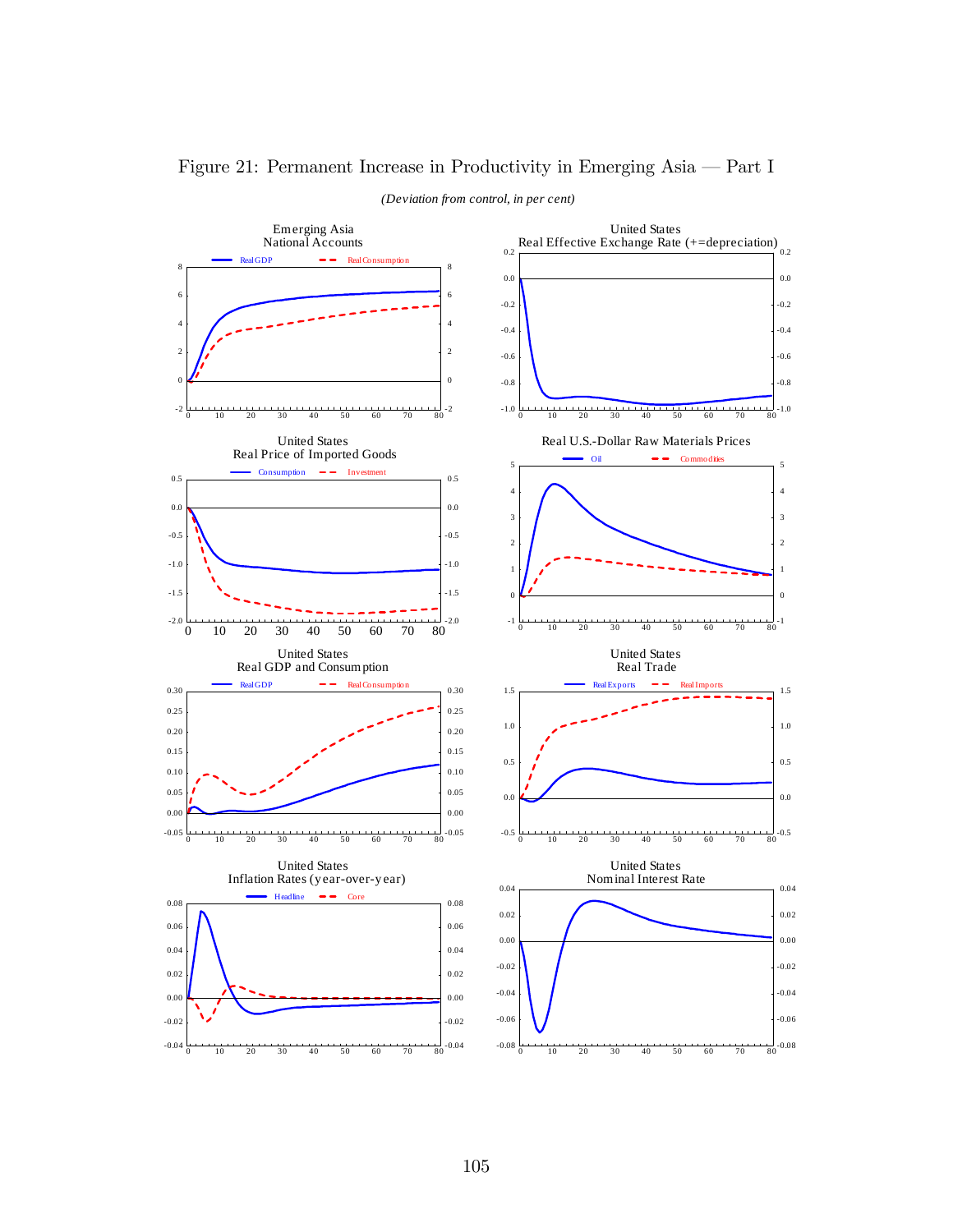Figure 21: Permanent Increase in Productivity in Emerging Asia — Part I

*(Deviation from control, in per cent)*

Emerging Asia
National Accounts

Real GDP — Real Consumption

United States
Real Effective Exchange Rate (+=depreciation)

United States
Real Price of Imported Goods

Consumption — Investment

Real U.S.-Dollar Raw Materials Prices

Oil — Commodities

United States
Real GDP and Consumption

Real GDP — Real Consumption

United States
Real Trade

Real Exports — Real Imports

United States
Inflation Rates (year-over-year)

Headline — Core

United States
Nominal Interest Rate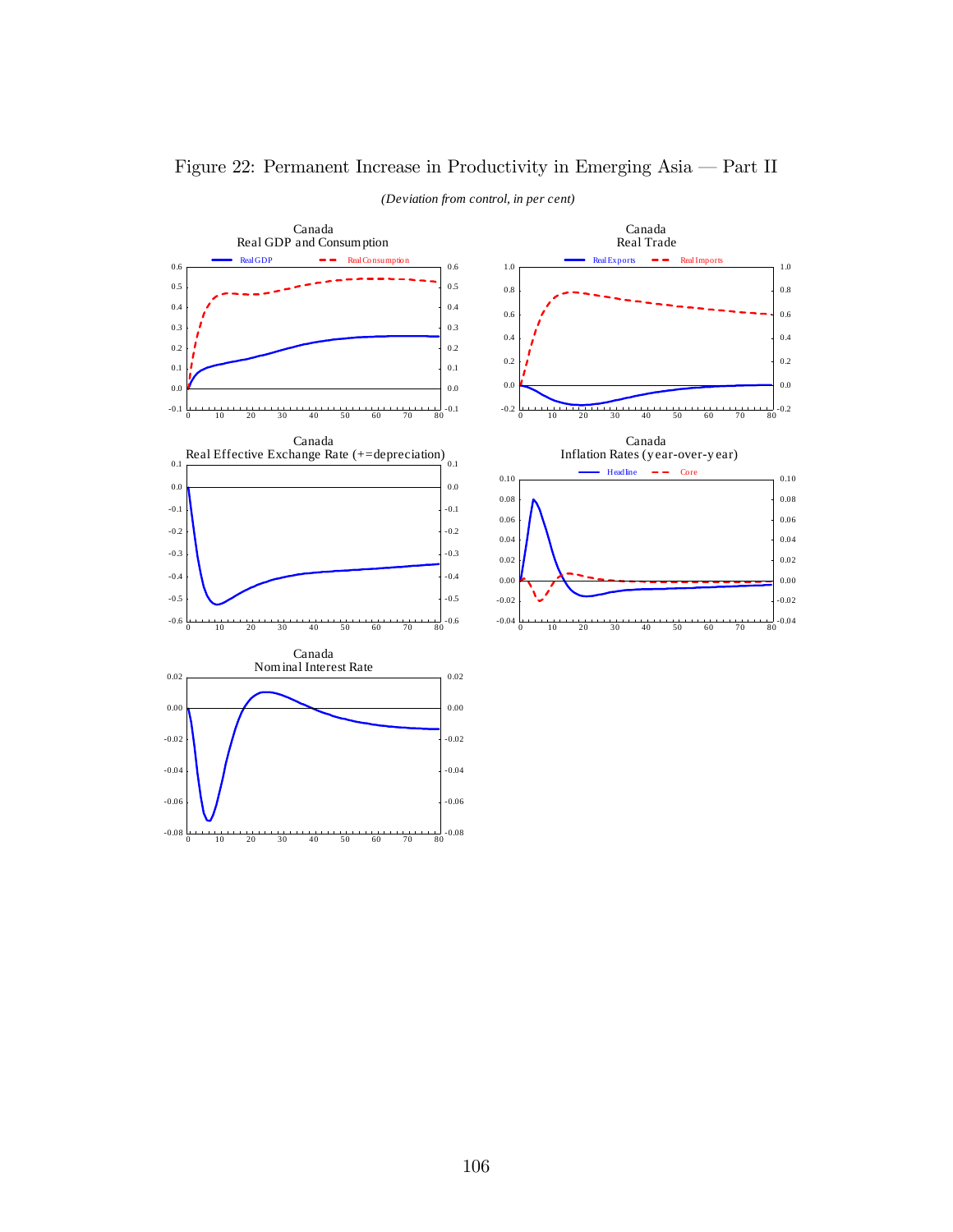Figure 22: Permanent Increase in Productivity in Emerging Asia — Part II

*(Deviation from control, in per cent)*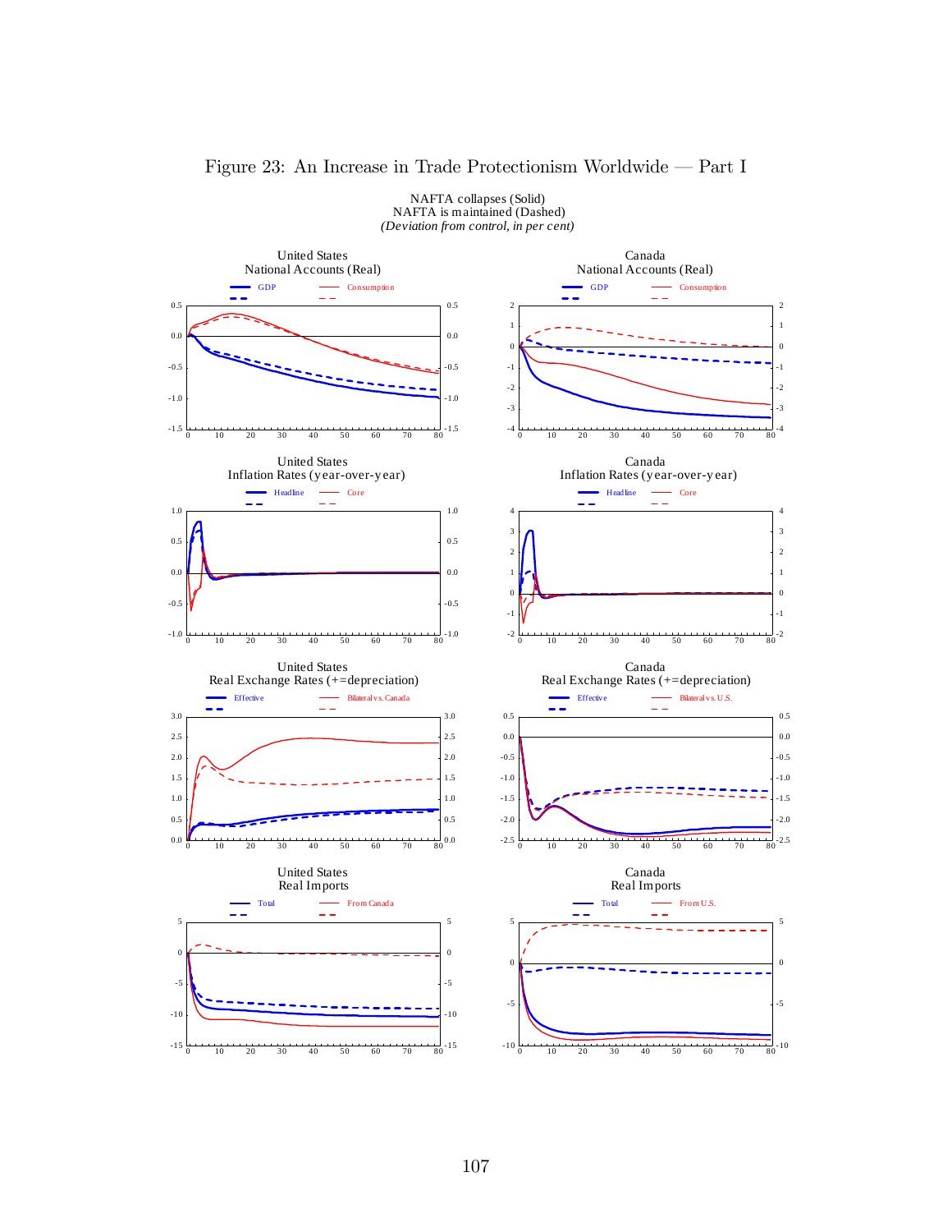# Figure 23: An Increase in Trade Protectionism Worldwide — Part I

NAFTA collapses (Solid)
NAFTA is maintained (Dashed)
*(Deviation from control, in per cent)*

United States
National Accounts (Real)

GDP — Consumption

Canada
National Accounts (Real)

GDP — Consumption

United States
Inflation Rates (year-over-year)

Headline — Core

Canada
Inflation Rates (year-over-year)

Headline — Core

United States
Real Exchange Rates (+=depreciation)

Effective — Bilateral vs. Canada

Canada
Real Exchange Rates (+=depreciation)

Effective — Bilateral vs. U.S.

United States
Real Imports

Total — From Canada

Canada
Real Imports

Total — From U.S.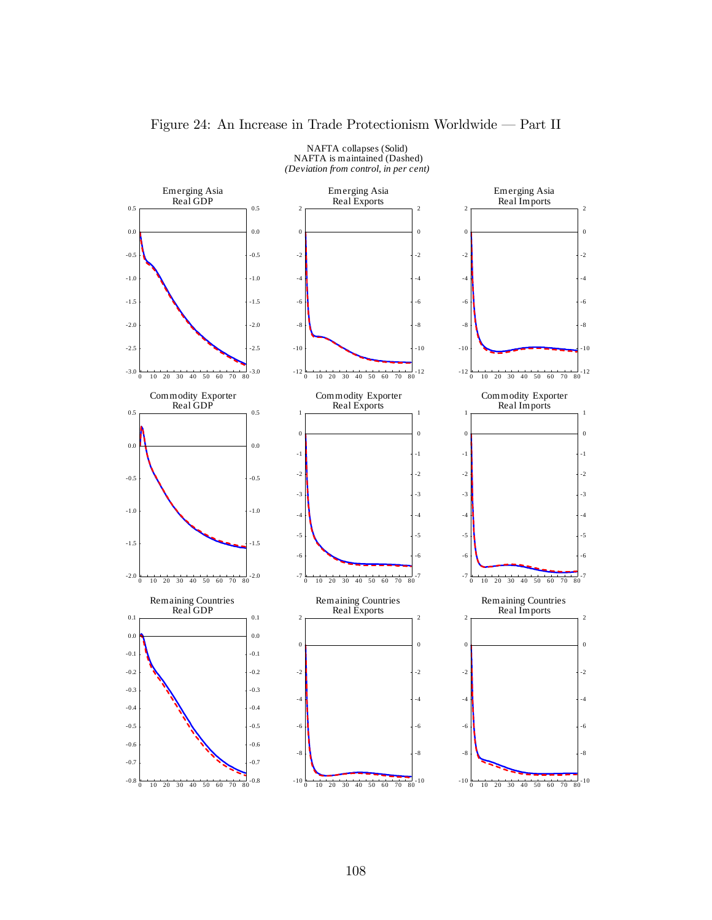# Figure 24: An Increase in Trade Protectionism Worldwide — Part II

NAFTA collapses (Solid)
NAFTA is maintained (Dashed)
*(Deviation from control, in per cent)*

Emerging Asia Real GDP

Emerging Asia Real Exports

Emerging Asia Real Imports

Commodity Exporter Real GDP

Commodity Exporter Real Exports

Commodity Exporter Real Imports

Remaining Countries Real GDP

Remaining Countries Real Exports

Remaining Countries Real Imports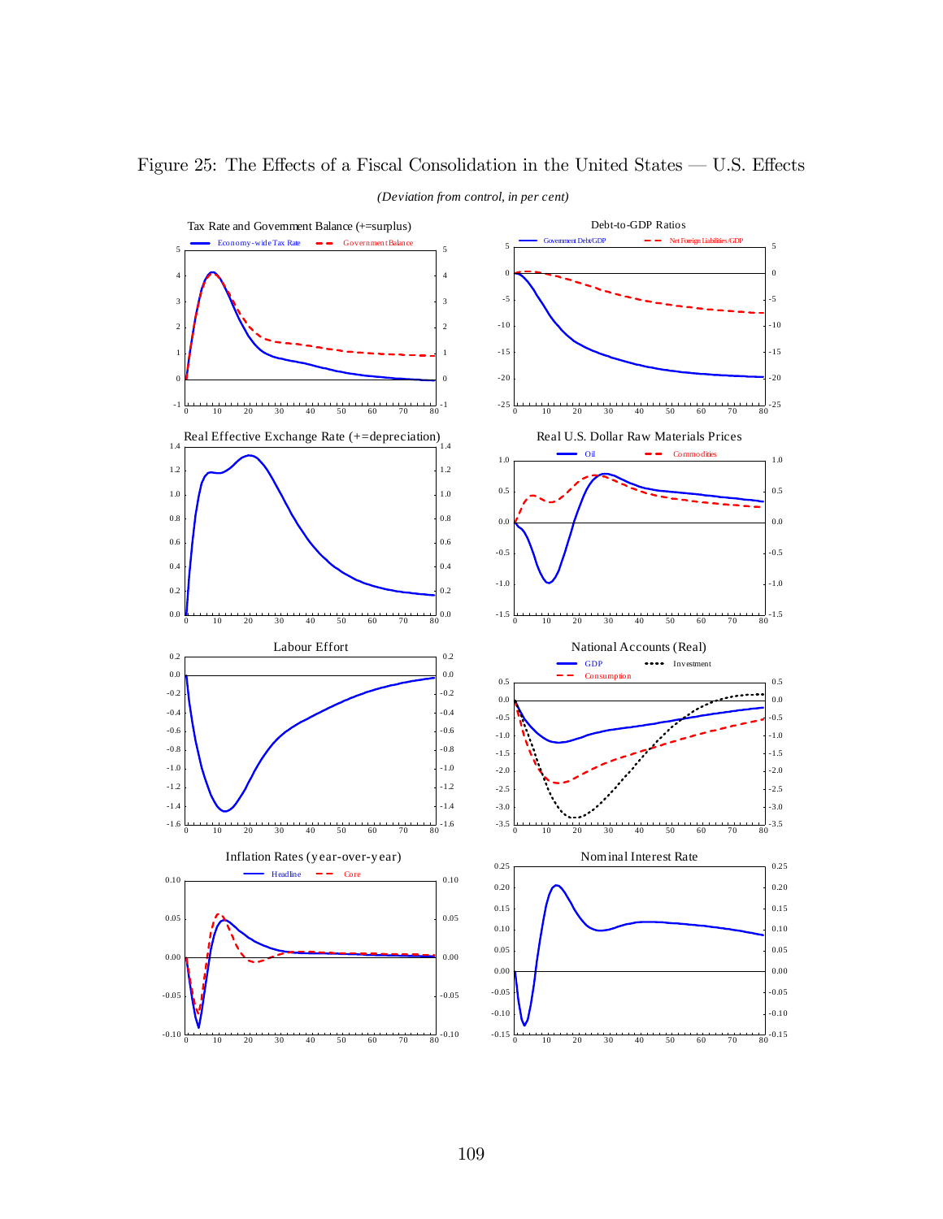Figure 25: The Effects of a Fiscal Consolidation in the United States — U.S. Effects

*(Deviation from control, in per cent)*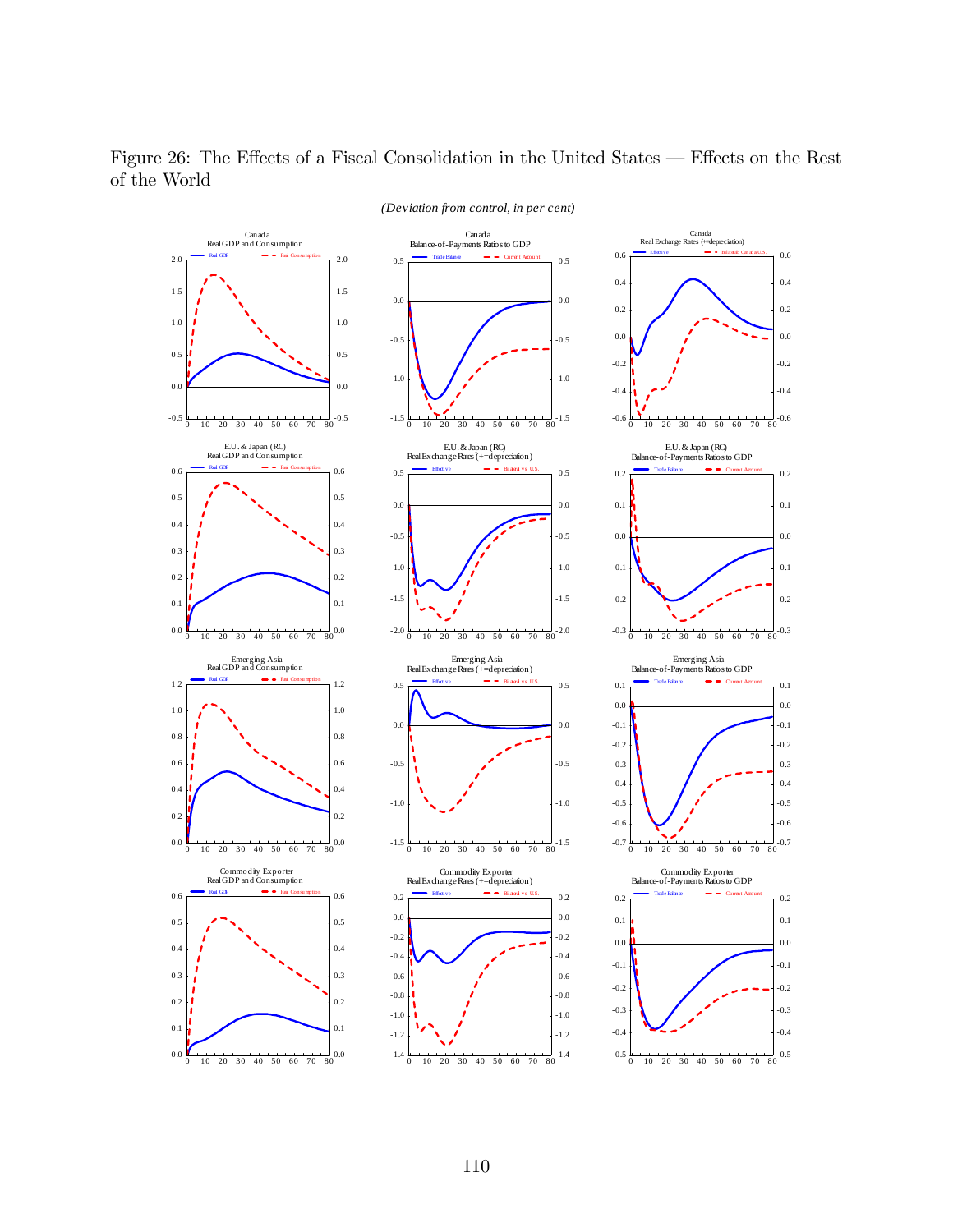Figure 26: The Effects of a Fiscal Consolidation in the United States — Effects on the Rest of the World

*(Deviation from control, in per cent)*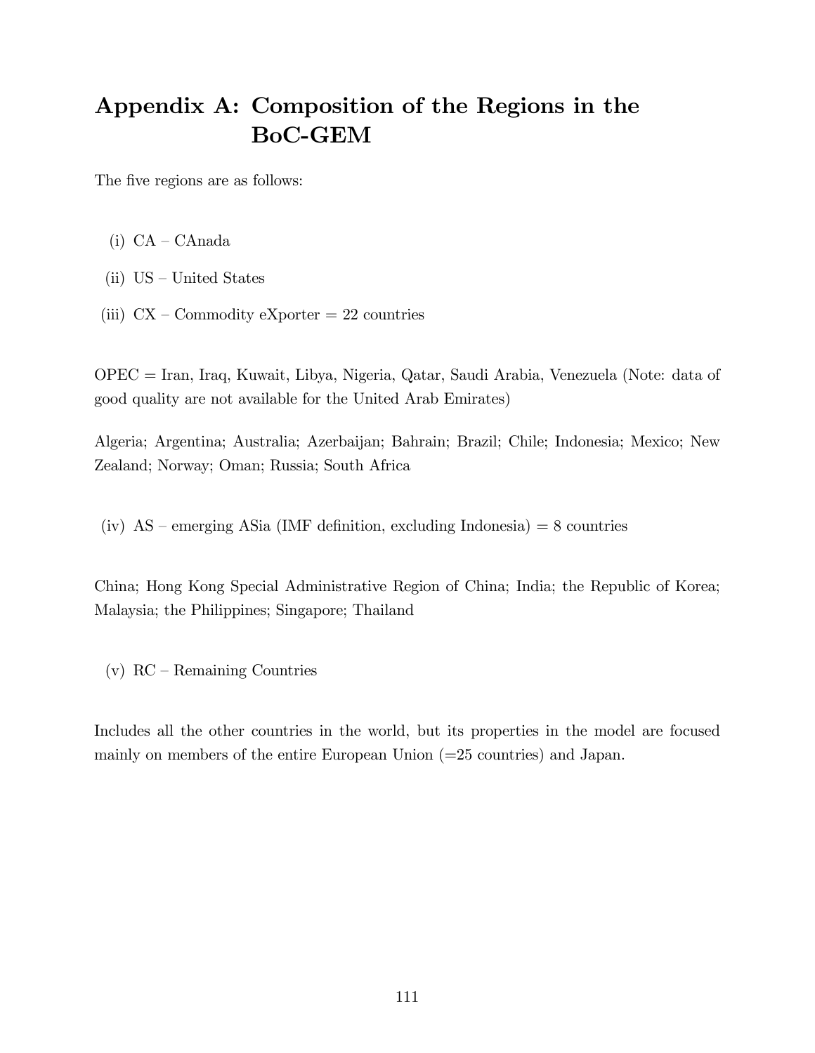# Appendix A: Composition of the Regions in the BoC-GEM

The five regions are as follows:

(i) CA – CAnada

(ii) US – United States

(iii) CX – Commodity eXporter = 22 countries

OPEC = Iran, Iraq, Kuwait, Libya, Nigeria, Qatar, Saudi Arabia, Venezuela (Note: data of good quality are not available for the United Arab Emirates)

Algeria; Argentina; Australia; Azerbaijan; Bahrain; Brazil; Chile; Indonesia; Mexico; New Zealand; Norway; Oman; Russia; South Africa

(iv) AS – emerging ASia (IMF definition, excluding Indonesia) = 8 countries

China; Hong Kong Special Administrative Region of China; India; the Republic of Korea; Malaysia; the Philippines; Singapore; Thailand

(v) RC – Remaining Countries

Includes all the other countries in the world, but its properties in the model are focused mainly on members of the entire European Union (=25 countries) and Japan.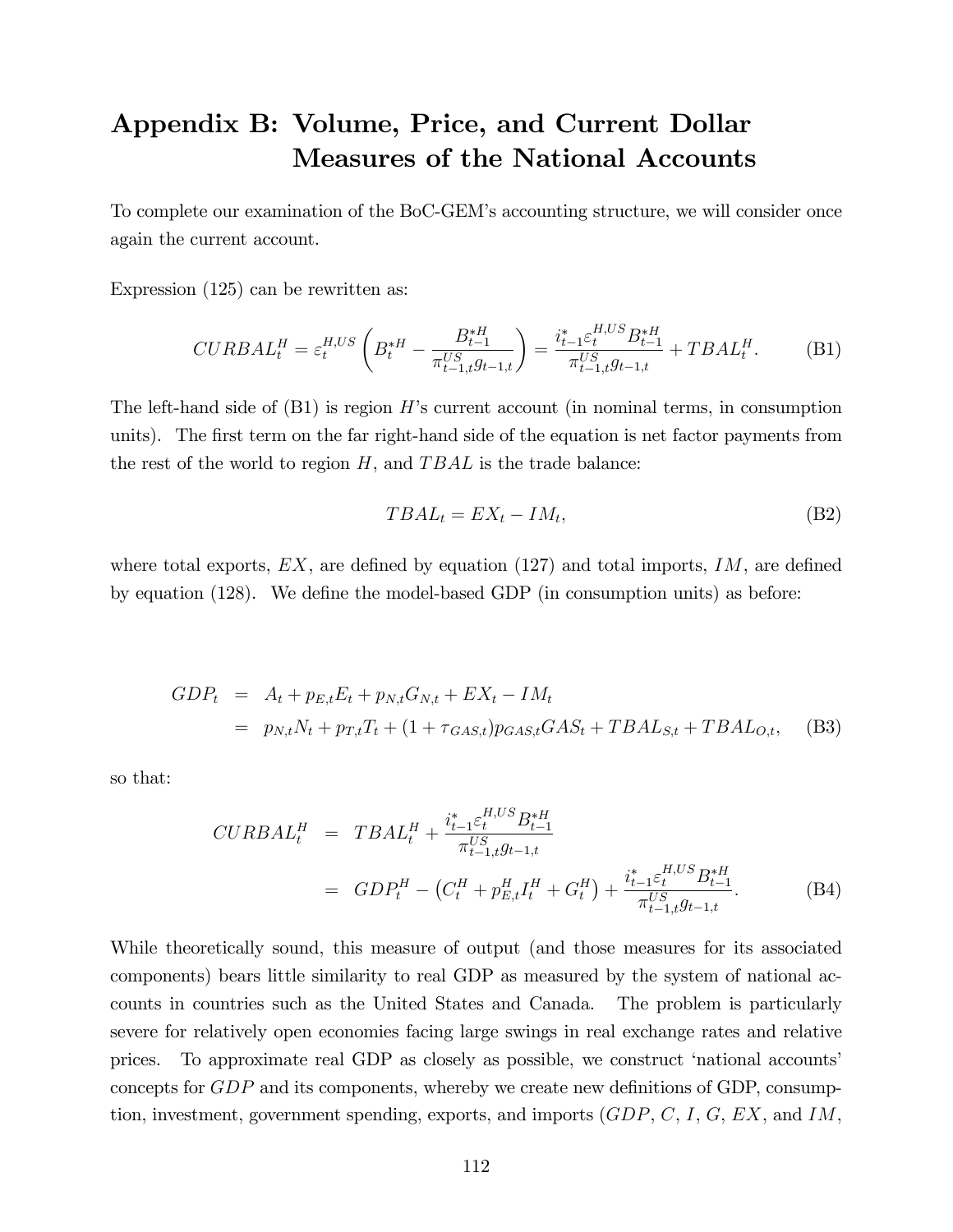# Appendix B: Volume, Price, and Current Dollar Measures of the National Accounts

To complete our examination of the BoC-GEM's accounting structure, we will consider once again the current account.

Expression (125) can be rewritten as:

$$CURBAL_t^H = \varepsilon_t^{H,US}\left(B_t^{*H} - \frac{B_{t-1}^{*H}}{\pi_{t-1,t}^{US} g_{t-1,t}}\right) = \frac{i_{t-1}^{*}\varepsilon_t^{H,US} B_{t-1}^{*H}}{\pi_{t-1,t}^{US} g_{t-1,t}} + TBAL_t^H. \tag{B1}$$

The left-hand side of (B1) is region $H$'s current account (in nominal terms, in consumption units). The first term on the far right-hand side of the equation is net factor payments from the rest of the world to region $H$, and $TBAL$ is the trade balance:

$$TBAL_t = EX_t - IM_t, \tag{B2}$$

where total exports, $EX$, are defined by equation (127) and total imports, $IM$, are defined by equation (128). We define the model-based GDP (in consumption units) as before:

$$\begin{aligned} GDP_t &= A_t + p_{E,t}E_t + p_{N,t}G_{N,t} + EX_t - IM_t \\ &= p_{N,t}N_t + p_{T,t}T_t + (1+\tau_{GAS,t})p_{GAS,t}GAS_t + TBAL_{S,t} + TBAL_{O,t}, \end{aligned} \tag{B3}$$

so that:

$$\begin{aligned} CURBAL_t^H &= TBAL_t^H + \frac{i_{t-1}^{*}\varepsilon_t^{H,US} B_{t-1}^{*H}}{\pi_{t-1,t}^{US} g_{t-1,t}} \\ &= GDP_t^H - \left(C_t^H + p_{E,t}^H I_t^H + G_t^H\right) + \frac{i_{t-1}^{*}\varepsilon_t^{H,US} B_{t-1}^{*H}}{\pi_{t-1,t}^{US} g_{t-1,t}}. \end{aligned} \tag{B4}$$

While theoretically sound, this measure of output (and those measures for its associated components) bears little similarity to real GDP as measured by the system of national accounts in countries such as the United States and Canada. The problem is particularly severe for relatively open economies facing large swings in real exchange rates and relative prices. To approximate real GDP as closely as possible, we construct 'national accounts' concepts for $GDP$ and its components, whereby we create new definitions of GDP, consumption, investment, government spending, exports, and imports ($GDP$, $C$, $I$, $G$, $EX$, and $IM$,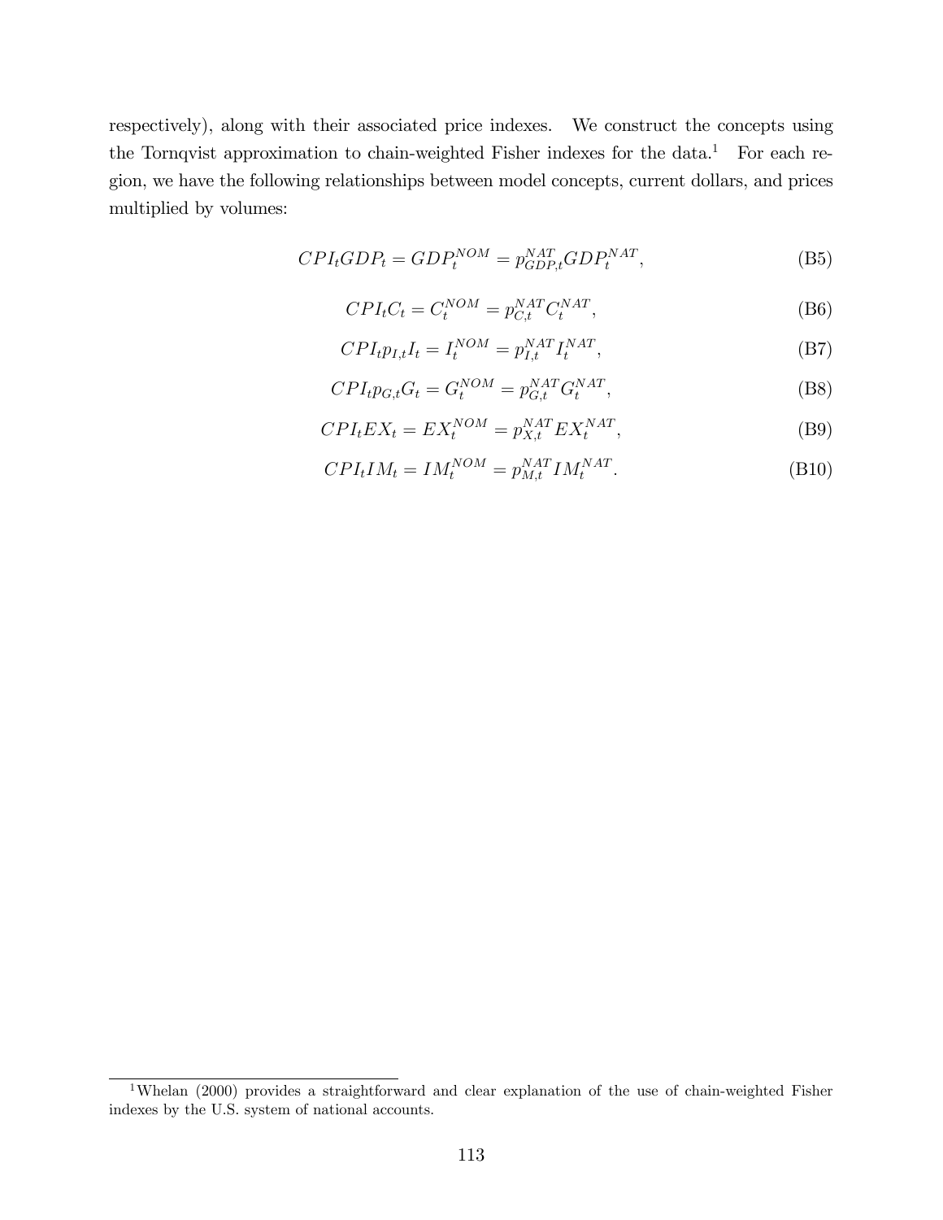respectively), along with their associated price indexes. We construct the concepts using the Tornqvist approximation to chain-weighted Fisher indexes for the data.[1] For each region, we have the following relationships between model concepts, current dollars, and prices multiplied by volumes:

$$CPI_t GDP_t = GDP_t^{NOM} = p_{GDP,t}^{NAT} GDP_t^{NAT}, \tag{B5}$$

$$CPI_t C_t = C_t^{NOM} = p_{C,t}^{NAT} C_t^{NAT}, \tag{B6}$$

$$CPI_t p_{I,t} I_t = I_t^{NOM} = p_{I,t}^{NAT} I_t^{NAT}, \tag{B7}$$

$$CPI_t p_{G,t} G_t = G_t^{NOM} = p_{G,t}^{NAT} G_t^{NAT}, \tag{B8}$$

$$CPI_t EX_t = EX_t^{NOM} = p_{X,t}^{NAT} EX_t^{NAT}, \tag{B9}$$

$$CPI_t IM_t = IM_t^{NOM} = p_{M,t}^{NAT} IM_t^{NAT}. \tag{B10}$$

[1] Whelan (2000) provides a straightforward and clear explanation of the use of chain-weighted Fisher indexes by the U.S. system of national accounts.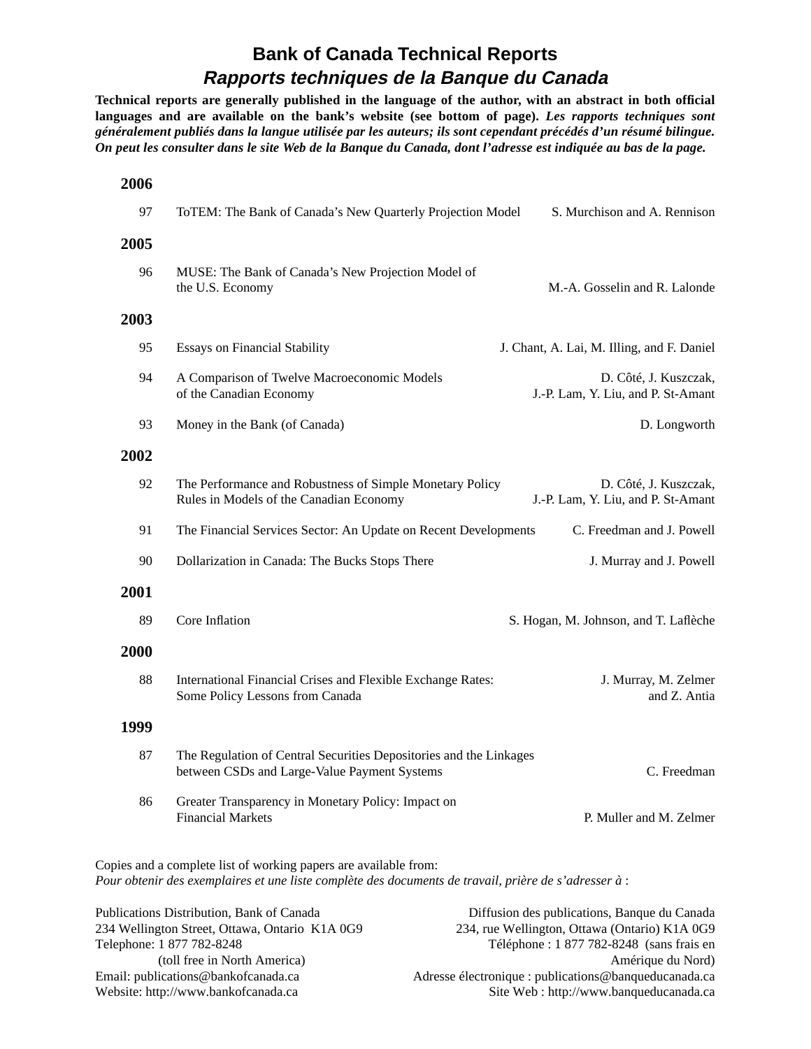# Bank of Canada Technical Reports
## *Rapports techniques de la Banque du Canada*

**Technical reports are generally published in the language of the author, with an abstract in both official languages and are available on the bank's website (see bottom of page).** ***Les rapports techniques sont généralement publiés dans la langue utilisée par les auteurs; ils sont cependant précédés d'un résumé bilingue. On peut les consulter dans le site Web de la Banque du Canada, dont l'adresse est indiquée au bas de la page.***

### 2006

| | | |
|---|---|---|
| 97 | ToTEM: The Bank of Canada's New Quarterly Projection Model | S. Murchison and A. Rennison |

### 2005

| | | |
|---|---|---|
| 96 | MUSE: The Bank of Canada's New Projection Model of the U.S. Economy | M.-A. Gosselin and R. Lalonde |

### 2003

| | | |
|---|---|---|
| 95 | Essays on Financial Stability | J. Chant, A. Lai, M. Illing, and F. Daniel |
| 94 | A Comparison of Twelve Macroeconomic Models of the Canadian Economy | D. Côté, J. Kuszczak, J.-P. Lam, Y. Liu, and P. St-Amant |
| 93 | Money in the Bank (of Canada) | D. Longworth |

### 2002

| | | |
|---|---|---|
| 92 | The Performance and Robustness of Simple Monetary Policy Rules in Models of the Canadian Economy | D. Côté, J. Kuszczak, J.-P. Lam, Y. Liu, and P. St-Amant |
| 91 | The Financial Services Sector: An Update on Recent Developments | C. Freedman and J. Powell |
| 90 | Dollarization in Canada: The Bucks Stops There | J. Murray and J. Powell |

### 2001

| | | |
|---|---|---|
| 89 | Core Inflation | S. Hogan, M. Johnson, and T. Laflèche |

### 2000

| | | |
|---|---|---|
| 88 | International Financial Crises and Flexible Exchange Rates: Some Policy Lessons from Canada | J. Murray, M. Zelmer and Z. Antia |

### 1999

| | | |
|---|---|---|
| 87 | The Regulation of Central Securities Depositories and the Linkages between CSDs and Large-Value Payment Systems | C. Freedman |
| 86 | Greater Transparency in Monetary Policy: Impact on Financial Markets | P. Muller and M. Zelmer |

Copies and a complete list of working papers are available from:
*Pour obtenir des exemplaires et une liste complète des documents de travail, prière de s'adresser à* :

Publications Distribution, Bank of Canada
234 Wellington Street, Ottawa, Ontario K1A 0G9
Telephone: 1 877 782-8248 (toll free in North America)
Email: publications@bankofcanada.ca
Website: http://www.bankofcanada.ca

Diffusion des publications, Banque du Canada
234, rue Wellington, Ottawa (Ontario) K1A 0G9
Téléphone : 1 877 782-8248 (sans frais en Amérique du Nord)
Adresse électronique : publications@banqueducanada.ca
Site Web : http://www.banqueducanada.ca